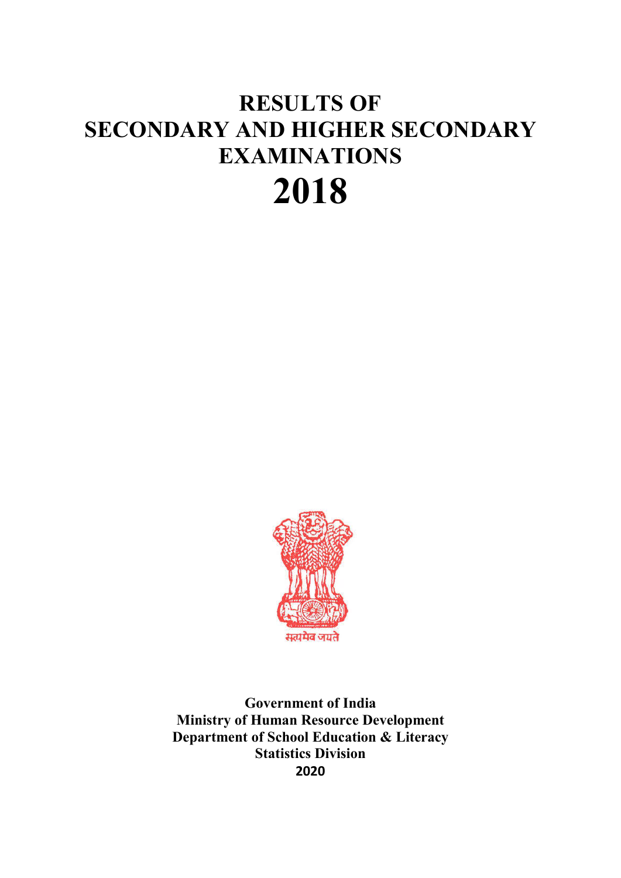# RESULTS OF SECONDARY AND HIGHER SECONDARY EXAMINATIONS

# 2018

सत्यमेव जयते

**Government of India**
**Ministry of Human Resource Development**
**Department of School Education & Literacy**
**Statistics Division**
**2020**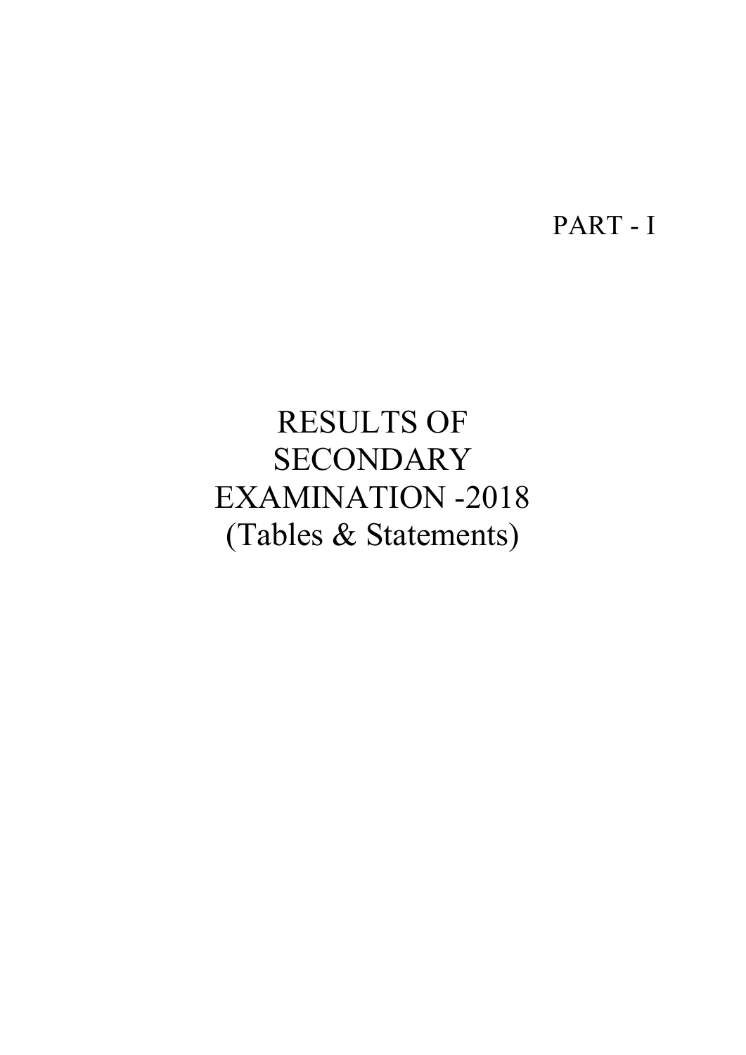PART - I

# RESULTS OF SECONDARY EXAMINATION -2018 (Tables & Statements)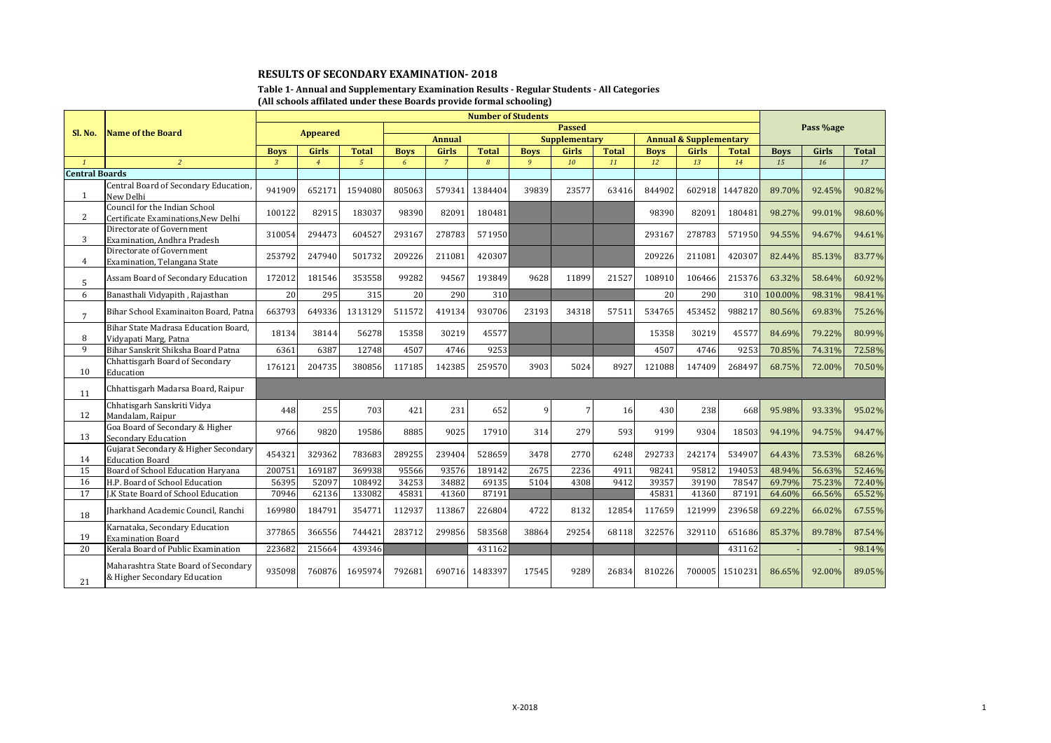## RESULTS OF SECONDARY EXAMINATION- 2018

### Table 1- Annual and Supplementary Examination Results - Regular Students - All Categories
### (All schools affilated under these Boards provide formal schooling)

| Sl. No. | Name of the Board | Number of Students | | | | | | | | | | | | Pass %age | | |
|---|---|---|---|---|---|---|---|---|---|---|---|---|---|---|---|---|
| | | Appeared | | | Passed | | | | | | | | | | | |
| | | | | | Annual | | | Supplementary | | | Annual & Supplementary | | | | | |
| | | Boys | Girls | Total | Boys | Girls | Total | Boys | Girls | Total | Boys | Girls | Total | Boys | Girls | Total |
| *1* | *2* | *3* | *4* | *5* | *6* | *7* | *8* | *9* | *10* | *11* | *12* | *13* | *14* | *15* | *16* | *17* |
| **Central Boards** | | | | | | | | | | | | | | | | |
| 1 | Central Board of Secondary Education, New Delhi | 941909 | 652171 | 1594080 | 805063 | 579341 | 1384404 | 39839 | 23577 | 63416 | 844902 | 602918 | 1447820 | 89.70% | 92.45% | 90.82% |
| 2 | Council for the Indian School Certificate Examinations,New Delhi | 100122 | 82915 | 183037 | 98390 | 82091 | 180481 | | | | 98390 | 82091 | 180481 | 98.27% | 99.01% | 98.60% |
| 3 | Directorate of Government Examination, Andhra Pradesh | 310054 | 294473 | 604527 | 293167 | 278783 | 571950 | | | | 293167 | 278783 | 571950 | 94.55% | 94.67% | 94.61% |
| 4 | Directorate of Government Examination, Telangana State | 253792 | 247940 | 501732 | 209226 | 211081 | 420307 | | | | 209226 | 211081 | 420307 | 82.44% | 85.13% | 83.77% |
| 5 | Assam Board of Secondary Education | 172012 | 181546 | 353558 | 99282 | 94567 | 193849 | 9628 | 11899 | 21527 | 108910 | 106466 | 215376 | 63.32% | 58.64% | 60.92% |
| 6 | Banasthali Vidyapith , Rajasthan | 20 | 295 | 315 | 20 | 290 | 310 | | | | 20 | 290 | 310 | 100.00% | 98.31% | 98.41% |
| 7 | Bihar School Examinaiton Board, Patna | 663793 | 649336 | 1313129 | 511572 | 419134 | 930706 | 23193 | 34318 | 57511 | 534765 | 453452 | 988217 | 80.56% | 69.83% | 75.26% |
| 8 | Bihar State Madrasa Education Board, Vidyapati Marg, Patna | 18134 | 38144 | 56278 | 15358 | 30219 | 45577 | | | | 15358 | 30219 | 45577 | 84.69% | 79.22% | 80.99% |
| 9 | Bihar Sanskrit Shiksha Board Patna | 6361 | 6387 | 12748 | 4507 | 4746 | 9253 | | | | 4507 | 4746 | 9253 | 70.85% | 74.31% | 72.58% |
| 10 | Chhattisgarh Board of Secondary Education | 176121 | 204735 | 380856 | 117185 | 142385 | 259570 | 3903 | 5024 | 8927 | 121088 | 147409 | 268497 | 68.75% | 72.00% | 70.50% |
| 11 | Chhattisgarh Madarsa Board, Raipur | | | | | | | | | | | | | | | |
| 12 | Chhatisgarh Sanskriti Vidya Mandalam, Raipur | 448 | 255 | 703 | 421 | 231 | 652 | 9 | 7 | 16 | 430 | 238 | 668 | 95.98% | 93.33% | 95.02% |
| 13 | Goa Board of Secondary & Higher Secondary Education | 9766 | 9820 | 19586 | 8885 | 9025 | 17910 | 314 | 279 | 593 | 9199 | 9304 | 18503 | 94.19% | 94.75% | 94.47% |
| 14 | Gujarat Secondary & Higher Secondary Education Board | 454321 | 329362 | 783683 | 289255 | 239404 | 528659 | 3478 | 2770 | 6248 | 292733 | 242174 | 534907 | 64.43% | 73.53% | 68.26% |
| 15 | Board of School Education Haryana | 200751 | 169187 | 369938 | 95566 | 93576 | 189142 | 2675 | 2236 | 4911 | 98241 | 95812 | 194053 | 48.94% | 56.63% | 52.46% |
| 16 | H.P. Board of School Education | 56395 | 52097 | 108492 | 34253 | 34882 | 69135 | 5104 | 4308 | 9412 | 39357 | 39190 | 78547 | 69.79% | 75.23% | 72.40% |
| 17 | J.K State Board of School Education | 70946 | 62136 | 133082 | 45831 | 41360 | 87191 | | | | 45831 | 41360 | 87191 | 64.60% | 66.56% | 65.52% |
| 18 | Jharkhand Academic Council, Ranchi | 169980 | 184791 | 354771 | 112937 | 113867 | 226804 | 4722 | 8132 | 12854 | 117659 | 121999 | 239658 | 69.22% | 66.02% | 67.55% |
| 19 | Karnataka, Secondary Education Examination Board | 377865 | 366556 | 744421 | 283712 | 299856 | 583568 | 38864 | 29254 | 68118 | 322576 | 329110 | 651686 | 85.37% | 89.78% | 87.54% |
| 20 | Kerala Board of Public Examination | 223682 | 215664 | 439346 | | | 431162 | | | | | | 431162 | - | - | 98.14% |
| 21 | Maharashtra State Board of Secondary & Higher Secondary Education | 935098 | 760876 | 1695974 | 792681 | 690716 | 1483397 | 17545 | 9289 | 26834 | 810226 | 700005 | 1510231 | 86.65% | 92.00% | 89.05% |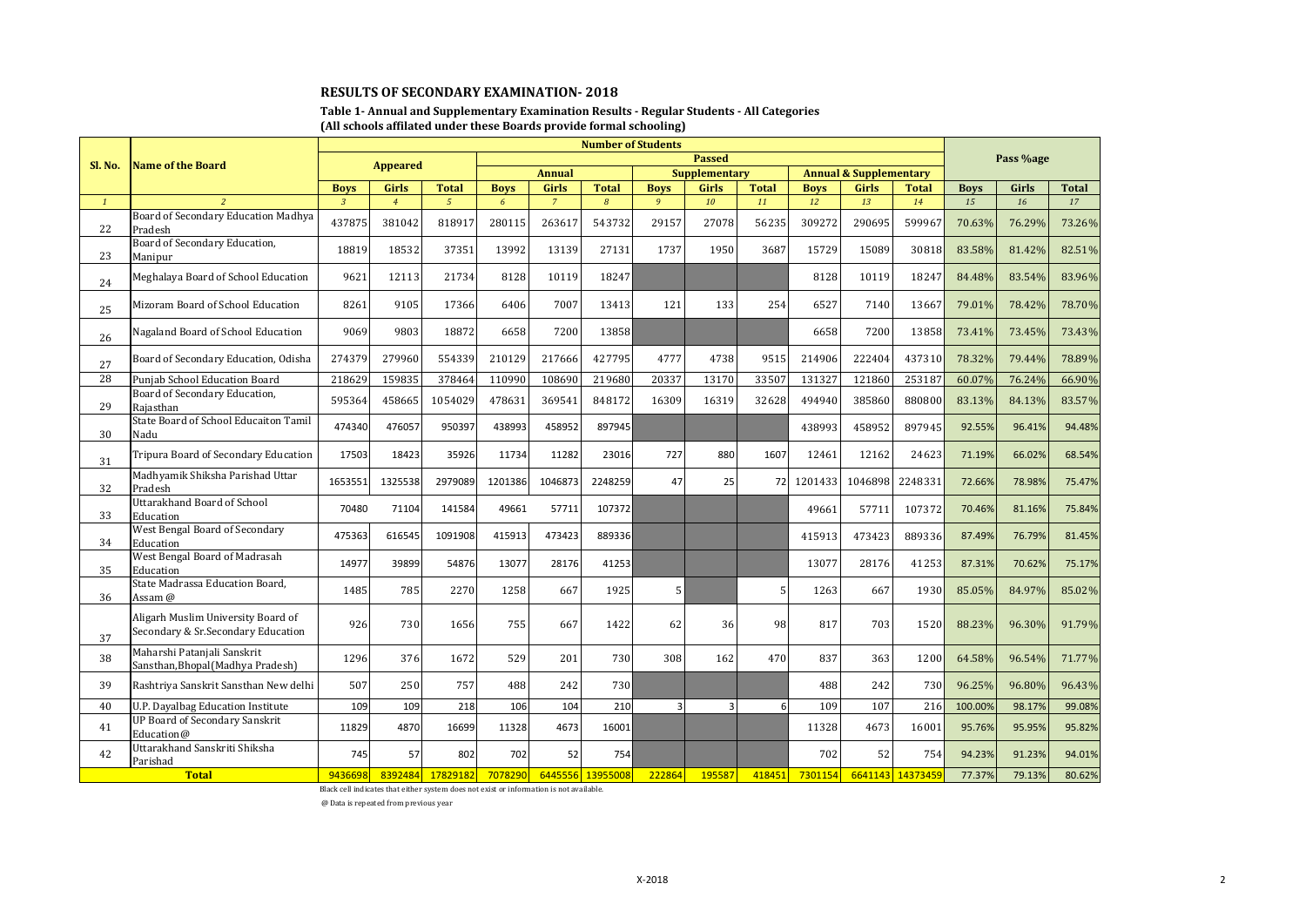## RESULTS OF SECONDARY EXAMINATION- 2018

**Table 1- Annual and Supplementary Examination Results - Regular Students - All Categories**
**(All schools affilated under these Boards provide formal schooling)**

| Sl. No. | Name of the Board | Number of Students | | | | | | | | | | | | Pass %age | | |
|---|---|---|---|---|---|---|---|---|---|---|---|---|---|---|---|---|
| | | Appeared | | | Passed | | | | | | | | | | | |
| | | | | | Annual | | | Supplementary | | | Annual & Supplementary | | | | | |
| | | Boys | Girls | Total | Boys | Girls | Total | Boys | Girls | Total | Boys | Girls | Total | Boys | Girls | Total |
| 1 | 2 | 3 | 4 | 5 | 6 | 7 | 8 | 9 | 10 | 11 | 12 | 13 | 14 | 15 | 16 | 17 |
| 22 | Board of Secondary Education Madhya Pradesh | 437875 | 381042 | 818917 | 280115 | 263617 | 543732 | 29157 | 27078 | 56235 | 309272 | 290695 | 599967 | 70.63% | 76.29% | 73.26% |
| 23 | Board of Secondary Education, Manipur | 18819 | 18532 | 37351 | 13992 | 13139 | 27131 | 1737 | 1950 | 3687 | 15729 | 15089 | 30818 | 83.58% | 81.42% | 82.51% |
| 24 | Meghalaya Board of School Education | 9621 | 12113 | 21734 | 8128 | 10119 | 18247 | | | | 8128 | 10119 | 18247 | 84.48% | 83.54% | 83.96% |
| 25 | Mizoram Board of School Education | 8261 | 9105 | 17366 | 6406 | 7007 | 13413 | 121 | 133 | 254 | 6527 | 7140 | 13667 | 79.01% | 78.42% | 78.70% |
| 26 | Nagaland Board of School Education | 9069 | 9803 | 18872 | 6658 | 7200 | 13858 | | | | 6658 | 7200 | 13858 | 73.41% | 73.45% | 73.43% |
| 27 | Board of Secondary Education, Odisha | 274379 | 279960 | 554339 | 210129 | 217666 | 427795 | 4777 | 4738 | 9515 | 214906 | 222404 | 437310 | 78.32% | 79.44% | 78.89% |
| 28 | Punjab School Education Board | 218629 | 159835 | 378464 | 110990 | 108690 | 219680 | 20337 | 13170 | 33507 | 131327 | 121860 | 253187 | 60.07% | 76.24% | 66.90% |
| 29 | Board of Secondary Education, Rajasthan | 595364 | 458665 | 1054029 | 478631 | 369541 | 848172 | 16309 | 16319 | 32628 | 494940 | 385860 | 880800 | 83.13% | 84.13% | 83.57% |
| 30 | State Board of School Educaiton Tamil Nadu | 474340 | 476057 | 950397 | 438993 | 458952 | 897945 | | | | 438993 | 458952 | 897945 | 92.55% | 96.41% | 94.48% |
| 31 | Tripura Board of Secondary Education | 17503 | 18423 | 35926 | 11734 | 11282 | 23016 | 727 | 880 | 1607 | 12461 | 12162 | 24623 | 71.19% | 66.02% | 68.54% |
| 32 | Madhyamik Shiksha Parishad Uttar Pradesh | 1653551 | 1325538 | 2979089 | 1201386 | 1046873 | 2248259 | 47 | 25 | 72 | 1201433 | 1046898 | 2248331 | 72.66% | 78.98% | 75.47% |
| 33 | Uttarakhand Board of School Education | 70480 | 71104 | 141584 | 49661 | 57711 | 107372 | | | | 49661 | 57711 | 107372 | 70.46% | 81.16% | 75.84% |
| 34 | West Bengal Board of Secondary Education | 475363 | 616545 | 1091908 | 415913 | 473423 | 889336 | | | | 415913 | 473423 | 889336 | 87.49% | 76.79% | 81.45% |
| 35 | West Bengal Board of Madrasah Education | 14977 | 39899 | 54876 | 13077 | 28176 | 41253 | | | | 13077 | 28176 | 41253 | 87.31% | 70.62% | 75.17% |
| 36 | State Madrassa Education Board, Assam @ | 1485 | 785 | 2270 | 1258 | 667 | 1925 | 5 | | 5 | 1263 | 667 | 1930 | 85.05% | 84.97% | 85.02% |
| 37 | Aligarh Muslim University Board of Secondary & Sr.Secondary Education | 926 | 730 | 1656 | 755 | 667 | 1422 | 62 | 36 | 98 | 817 | 703 | 1520 | 88.23% | 96.30% | 91.79% |
| 38 | Maharshi Patanjali Sanskrit Sansthan,Bhopal(Madhya Pradesh) | 1296 | 376 | 1672 | 529 | 201 | 730 | 308 | 162 | 470 | 837 | 363 | 1200 | 64.58% | 96.54% | 71.77% |
| 39 | Rashtriya Sanskrit Sansthan New delhi | 507 | 250 | 757 | 488 | 242 | 730 | | | | 488 | 242 | 730 | 96.25% | 96.80% | 96.43% |
| 40 | U.P. Dayalbag Education Institute | 109 | 109 | 218 | 106 | 104 | 210 | 3 | 3 | 6 | 109 | 107 | 216 | 100.00% | 98.17% | 99.08% |
| 41 | UP Board of Secondary Sanskrit Education@ | 11829 | 4870 | 16699 | 11328 | 4673 | 16001 | | | | 11328 | 4673 | 16001 | 95.76% | 95.95% | 95.82% |
| 42 | Uttarakhand Sanskriti Shiksha Parishad | 745 | 57 | 802 | 702 | 52 | 754 | | | | 702 | 52 | 754 | 94.23% | 91.23% | 94.01% |
| | **Total** | 9436698 | 8392484 | 17829182 | 7078290 | 6445556 | 13955008 | 222864 | 195587 | 418451 | 7301154 | 6641143 | 14373459 | 77.37% | 79.13% | 80.62% |

Black cell indicates that either system does not exist or information is not available.

@ Data is repeated from previous year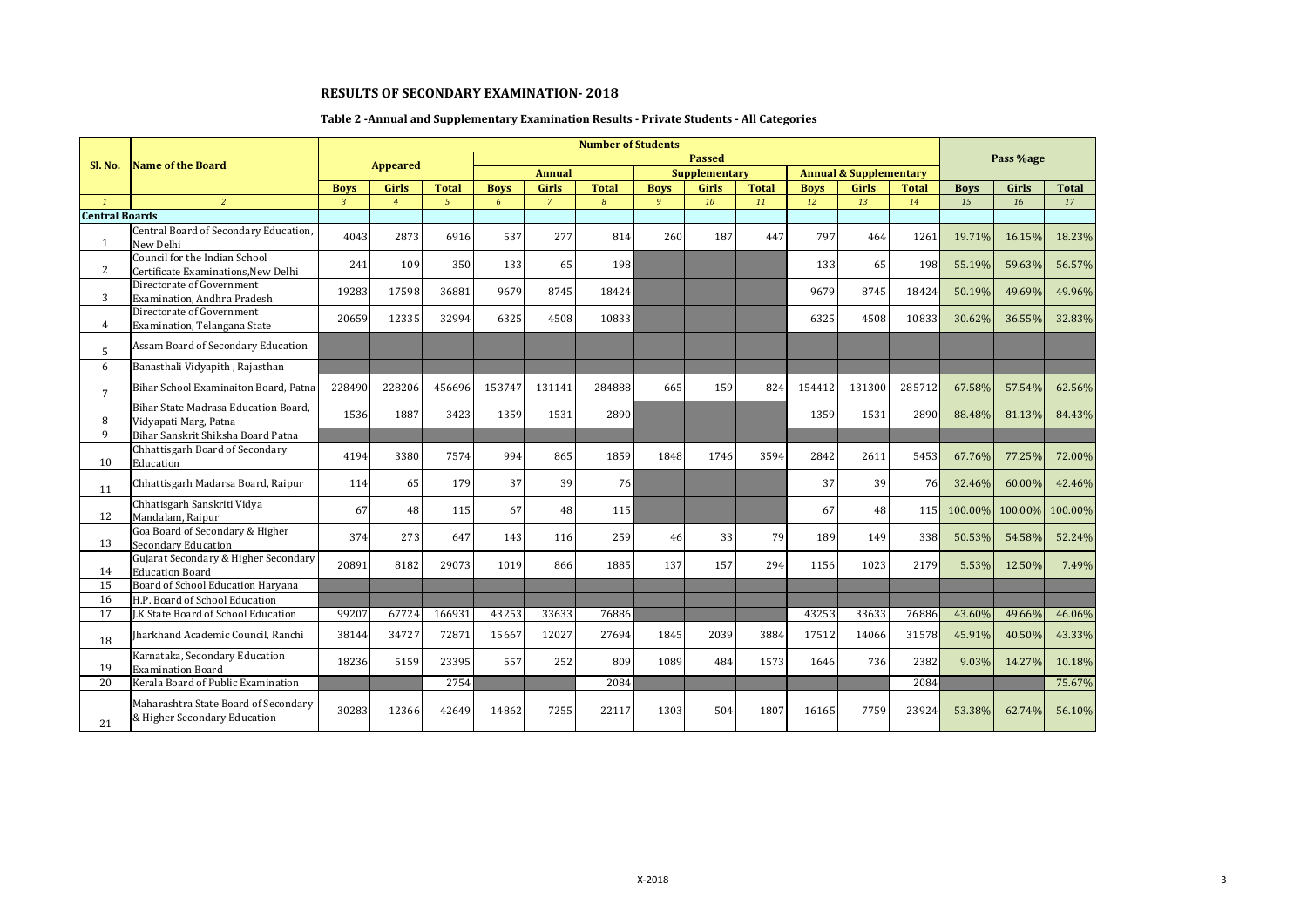# RESULTS OF SECONDARY EXAMINATION- 2018

## Table 2 -Annual and Supplementary Examination Results - Private Students - All Categories

| Sl. No. | Name of the Board | Number of Students | | | | | | | | | | | | Pass %age | | |
|---|---|---|---|---|---|---|---|---|---|---|---|---|---|---|---|---|
| | | Appeared | | | Passed | | | | | | | | | | | |
| | | | | | Annual | | | Supplementary | | | Annual & Supplementary | | | | | |
| | | Boys | Girls | Total | Boys | Girls | Total | Boys | Girls | Total | Boys | Girls | Total | Boys | Girls | Total |
| 1 | 2 | 3 | 4 | 5 | 6 | 7 | 8 | 9 | 10 | 11 | 12 | 13 | 14 | 15 | 16 | 17 |
| **Central Boards** | | | | | | | | | | | | | | | | |
| 1 | Central Board of Secondary Education, New Delhi | 4043 | 2873 | 6916 | 537 | 277 | 814 | 260 | 187 | 447 | 797 | 464 | 1261 | 19.71% | 16.15% | 18.23% |
| 2 | Council for the Indian School Certificate Examinations,New Delhi | 241 | 109 | 350 | 133 | 65 | 198 | | | | 133 | 65 | 198 | 55.19% | 59.63% | 56.57% |
| 3 | Directorate of Government Examination, Andhra Pradesh | 19283 | 17598 | 36881 | 9679 | 8745 | 18424 | | | | 9679 | 8745 | 18424 | 50.19% | 49.69% | 49.96% |
| 4 | Directorate of Government Examination, Telangana State | 20659 | 12335 | 32994 | 6325 | 4508 | 10833 | | | | 6325 | 4508 | 10833 | 30.62% | 36.55% | 32.83% |
| 5 | Assam Board of Secondary Education | | | | | | | | | | | | | | | |
| 6 | Banasthali Vidyapith , Rajasthan | | | | | | | | | | | | | | | |
| 7 | Bihar School Examinaiton Board, Patna | 228490 | 228206 | 456696 | 153747 | 131141 | 284888 | 665 | 159 | 824 | 154412 | 131300 | 285712 | 67.58% | 57.54% | 62.56% |
| 8 | Bihar State Madrasa Education Board, Vidyapati Marg, Patna | 1536 | 1887 | 3423 | 1359 | 1531 | 2890 | | | | 1359 | 1531 | 2890 | 88.48% | 81.13% | 84.43% |
| 9 | Bihar Sanskrit Shiksha Board Patna | | | | | | | | | | | | | | | |
| 10 | Chhattisgarh Board of Secondary Education | 4194 | 3380 | 7574 | 994 | 865 | 1859 | 1848 | 1746 | 3594 | 2842 | 2611 | 5453 | 67.76% | 77.25% | 72.00% |
| 11 | Chhattisgarh Madarsa Board, Raipur | 114 | 65 | 179 | 37 | 39 | 76 | | | | 37 | 39 | 76 | 32.46% | 60.00% | 42.46% |
| 12 | Chhatisgarh Sanskriti Vidya Mandalam, Raipur | 67 | 48 | 115 | 67 | 48 | 115 | | | | 67 | 48 | 115 | 100.00% | 100.00% | 100.00% |
| 13 | Goa Board of Secondary & Higher Secondary Education | 374 | 273 | 647 | 143 | 116 | 259 | 46 | 33 | 79 | 189 | 149 | 338 | 50.53% | 54.58% | 52.24% |
| 14 | Gujarat Secondary & Higher Secondary Education Board | 20891 | 8182 | 29073 | 1019 | 866 | 1885 | 137 | 157 | 294 | 1156 | 1023 | 2179 | 5.53% | 12.50% | 7.49% |
| 15 | Board of School Education Haryana | | | | | | | | | | | | | | | |
| 16 | H.P. Board of School Education | | | | | | | | | | | | | | | |
| 17 | J.K State Board of School Education | 99207 | 67724 | 166931 | 43253 | 33633 | 76886 | | | | 43253 | 33633 | 76886 | 43.60% | 49.66% | 46.06% |
| 18 | Jharkhand Academic Council, Ranchi | 38144 | 34727 | 72871 | 15667 | 12027 | 27694 | 1845 | 2039 | 3884 | 17512 | 14066 | 31578 | 45.91% | 40.50% | 43.33% |
| 19 | Karnataka, Secondary Education Examination Board | 18236 | 5159 | 23395 | 557 | 252 | 809 | 1089 | 484 | 1573 | 1646 | 736 | 2382 | 9.03% | 14.27% | 10.18% |
| 20 | Kerala Board of Public Examination | | | 2754 | | | 2084 | | | | | | 2084 | | | 75.67% |
| 21 | Maharashtra State Board of Secondary & Higher Secondary Education | 30283 | 12366 | 42649 | 14862 | 7255 | 22117 | 1303 | 504 | 1807 | 16165 | 7759 | 23924 | 53.38% | 62.74% | 56.10% |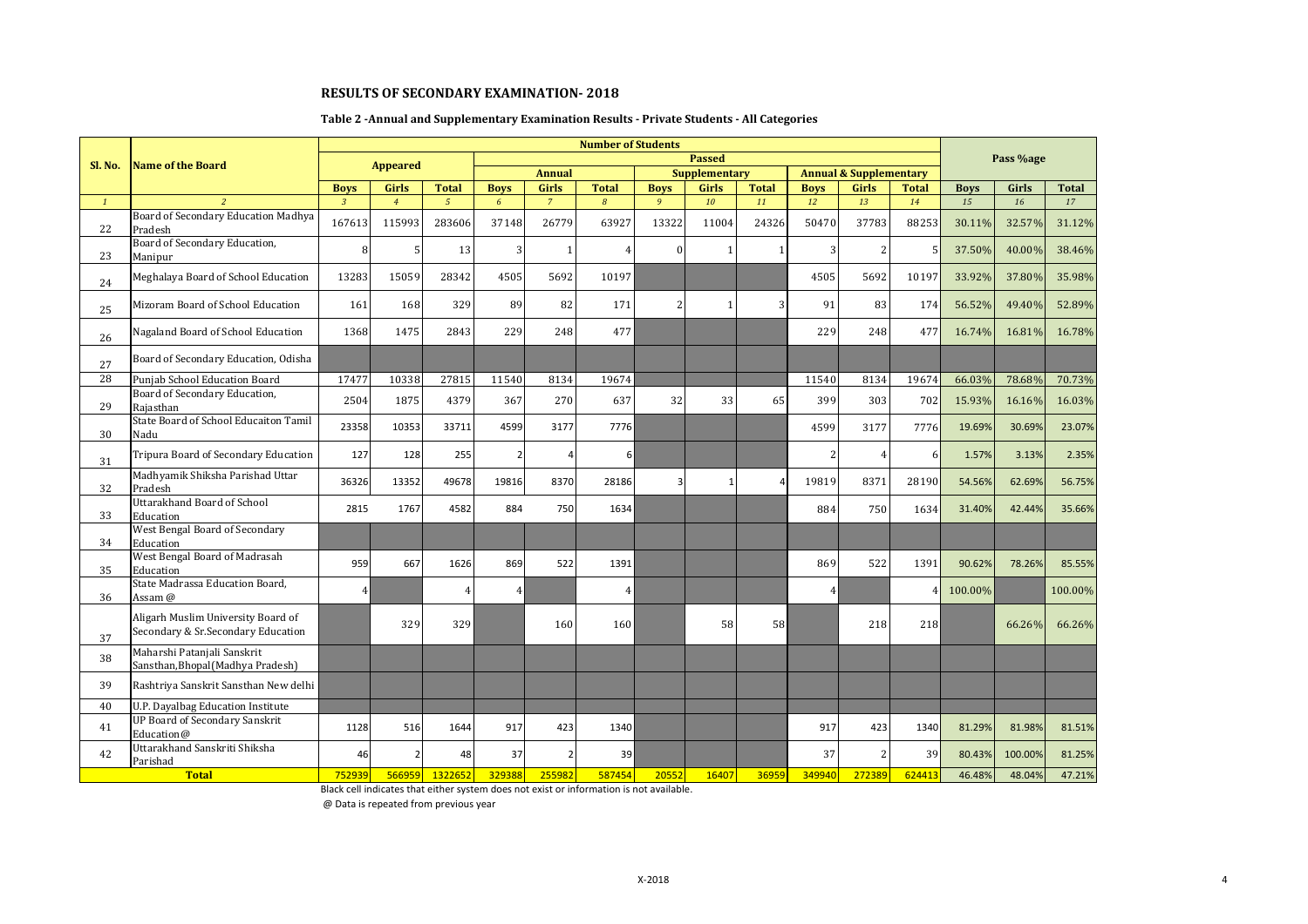## RESULTS OF SECONDARY EXAMINATION- 2018

### Table 2 -Annual and Supplementary Examination Results - Private Students - All Categories

| Sl. No. | Name of the Board | Number of Students | | | | | | | | | | | | Pass %age | | |
|---|---|---|---|---|---|---|---|---|---|---|---|---|---|---|---|---|
| | | Appeared | | | Passed | | | | | | | | | | | |
| | | | | | Annual | | | Supplementary | | | Annual & Supplementary | | | | | |
| | | Boys | Girls | Total | Boys | Girls | Total | Boys | Girls | Total | Boys | Girls | Total | Boys | Girls | Total |
| *1* | *2* | *3* | *4* | *5* | *6* | *7* | *8* | *9* | *10* | *11* | *12* | *13* | *14* | *15* | *16* | *17* |
| 22 | Board of Secondary Education Madhya Pradesh | 167613 | 115993 | 283606 | 37148 | 26779 | 63927 | 13322 | 11004 | 24326 | 50470 | 37783 | 88253 | 30.11% | 32.57% | 31.12% |
| 23 | Board of Secondary Education, Manipur | 8 | 5 | 13 | 3 | 1 | 4 | 0 | 1 | 1 | 3 | 2 | 5 | 37.50% | 40.00% | 38.46% |
| 24 | Meghalaya Board of School Education | 13283 | 15059 | 28342 | 4505 | 5692 | 10197 | | | | 4505 | 5692 | 10197 | 33.92% | 37.80% | 35.98% |
| 25 | Mizoram Board of School Education | 161 | 168 | 329 | 89 | 82 | 171 | 2 | 1 | 3 | 91 | 83 | 174 | 56.52% | 49.40% | 52.89% |
| 26 | Nagaland Board of School Education | 1368 | 1475 | 2843 | 229 | 248 | 477 | | | | 229 | 248 | 477 | 16.74% | 16.81% | 16.78% |
| 27 | Board of Secondary Education, Odisha | | | | | | | | | | | | | | | |
| 28 | Punjab School Education Board | 17477 | 10338 | 27815 | 11540 | 8134 | 19674 | | | | 11540 | 8134 | 19674 | 66.03% | 78.68% | 70.73% |
| 29 | Board of Secondary Education, Rajasthan | 2504 | 1875 | 4379 | 367 | 270 | 637 | 32 | 33 | 65 | 399 | 303 | 702 | 15.93% | 16.16% | 16.03% |
| 30 | State Board of School Educaiton Tamil Nadu | 23358 | 10353 | 33711 | 4599 | 3177 | 7776 | | | | 4599 | 3177 | 7776 | 19.69% | 30.69% | 23.07% |
| 31 | Tripura Board of Secondary Education | 127 | 128 | 255 | 2 | 4 | 6 | | | | 2 | 4 | 6 | 1.57% | 3.13% | 2.35% |
| 32 | Madhyamik Shiksha Parishad Uttar Pradesh | 36326 | 13352 | 49678 | 19816 | 8370 | 28186 | 3 | 1 | 4 | 19819 | 8371 | 28190 | 54.56% | 62.69% | 56.75% |
| 33 | Uttarakhand Board of School Education | 2815 | 1767 | 4582 | 884 | 750 | 1634 | | | | 884 | 750 | 1634 | 31.40% | 42.44% | 35.66% |
| 34 | West Bengal Board of Secondary Education | | | | | | | | | | | | | | | |
| 35 | West Bengal Board of Madrasah Education | 959 | 667 | 1626 | 869 | 522 | 1391 | | | | 869 | 522 | 1391 | 90.62% | 78.26% | 85.55% |
| 36 | State Madrassa Education Board, Assam @ | 4 | | 4 | 4 | | 4 | | | | 4 | | 4 | 100.00% | | 100.00% |
| 37 | Aligarh Muslim University Board of Secondary & Sr.Secondary Education | | 329 | 329 | | 160 | 160 | | 58 | 58 | | 218 | 218 | | 66.26% | 66.26% |
| 38 | Maharshi Patanjali Sanskrit Sansthan,Bhopal(Madhya Pradesh) | | | | | | | | | | | | | | | |
| 39 | Rashtriya Sanskrit Sansthan New delhi | | | | | | | | | | | | | | | |
| 40 | U.P. Dayalbag Education Institute | | | | | | | | | | | | | | | |
| 41 | UP Board of Secondary Sanskrit Education@ | 1128 | 516 | 1644 | 917 | 423 | 1340 | | | | 917 | 423 | 1340 | 81.29% | 81.98% | 81.51% |
| 42 | Uttarakhand Sanskriti Shiksha Parishad | 46 | 2 | 48 | 37 | 2 | 39 | | | | 37 | 2 | 39 | 80.43% | 100.00% | 81.25% |
| | **Total** | 752939 | 566959 | 1322652 | 329388 | 255982 | 587454 | 20552 | 16407 | 36959 | 349940 | 272389 | 624413 | 46.48% | 48.04% | 47.21% |

Black cell indicates that either system does not exist or information is not available.

@ Data is repeated from previous year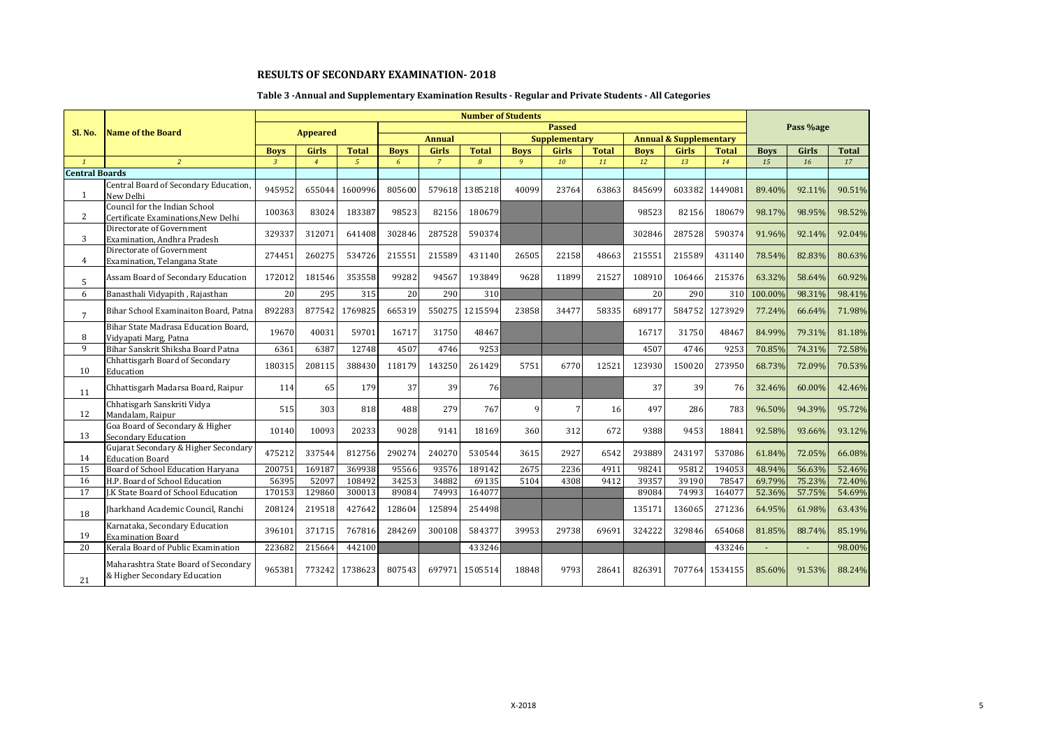## RESULTS OF SECONDARY EXAMINATION- 2018

### Table 3 -Annual and Supplementary Examination Results - Regular and Private Students - All Categories

| Sl. No. | Name of the Board | Number of Students | | | | | | | | | | | | Pass %age | | |
|---|---|---|---|---|---|---|---|---|---|---|---|---|---|---|---|---|
| | | Appeared | | | Passed | | | | | | | | | | | |
| | | | | | Annual | | | Supplementary | | | Annual & Supplementary | | | | | |
| | | Boys | Girls | Total | Boys | Girls | Total | Boys | Girls | Total | Boys | Girls | Total | Boys | Girls | Total |
| 1 | 2 | 3 | 4 | 5 | 6 | 7 | 8 | 9 | 10 | 11 | 12 | 13 | 14 | 15 | 16 | 17 |
| **Central Boards** | | | | | | | | | | | | | | | | |
| 1 | Central Board of Secondary Education, New Delhi | 945952 | 655044 | 1600996 | 805600 | 579618 | 1385218 | 40099 | 23764 | 63863 | 845699 | 603382 | 1449081 | 89.40% | 92.11% | 90.51% |
| 2 | Council for the Indian School Certificate Examinations,New Delhi | 100363 | 83024 | 183387 | 98523 | 82156 | 180679 | | | | 98523 | 82156 | 180679 | 98.17% | 98.95% | 98.52% |
| 3 | Directorate of Government Examination, Andhra Pradesh | 329337 | 312071 | 641408 | 302846 | 287528 | 590374 | | | | 302846 | 287528 | 590374 | 91.96% | 92.14% | 92.04% |
| 4 | Directorate of Government Examination, Telangana State | 274451 | 260275 | 534726 | 215551 | 215589 | 431140 | 26505 | 22158 | 48663 | 215551 | 215589 | 431140 | 78.54% | 82.83% | 80.63% |
| 5 | Assam Board of Secondary Education | 172012 | 181546 | 353558 | 99282 | 94567 | 193849 | 9628 | 11899 | 21527 | 108910 | 106466 | 215376 | 63.32% | 58.64% | 60.92% |
| 6 | Banasthali Vidyapith , Rajasthan | 20 | 295 | 315 | 20 | 290 | 310 | | | | 20 | 290 | 310 | 100.00% | 98.31% | 98.41% |
| 7 | Bihar School Examinaiton Board, Patna | 892283 | 877542 | 1769825 | 665319 | 550275 | 1215594 | 23858 | 34477 | 58335 | 689177 | 584752 | 1273929 | 77.24% | 66.64% | 71.98% |
| 8 | Bihar State Madrasa Education Board, Vidyapati Marg, Patna | 19670 | 40031 | 59701 | 16717 | 31750 | 48467 | | | | 16717 | 31750 | 48467 | 84.99% | 79.31% | 81.18% |
| 9 | Bihar Sanskrit Shiksha Board Patna | 6361 | 6387 | 12748 | 4507 | 4746 | 9253 | | | | 4507 | 4746 | 9253 | 70.85% | 74.31% | 72.58% |
| 10 | Chhattisgarh Board of Secondary Education | 180315 | 208115 | 388430 | 118179 | 143250 | 261429 | 5751 | 6770 | 12521 | 123930 | 150020 | 273950 | 68.73% | 72.09% | 70.53% |
| 11 | Chhattisgarh Madarsa Board, Raipur | 114 | 65 | 179 | 37 | 39 | 76 | | | | 37 | 39 | 76 | 32.46% | 60.00% | 42.46% |
| 12 | Chhatisgarh Sanskriti Vidya Mandalam, Raipur | 515 | 303 | 818 | 488 | 279 | 767 | 9 | 7 | 16 | 497 | 286 | 783 | 96.50% | 94.39% | 95.72% |
| 13 | Goa Board of Secondary & Higher Secondary Education | 10140 | 10093 | 20233 | 9028 | 9141 | 18169 | 360 | 312 | 672 | 9388 | 9453 | 18841 | 92.58% | 93.66% | 93.12% |
| 14 | Gujarat Secondary & Higher Secondary Education Board | 475212 | 337544 | 812756 | 290274 | 240270 | 530544 | 3615 | 2927 | 6542 | 293889 | 243197 | 537086 | 61.84% | 72.05% | 66.08% |
| 15 | Board of School Education Haryana | 200751 | 169187 | 369938 | 95566 | 93576 | 189142 | 2675 | 2236 | 4911 | 98241 | 95812 | 194053 | 48.94% | 56.63% | 52.46% |
| 16 | H.P. Board of School Education | 56395 | 52097 | 108492 | 34253 | 34882 | 69135 | 5104 | 4308 | 9412 | 39357 | 39190 | 78547 | 69.79% | 75.23% | 72.40% |
| 17 | J.K State Board of School Education | 170153 | 129860 | 300013 | 89084 | 74993 | 164077 | | | | 89084 | 74993 | 164077 | 52.36% | 57.75% | 54.69% |
| 18 | Jharkhand Academic Council, Ranchi | 208124 | 219518 | 427642 | 128604 | 125894 | 254498 | | | | 135171 | 136065 | 271236 | 64.95% | 61.98% | 63.43% |
| 19 | Karnataka, Secondary Education Examination Board | 396101 | 371715 | 767816 | 284269 | 300108 | 584377 | 39953 | 29738 | 69691 | 324222 | 329846 | 654068 | 81.85% | 88.74% | 85.19% |
| 20 | Kerala Board of Public Examination | 223682 | 215664 | 442100 | | | 433246 | | | | | | 433246 | - | - | 98.00% |
| 21 | Maharashtra State Board of Secondary & Higher Secondary Education | 965381 | 773242 | 1738623 | 807543 | 697971 | 1505514 | 18848 | 9793 | 28641 | 826391 | 707764 | 1534155 | 85.60% | 91.53% | 88.24% |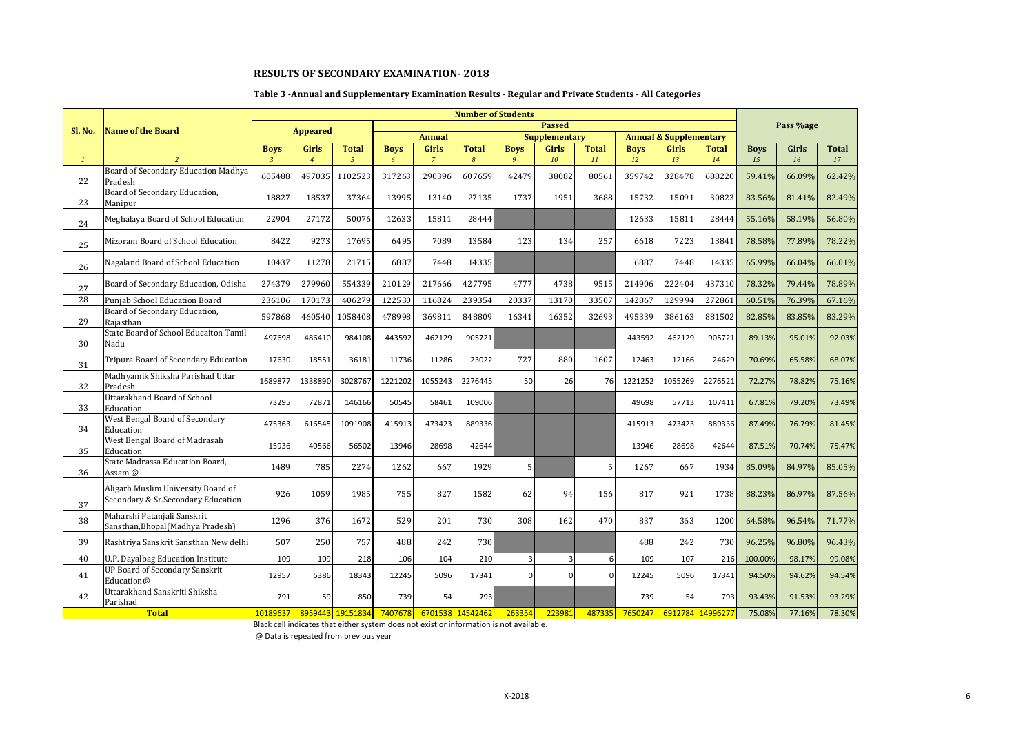## RESULTS OF SECONDARY EXAMINATION- 2018

### Table 3 -Annual and Supplementary Examination Results - Regular and Private Students - All Categories

| Sl. No. | Name of the Board | Number of Students | | | | | | | | | | | | Pass %age | | |
|---|---|---|---|---|---|---|---|---|---|---|---|---|---|---|---|---|
| | | Appeared | | | Passed | | | | | | | | | | | |
| | | | | | Annual | | | Supplementary | | | Annual & Supplementary | | | | | |
| | | Boys | Girls | Total | Boys | Girls | Total | Boys | Girls | Total | Boys | Girls | Total | Boys | Girls | Total |
| *1* | *2* | *3* | *4* | *5* | *6* | *7* | *8* | *9* | *10* | *11* | *12* | *13* | *14* | *15* | *16* | *17* |
| 22 | Board of Secondary Education Madhya Pradesh | 605488 | 497035 | 1102523 | 317263 | 290396 | 607659 | 42479 | 38082 | 80561 | 359742 | 328478 | 688220 | 59.41% | 66.09% | 62.42% |
| 23 | Board of Secondary Education, Manipur | 18827 | 18537 | 37364 | 13995 | 13140 | 27135 | 1737 | 1951 | 3688 | 15732 | 15091 | 30823 | 83.56% | 81.41% | 82.49% |
| 24 | Meghalaya Board of School Education | 22904 | 27172 | 50076 | 12633 | 15811 | 28444 | | | | 12633 | 15811 | 28444 | 55.16% | 58.19% | 56.80% |
| 25 | Mizoram Board of School Education | 8422 | 9273 | 17695 | 6495 | 7089 | 13584 | 123 | 134 | 257 | 6618 | 7223 | 13841 | 78.58% | 77.89% | 78.22% |
| 26 | Nagaland Board of School Education | 10437 | 11278 | 21715 | 6887 | 7448 | 14335 | | | | 6887 | 7448 | 14335 | 65.99% | 66.04% | 66.01% |
| 27 | Board of Secondary Education, Odisha | 274379 | 279960 | 554339 | 210129 | 217666 | 427795 | 4777 | 4738 | 9515 | 214906 | 222404 | 437310 | 78.32% | 79.44% | 78.89% |
| 28 | Punjab School Education Board | 236106 | 170173 | 406279 | 122530 | 116824 | 239354 | 20337 | 13170 | 33507 | 142867 | 129994 | 272861 | 60.51% | 76.39% | 67.16% |
| 29 | Board of Secondary Education, Rajasthan | 597868 | 460540 | 1058408 | 478998 | 369811 | 848809 | 16341 | 16352 | 32693 | 495339 | 386163 | 881502 | 82.85% | 83.85% | 83.29% |
| 30 | State Board of School Educaiton Tamil Nadu | 497698 | 486410 | 984108 | 443592 | 462129 | 905721 | | | | 443592 | 462129 | 905721 | 89.13% | 95.01% | 92.03% |
| 31 | Tripura Board of Secondary Education | 17630 | 18551 | 36181 | 11736 | 11286 | 23022 | 727 | 880 | 1607 | 12463 | 12166 | 24629 | 70.69% | 65.58% | 68.07% |
| 32 | Madhyamik Shiksha Parishad Uttar Pradesh | 1689877 | 1338890 | 3028767 | 1221202 | 1055243 | 2276445 | 50 | 26 | 76 | 1221252 | 1055269 | 2276521 | 72.27% | 78.82% | 75.16% |
| 33 | Uttarakhand Board of School Education | 73295 | 72871 | 146166 | 50545 | 58461 | 109006 | | | | 49698 | 57713 | 107411 | 67.81% | 79.20% | 73.49% |
| 34 | West Bengal Board of Secondary Education | 475363 | 616545 | 1091908 | 415913 | 473423 | 889336 | | | | 415913 | 473423 | 889336 | 87.49% | 76.79% | 81.45% |
| 35 | West Bengal Board of Madrasah Education | 15936 | 40566 | 56502 | 13946 | 28698 | 42644 | | | | 13946 | 28698 | 42644 | 87.51% | 70.74% | 75.47% |
| 36 | State Madrassa Education Board, Assam @ | 1489 | 785 | 2274 | 1262 | 667 | 1929 | 5 | | 5 | 1267 | 667 | 1934 | 85.09% | 84.97% | 85.05% |
| 37 | Aligarh Muslim University Board of Secondary & Sr.Secondary Education | 926 | 1059 | 1985 | 755 | 827 | 1582 | 62 | 94 | 156 | 817 | 921 | 1738 | 88.23% | 86.97% | 87.56% |
| 38 | Maharshi Patanjali Sanskrit Sansthan,Bhopal(Madhya Pradesh) | 1296 | 376 | 1672 | 529 | 201 | 730 | 308 | 162 | 470 | 837 | 363 | 1200 | 64.58% | 96.54% | 71.77% |
| 39 | Rashtriya Sanskrit Sansthan New delhi | 507 | 250 | 757 | 488 | 242 | 730 | | | | 488 | 242 | 730 | 96.25% | 96.80% | 96.43% |
| 40 | U.P. Dayalbag Education Institute | 109 | 109 | 218 | 106 | 104 | 210 | 3 | 3 | 6 | 109 | 107 | 216 | 100.00% | 98.17% | 99.08% |
| 41 | UP Board of Secondary Sanskrit Education@ | 12957 | 5386 | 18343 | 12245 | 5096 | 17341 | 0 | 0 | 0 | 12245 | 5096 | 17341 | 94.50% | 94.62% | 94.54% |
| 42 | Uttarakhand Sanskriti Shiksha Parishad | 791 | 59 | 850 | 739 | 54 | 793 | | | | 739 | 54 | 793 | 93.43% | 91.53% | 93.29% |
| **Total** | | 10189637 | 8959443 | 19151834 | 7407678 | 6701538 | 14542462 | 263354 | 223981 | 487335 | 7650247 | 6912784 | 14996277 | 75.08% | 77.16% | 78.30% |

Black cell indicates that either system does not exist or information is not available.

@ Data is repeated from previous year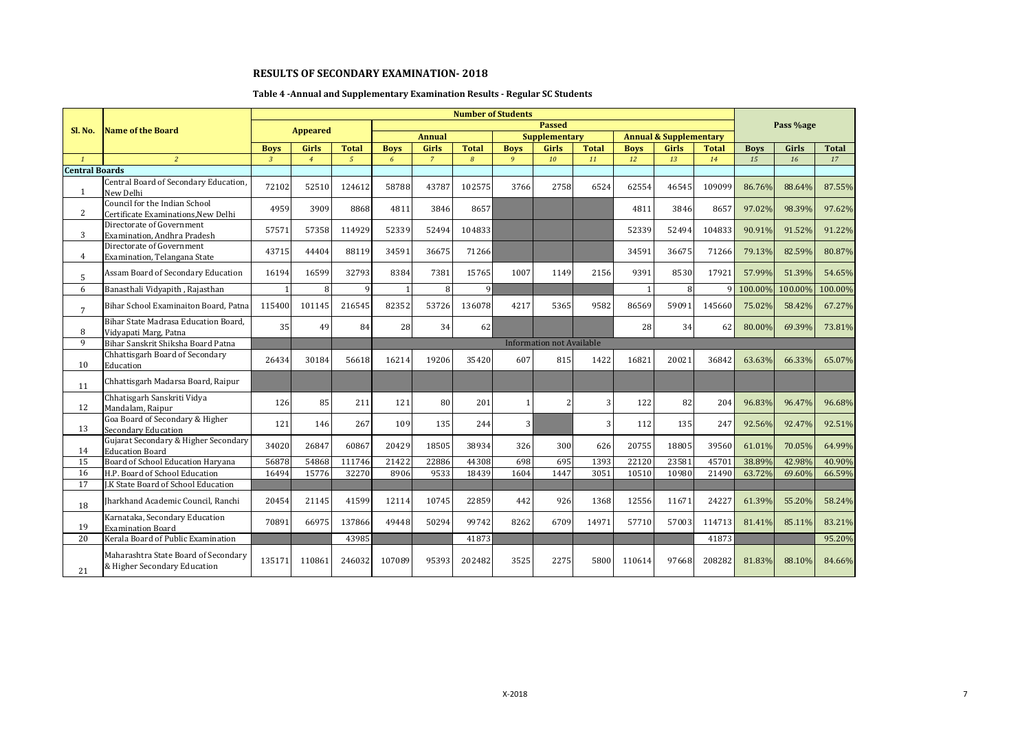## RESULTS OF SECONDARY EXAMINATION- 2018

### Table 4 -Annual and Supplementary Examination Results - Regular SC Students

| Sl. No. | Name of the Board | Number of Students | | | | | | | | | | | | Pass %age | | |
|---|---|---|---|---|---|---|---|---|---|---|---|---|---|---|---|---|
| | | Appeared | | | Passed | | | | | | | | | | | |
| | | | | | Annual | | | Supplementary | | | Annual & Supplementary | | | | | |
| | | Boys | Girls | Total | Boys | Girls | Total | Boys | Girls | Total | Boys | Girls | Total | Boys | Girls | Total |
| *1* | *2* | *3* | *4* | *5* | *6* | *7* | *8* | *9* | *10* | *11* | *12* | *13* | *14* | *15* | *16* | *17* |
| **Central Boards** | | | | | | | | | | | | | | | | |
| 1 | Central Board of Secondary Education, New Delhi | 72102 | 52510 | 124612 | 58788 | 43787 | 102575 | 3766 | 2758 | 6524 | 62554 | 46545 | 109099 | 86.76% | 88.64% | 87.55% |
| 2 | Council for the Indian School Certificate Examinations,New Delhi | 4959 | 3909 | 8868 | 4811 | 3846 | 8657 | | | | 4811 | 3846 | 8657 | 97.02% | 98.39% | 97.62% |
| 3 | Directorate of Government Examination, Andhra Pradesh | 57571 | 57358 | 114929 | 52339 | 52494 | 104833 | | | | 52339 | 52494 | 104833 | 90.91% | 91.52% | 91.22% |
| 4 | Directorate of Government Examination, Telangana State | 43715 | 44404 | 88119 | 34591 | 36675 | 71266 | | | | 34591 | 36675 | 71266 | 79.13% | 82.59% | 80.87% |
| 5 | Assam Board of Secondary Education | 16194 | 16599 | 32793 | 8384 | 7381 | 15765 | 1007 | 1149 | 2156 | 9391 | 8530 | 17921 | 57.99% | 51.39% | 54.65% |
| 6 | Banasthali Vidyapith , Rajasthan | 1 | 8 | 9 | 1 | 8 | 9 | | | | 1 | 8 | 9 | 100.00% | 100.00% | 100.00% |
| 7 | Bihar School Examinaiton Board, Patna | 115400 | 101145 | 216545 | 82352 | 53726 | 136078 | 4217 | 5365 | 9582 | 86569 | 59091 | 145660 | 75.02% | 58.42% | 67.27% |
| 8 | Bihar State Madrasa Education Board, Vidyapati Marg, Patna | 35 | 49 | 84 | 28 | 34 | 62 | | | | 28 | 34 | 62 | 80.00% | 69.39% | 73.81% |
| 9 | Bihar Sanskrit Shiksha Board Patna | | | | Information not Available | | | | | | | | | | | |
| 10 | Chhattisgarh Board of Secondary Education | 26434 | 30184 | 56618 | 16214 | 19206 | 35420 | 607 | 815 | 1422 | 16821 | 20021 | 36842 | 63.63% | 66.33% | 65.07% |
| 11 | Chhattisgarh Madarsa Board, Raipur | | | | | | | | | | | | | | | |
| 12 | Chhatisgarh Sanskriti Vidya Mandalam, Raipur | 126 | 85 | 211 | 121 | 80 | 201 | 1 | 2 | 3 | 122 | 82 | 204 | 96.83% | 96.47% | 96.68% |
| 13 | Goa Board of Secondary & Higher Secondary Education | 121 | 146 | 267 | 109 | 135 | 244 | 3 | | 3 | 112 | 135 | 247 | 92.56% | 92.47% | 92.51% |
| 14 | Gujarat Secondary & Higher Secondary Education Board | 34020 | 26847 | 60867 | 20429 | 18505 | 38934 | 326 | 300 | 626 | 20755 | 18805 | 39560 | 61.01% | 70.05% | 64.99% |
| 15 | Board of School Education Haryana | 56878 | 54868 | 111746 | 21422 | 22886 | 44308 | 698 | 695 | 1393 | 22120 | 23581 | 45701 | 38.89% | 42.98% | 40.90% |
| 16 | H.P. Board of School Education | 16494 | 15776 | 32270 | 8906 | 9533 | 18439 | 1604 | 1447 | 3051 | 10510 | 10980 | 21490 | 63.72% | 69.60% | 66.59% |
| 17 | J.K State Board of School Education | | | | | | | | | | | | | | | |
| 18 | Jharkhand Academic Council, Ranchi | 20454 | 21145 | 41599 | 12114 | 10745 | 22859 | 442 | 926 | 1368 | 12556 | 11671 | 24227 | 61.39% | 55.20% | 58.24% |
| 19 | Karnataka, Secondary Education Examination Board | 70891 | 66975 | 137866 | 49448 | 50294 | 99742 | 8262 | 6709 | 14971 | 57710 | 57003 | 114713 | 81.41% | 85.11% | 83.21% |
| 20 | Kerala Board of Public Examination | | | 43985 | | | 41873 | | | | | | 41873 | | | 95.20% |
| 21 | Maharashtra State Board of Secondary & Higher Secondary Education | 135171 | 110861 | 246032 | 107089 | 95393 | 202482 | 3525 | 2275 | 5800 | 110614 | 97668 | 208282 | 81.83% | 88.10% | 84.66% |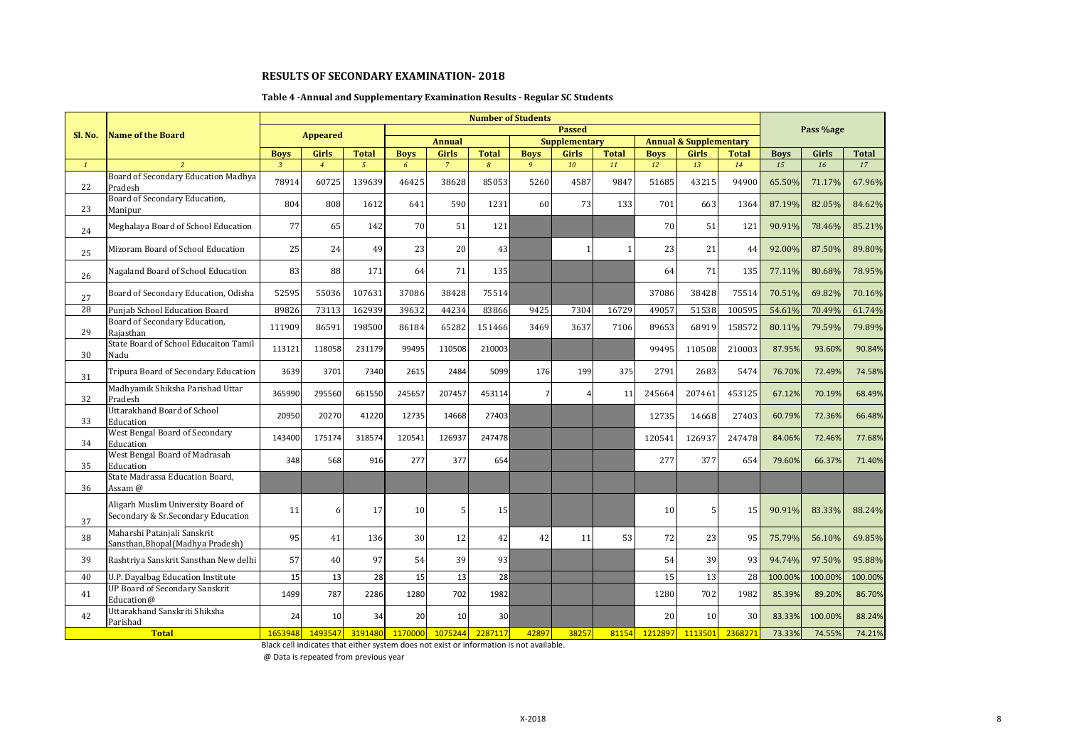## RESULTS OF SECONDARY EXAMINATION- 2018

### Table 4 -Annual and Supplementary Examination Results - Regular SC Students

| Sl. No. | Name of the Board | Number of Students | | | | | | | | | | | | Pass %age | | |
|---|---|---|---|---|---|---|---|---|---|---|---|---|---|---|---|---|
| | | Appeared | | | Passed | | | | | | | | | | | |
| | | | | | Annual | | | Supplementary | | | Annual & Supplementary | | | | | |
| | | Boys | Girls | Total | Boys | Girls | Total | Boys | Girls | Total | Boys | Girls | Total | Boys | Girls | Total |
| 1 | 2 | 3 | 4 | 5 | 6 | 7 | 8 | 9 | 10 | 11 | 12 | 13 | 14 | 15 | 16 | 17 |
| 22 | Board of Secondary Education Madhya Pradesh | 78914 | 60725 | 139639 | 46425 | 38628 | 85053 | 5260 | 4587 | 9847 | 51685 | 43215 | 94900 | 65.50% | 71.17% | 67.96% |
| 23 | Board of Secondary Education, Manipur | 804 | 808 | 1612 | 641 | 590 | 1231 | 60 | 73 | 133 | 701 | 663 | 1364 | 87.19% | 82.05% | 84.62% |
| 24 | Meghalaya Board of School Education | 77 | 65 | 142 | 70 | 51 | 121 | | | | 70 | 51 | 121 | 90.91% | 78.46% | 85.21% |
| 25 | Mizoram Board of School Education | 25 | 24 | 49 | 23 | 20 | 43 | | 1 | 1 | 23 | 21 | 44 | 92.00% | 87.50% | 89.80% |
| 26 | Nagaland Board of School Education | 83 | 88 | 171 | 64 | 71 | 135 | | | | 64 | 71 | 135 | 77.11% | 80.68% | 78.95% |
| 27 | Board of Secondary Education, Odisha | 52595 | 55036 | 107631 | 37086 | 38428 | 75514 | | | | 37086 | 38428 | 75514 | 70.51% | 69.82% | 70.16% |
| 28 | Punjab School Education Board | 89826 | 73113 | 162939 | 39632 | 44234 | 83866 | 9425 | 7304 | 16729 | 49057 | 51538 | 100595 | 54.61% | 70.49% | 61.74% |
| 29 | Board of Secondary Education, Rajasthan | 111909 | 86591 | 198500 | 86184 | 65282 | 151466 | 3469 | 3637 | 7106 | 89653 | 68919 | 158572 | 80.11% | 79.59% | 79.89% |
| 30 | State Board of School Educaiton Tamil Nadu | 113121 | 118058 | 231179 | 99495 | 110508 | 210003 | | | | 99495 | 110508 | 210003 | 87.95% | 93.60% | 90.84% |
| 31 | Tripura Board of Secondary Education | 3639 | 3701 | 7340 | 2615 | 2484 | 5099 | 176 | 199 | 375 | 2791 | 2683 | 5474 | 76.70% | 72.49% | 74.58% |
| 32 | Madhyamik Shiksha Parishad Uttar Pradesh | 365990 | 295560 | 661550 | 245657 | 207457 | 453114 | 7 | 4 | 11 | 245664 | 207461 | 453125 | 67.12% | 70.19% | 68.49% |
| 33 | Uttarakhand Board of School Education | 20950 | 20270 | 41220 | 12735 | 14668 | 27403 | | | | 12735 | 14668 | 27403 | 60.79% | 72.36% | 66.48% |
| 34 | West Bengal Board of Secondary Education | 143400 | 175174 | 318574 | 120541 | 126937 | 247478 | | | | 120541 | 126937 | 247478 | 84.06% | 72.46% | 77.68% |
| 35 | West Bengal Board of Madrasah Education | 348 | 568 | 916 | 277 | 377 | 654 | | | | 277 | 377 | 654 | 79.60% | 66.37% | 71.40% |
| 36 | State Madrassa Education Board, Assam @ | | | | | | | | | | | | | | | |
| 37 | Aligarh Muslim University Board of Secondary & Sr.Secondary Education | 11 | 6 | 17 | 10 | 5 | 15 | | | | 10 | 5 | 15 | 90.91% | 83.33% | 88.24% |
| 38 | Maharshi Patanjali Sanskrit Sansthan,Bhopal(Madhya Pradesh) | 95 | 41 | 136 | 30 | 12 | 42 | 42 | 11 | 53 | 72 | 23 | 95 | 75.79% | 56.10% | 69.85% |
| 39 | Rashtriya Sanskrit Sansthan New delhi | 57 | 40 | 97 | 54 | 39 | 93 | | | | 54 | 39 | 93 | 94.74% | 97.50% | 95.88% |
| 40 | U.P. Dayalbag Education Institute | 15 | 13 | 28 | 15 | 13 | 28 | | | | 15 | 13 | 28 | 100.00% | 100.00% | 100.00% |
| 41 | UP Board of Secondary Sanskrit Education@ | 1499 | 787 | 2286 | 1280 | 702 | 1982 | | | | 1280 | 702 | 1982 | 85.39% | 89.20% | 86.70% |
| 42 | Uttarakhand Sanskriti Shiksha Parishad | 24 | 10 | 34 | 20 | 10 | 30 | | | | 20 | 10 | 30 | 83.33% | 100.00% | 88.24% |
| | **Total** | 1653948 | 1493547 | 3191480 | 1170000 | 1075244 | 2287117 | 42897 | 38257 | 81154 | 1212897 | 1113501 | 2368271 | 73.33% | 74.55% | 74.21% |

Black cell indicates that either system does not exist or information is not available.

@ Data is repeated from previous year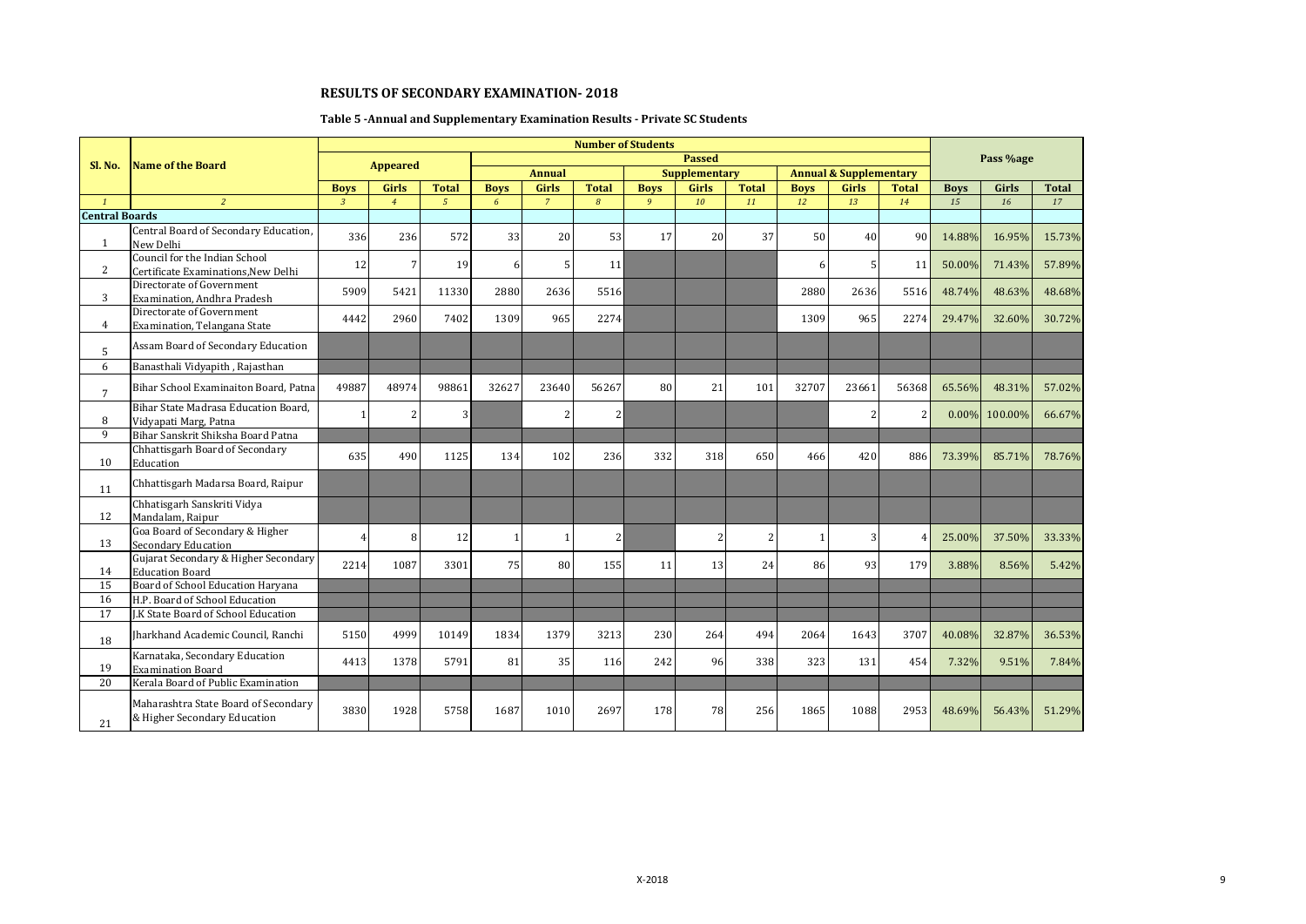## RESULTS OF SECONDARY EXAMINATION- 2018

### Table 5 -Annual and Supplementary Examination Results - Private SC Students

| Sl. No. | Name of the Board | Number of Students | | | | | | | | | | | | Pass %age | | |
|---|---|---|---|---|---|---|---|---|---|---|---|---|---|---|---|---|
| | | Appeared | | | Passed | | | | | | | | | | | |
| | | | | | Annual | | | Supplementary | | | Annual & Supplementary | | | | | |
| | | Boys | Girls | Total | Boys | Girls | Total | Boys | Girls | Total | Boys | Girls | Total | Boys | Girls | Total |
| *1* | *2* | *3* | *4* | *5* | *6* | *7* | *8* | *9* | *10* | *11* | *12* | *13* | *14* | *15* | *16* | *17* |
| **Central Boards** | | | | | | | | | | | | | | | | |
| 1 | Central Board of Secondary Education, New Delhi | 336 | 236 | 572 | 33 | 20 | 53 | 17 | 20 | 37 | 50 | 40 | 90 | 14.88% | 16.95% | 15.73% |
| 2 | Council for the Indian School Certificate Examinations,New Delhi | 12 | 7 | 19 | 6 | 5 | 11 | | | | 6 | 5 | 11 | 50.00% | 71.43% | 57.89% |
| 3 | Directorate of Government Examination, Andhra Pradesh | 5909 | 5421 | 11330 | 2880 | 2636 | 5516 | | | | 2880 | 2636 | 5516 | 48.74% | 48.63% | 48.68% |
| 4 | Directorate of Government Examination, Telangana State | 4442 | 2960 | 7402 | 1309 | 965 | 2274 | | | | 1309 | 965 | 2274 | 29.47% | 32.60% | 30.72% |
| 5 | Assam Board of Secondary Education | | | | | | | | | | | | | | | |
| 6 | Banasthali Vidyapith , Rajasthan | | | | | | | | | | | | | | | |
| 7 | Bihar School Examinaiton Board, Patna | 49887 | 48974 | 98861 | 32627 | 23640 | 56267 | 80 | 21 | 101 | 32707 | 23661 | 56368 | 65.56% | 48.31% | 57.02% |
| 8 | Bihar State Madrasa Education Board, Vidyapati Marg, Patna | 1 | 2 | 3 | | 2 | 2 | | | | | 2 | 2 | 0.00% | 100.00% | 66.67% |
| 9 | Bihar Sanskrit Shiksha Board Patna | | | | | | | | | | | | | | | |
| 10 | Chhattisgarh Board of Secondary Education | 635 | 490 | 1125 | 134 | 102 | 236 | 332 | 318 | 650 | 466 | 420 | 886 | 73.39% | 85.71% | 78.76% |
| 11 | Chhattisgarh Madarsa Board, Raipur | | | | | | | | | | | | | | | |
| 12 | Chhatisgarh Sanskriti Vidya Mandalam, Raipur | | | | | | | | | | | | | | | |
| 13 | Goa Board of Secondary & Higher Secondary Education | 4 | 8 | 12 | 1 | 1 | 2 | | 2 | 2 | 1 | 3 | 4 | 25.00% | 37.50% | 33.33% |
| 14 | Gujarat Secondary & Higher Secondary Education Board | 2214 | 1087 | 3301 | 75 | 80 | 155 | 11 | 13 | 24 | 86 | 93 | 179 | 3.88% | 8.56% | 5.42% |
| 15 | Board of School Education Haryana | | | | | | | | | | | | | | | |
| 16 | H.P. Board of School Education | | | | | | | | | | | | | | | |
| 17 | J.K State Board of School Education | | | | | | | | | | | | | | | |
| 18 | Jharkhand Academic Council, Ranchi | 5150 | 4999 | 10149 | 1834 | 1379 | 3213 | 230 | 264 | 494 | 2064 | 1643 | 3707 | 40.08% | 32.87% | 36.53% |
| 19 | Karnataka, Secondary Education Examination Board | 4413 | 1378 | 5791 | 81 | 35 | 116 | 242 | 96 | 338 | 323 | 131 | 454 | 7.32% | 9.51% | 7.84% |
| 20 | Kerala Board of Public Examination | | | | | | | | | | | | | | | |
| 21 | Maharashtra State Board of Secondary & Higher Secondary Education | 3830 | 1928 | 5758 | 1687 | 1010 | 2697 | 178 | 78 | 256 | 1865 | 1088 | 2953 | 48.69% | 56.43% | 51.29% |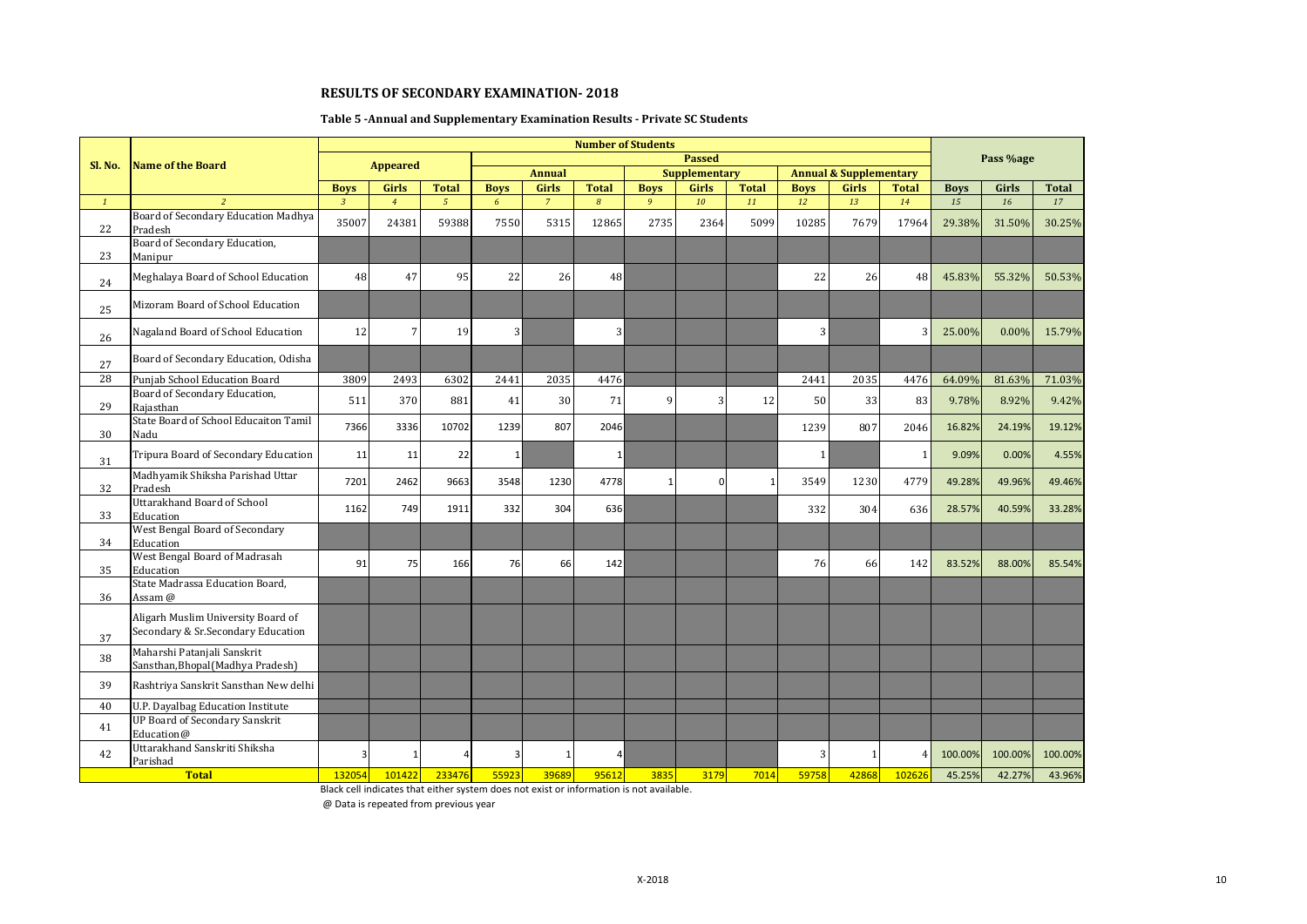## RESULTS OF SECONDARY EXAMINATION- 2018

### Table 5 -Annual and Supplementary Examination Results - Private SC Students

| Sl. No. | Name of the Board | Number of Students | | | | | | | | | | | | Pass %age | | |
|---|---|---|---|---|---|---|---|---|---|---|---|---|---|---|---|---|
| | | Appeared | | | Passed | | | | | | | | | | | |
| | | | | | Annual | | | Supplementary | | | Annual & Supplementary | | | | | |
| | | Boys | Girls | Total | Boys | Girls | Total | Boys | Girls | Total | Boys | Girls | Total | Boys | Girls | Total |
| *1* | *2* | *3* | *4* | *5* | *6* | *7* | *8* | *9* | *10* | *11* | *12* | *13* | *14* | *15* | *16* | *17* |
| 22 | Board of Secondary Education Madhya Pradesh | 35007 | 24381 | 59388 | 7550 | 5315 | 12865 | 2735 | 2364 | 5099 | 10285 | 7679 | 17964 | 29.38% | 31.50% | 30.25% |
| 23 | Board of Secondary Education, Manipur | | | | | | | | | | | | | | | |
| 24 | Meghalaya Board of School Education | 48 | 47 | 95 | 22 | 26 | 48 | | | | 22 | 26 | 48 | 45.83% | 55.32% | 50.53% |
| 25 | Mizoram Board of School Education | | | | | | | | | | | | | | | |
| 26 | Nagaland Board of School Education | 12 | 7 | 19 | 3 | | 3 | | | | 3 | | 3 | 25.00% | 0.00% | 15.79% |
| 27 | Board of Secondary Education, Odisha | | | | | | | | | | | | | | | |
| 28 | Punjab School Education Board | 3809 | 2493 | 6302 | 2441 | 2035 | 4476 | | | | 2441 | 2035 | 4476 | 64.09% | 81.63% | 71.03% |
| 29 | Board of Secondary Education, Rajasthan | 511 | 370 | 881 | 41 | 30 | 71 | 9 | 3 | 12 | 50 | 33 | 83 | 9.78% | 8.92% | 9.42% |
| 30 | State Board of School Educaiton Tamil Nadu | 7366 | 3336 | 10702 | 1239 | 807 | 2046 | | | | 1239 | 807 | 2046 | 16.82% | 24.19% | 19.12% |
| 31 | Tripura Board of Secondary Education | 11 | 11 | 22 | 1 | | 1 | | | | 1 | | 1 | 9.09% | 0.00% | 4.55% |
| 32 | Madhyamik Shiksha Parishad Uttar Pradesh | 7201 | 2462 | 9663 | 3548 | 1230 | 4778 | 1 | 0 | 1 | 3549 | 1230 | 4779 | 49.28% | 49.96% | 49.46% |
| 33 | Uttarakhand Board of School Education | 1162 | 749 | 1911 | 332 | 304 | 636 | | | | 332 | 304 | 636 | 28.57% | 40.59% | 33.28% |
| 34 | West Bengal Board of Secondary Education | | | | | | | | | | | | | | | |
| 35 | West Bengal Board of Madrasah Education | 91 | 75 | 166 | 76 | 66 | 142 | | | | 76 | 66 | 142 | 83.52% | 88.00% | 85.54% |
| 36 | State Madrassa Education Board, Assam @ | | | | | | | | | | | | | | | |
| 37 | Aligarh Muslim University Board of Secondary & Sr.Secondary Education | | | | | | | | | | | | | | | |
| 38 | Maharshi Patanjali Sanskrit Sansthan,Bhopal(Madhya Pradesh) | | | | | | | | | | | | | | | |
| 39 | Rashtriya Sanskrit Sansthan New delhi | | | | | | | | | | | | | | | |
| 40 | U.P. Dayalbag Education Institute | | | | | | | | | | | | | | | |
| 41 | UP Board of Secondary Sanskrit Education@ | | | | | | | | | | | | | | | |
| 42 | Uttarakhand Sanskriti Shiksha Parishad | 3 | 1 | 4 | 3 | 1 | 4 | | | | 3 | 1 | 4 | 100.00% | 100.00% | 100.00% |
| | **Total** | 132054 | 101422 | 233476 | 55923 | 39689 | 95612 | 3835 | 3179 | 7014 | 59758 | 42868 | 102626 | 45.25% | 42.27% | 43.96% |

Black cell indicates that either system does not exist or information is not available.

@ Data is repeated from previous year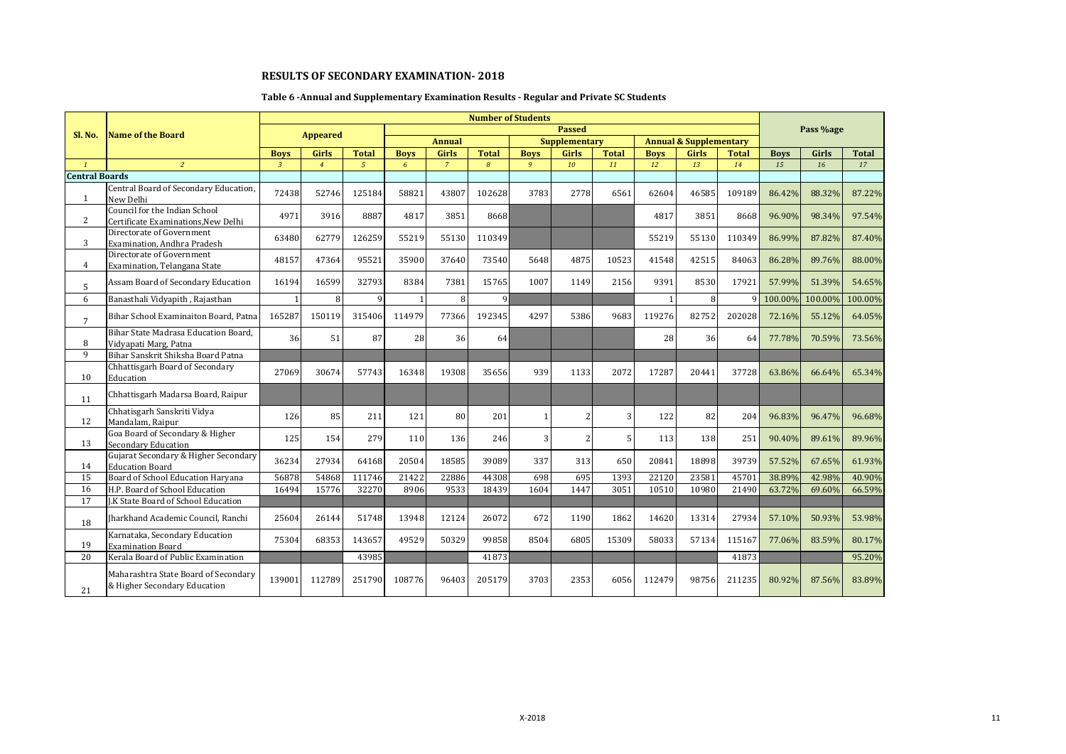## RESULTS OF SECONDARY EXAMINATION- 2018

### Table 6 -Annual and Supplementary Examination Results - Regular and Private SC Students

| Sl. No. | Name of the Board | Number of Students | | | | | | | | | | | | Pass %age | | |
|---|---|---|---|---|---|---|---|---|---|---|---|---|---|---|---|---|
| | | Appeared | | | Passed | | | | | | | | | | | |
| | | | | | Annual | | | Supplementary | | | Annual & Supplementary | | | | | |
| | | Boys | Girls | Total | Boys | Girls | Total | Boys | Girls | Total | Boys | Girls | Total | Boys | Girls | Total |
| 1 | 2 | 3 | 4 | 5 | 6 | 7 | 8 | 9 | 10 | 11 | 12 | 13 | 14 | 15 | 16 | 17 |
| **Central Boards** | | | | | | | | | | | | | | | | |
| 1 | Central Board of Secondary Education, New Delhi | 72438 | 52746 | 125184 | 58821 | 43807 | 102628 | 3783 | 2778 | 6561 | 62604 | 46585 | 109189 | 86.42% | 88.32% | 87.22% |
| 2 | Council for the Indian School Certificate Examinations,New Delhi | 4971 | 3916 | 8887 | 4817 | 3851 | 8668 | | | | 4817 | 3851 | 8668 | 96.90% | 98.34% | 97.54% |
| 3 | Directorate of Government Examination, Andhra Pradesh | 63480 | 62779 | 126259 | 55219 | 55130 | 110349 | | | | 55219 | 55130 | 110349 | 86.99% | 87.82% | 87.40% |
| 4 | Directorate of Government Examination, Telangana State | 48157 | 47364 | 95521 | 35900 | 37640 | 73540 | 5648 | 4875 | 10523 | 41548 | 42515 | 84063 | 86.28% | 89.76% | 88.00% |
| 5 | Assam Board of Secondary Education | 16194 | 16599 | 32793 | 8384 | 7381 | 15765 | 1007 | 1149 | 2156 | 9391 | 8530 | 17921 | 57.99% | 51.39% | 54.65% |
| 6 | Banasthali Vidyapith , Rajasthan | 1 | 8 | 9 | 1 | 8 | 9 | | | | 1 | 8 | 9 | 100.00% | 100.00% | 100.00% |
| 7 | Bihar School Examinaiton Board, Patna | 165287 | 150119 | 315406 | 114979 | 77366 | 192345 | 4297 | 5386 | 9683 | 119276 | 82752 | 202028 | 72.16% | 55.12% | 64.05% |
| 8 | Bihar State Madrasa Education Board, Vidyapati Marg, Patna | 36 | 51 | 87 | 28 | 36 | 64 | | | | 28 | 36 | 64 | 77.78% | 70.59% | 73.56% |
| 9 | Bihar Sanskrit Shiksha Board Patna | | | | | | | | | | | | | | | |
| 10 | Chhattisgarh Board of Secondary Education | 27069 | 30674 | 57743 | 16348 | 19308 | 35656 | 939 | 1133 | 2072 | 17287 | 20441 | 37728 | 63.86% | 66.64% | 65.34% |
| 11 | Chhattisgarh Madarsa Board, Raipur | | | | | | | | | | | | | | | |
| 12 | Chhatisgarh Sanskriti Vidya Mandalam, Raipur | 126 | 85 | 211 | 121 | 80 | 201 | 1 | 2 | 3 | 122 | 82 | 204 | 96.83% | 96.47% | 96.68% |
| 13 | Goa Board of Secondary & Higher Secondary Education | 125 | 154 | 279 | 110 | 136 | 246 | 3 | 2 | 5 | 113 | 138 | 251 | 90.40% | 89.61% | 89.96% |
| 14 | Gujarat Secondary & Higher Secondary Education Board | 36234 | 27934 | 64168 | 20504 | 18585 | 39089 | 337 | 313 | 650 | 20841 | 18898 | 39739 | 57.52% | 67.65% | 61.93% |
| 15 | Board of School Education Haryana | 56878 | 54868 | 111746 | 21422 | 22886 | 44308 | 698 | 695 | 1393 | 22120 | 23581 | 45701 | 38.89% | 42.98% | 40.90% |
| 16 | H.P. Board of School Education | 16494 | 15776 | 32270 | 8906 | 9533 | 18439 | 1604 | 1447 | 3051 | 10510 | 10980 | 21490 | 63.72% | 69.60% | 66.59% |
| 17 | J.K State Board of School Education | | | | | | | | | | | | | | | |
| 18 | Jharkhand Academic Council, Ranchi | 25604 | 26144 | 51748 | 13948 | 12124 | 26072 | 672 | 1190 | 1862 | 14620 | 13314 | 27934 | 57.10% | 50.93% | 53.98% |
| 19 | Karnataka, Secondary Education Examination Board | 75304 | 68353 | 143657 | 49529 | 50329 | 99858 | 8504 | 6805 | 15309 | 58033 | 57134 | 115167 | 77.06% | 83.59% | 80.17% |
| 20 | Kerala Board of Public Examination | | | 43985 | | | 41873 | | | | | | 41873 | | | 95.20% |
| 21 | Maharashtra State Board of Secondary & Higher Secondary Education | 139001 | 112789 | 251790 | 108776 | 96403 | 205179 | 3703 | 2353 | 6056 | 112479 | 98756 | 211235 | 80.92% | 87.56% | 83.89% |

X-2018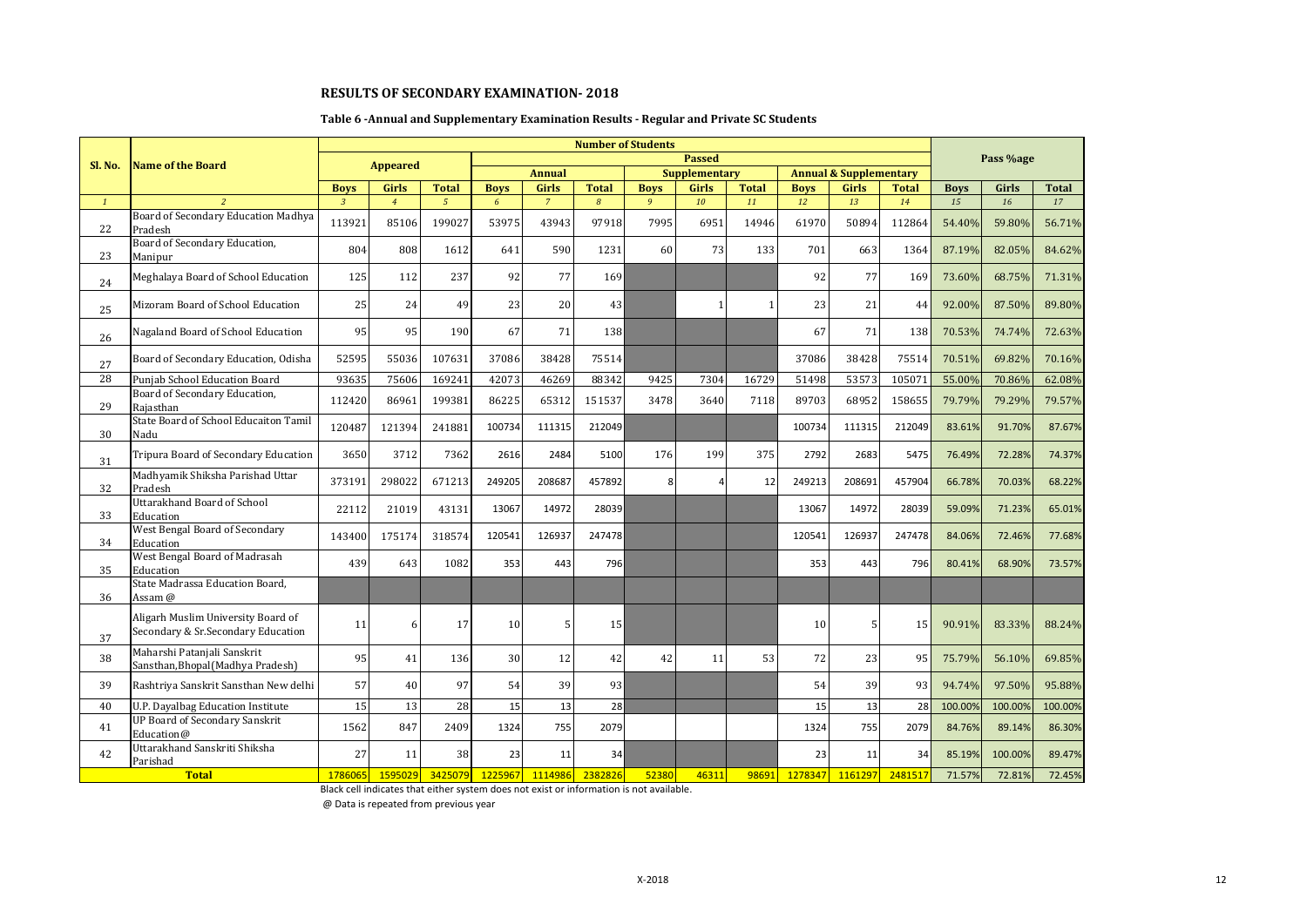## RESULTS OF SECONDARY EXAMINATION- 2018

### Table 6 -Annual and Supplementary Examination Results - Regular and Private SC Students

| Sl. No. | Name of the Board | Number of Students | | | | | | | | | | | | Pass %age | | |
|---|---|---|---|---|---|---|---|---|---|---|---|---|---|---|---|---|
| | | Appeared | | | Passed | | | | | | | | | | | |
| | | | | | Annual | | | Supplementary | | | Annual & Supplementary | | | | | |
| | | Boys | Girls | Total | Boys | Girls | Total | Boys | Girls | Total | Boys | Girls | Total | Boys | Girls | Total |
| 1 | 2 | 3 | 4 | 5 | 6 | 7 | 8 | 9 | 10 | 11 | 12 | 13 | 14 | 15 | 16 | 17 |
| 22 | Board of Secondary Education Madhya Pradesh | 113921 | 85106 | 199027 | 53975 | 43943 | 97918 | 7995 | 6951 | 14946 | 61970 | 50894 | 112864 | 54.40% | 59.80% | 56.71% |
| 23 | Board of Secondary Education, Manipur | 804 | 808 | 1612 | 641 | 590 | 1231 | 60 | 73 | 133 | 701 | 663 | 1364 | 87.19% | 82.05% | 84.62% |
| 24 | Meghalaya Board of School Education | 125 | 112 | 237 | 92 | 77 | 169 | | | | 92 | 77 | 169 | 73.60% | 68.75% | 71.31% |
| 25 | Mizoram Board of School Education | 25 | 24 | 49 | 23 | 20 | 43 | | 1 | 1 | 23 | 21 | 44 | 92.00% | 87.50% | 89.80% |
| 26 | Nagaland Board of School Education | 95 | 95 | 190 | 67 | 71 | 138 | | | | 67 | 71 | 138 | 70.53% | 74.74% | 72.63% |
| 27 | Board of Secondary Education, Odisha | 52595 | 55036 | 107631 | 37086 | 38428 | 75514 | | | | 37086 | 38428 | 75514 | 70.51% | 69.82% | 70.16% |
| 28 | Punjab School Education Board | 93635 | 75606 | 169241 | 42073 | 46269 | 88342 | 9425 | 7304 | 16729 | 51498 | 53573 | 105071 | 55.00% | 70.86% | 62.08% |
| 29 | Board of Secondary Education, Rajasthan | 112420 | 86961 | 199381 | 86225 | 65312 | 151537 | 3478 | 3640 | 7118 | 89703 | 68952 | 158655 | 79.79% | 79.29% | 79.57% |
| 30 | State Board of School Educaiton Tamil Nadu | 120487 | 121394 | 241881 | 100734 | 111315 | 212049 | | | | 100734 | 111315 | 212049 | 83.61% | 91.70% | 87.67% |
| 31 | Tripura Board of Secondary Education | 3650 | 3712 | 7362 | 2616 | 2484 | 5100 | 176 | 199 | 375 | 2792 | 2683 | 5475 | 76.49% | 72.28% | 74.37% |
| 32 | Madhyamik Shiksha Parishad Uttar Pradesh | 373191 | 298022 | 671213 | 249205 | 208687 | 457892 | 8 | 4 | 12 | 249213 | 208691 | 457904 | 66.78% | 70.03% | 68.22% |
| 33 | Uttarakhand Board of School Education | 22112 | 21019 | 43131 | 13067 | 14972 | 28039 | | | | 13067 | 14972 | 28039 | 59.09% | 71.23% | 65.01% |
| 34 | West Bengal Board of Secondary Education | 143400 | 175174 | 318574 | 120541 | 126937 | 247478 | | | | 120541 | 126937 | 247478 | 84.06% | 72.46% | 77.68% |
| 35 | West Bengal Board of Madrasah Education | 439 | 643 | 1082 | 353 | 443 | 796 | | | | 353 | 443 | 796 | 80.41% | 68.90% | 73.57% |
| 36 | State Madrassa Education Board, Assam @ | | | | | | | | | | | | | | | |
| 37 | Aligarh Muslim University Board of Secondary & Sr.Secondary Education | 11 | 6 | 17 | 10 | 5 | 15 | | | | 10 | 5 | 15 | 90.91% | 83.33% | 88.24% |
| 38 | Maharshi Patanjali Sanskrit Sansthan,Bhopal(Madhya Pradesh) | 95 | 41 | 136 | 30 | 12 | 42 | 42 | 11 | 53 | 72 | 23 | 95 | 75.79% | 56.10% | 69.85% |
| 39 | Rashtriya Sanskrit Sansthan New delhi | 57 | 40 | 97 | 54 | 39 | 93 | | | | 54 | 39 | 93 | 94.74% | 97.50% | 95.88% |
| 40 | U.P. Dayalbag Education Institute | 15 | 13 | 28 | 15 | 13 | 28 | | | | 15 | 13 | 28 | 100.00% | 100.00% | 100.00% |
| 41 | UP Board of Secondary Sanskrit Education@ | 1562 | 847 | 2409 | 1324 | 755 | 2079 | | | | 1324 | 755 | 2079 | 84.76% | 89.14% | 86.30% |
| 42 | Uttarakhand Sanskriti Shiksha Parishad | 27 | 11 | 38 | 23 | 11 | 34 | | | | 23 | 11 | 34 | 85.19% | 100.00% | 89.47% |
| | **Total** | 1786065 | 1595029 | 3425079 | 1225967 | 1114986 | 2382826 | 52380 | 46311 | 98691 | 1278347 | 1161297 | 2481517 | 71.57% | 72.81% | 72.45% |

Black cell indicates that either system does not exist or information is not available.

@ Data is repeated from previous year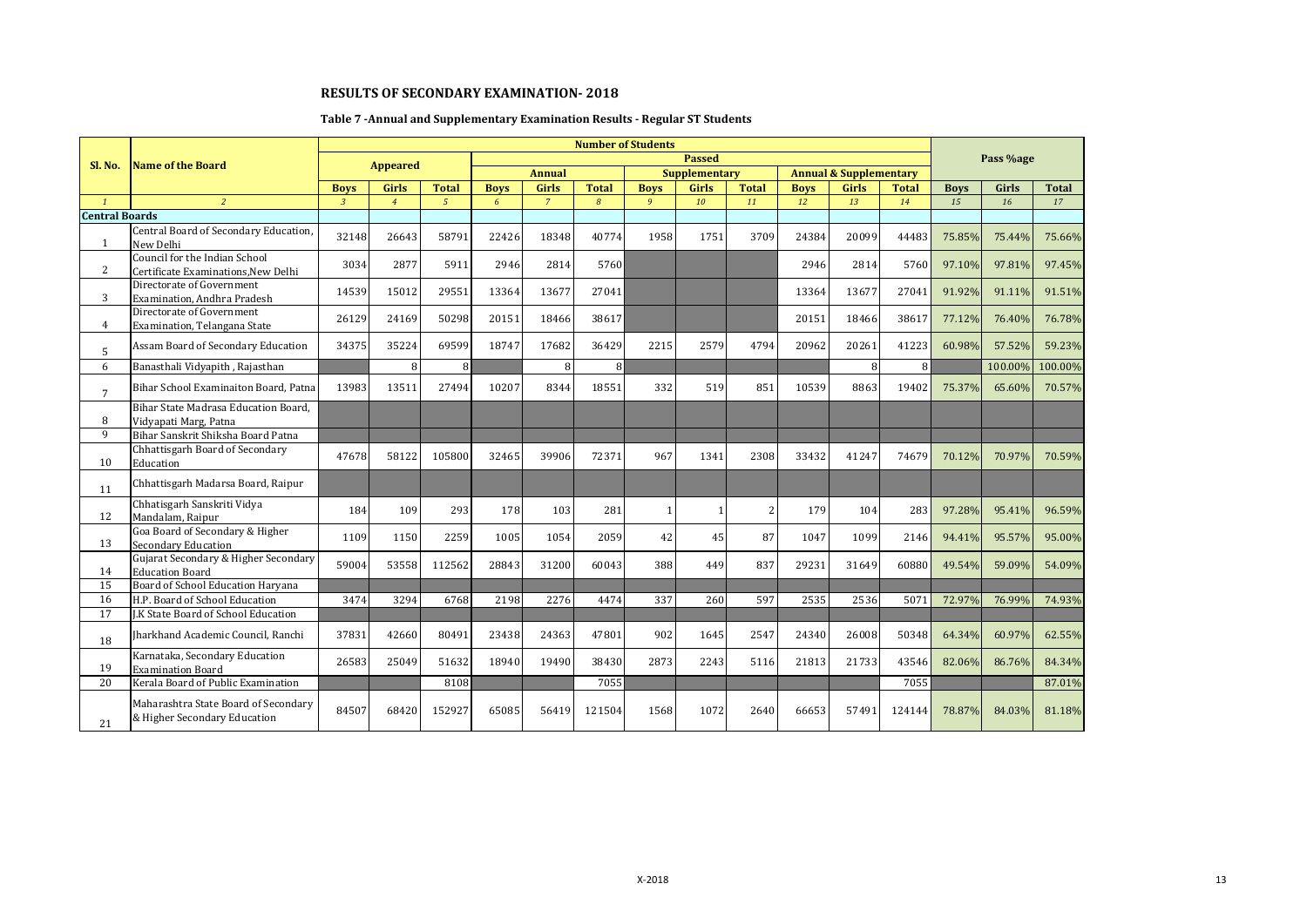## RESULTS OF SECONDARY EXAMINATION- 2018

### Table 7 -Annual and Supplementary Examination Results - Regular ST Students

| Sl. No. | Name of the Board | Number of Students | | | | | | | | | | | | Pass %age | | |
|---|---|---|---|---|---|---|---|---|---|---|---|---|---|---|---|---|
| | | Appeared | | | Passed | | | | | | | | | | | |
| | | | | | Annual | | | Supplementary | | | Annual & Supplementary | | | | | |
| | | Boys | Girls | Total | Boys | Girls | Total | Boys | Girls | Total | Boys | Girls | Total | Boys | Girls | Total |
| 1 | 2 | 3 | 4 | 5 | 6 | 7 | 8 | 9 | 10 | 11 | 12 | 13 | 14 | 15 | 16 | 17 |
| **Central Boards** | | | | | | | | | | | | | | | | |
| 1 | Central Board of Secondary Education, New Delhi | 32148 | 26643 | 58791 | 22426 | 18348 | 40774 | 1958 | 1751 | 3709 | 24384 | 20099 | 44483 | 75.85% | 75.44% | 75.66% |
| 2 | Council for the Indian School Certificate Examinations,New Delhi | 3034 | 2877 | 5911 | 2946 | 2814 | 5760 | | | | 2946 | 2814 | 5760 | 97.10% | 97.81% | 97.45% |
| 3 | Directorate of Government Examination, Andhra Pradesh | 14539 | 15012 | 29551 | 13364 | 13677 | 27041 | | | | 13364 | 13677 | 27041 | 91.92% | 91.11% | 91.51% |
| 4 | Directorate of Government Examination, Telangana State | 26129 | 24169 | 50298 | 20151 | 18466 | 38617 | | | | 20151 | 18466 | 38617 | 77.12% | 76.40% | 76.78% |
| 5 | Assam Board of Secondary Education | 34375 | 35224 | 69599 | 18747 | 17682 | 36429 | 2215 | 2579 | 4794 | 20962 | 20261 | 41223 | 60.98% | 57.52% | 59.23% |
| 6 | Banasthali Vidyapith , Rajasthan | | 8 | 8 | | 8 | 8 | | | | | 8 | 8 | | 100.00% | 100.00% |
| 7 | Bihar School Examinaiton Board, Patna | 13983 | 13511 | 27494 | 10207 | 8344 | 18551 | 332 | 519 | 851 | 10539 | 8863 | 19402 | 75.37% | 65.60% | 70.57% |
| 8 | Bihar State Madrasa Education Board, Vidyapati Marg, Patna | | | | | | | | | | | | | | | |
| 9 | Bihar Sanskrit Shiksha Board Patna | | | | | | | | | | | | | | | |
| 10 | Chhattisgarh Board of Secondary Education | 47678 | 58122 | 105800 | 32465 | 39906 | 72371 | 967 | 1341 | 2308 | 33432 | 41247 | 74679 | 70.12% | 70.97% | 70.59% |
| 11 | Chhattisgarh Madarsa Board, Raipur | | | | | | | | | | | | | | | |
| 12 | Chhatisgarh Sanskriti Vidya Mandalam, Raipur | 184 | 109 | 293 | 178 | 103 | 281 | 1 | 1 | 2 | 179 | 104 | 283 | 97.28% | 95.41% | 96.59% |
| 13 | Goa Board of Secondary & Higher Secondary Education | 1109 | 1150 | 2259 | 1005 | 1054 | 2059 | 42 | 45 | 87 | 1047 | 1099 | 2146 | 94.41% | 95.57% | 95.00% |
| 14 | Gujarat Secondary & Higher Secondary Education Board | 59004 | 53558 | 112562 | 28843 | 31200 | 60043 | 388 | 449 | 837 | 29231 | 31649 | 60880 | 49.54% | 59.09% | 54.09% |
| 15 | Board of School Education Haryana | | | | | | | | | | | | | | | |
| 16 | H.P. Board of School Education | 3474 | 3294 | 6768 | 2198 | 2276 | 4474 | 337 | 260 | 597 | 2535 | 2536 | 5071 | 72.97% | 76.99% | 74.93% |
| 17 | J.K State Board of School Education | | | | | | | | | | | | | | | |
| 18 | Jharkhand Academic Council, Ranchi | 37831 | 42660 | 80491 | 23438 | 24363 | 47801 | 902 | 1645 | 2547 | 24340 | 26008 | 50348 | 64.34% | 60.97% | 62.55% |
| 19 | Karnataka, Secondary Education Examination Board | 26583 | 25049 | 51632 | 18940 | 19490 | 38430 | 2873 | 2243 | 5116 | 21813 | 21733 | 43546 | 82.06% | 86.76% | 84.34% |
| 20 | Kerala Board of Public Examination | | | 8108 | | | 7055 | | | | | | 7055 | | | 87.01% |
| 21 | Maharashtra State Board of Secondary & Higher Secondary Education | 84507 | 68420 | 152927 | 65085 | 56419 | 121504 | 1568 | 1072 | 2640 | 66653 | 57491 | 124144 | 78.87% | 84.03% | 81.18% |

X-2018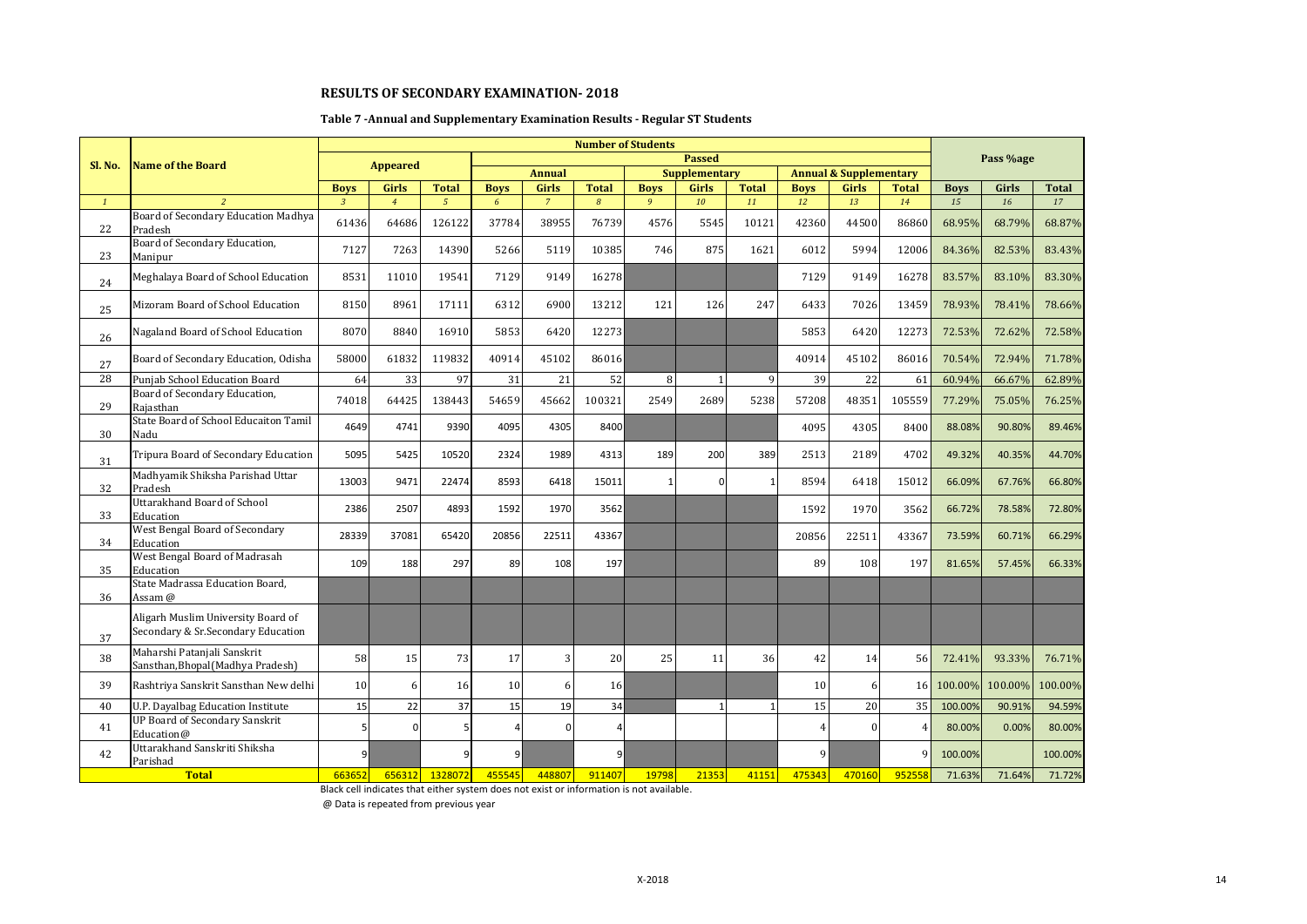## RESULTS OF SECONDARY EXAMINATION- 2018

### Table 7 -Annual and Supplementary Examination Results - Regular ST Students

| Sl. No. | Name of the Board | Number of Students | | | | | | | | | | | | Pass %age | | |
|---|---|---|---|---|---|---|---|---|---|---|---|---|---|---|---|---|
| | | Appeared | | | Passed | | | | | | | | | | | |
| | | | | | Annual | | | Supplementary | | | Annual & Supplementary | | | | | |
| | | Boys | Girls | Total | Boys | Girls | Total | Boys | Girls | Total | Boys | Girls | Total | Boys | Girls | Total |
| 1 | 2 | 3 | 4 | 5 | 6 | 7 | 8 | 9 | 10 | 11 | 12 | 13 | 14 | 15 | 16 | 17 |
| 22 | Board of Secondary Education Madhya Pradesh | 61436 | 64686 | 126122 | 37784 | 38955 | 76739 | 4576 | 5545 | 10121 | 42360 | 44500 | 86860 | 68.95% | 68.79% | 68.87% |
| 23 | Board of Secondary Education, Manipur | 7127 | 7263 | 14390 | 5266 | 5119 | 10385 | 746 | 875 | 1621 | 6012 | 5994 | 12006 | 84.36% | 82.53% | 83.43% |
| 24 | Meghalaya Board of School Education | 8531 | 11010 | 19541 | 7129 | 9149 | 16278 | | | | 7129 | 9149 | 16278 | 83.57% | 83.10% | 83.30% |
| 25 | Mizoram Board of School Education | 8150 | 8961 | 17111 | 6312 | 6900 | 13212 | 121 | 126 | 247 | 6433 | 7026 | 13459 | 78.93% | 78.41% | 78.66% |
| 26 | Nagaland Board of School Education | 8070 | 8840 | 16910 | 5853 | 6420 | 12273 | | | | 5853 | 6420 | 12273 | 72.53% | 72.62% | 72.58% |
| 27 | Board of Secondary Education, Odisha | 58000 | 61832 | 119832 | 40914 | 45102 | 86016 | | | | 40914 | 45102 | 86016 | 70.54% | 72.94% | 71.78% |
| 28 | Punjab School Education Board | 64 | 33 | 97 | 31 | 21 | 52 | 8 | 1 | 9 | 39 | 22 | 61 | 60.94% | 66.67% | 62.89% |
| 29 | Board of Secondary Education, Rajasthan | 74018 | 64425 | 138443 | 54659 | 45662 | 100321 | 2549 | 2689 | 5238 | 57208 | 48351 | 105559 | 77.29% | 75.05% | 76.25% |
| 30 | State Board of School Educaiton Tamil Nadu | 4649 | 4741 | 9390 | 4095 | 4305 | 8400 | | | | 4095 | 4305 | 8400 | 88.08% | 90.80% | 89.46% |
| 31 | Tripura Board of Secondary Education | 5095 | 5425 | 10520 | 2324 | 1989 | 4313 | 189 | 200 | 389 | 2513 | 2189 | 4702 | 49.32% | 40.35% | 44.70% |
| 32 | Madhyamik Shiksha Parishad Uttar Pradesh | 13003 | 9471 | 22474 | 8593 | 6418 | 15011 | 1 | 0 | 1 | 8594 | 6418 | 15012 | 66.09% | 67.76% | 66.80% |
| 33 | Uttarakhand Board of School Education | 2386 | 2507 | 4893 | 1592 | 1970 | 3562 | | | | 1592 | 1970 | 3562 | 66.72% | 78.58% | 72.80% |
| 34 | West Bengal Board of Secondary Education | 28339 | 37081 | 65420 | 20856 | 22511 | 43367 | | | | 20856 | 22511 | 43367 | 73.59% | 60.71% | 66.29% |
| 35 | West Bengal Board of Madrasah Education | 109 | 188 | 297 | 89 | 108 | 197 | | | | 89 | 108 | 197 | 81.65% | 57.45% | 66.33% |
| 36 | State Madrassa Education Board, Assam @ | | | | | | | | | | | | | | | |
| 37 | Aligarh Muslim University Board of Secondary & Sr.Secondary Education | | | | | | | | | | | | | | | |
| 38 | Maharshi Patanjali Sanskrit Sansthan,Bhopal(Madhya Pradesh) | 58 | 15 | 73 | 17 | 3 | 20 | 25 | 11 | 36 | 42 | 14 | 56 | 72.41% | 93.33% | 76.71% |
| 39 | Rashtriya Sanskrit Sansthan New delhi | 10 | 6 | 16 | 10 | 6 | 16 | | | | 10 | 6 | 16 | 100.00% | 100.00% | 100.00% |
| 40 | U.P. Dayalbag Education Institute | 15 | 22 | 37 | 15 | 19 | 34 | | 1 | 1 | 15 | 20 | 35 | 100.00% | 90.91% | 94.59% |
| 41 | UP Board of Secondary Sanskrit Education@ | 5 | 0 | 5 | 4 | 0 | 4 | | | | 4 | 0 | 4 | 80.00% | 0.00% | 80.00% |
| 42 | Uttarakhand Sanskriti Shiksha Parishad | 9 | | 9 | 9 | | 9 | | | | 9 | | 9 | 100.00% | | 100.00% |
| | **Total** | 663652 | 656312 | 1328072 | 455545 | 448807 | 911407 | 19798 | 21353 | 41151 | 475343 | 470160 | 952558 | 71.63% | 71.64% | 71.72% |

Black cell indicates that either system does not exist or information is not available.

@ Data is repeated from previous year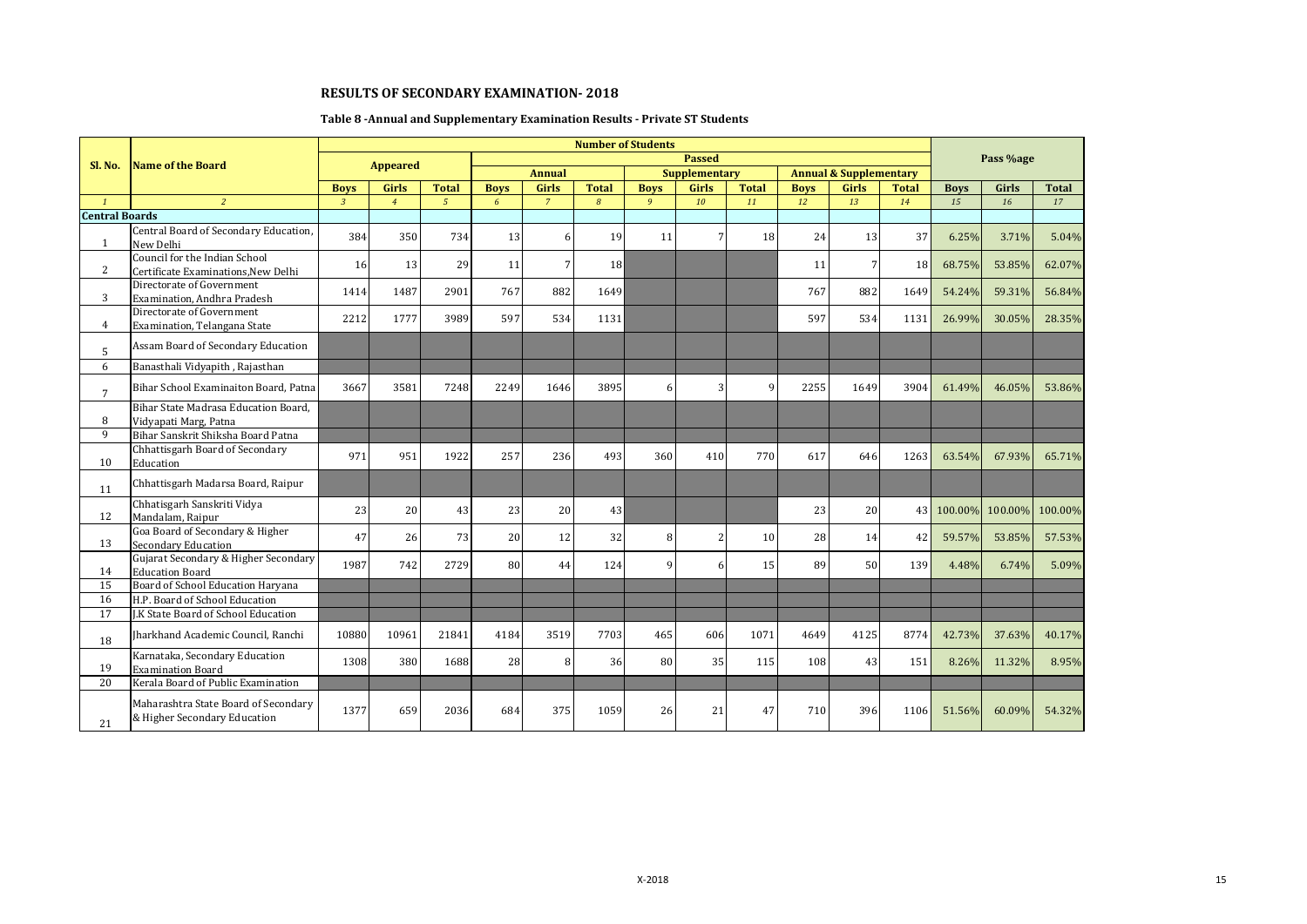## RESULTS OF SECONDARY EXAMINATION- 2018

### Table 8 -Annual and Supplementary Examination Results - Private ST Students

| Sl. No. | Name of the Board | Number of Students | | | | | | | | | | | | Pass %age | | |
|---|---|---|---|---|---|---|---|---|---|---|---|---|---|---|---|---|
| | | Appeared | | | Passed | | | | | | | | | | | |
| | | | | | Annual | | | Supplementary | | | Annual & Supplementary | | | | | |
| | | Boys | Girls | Total | Boys | Girls | Total | Boys | Girls | Total | Boys | Girls | Total | Boys | Girls | Total |
| 1 | 2 | 3 | 4 | 5 | 6 | 7 | 8 | 9 | 10 | 11 | 12 | 13 | 14 | 15 | 16 | 17 |
| **Central Boards** | | | | | | | | | | | | | | | | |
| 1 | Central Board of Secondary Education, New Delhi | 384 | 350 | 734 | 13 | 6 | 19 | 11 | 7 | 18 | 24 | 13 | 37 | 6.25% | 3.71% | 5.04% |
| 2 | Council for the Indian School Certificate Examinations,New Delhi | 16 | 13 | 29 | 11 | 7 | 18 | | | | 11 | 7 | 18 | 68.75% | 53.85% | 62.07% |
| 3 | Directorate of Government Examination, Andhra Pradesh | 1414 | 1487 | 2901 | 767 | 882 | 1649 | | | | 767 | 882 | 1649 | 54.24% | 59.31% | 56.84% |
| 4 | Directorate of Government Examination, Telangana State | 2212 | 1777 | 3989 | 597 | 534 | 1131 | | | | 597 | 534 | 1131 | 26.99% | 30.05% | 28.35% |
| 5 | Assam Board of Secondary Education | | | | | | | | | | | | | | | |
| 6 | Banasthali Vidyapith , Rajasthan | | | | | | | | | | | | | | | |
| 7 | Bihar School Examinaiton Board, Patna | 3667 | 3581 | 7248 | 2249 | 1646 | 3895 | 6 | 3 | 9 | 2255 | 1649 | 3904 | 61.49% | 46.05% | 53.86% |
| 8 | Bihar State Madrasa Education Board, Vidyapati Marg, Patna | | | | | | | | | | | | | | | |
| 9 | Bihar Sanskrit Shiksha Board Patna | | | | | | | | | | | | | | | |
| 10 | Chhattisgarh Board of Secondary Education | 971 | 951 | 1922 | 257 | 236 | 493 | 360 | 410 | 770 | 617 | 646 | 1263 | 63.54% | 67.93% | 65.71% |
| 11 | Chhattisgarh Madarsa Board, Raipur | | | | | | | | | | | | | | | |
| 12 | Chhatisgarh Sanskriti Vidya Mandalam, Raipur | 23 | 20 | 43 | 23 | 20 | 43 | | | | 23 | 20 | 43 | 100.00% | 100.00% | 100.00% |
| 13 | Goa Board of Secondary & Higher Secondary Education | 47 | 26 | 73 | 20 | 12 | 32 | 8 | 2 | 10 | 28 | 14 | 42 | 59.57% | 53.85% | 57.53% |
| 14 | Gujarat Secondary & Higher Secondary Education Board | 1987 | 742 | 2729 | 80 | 44 | 124 | 9 | 6 | 15 | 89 | 50 | 139 | 4.48% | 6.74% | 5.09% |
| 15 | Board of School Education Haryana | | | | | | | | | | | | | | | |
| 16 | H.P. Board of School Education | | | | | | | | | | | | | | | |
| 17 | J.K State Board of School Education | | | | | | | | | | | | | | | |
| 18 | Jharkhand Academic Council, Ranchi | 10880 | 10961 | 21841 | 4184 | 3519 | 7703 | 465 | 606 | 1071 | 4649 | 4125 | 8774 | 42.73% | 37.63% | 40.17% |
| 19 | Karnataka, Secondary Education Examination Board | 1308 | 380 | 1688 | 28 | 8 | 36 | 80 | 35 | 115 | 108 | 43 | 151 | 8.26% | 11.32% | 8.95% |
| 20 | Kerala Board of Public Examination | | | | | | | | | | | | | | | |
| 21 | Maharashtra State Board of Secondary & Higher Secondary Education | 1377 | 659 | 2036 | 684 | 375 | 1059 | 26 | 21 | 47 | 710 | 396 | 1106 | 51.56% | 60.09% | 54.32% |

X-2018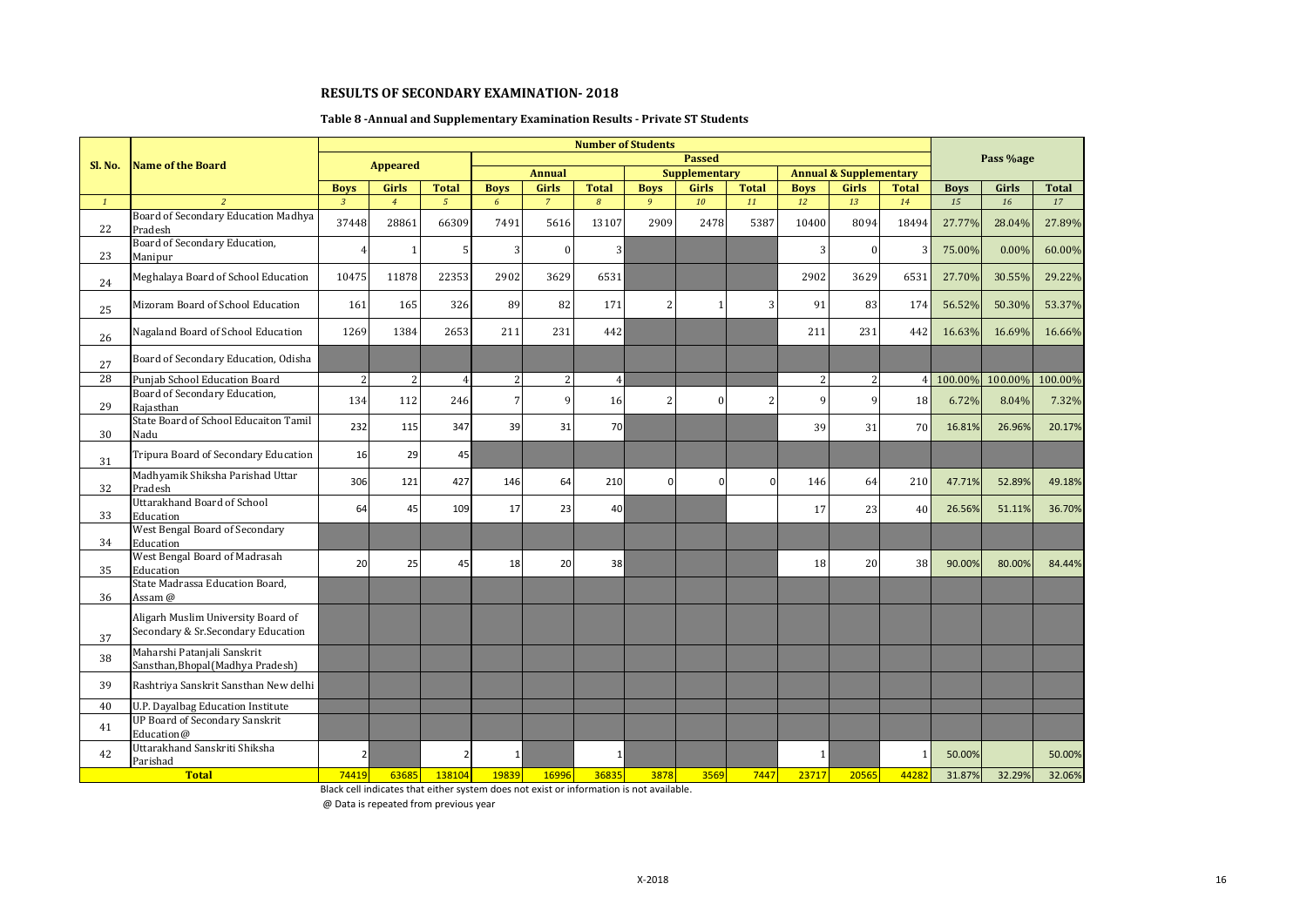# RESULTS OF SECONDARY EXAMINATION- 2018

## Table 8 -Annual and Supplementary Examination Results - Private ST Students

| Sl. No. | Name of the Board | Number of Students | | | | | | | | | | | | Pass %age | | |
|---|---|---|---|---|---|---|---|---|---|---|---|---|---|---|---|---|
| | | Appeared | | | Passed | | | | | | | | | | | |
| | | | | | Annual | | | Supplementary | | | Annual & Supplementary | | | | | |
| | | Boys | Girls | Total | Boys | Girls | Total | Boys | Girls | Total | Boys | Girls | Total | Boys | Girls | Total |
| 1 | 2 | 3 | 4 | 5 | 6 | 7 | 8 | 9 | 10 | 11 | 12 | 13 | 14 | 15 | 16 | 17 |
| 22 | Board of Secondary Education Madhya Pradesh | 37448 | 28861 | 66309 | 7491 | 5616 | 13107 | 2909 | 2478 | 5387 | 10400 | 8094 | 18494 | 27.77% | 28.04% | 27.89% |
| 23 | Board of Secondary Education, Manipur | 4 | 1 | 5 | 3 | 0 | 3 | | | | 3 | 0 | 3 | 75.00% | 0.00% | 60.00% |
| 24 | Meghalaya Board of School Education | 10475 | 11878 | 22353 | 2902 | 3629 | 6531 | | | | 2902 | 3629 | 6531 | 27.70% | 30.55% | 29.22% |
| 25 | Mizoram Board of School Education | 161 | 165 | 326 | 89 | 82 | 171 | 2 | 1 | 3 | 91 | 83 | 174 | 56.52% | 50.30% | 53.37% |
| 26 | Nagaland Board of School Education | 1269 | 1384 | 2653 | 211 | 231 | 442 | | | | 211 | 231 | 442 | 16.63% | 16.69% | 16.66% |
| 27 | Board of Secondary Education, Odisha | | | | | | | | | | | | | | | |
| 28 | Punjab School Education Board | 2 | 2 | 4 | 2 | 2 | 4 | | | | 2 | 2 | 4 | 100.00% | 100.00% | 100.00% |
| 29 | Board of Secondary Education, Rajasthan | 134 | 112 | 246 | 7 | 9 | 16 | 2 | 0 | 2 | 9 | 9 | 18 | 6.72% | 8.04% | 7.32% |
| 30 | State Board of School Educaiton Tamil Nadu | 232 | 115 | 347 | 39 | 31 | 70 | | | | 39 | 31 | 70 | 16.81% | 26.96% | 20.17% |
| 31 | Tripura Board of Secondary Education | 16 | 29 | 45 | | | | | | | | | | | | |
| 32 | Madhyamik Shiksha Parishad Uttar Pradesh | 306 | 121 | 427 | 146 | 64 | 210 | 0 | 0 | 0 | 146 | 64 | 210 | 47.71% | 52.89% | 49.18% |
| 33 | Uttarakhand Board of School Education | 64 | 45 | 109 | 17 | 23 | 40 | | | | 17 | 23 | 40 | 26.56% | 51.11% | 36.70% |
| 34 | West Bengal Board of Secondary Education | | | | | | | | | | | | | | | |
| 35 | West Bengal Board of Madrasah Education | 20 | 25 | 45 | 18 | 20 | 38 | | | | 18 | 20 | 38 | 90.00% | 80.00% | 84.44% |
| 36 | State Madrassa Education Board, Assam @ | | | | | | | | | | | | | | | |
| 37 | Aligarh Muslim University Board of Secondary & Sr.Secondary Education | | | | | | | | | | | | | | | |
| 38 | Maharshi Patanjali Sanskrit Sansthan,Bhopal(Madhya Pradesh) | | | | | | | | | | | | | | | |
| 39 | Rashtriya Sanskrit Sansthan New delhi | | | | | | | | | | | | | | | |
| 40 | U.P. Dayalbag Education Institute | | | | | | | | | | | | | | | |
| 41 | UP Board of Secondary Sanskrit Education@ | | | | | | | | | | | | | | | |
| 42 | Uttarakhand Sanskriti Shiksha Parishad | 2 | | 2 | 1 | | 1 | | | | 1 | | 1 | 50.00% | | 50.00% |
| | **Total** | 74419 | 63685 | 138104 | 19839 | 16996 | 36835 | 3878 | 3569 | 7447 | 23717 | 20565 | 44282 | 31.87% | 32.29% | 32.06% |

Black cell indicates that either system does not exist or information is not available.

@ Data is repeated from previous year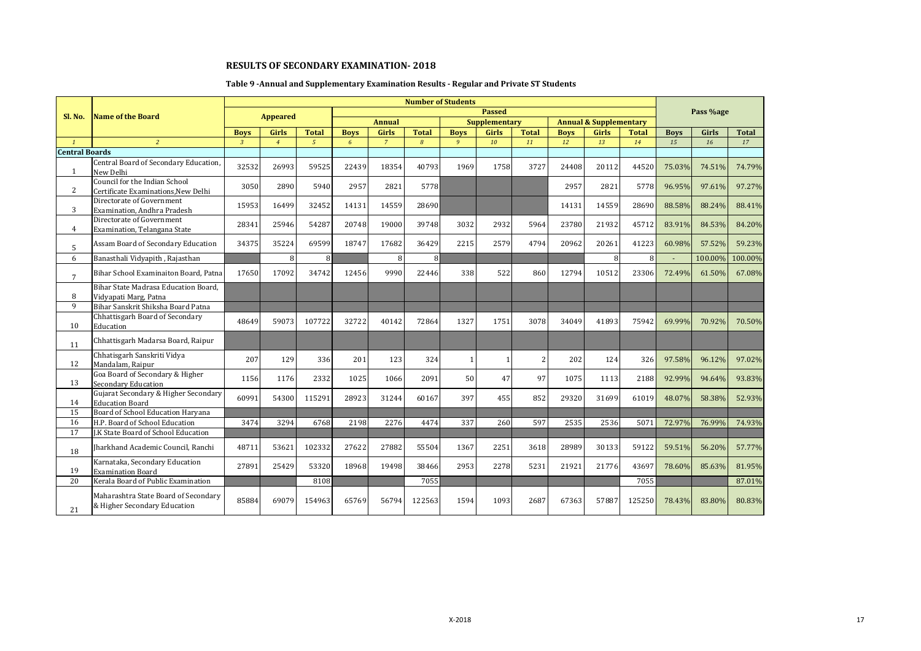## RESULTS OF SECONDARY EXAMINATION- 2018

### Table 9 -Annual and Supplementary Examination Results - Regular and Private ST Students

| Sl. No. | Name of the Board | Number of Students | | | | | | | | | | | | Pass %age | | |
|---|---|---|---|---|---|---|---|---|---|---|---|---|---|---|---|---|
| | | Appeared | | | Passed | | | | | | | | | | | |
| | | | | | Annual | | | Supplementary | | | Annual & Supplementary | | | | | |
| | | Boys | Girls | Total | Boys | Girls | Total | Boys | Girls | Total | Boys | Girls | Total | Boys | Girls | Total |
| 1 | 2 | 3 | 4 | 5 | 6 | 7 | 8 | 9 | 10 | 11 | 12 | 13 | 14 | 15 | 16 | 17 |
| **Central Boards** | | | | | | | | | | | | | | | | |
| 1 | Central Board of Secondary Education, New Delhi | 32532 | 26993 | 59525 | 22439 | 18354 | 40793 | 1969 | 1758 | 3727 | 24408 | 20112 | 44520 | 75.03% | 74.51% | 74.79% |
| 2 | Council for the Indian School Certificate Examinations,New Delhi | 3050 | 2890 | 5940 | 2957 | 2821 | 5778 | | | | 2957 | 2821 | 5778 | 96.95% | 97.61% | 97.27% |
| 3 | Directorate of Government Examination, Andhra Pradesh | 15953 | 16499 | 32452 | 14131 | 14559 | 28690 | | | | 14131 | 14559 | 28690 | 88.58% | 88.24% | 88.41% |
| 4 | Directorate of Government Examination, Telangana State | 28341 | 25946 | 54287 | 20748 | 19000 | 39748 | 3032 | 2932 | 5964 | 23780 | 21932 | 45712 | 83.91% | 84.53% | 84.20% |
| 5 | Assam Board of Secondary Education | 34375 | 35224 | 69599 | 18747 | 17682 | 36429 | 2215 | 2579 | 4794 | 20962 | 20261 | 41223 | 60.98% | 57.52% | 59.23% |
| 6 | Banasthali Vidyapith , Rajasthan | | 8 | 8 | | 8 | 8 | | | | | 8 | 8 | - | 100.00% | 100.00% |
| 7 | Bihar School Examinaiton Board, Patna | 17650 | 17092 | 34742 | 12456 | 9990 | 22446 | 338 | 522 | 860 | 12794 | 10512 | 23306 | 72.49% | 61.50% | 67.08% |
| 8 | Bihar State Madrasa Education Board, Vidyapati Marg, Patna | | | | | | | | | | | | | | | |
| 9 | Bihar Sanskrit Shiksha Board Patna | | | | | | | | | | | | | | | |
| 10 | Chhattisgarh Board of Secondary Education | 48649 | 59073 | 107722 | 32722 | 40142 | 72864 | 1327 | 1751 | 3078 | 34049 | 41893 | 75942 | 69.99% | 70.92% | 70.50% |
| 11 | Chhattisgarh Madarsa Board, Raipur | | | | | | | | | | | | | | | |
| 12 | Chhatisgarh Sanskriti Vidya Mandalam, Raipur | 207 | 129 | 336 | 201 | 123 | 324 | 1 | 1 | 2 | 202 | 124 | 326 | 97.58% | 96.12% | 97.02% |
| 13 | Goa Board of Secondary & Higher Secondary Education | 1156 | 1176 | 2332 | 1025 | 1066 | 2091 | 50 | 47 | 97 | 1075 | 1113 | 2188 | 92.99% | 94.64% | 93.83% |
| 14 | Gujarat Secondary & Higher Secondary Education Board | 60991 | 54300 | 115291 | 28923 | 31244 | 60167 | 397 | 455 | 852 | 29320 | 31699 | 61019 | 48.07% | 58.38% | 52.93% |
| 15 | Board of School Education Haryana | | | | | | | | | | | | | | | |
| 16 | H.P. Board of School Education | 3474 | 3294 | 6768 | 2198 | 2276 | 4474 | 337 | 260 | 597 | 2535 | 2536 | 5071 | 72.97% | 76.99% | 74.93% |
| 17 | J.K State Board of School Education | | | | | | | | | | | | | | | |
| 18 | Jharkhand Academic Council, Ranchi | 48711 | 53621 | 102332 | 27622 | 27882 | 55504 | 1367 | 2251 | 3618 | 28989 | 30133 | 59122 | 59.51% | 56.20% | 57.77% |
| 19 | Karnataka, Secondary Education Examination Board | 27891 | 25429 | 53320 | 18968 | 19498 | 38466 | 2953 | 2278 | 5231 | 21921 | 21776 | 43697 | 78.60% | 85.63% | 81.95% |
| 20 | Kerala Board of Public Examination | | | 8108 | | | 7055 | | | | | | 7055 | | | 87.01% |
| 21 | Maharashtra State Board of Secondary & Higher Secondary Education | 85884 | 69079 | 154963 | 65769 | 56794 | 122563 | 1594 | 1093 | 2687 | 67363 | 57887 | 125250 | 78.43% | 83.80% | 80.83% |

X-2018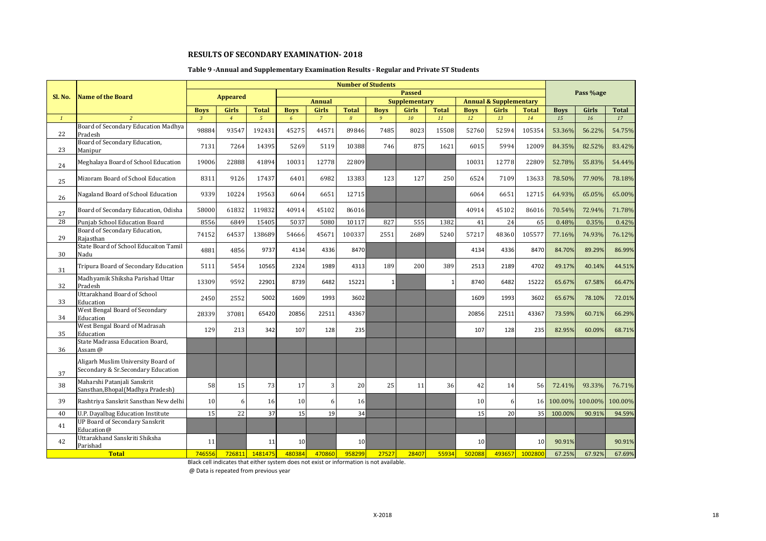## RESULTS OF SECONDARY EXAMINATION- 2018

### Table 9 -Annual and Supplementary Examination Results - Regular and Private ST Students

| Sl. No. | Name of the Board | Number of Students | | | | | | | | | | | | Pass %age | | |
|---|---|---|---|---|---|---|---|---|---|---|---|---|---|---|---|---|
| | | Appeared | | | Passed | | | | | | | | | | | |
| | | | | | Annual | | | Supplementary | | | Annual & Supplementary | | | | | |
| | | Boys | Girls | Total | Boys | Girls | Total | Boys | Girls | Total | Boys | Girls | Total | Boys | Girls | Total |
| 1 | 2 | 3 | 4 | 5 | 6 | 7 | 8 | 9 | 10 | 11 | 12 | 13 | 14 | 15 | 16 | 17 |
| 22 | Board of Secondary Education Madhya Pradesh | 98884 | 93547 | 192431 | 45275 | 44571 | 89846 | 7485 | 8023 | 15508 | 52760 | 52594 | 105354 | 53.36% | 56.22% | 54.75% |
| 23 | Board of Secondary Education, Manipur | 7131 | 7264 | 14395 | 5269 | 5119 | 10388 | 746 | 875 | 1621 | 6015 | 5994 | 12009 | 84.35% | 82.52% | 83.42% |
| 24 | Meghalaya Board of School Education | 19006 | 22888 | 41894 | 10031 | 12778 | 22809 | | | | 10031 | 12778 | 22809 | 52.78% | 55.83% | 54.44% |
| 25 | Mizoram Board of School Education | 8311 | 9126 | 17437 | 6401 | 6982 | 13383 | 123 | 127 | 250 | 6524 | 7109 | 13633 | 78.50% | 77.90% | 78.18% |
| 26 | Nagaland Board of School Education | 9339 | 10224 | 19563 | 6064 | 6651 | 12715 | | | | 6064 | 6651 | 12715 | 64.93% | 65.05% | 65.00% |
| 27 | Board of Secondary Education, Odisha | 58000 | 61832 | 119832 | 40914 | 45102 | 86016 | | | | 40914 | 45102 | 86016 | 70.54% | 72.94% | 71.78% |
| 28 | Punjab School Education Board | 8556 | 6849 | 15405 | 5037 | 5080 | 10117 | 827 | 555 | 1382 | 41 | 24 | 65 | 0.48% | 0.35% | 0.42% |
| 29 | Board of Secondary Education, Rajasthan | 74152 | 64537 | 138689 | 54666 | 45671 | 100337 | 2551 | 2689 | 5240 | 57217 | 48360 | 105577 | 77.16% | 74.93% | 76.12% |
| 30 | State Board of School Educaiton Tamil Nadu | 4881 | 4856 | 9737 | 4134 | 4336 | 8470 | | | | 4134 | 4336 | 8470 | 84.70% | 89.29% | 86.99% |
| 31 | Tripura Board of Secondary Education | 5111 | 5454 | 10565 | 2324 | 1989 | 4313 | 189 | 200 | 389 | 2513 | 2189 | 4702 | 49.17% | 40.14% | 44.51% |
| 32 | Madhyamik Shiksha Parishad Uttar Pradesh | 13309 | 9592 | 22901 | 8739 | 6482 | 15221 | 1 | | 1 | 8740 | 6482 | 15222 | 65.67% | 67.58% | 66.47% |
| 33 | Uttarakhand Board of School Education | 2450 | 2552 | 5002 | 1609 | 1993 | 3602 | | | | 1609 | 1993 | 3602 | 65.67% | 78.10% | 72.01% |
| 34 | West Bengal Board of Secondary Education | 28339 | 37081 | 65420 | 20856 | 22511 | 43367 | | | | 20856 | 22511 | 43367 | 73.59% | 60.71% | 66.29% |
| 35 | West Bengal Board of Madrasah Education | 129 | 213 | 342 | 107 | 128 | 235 | | | | 107 | 128 | 235 | 82.95% | 60.09% | 68.71% |
| 36 | State Madrassa Education Board, Assam @ | | | | | | | | | | | | | | | |
| 37 | Aligarh Muslim University Board of Secondary & Sr.Secondary Education | | | | | | | | | | | | | | | |
| 38 | Maharshi Patanjali Sanskrit Sansthan,Bhopal(Madhya Pradesh) | 58 | 15 | 73 | 17 | 3 | 20 | 25 | 11 | 36 | 42 | 14 | 56 | 72.41% | 93.33% | 76.71% |
| 39 | Rashtriya Sanskrit Sansthan New delhi | 10 | 6 | 16 | 10 | 6 | 16 | | | | 10 | 6 | 16 | 100.00% | 100.00% | 100.00% |
| 40 | U.P. Dayalbag Education Institute | 15 | 22 | 37 | 15 | 19 | 34 | | | | 15 | 20 | 35 | 100.00% | 90.91% | 94.59% |
| 41 | UP Board of Secondary Sanskrit Education@ | | | | | | | | | | | | | | | |
| 42 | Uttarakhand Sanskriti Shiksha Parishad | 11 | | 11 | 10 | | 10 | | | | 10 | | 10 | 90.91% | | 90.91% |
| | **Total** | 746556 | 726811 | 1481475 | 480384 | 470860 | 958299 | 27527 | 28407 | 55934 | 502088 | 493657 | 1002800 | 67.25% | 67.92% | 67.69% |

Black cell indicates that either system does not exist or information is not available.

@ Data is repeated from previous year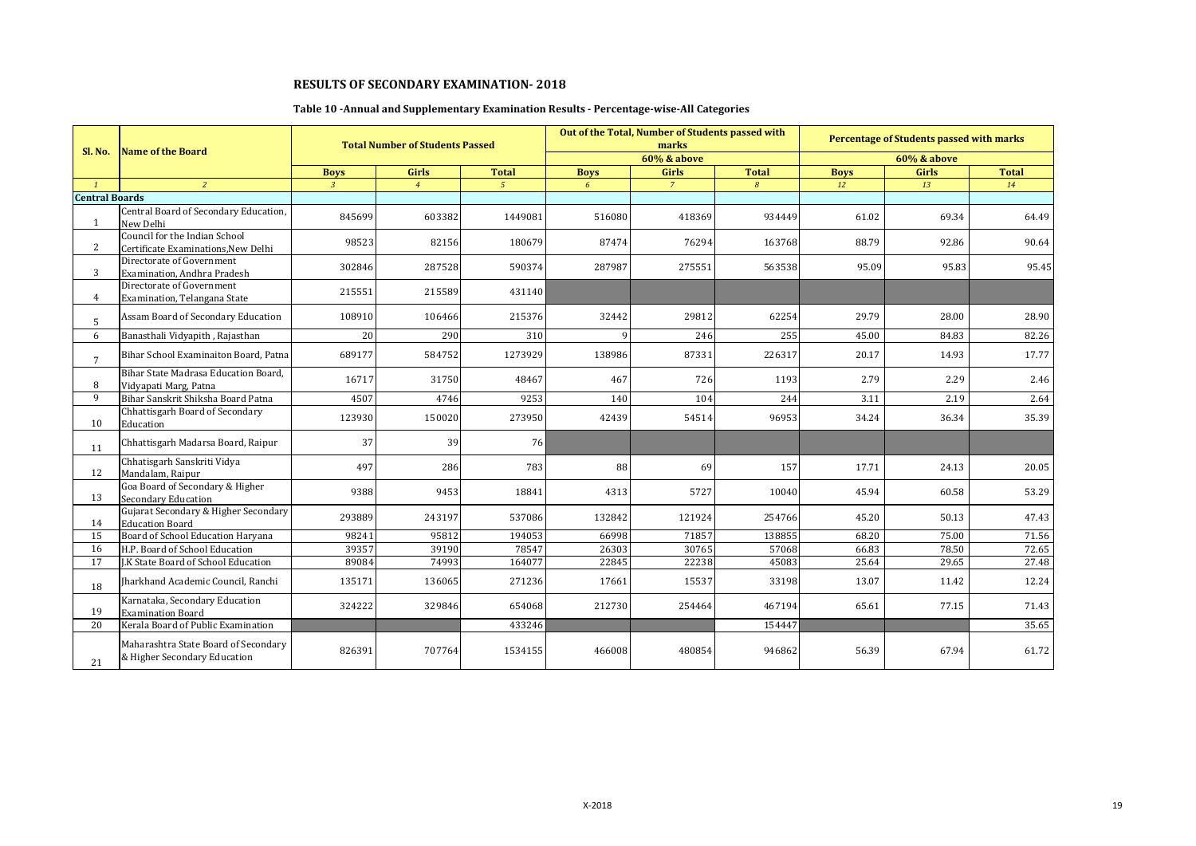## RESULTS OF SECONDARY EXAMINATION- 2018

### Table 10 -Annual and Supplementary Examination Results - Percentage-wise-All Categories

| Sl. No. | Name of the Board | Total Number of Students Passed | | | Out of the Total, Number of Students passed with marks | | | Percentage of Students passed with marks | | |
|---|---|---|---|---|---|---|---|---|---|---|
| | | | | | 60% & above | | | 60% & above | | |
| | | Boys | Girls | Total | Boys | Girls | Total | Boys | Girls | Total |
| 1 | 2 | 3 | 4 | 5 | 6 | 7 | 8 | 12 | 13 | 14 |
| **Central Boards** | | | | | | | | | | |
| 1 | Central Board of Secondary Education, New Delhi | 845699 | 603382 | 1449081 | 516080 | 418369 | 934449 | 61.02 | 69.34 | 64.49 |
| 2 | Council for the Indian School Certificate Examinations,New Delhi | 98523 | 82156 | 180679 | 87474 | 76294 | 163768 | 88.79 | 92.86 | 90.64 |
| 3 | Directorate of Government Examination, Andhra Pradesh | 302846 | 287528 | 590374 | 287987 | 275551 | 563538 | 95.09 | 95.83 | 95.45 |
| 4 | Directorate of Government Examination, Telangana State | 215551 | 215589 | 431140 | | | | | | |
| 5 | Assam Board of Secondary Education | 108910 | 106466 | 215376 | 32442 | 29812 | 62254 | 29.79 | 28.00 | 28.90 |
| 6 | Banasthali Vidyapith , Rajasthan | 20 | 290 | 310 | 9 | 246 | 255 | 45.00 | 84.83 | 82.26 |
| 7 | Bihar School Examinaiton Board, Patna | 689177 | 584752 | 1273929 | 138986 | 87331 | 226317 | 20.17 | 14.93 | 17.77 |
| 8 | Bihar State Madrasa Education Board, Vidyapati Marg, Patna | 16717 | 31750 | 48467 | 467 | 726 | 1193 | 2.79 | 2.29 | 2.46 |
| 9 | Bihar Sanskrit Shiksha Board Patna | 4507 | 4746 | 9253 | 140 | 104 | 244 | 3.11 | 2.19 | 2.64 |
| 10 | Chhattisgarh Board of Secondary Education | 123930 | 150020 | 273950 | 42439 | 54514 | 96953 | 34.24 | 36.34 | 35.39 |
| 11 | Chhattisgarh Madarsa Board, Raipur | 37 | 39 | 76 | | | | | | |
| 12 | Chhatisgarh Sanskriti Vidya Mandalam, Raipur | 497 | 286 | 783 | 88 | 69 | 157 | 17.71 | 24.13 | 20.05 |
| 13 | Goa Board of Secondary & Higher Secondary Education | 9388 | 9453 | 18841 | 4313 | 5727 | 10040 | 45.94 | 60.58 | 53.29 |
| 14 | Gujarat Secondary & Higher Secondary Education Board | 293889 | 243197 | 537086 | 132842 | 121924 | 254766 | 45.20 | 50.13 | 47.43 |
| 15 | Board of School Education Haryana | 98241 | 95812 | 194053 | 66998 | 71857 | 138855 | 68.20 | 75.00 | 71.56 |
| 16 | H.P. Board of School Education | 39357 | 39190 | 78547 | 26303 | 30765 | 57068 | 66.83 | 78.50 | 72.65 |
| 17 | J.K State Board of School Education | 89084 | 74993 | 164077 | 22845 | 22238 | 45083 | 25.64 | 29.65 | 27.48 |
| 18 | Jharkhand Academic Council, Ranchi | 135171 | 136065 | 271236 | 17661 | 15537 | 33198 | 13.07 | 11.42 | 12.24 |
| 19 | Karnataka, Secondary Education Examination Board | 324222 | 329846 | 654068 | 212730 | 254464 | 467194 | 65.61 | 77.15 | 71.43 |
| 20 | Kerala Board of Public Examination | | | 433246 | | | 154447 | | | 35.65 |
| 21 | Maharashtra State Board of Secondary & Higher Secondary Education | 826391 | 707764 | 1534155 | 466008 | 480854 | 946862 | 56.39 | 67.94 | 61.72 |

X-2018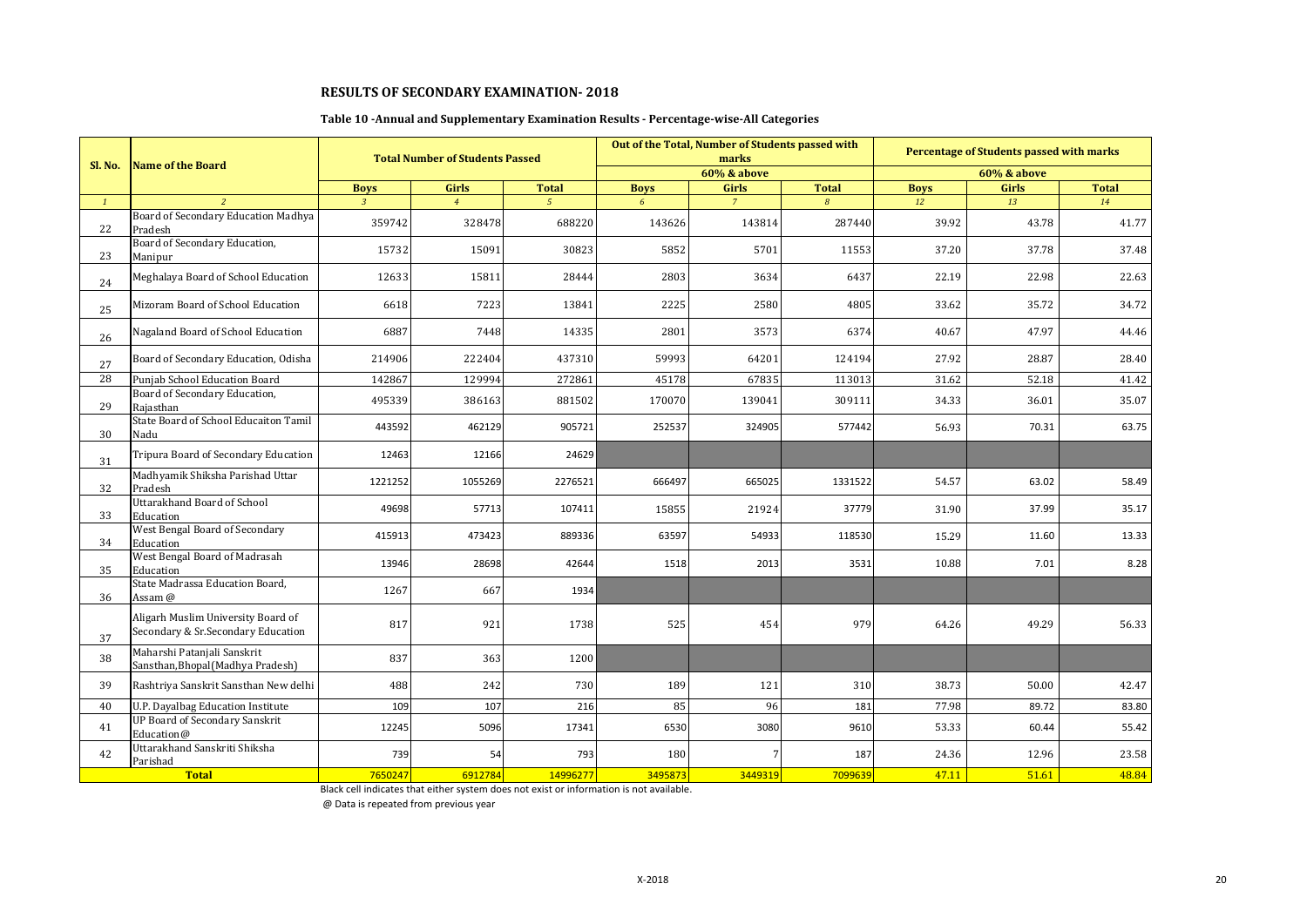## RESULTS OF SECONDARY EXAMINATION- 2018

### Table 10 -Annual and Supplementary Examination Results - Percentage-wise-All Categories

| Sl. No. | Name of the Board | Total Number of Students Passed | | | Out of the Total, Number of Students passed with marks 60% & above | | | Percentage of Students passed with marks 60% & above | | |
|---|---|---|---|---|---|---|---|---|---|---|
| | | Boys | Girls | Total | Boys | Girls | Total | Boys | Girls | Total |
| 1 | 2 | 3 | 4 | 5 | 6 | 7 | 8 | 12 | 13 | 14 |
| 22 | Board of Secondary Education Madhya Pradesh | 359742 | 328478 | 688220 | 143626 | 143814 | 287440 | 39.92 | 43.78 | 41.77 |
| 23 | Board of Secondary Education, Manipur | 15732 | 15091 | 30823 | 5852 | 5701 | 11553 | 37.20 | 37.78 | 37.48 |
| 24 | Meghalaya Board of School Education | 12633 | 15811 | 28444 | 2803 | 3634 | 6437 | 22.19 | 22.98 | 22.63 |
| 25 | Mizoram Board of School Education | 6618 | 7223 | 13841 | 2225 | 2580 | 4805 | 33.62 | 35.72 | 34.72 |
| 26 | Nagaland Board of School Education | 6887 | 7448 | 14335 | 2801 | 3573 | 6374 | 40.67 | 47.97 | 44.46 |
| 27 | Board of Secondary Education, Odisha | 214906 | 222404 | 437310 | 59993 | 64201 | 124194 | 27.92 | 28.87 | 28.40 |
| 28 | Punjab School Education Board | 142867 | 129994 | 272861 | 45178 | 67835 | 113013 | 31.62 | 52.18 | 41.42 |
| 29 | Board of Secondary Education, Rajasthan | 495339 | 386163 | 881502 | 170070 | 139041 | 309111 | 34.33 | 36.01 | 35.07 |
| 30 | State Board of School Educaiton Tamil Nadu | 443592 | 462129 | 905721 | 252537 | 324905 | 577442 | 56.93 | 70.31 | 63.75 |
| 31 | Tripura Board of Secondary Education | 12463 | 12166 | 24629 | | | | | | |
| 32 | Madhyamik Shiksha Parishad Uttar Pradesh | 1221252 | 1055269 | 2276521 | 666497 | 665025 | 1331522 | 54.57 | 63.02 | 58.49 |
| 33 | Uttarakhand Board of School Education | 49698 | 57713 | 107411 | 15855 | 21924 | 37779 | 31.90 | 37.99 | 35.17 |
| 34 | West Bengal Board of Secondary Education | 415913 | 473423 | 889336 | 63597 | 54933 | 118530 | 15.29 | 11.60 | 13.33 |
| 35 | West Bengal Board of Madrasah Education | 13946 | 28698 | 42644 | 1518 | 2013 | 3531 | 10.88 | 7.01 | 8.28 |
| 36 | State Madrassa Education Board, Assam @ | 1267 | 667 | 1934 | | | | | | |
| 37 | Aligarh Muslim University Board of Secondary & Sr.Secondary Education | 817 | 921 | 1738 | 525 | 454 | 979 | 64.26 | 49.29 | 56.33 |
| 38 | Maharshi Patanjali Sanskrit Sansthan,Bhopal(Madhya Pradesh) | 837 | 363 | 1200 | | | | | | |
| 39 | Rashtriya Sanskrit Sansthan New delhi | 488 | 242 | 730 | 189 | 121 | 310 | 38.73 | 50.00 | 42.47 |
| 40 | U.P. Dayalbag Education Institute | 109 | 107 | 216 | 85 | 96 | 181 | 77.98 | 89.72 | 83.80 |
| 41 | UP Board of Secondary Sanskrit Education@ | 12245 | 5096 | 17341 | 6530 | 3080 | 9610 | 53.33 | 60.44 | 55.42 |
| 42 | Uttarakhand Sanskriti Shiksha Parishad | 739 | 54 | 793 | 180 | 7 | 187 | 24.36 | 12.96 | 23.58 |
| | **Total** | 7650247 | 6912784 | 14996277 | 3495873 | 3449319 | 7099639 | 47.11 | 51.61 | 48.84 |

Black cell indicates that either system does not exist or information is not available.

@ Data is repeated from previous year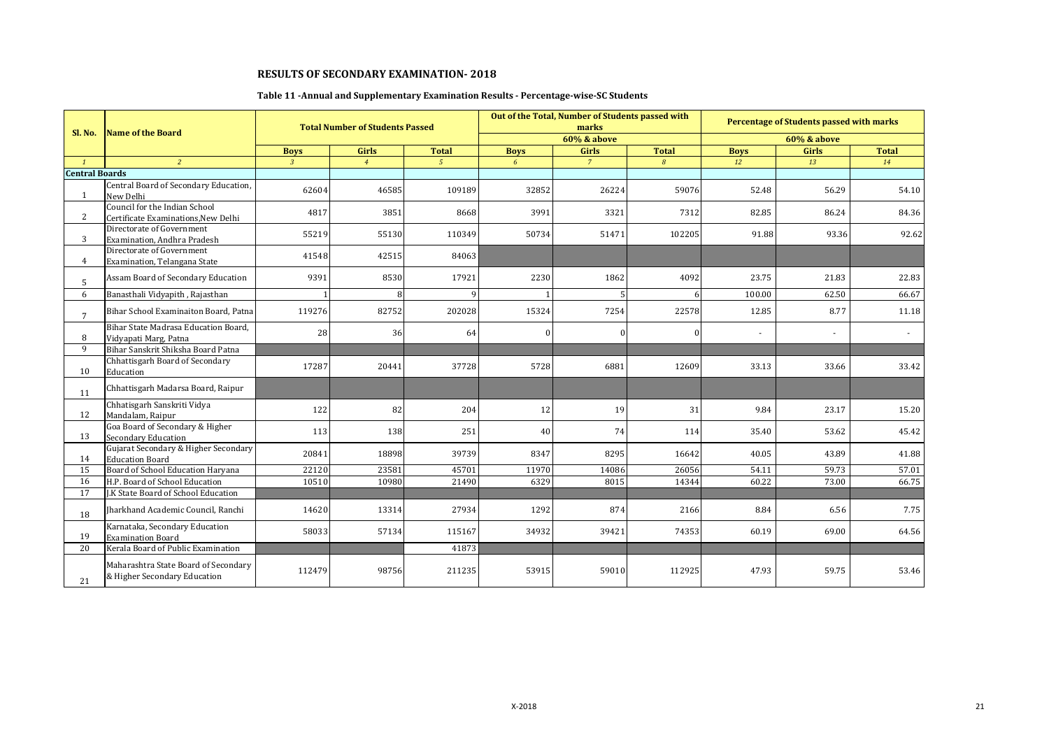## RESULTS OF SECONDARY EXAMINATION- 2018

### Table 11 -Annual and Supplementary Examination Results - Percentage-wise-SC Students

| Sl. No. | Name of the Board | Total Number of Students Passed | | | Out of the Total, Number of Students passed with marks | | | Percentage of Students passed with marks | | |
|---|---|---|---|---|---|---|---|---|---|---|
| | | | | | 60% & above | | | 60% & above | | |
| | | Boys | Girls | Total | Boys | Girls | Total | Boys | Girls | Total |
| 1 | 2 | 3 | 4 | 5 | 6 | 7 | 8 | 12 | 13 | 14 |
| **Central Boards** | | | | | | | | | | |
| 1 | Central Board of Secondary Education, New Delhi | 62604 | 46585 | 109189 | 32852 | 26224 | 59076 | 52.48 | 56.29 | 54.10 |
| 2 | Council for the Indian School Certificate Examinations,New Delhi | 4817 | 3851 | 8668 | 3991 | 3321 | 7312 | 82.85 | 86.24 | 84.36 |
| 3 | Directorate of Government Examination, Andhra Pradesh | 55219 | 55130 | 110349 | 50734 | 51471 | 102205 | 91.88 | 93.36 | 92.62 |
| 4 | Directorate of Government Examination, Telangana State | 41548 | 42515 | 84063 | | | | | | |
| 5 | Assam Board of Secondary Education | 9391 | 8530 | 17921 | 2230 | 1862 | 4092 | 23.75 | 21.83 | 22.83 |
| 6 | Banasthali Vidyapith , Rajasthan | 1 | 8 | 9 | 1 | 5 | 6 | 100.00 | 62.50 | 66.67 |
| 7 | Bihar School Examinaiton Board, Patna | 119276 | 82752 | 202028 | 15324 | 7254 | 22578 | 12.85 | 8.77 | 11.18 |
| 8 | Bihar State Madrasa Education Board, Vidyapati Marg, Patna | 28 | 36 | 64 | 0 | 0 | 0 | - | - | - |
| 9 | Bihar Sanskrit Shiksha Board Patna | | | | | | | | | |
| 10 | Chhattisgarh Board of Secondary Education | 17287 | 20441 | 37728 | 5728 | 6881 | 12609 | 33.13 | 33.66 | 33.42 |
| 11 | Chhattisgarh Madarsa Board, Raipur | | | | | | | | | |
| 12 | Chhatisgarh Sanskriti Vidya Mandalam, Raipur | 122 | 82 | 204 | 12 | 19 | 31 | 9.84 | 23.17 | 15.20 |
| 13 | Goa Board of Secondary & Higher Secondary Education | 113 | 138 | 251 | 40 | 74 | 114 | 35.40 | 53.62 | 45.42 |
| 14 | Gujarat Secondary & Higher Secondary Education Board | 20841 | 18898 | 39739 | 8347 | 8295 | 16642 | 40.05 | 43.89 | 41.88 |
| 15 | Board of School Education Haryana | 22120 | 23581 | 45701 | 11970 | 14086 | 26056 | 54.11 | 59.73 | 57.01 |
| 16 | H.P. Board of School Education | 10510 | 10980 | 21490 | 6329 | 8015 | 14344 | 60.22 | 73.00 | 66.75 |
| 17 | J.K State Board of School Education | | | | | | | | | |
| 18 | Jharkhand Academic Council, Ranchi | 14620 | 13314 | 27934 | 1292 | 874 | 2166 | 8.84 | 6.56 | 7.75 |
| 19 | Karnataka, Secondary Education Examination Board | 58033 | 57134 | 115167 | 34932 | 39421 | 74353 | 60.19 | 69.00 | 64.56 |
| 20 | Kerala Board of Public Examination | | | 41873 | | | | | | |
| 21 | Maharashtra State Board of Secondary & Higher Secondary Education | 112479 | 98756 | 211235 | 53915 | 59010 | 112925 | 47.93 | 59.75 | 53.46 |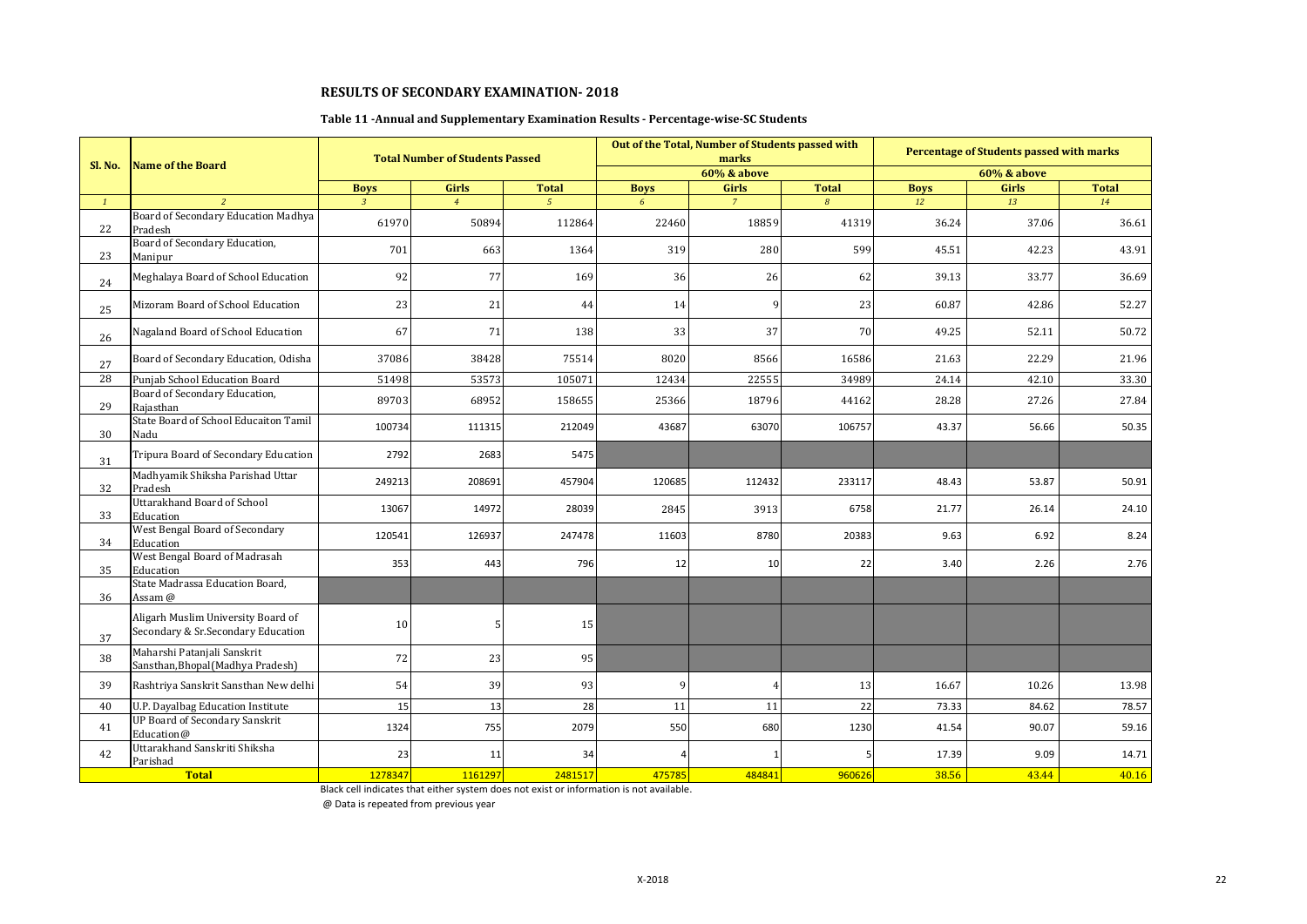## RESULTS OF SECONDARY EXAMINATION- 2018

### Table 11 -Annual and Supplementary Examination Results - Percentage-wise-SC Students

| Sl. No. | Name of the Board | Total Number of Students Passed | | | Out of the Total, Number of Students passed with marks 60% & above | | | Percentage of Students passed with marks 60% & above | | |
|---|---|---|---|---|---|---|---|---|---|---|
| | | Boys | Girls | Total | Boys | Girls | Total | Boys | Girls | Total |
| 1 | 2 | 3 | 4 | 5 | 6 | 7 | 8 | 12 | 13 | 14 |
| 22 | Board of Secondary Education Madhya Pradesh | 61970 | 50894 | 112864 | 22460 | 18859 | 41319 | 36.24 | 37.06 | 36.61 |
| 23 | Board of Secondary Education, Manipur | 701 | 663 | 1364 | 319 | 280 | 599 | 45.51 | 42.23 | 43.91 |
| 24 | Meghalaya Board of School Education | 92 | 77 | 169 | 36 | 26 | 62 | 39.13 | 33.77 | 36.69 |
| 25 | Mizoram Board of School Education | 23 | 21 | 44 | 14 | 9 | 23 | 60.87 | 42.86 | 52.27 |
| 26 | Nagaland Board of School Education | 67 | 71 | 138 | 33 | 37 | 70 | 49.25 | 52.11 | 50.72 |
| 27 | Board of Secondary Education, Odisha | 37086 | 38428 | 75514 | 8020 | 8566 | 16586 | 21.63 | 22.29 | 21.96 |
| 28 | Punjab School Education Board | 51498 | 53573 | 105071 | 12434 | 22555 | 34989 | 24.14 | 42.10 | 33.30 |
| 29 | Board of Secondary Education, Rajasthan | 89703 | 68952 | 158655 | 25366 | 18796 | 44162 | 28.28 | 27.26 | 27.84 |
| 30 | State Board of School Educaiton Tamil Nadu | 100734 | 111315 | 212049 | 43687 | 63070 | 106757 | 43.37 | 56.66 | 50.35 |
| 31 | Tripura Board of Secondary Education | 2792 | 2683 | 5475 | | | | | | |
| 32 | Madhyamik Shiksha Parishad Uttar Pradesh | 249213 | 208691 | 457904 | 120685 | 112432 | 233117 | 48.43 | 53.87 | 50.91 |
| 33 | Uttarakhand Board of School Education | 13067 | 14972 | 28039 | 2845 | 3913 | 6758 | 21.77 | 26.14 | 24.10 |
| 34 | West Bengal Board of Secondary Education | 120541 | 126937 | 247478 | 11603 | 8780 | 20383 | 9.63 | 6.92 | 8.24 |
| 35 | West Bengal Board of Madrasah Education | 353 | 443 | 796 | 12 | 10 | 22 | 3.40 | 2.26 | 2.76 |
| 36 | State Madrassa Education Board, Assam @ | | | | | | | | | |
| 37 | Aligarh Muslim University Board of Secondary & Sr.Secondary Education | 10 | 5 | 15 | | | | | | |
| 38 | Maharshi Patanjali Sanskrit Sansthan,Bhopal(Madhya Pradesh) | 72 | 23 | 95 | | | | | | |
| 39 | Rashtriya Sanskrit Sansthan New delhi | 54 | 39 | 93 | 9 | 4 | 13 | 16.67 | 10.26 | 13.98 |
| 40 | U.P. Dayalbag Education Institute | 15 | 13 | 28 | 11 | 11 | 22 | 73.33 | 84.62 | 78.57 |
| 41 | UP Board of Secondary Sanskrit Education@ | 1324 | 755 | 2079 | 550 | 680 | 1230 | 41.54 | 90.07 | 59.16 |
| 42 | Uttarakhand Sanskriti Shiksha Parishad | 23 | 11 | 34 | 4 | 1 | 5 | 17.39 | 9.09 | 14.71 |
| | **Total** | 1278347 | 1161297 | 2481517 | 475785 | 484841 | 960626 | 38.56 | 43.44 | 40.16 |

Black cell indicates that either system does not exist or information is not available.

@ Data is repeated from previous year

X-2018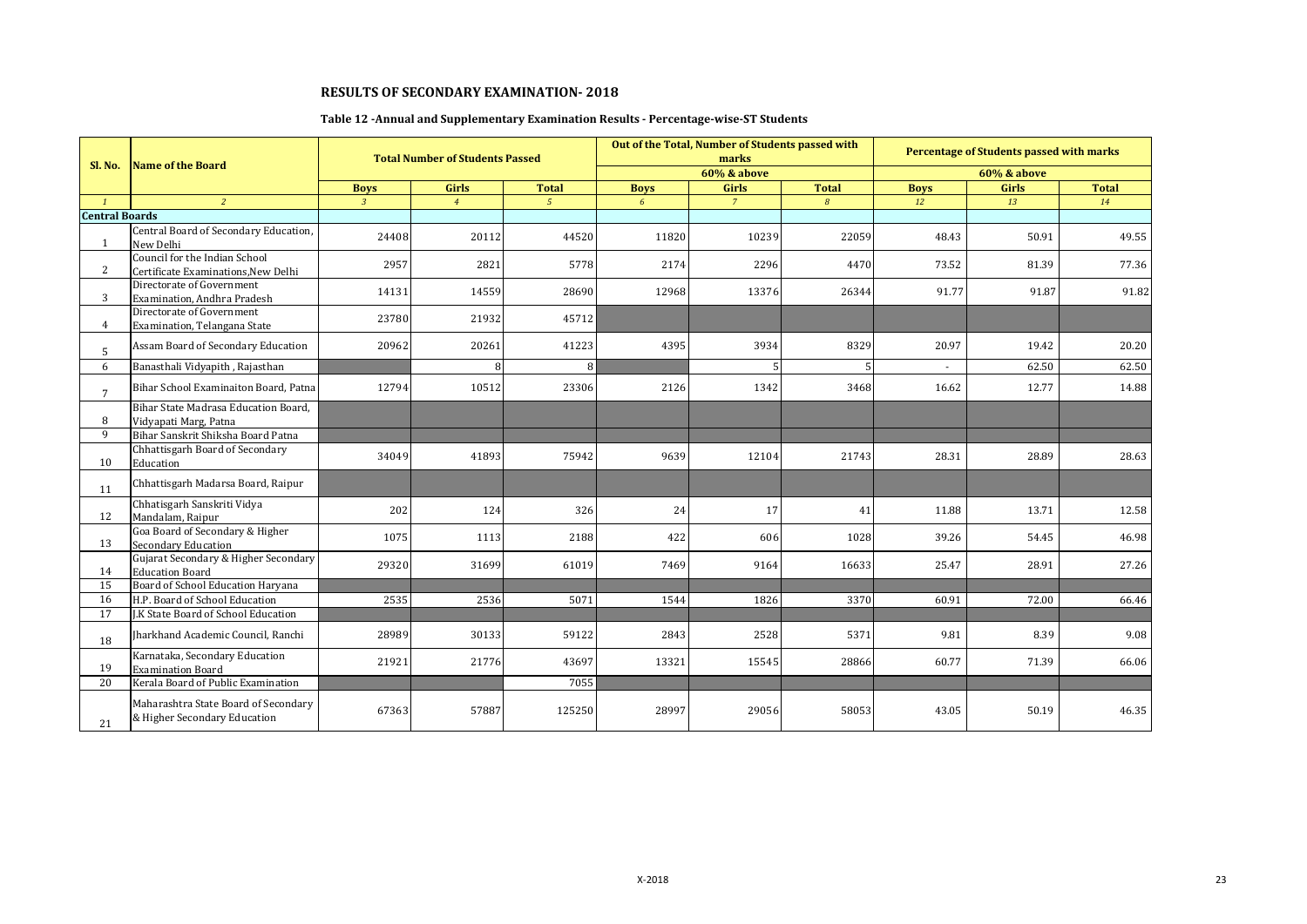## RESULTS OF SECONDARY EXAMINATION- 2018

### Table 12 -Annual and Supplementary Examination Results - Percentage-wise-ST Students

| Sl. No. | Name of the Board | Total Number of Students Passed | | | Out of the Total, Number of Students passed with marks 60% & above | | | Percentage of Students passed with marks 60% & above | | |
|---|---|---|---|---|---|---|---|---|---|---|
| | | Boys | Girls | Total | Boys | Girls | Total | Boys | Girls | Total |
| 1 | 2 | 3 | 4 | 5 | 6 | 7 | 8 | 12 | 13 | 14 |
| **Central Boards** | | | | | | | | | | |
| 1 | Central Board of Secondary Education, New Delhi | 24408 | 20112 | 44520 | 11820 | 10239 | 22059 | 48.43 | 50.91 | 49.55 |
| 2 | Council for the Indian School Certificate Examinations,New Delhi | 2957 | 2821 | 5778 | 2174 | 2296 | 4470 | 73.52 | 81.39 | 77.36 |
| 3 | Directorate of Government Examination, Andhra Pradesh | 14131 | 14559 | 28690 | 12968 | 13376 | 26344 | 91.77 | 91.87 | 91.82 |
| 4 | Directorate of Government Examination, Telangana State | 23780 | 21932 | 45712 | | | | | | |
| 5 | Assam Board of Secondary Education | 20962 | 20261 | 41223 | 4395 | 3934 | 8329 | 20.97 | 19.42 | 20.20 |
| 6 | Banasthali Vidyapith , Rajasthan | | 8 | 8 | | 5 | 5 | - | 62.50 | 62.50 |
| 7 | Bihar School Examinaiton Board, Patna | 12794 | 10512 | 23306 | 2126 | 1342 | 3468 | 16.62 | 12.77 | 14.88 |
| 8 | Bihar State Madrasa Education Board, Vidyapati Marg, Patna | | | | | | | | | |
| 9 | Bihar Sanskrit Shiksha Board Patna | | | | | | | | | |
| 10 | Chhattisgarh Board of Secondary Education | 34049 | 41893 | 75942 | 9639 | 12104 | 21743 | 28.31 | 28.89 | 28.63 |
| 11 | Chhattisgarh Madarsa Board, Raipur | | | | | | | | | |
| 12 | Chhatisgarh Sanskriti Vidya Mandalam, Raipur | 202 | 124 | 326 | 24 | 17 | 41 | 11.88 | 13.71 | 12.58 |
| 13 | Goa Board of Secondary & Higher Secondary Education | 1075 | 1113 | 2188 | 422 | 606 | 1028 | 39.26 | 54.45 | 46.98 |
| 14 | Gujarat Secondary & Higher Secondary Education Board | 29320 | 31699 | 61019 | 7469 | 9164 | 16633 | 25.47 | 28.91 | 27.26 |
| 15 | Board of School Education Haryana | | | | | | | | | |
| 16 | H.P. Board of School Education | 2535 | 2536 | 5071 | 1544 | 1826 | 3370 | 60.91 | 72.00 | 66.46 |
| 17 | J.K State Board of School Education | | | | | | | | | |
| 18 | Jharkhand Academic Council, Ranchi | 28989 | 30133 | 59122 | 2843 | 2528 | 5371 | 9.81 | 8.39 | 9.08 |
| 19 | Karnataka, Secondary Education Examination Board | 21921 | 21776 | 43697 | 13321 | 15545 | 28866 | 60.77 | 71.39 | 66.06 |
| 20 | Kerala Board of Public Examination | | | 7055 | | | | | | |
| 21 | Maharashtra State Board of Secondary & Higher Secondary Education | 67363 | 57887 | 125250 | 28997 | 29056 | 58053 | 43.05 | 50.19 | 46.35 |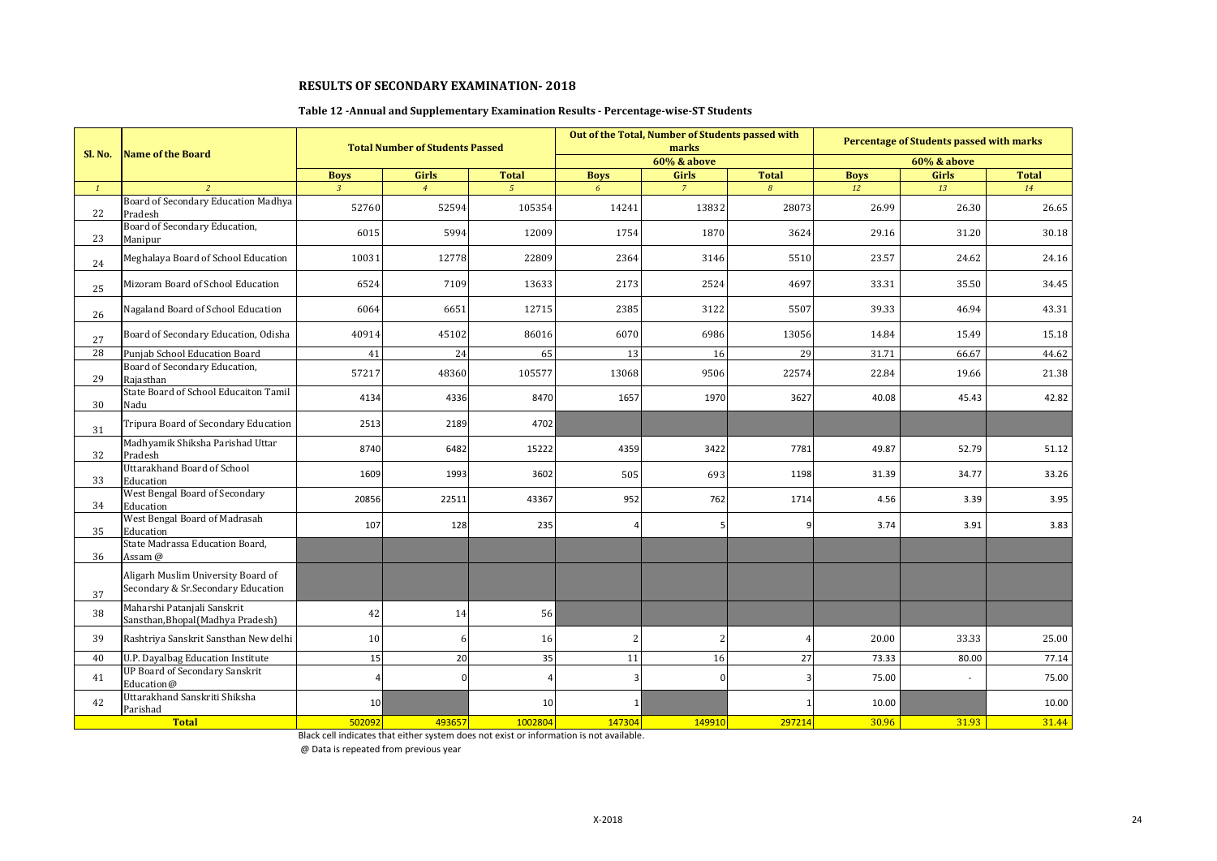## RESULTS OF SECONDARY EXAMINATION- 2018

### Table 12 -Annual and Supplementary Examination Results - Percentage-wise-ST Students

| Sl. No. | Name of the Board | Total Number of Students Passed | | | Out of the Total, Number of Students passed with marks | | | Percentage of Students passed with marks | | |
|---|---|---|---|---|---|---|---|---|---|---|
| | | | | | 60% & above | | | 60% & above | | |
| | | Boys | Girls | Total | Boys | Girls | Total | Boys | Girls | Total |
| 1 | 2 | 3 | 4 | 5 | 6 | 7 | 8 | 12 | 13 | 14 |
| 22 | Board of Secondary Education Madhya Pradesh | 52760 | 52594 | 105354 | 14241 | 13832 | 28073 | 26.99 | 26.30 | 26.65 |
| 23 | Board of Secondary Education, Manipur | 6015 | 5994 | 12009 | 1754 | 1870 | 3624 | 29.16 | 31.20 | 30.18 |
| 24 | Meghalaya Board of School Education | 10031 | 12778 | 22809 | 2364 | 3146 | 5510 | 23.57 | 24.62 | 24.16 |
| 25 | Mizoram Board of School Education | 6524 | 7109 | 13633 | 2173 | 2524 | 4697 | 33.31 | 35.50 | 34.45 |
| 26 | Nagaland Board of School Education | 6064 | 6651 | 12715 | 2385 | 3122 | 5507 | 39.33 | 46.94 | 43.31 |
| 27 | Board of Secondary Education, Odisha | 40914 | 45102 | 86016 | 6070 | 6986 | 13056 | 14.84 | 15.49 | 15.18 |
| 28 | Punjab School Education Board | 41 | 24 | 65 | 13 | 16 | 29 | 31.71 | 66.67 | 44.62 |
| 29 | Board of Secondary Education, Rajasthan | 57217 | 48360 | 105577 | 13068 | 9506 | 22574 | 22.84 | 19.66 | 21.38 |
| 30 | State Board of School Educaiton Tamil Nadu | 4134 | 4336 | 8470 | 1657 | 1970 | 3627 | 40.08 | 45.43 | 42.82 |
| 31 | Tripura Board of Secondary Education | 2513 | 2189 | 4702 | | | | | | |
| 32 | Madhyamik Shiksha Parishad Uttar Pradesh | 8740 | 6482 | 15222 | 4359 | 3422 | 7781 | 49.87 | 52.79 | 51.12 |
| 33 | Uttarakhand Board of School Education | 1609 | 1993 | 3602 | 505 | 693 | 1198 | 31.39 | 34.77 | 33.26 |
| 34 | West Bengal Board of Secondary Education | 20856 | 22511 | 43367 | 952 | 762 | 1714 | 4.56 | 3.39 | 3.95 |
| 35 | West Bengal Board of Madrasah Education | 107 | 128 | 235 | 4 | 5 | 9 | 3.74 | 3.91 | 3.83 |
| 36 | State Madrassa Education Board, Assam @ | | | | | | | | | |
| 37 | Aligarh Muslim University Board of Secondary & Sr.Secondary Education | | | | | | | | | |
| 38 | Maharshi Patanjali Sanskrit Sansthan,Bhopal(Madhya Pradesh) | 42 | 14 | 56 | | | | | | |
| 39 | Rashtriya Sanskrit Sansthan New delhi | 10 | 6 | 16 | 2 | 2 | 4 | 20.00 | 33.33 | 25.00 |
| 40 | U.P. Dayalbag Education Institute | 15 | 20 | 35 | 11 | 16 | 27 | 73.33 | 80.00 | 77.14 |
| 41 | UP Board of Secondary Sanskrit Education@ | 4 | 0 | 4 | 3 | 0 | 3 | 75.00 | - | 75.00 |
| 42 | Uttarakhand Sanskriti Shiksha Parishad | 10 | | 10 | 1 | | 1 | 10.00 | | 10.00 |
| | **Total** | 502092 | 493657 | 1002804 | 147304 | 149910 | 297214 | 30.96 | 31.93 | 31.44 |

Black cell indicates that either system does not exist or information is not available.

@ Data is repeated from previous year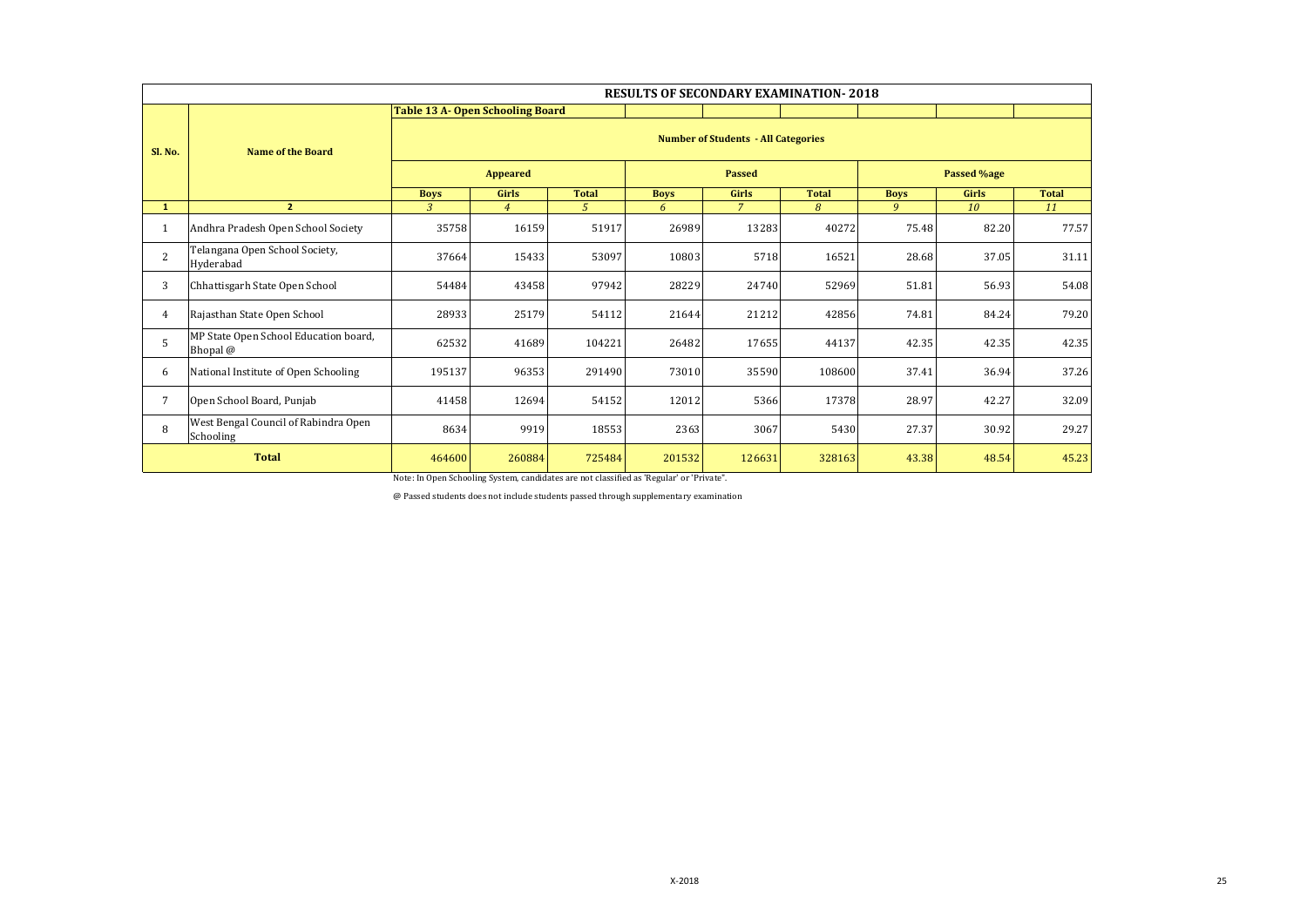## RESULTS OF SECONDARY EXAMINATION- 2018

**Table 13 A- Open Schooling Board**

| Sl. No. | Name of the Board | Number of Students - All Categories | | | | | | | | |
|---|---|---|---|---|---|---|---|---|---|---|
| | | Appeared | | | Passed | | | Passed %age | | |
| | | Boys | Girls | Total | Boys | Girls | Total | Boys | Girls | Total |
| 1 | 2 | 3 | 4 | 5 | 6 | 7 | 8 | 9 | 10 | 11 |
| 1 | Andhra Pradesh Open School Society | 35758 | 16159 | 51917 | 26989 | 13283 | 40272 | 75.48 | 82.20 | 77.57 |
| 2 | Telangana Open School Society, Hyderabad | 37664 | 15433 | 53097 | 10803 | 5718 | 16521 | 28.68 | 37.05 | 31.11 |
| 3 | Chhattisgarh State Open School | 54484 | 43458 | 97942 | 28229 | 24740 | 52969 | 51.81 | 56.93 | 54.08 |
| 4 | Rajasthan State Open School | 28933 | 25179 | 54112 | 21644 | 21212 | 42856 | 74.81 | 84.24 | 79.20 |
| 5 | MP State Open School Education board, Bhopal @ | 62532 | 41689 | 104221 | 26482 | 17655 | 44137 | 42.35 | 42.35 | 42.35 |
| 6 | National Institute of Open Schooling | 195137 | 96353 | 291490 | 73010 | 35590 | 108600 | 37.41 | 36.94 | 37.26 |
| 7 | Open School Board, Punjab | 41458 | 12694 | 54152 | 12012 | 5366 | 17378 | 28.97 | 42.27 | 32.09 |
| 8 | West Bengal Council of Rabindra Open Schooling | 8634 | 9919 | 18553 | 2363 | 3067 | 5430 | 27.37 | 30.92 | 29.27 |
| **Total** | | 464600 | 260884 | 725484 | 201532 | 126631 | 328163 | 43.38 | 48.54 | 45.23 |

Note: In Open Schooling System, candidates are not classified as 'Regular' or 'Private".

@ Passed students does not include students passed through supplementary examination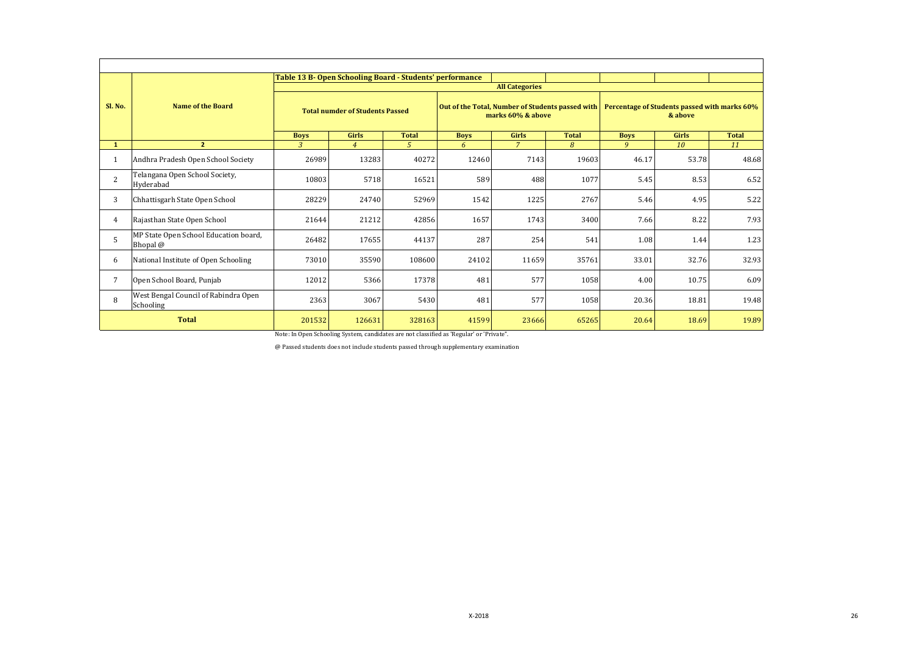## Table 13 B- Open Schooling Board - Students' performance

| Sl. No. | Name of the Board | All Categories | | | | | | | | |
|---|---|---|---|---|---|---|---|---|---|---|
| | | Total numder of Students Passed | | | Out of the Total, Number of Students passed with marks 60% & above | | | Percentage of Students passed with marks 60% & above | | |
| | | Boys | Girls | Total | Boys | Girls | Total | Boys | Girls | Total |
| 1 | 2 | 3 | 4 | 5 | 6 | 7 | 8 | 9 | 10 | 11 |
| 1 | Andhra Pradesh Open School Society | 26989 | 13283 | 40272 | 12460 | 7143 | 19603 | 46.17 | 53.78 | 48.68 |
| 2 | Telangana Open School Society, Hyderabad | 10803 | 5718 | 16521 | 589 | 488 | 1077 | 5.45 | 8.53 | 6.52 |
| 3 | Chhattisgarh State Open School | 28229 | 24740 | 52969 | 1542 | 1225 | 2767 | 5.46 | 4.95 | 5.22 |
| 4 | Rajasthan State Open School | 21644 | 21212 | 42856 | 1657 | 1743 | 3400 | 7.66 | 8.22 | 7.93 |
| 5 | MP State Open School Education board, Bhopal @ | 26482 | 17655 | 44137 | 287 | 254 | 541 | 1.08 | 1.44 | 1.23 |
| 6 | National Institute of Open Schooling | 73010 | 35590 | 108600 | 24102 | 11659 | 35761 | 33.01 | 32.76 | 32.93 |
| 7 | Open School Board, Punjab | 12012 | 5366 | 17378 | 481 | 577 | 1058 | 4.00 | 10.75 | 6.09 |
| 8 | West Bengal Council of Rabindra Open Schooling | 2363 | 3067 | 5430 | 481 | 577 | 1058 | 20.36 | 18.81 | 19.48 |
| | **Total** | 201532 | 126631 | 328163 | 41599 | 23666 | 65265 | 20.64 | 18.69 | 19.89 |

Note: In Open Schooling System, candidates are not classified as 'Regular' or 'Private".

@ Passed students does not include students passed through supplementary examination

X-2018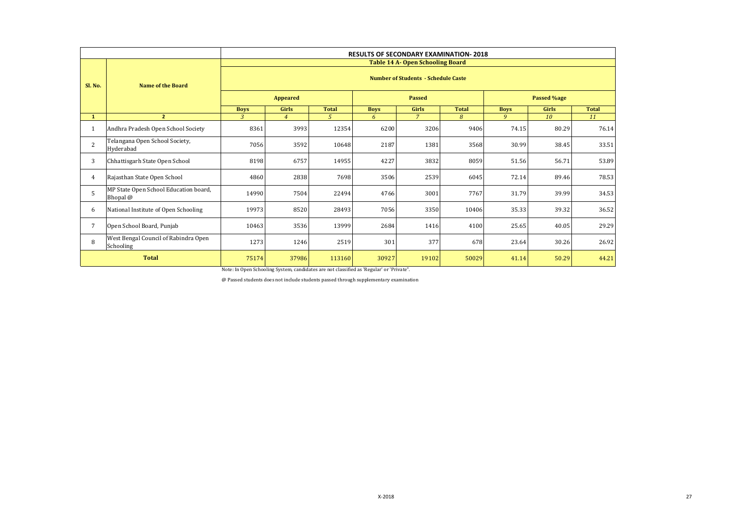| Sl. No. | Name of the Board | RESULTS OF SECONDARY EXAMINATION- 2018 | | | | | | | | |
|---|---|---|---|---|---|---|---|---|---|---|
| | | Table 14 A- Open Schooling Board | | | | | | | | |
| | | Number of Students - Schedule Caste | | | | | | | | |
| | | Appeared | | | Passed | | | Passed %age | | |
| | | Boys | Girls | Total | Boys | Girls | Total | Boys | Girls | Total |
| 1 | 2 | 3 | 4 | 5 | 6 | 7 | 8 | 9 | 10 | 11 |
| 1 | Andhra Pradesh Open School Society | 8361 | 3993 | 12354 | 6200 | 3206 | 9406 | 74.15 | 80.29 | 76.14 |
| 2 | Telangana Open School Society, Hyderabad | 7056 | 3592 | 10648 | 2187 | 1381 | 3568 | 30.99 | 38.45 | 33.51 |
| 3 | Chhattisgarh State Open School | 8198 | 6757 | 14955 | 4227 | 3832 | 8059 | 51.56 | 56.71 | 53.89 |
| 4 | Rajasthan State Open School | 4860 | 2838 | 7698 | 3506 | 2539 | 6045 | 72.14 | 89.46 | 78.53 |
| 5 | MP State Open School Education board, Bhopal @ | 14990 | 7504 | 22494 | 4766 | 3001 | 7767 | 31.79 | 39.99 | 34.53 |
| 6 | National Institute of Open Schooling | 19973 | 8520 | 28493 | 7056 | 3350 | 10406 | 35.33 | 39.32 | 36.52 |
| 7 | Open School Board, Punjab | 10463 | 3536 | 13999 | 2684 | 1416 | 4100 | 25.65 | 40.05 | 29.29 |
| 8 | West Bengal Council of Rabindra Open Schooling | 1273 | 1246 | 2519 | 301 | 377 | 678 | 23.64 | 30.26 | 26.92 |
| **Total** | | 75174 | 37986 | 113160 | 30927 | 19102 | 50029 | 41.14 | 50.29 | 44.21 |

Note: In Open Schooling System, candidates are not classified as 'Regular' or 'Private".

@ Passed students does not include students passed through supplementary examination

X-2018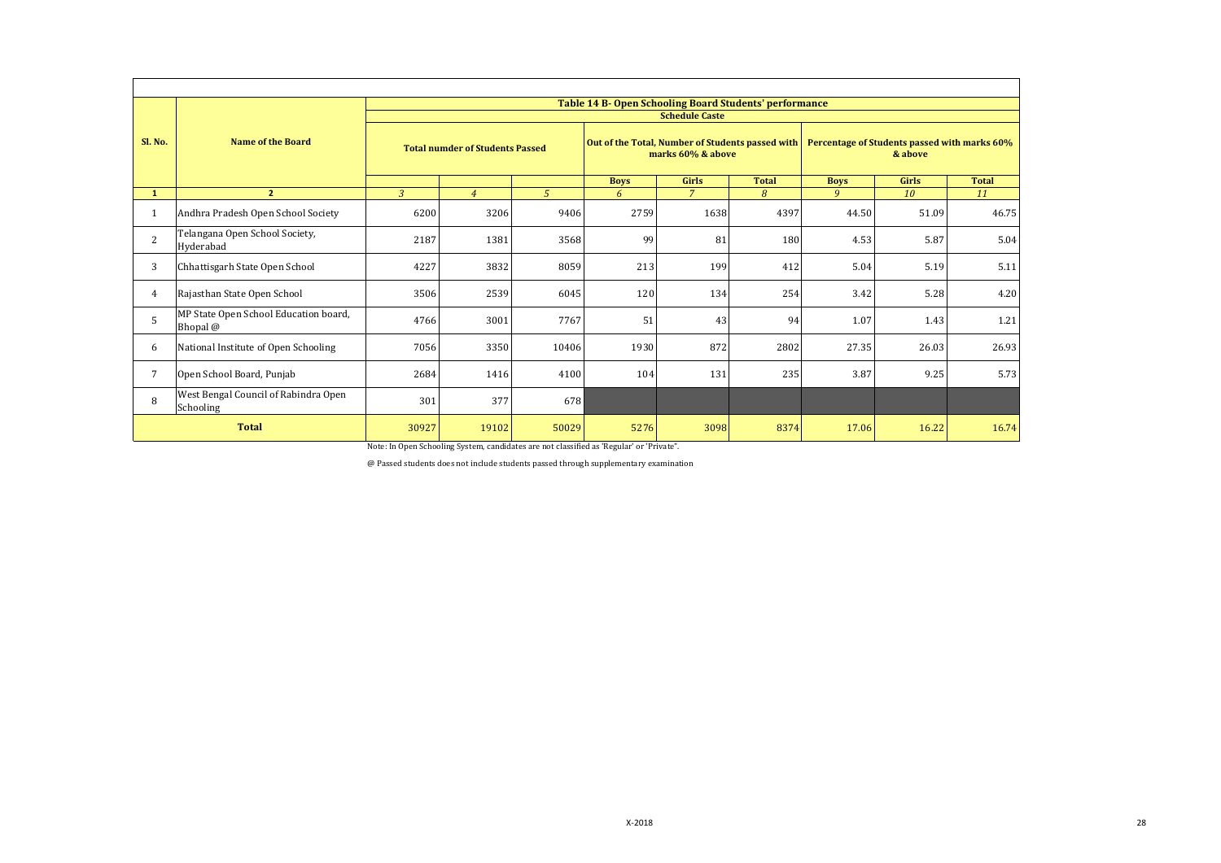| Sl. No. | Name of the Board | Table 14 B- Open Schooling Board Students' performance | | | | | | | | |
|---|---|---|---|---|---|---|---|---|---|---|
| | | Schedule Caste | | | | | | | | |
| | | Total numder of Students Passed | | | Out of the Total, Number of Students passed with marks 60% & above | | | Percentage of Students passed with marks 60% & above | | |
| | | | | | Boys | Girls | Total | Boys | Girls | Total |
| 1 | 2 | 3 | 4 | 5 | 6 | 7 | 8 | 9 | 10 | 11 |
| 1 | Andhra Pradesh Open School Society | 6200 | 3206 | 9406 | 2759 | 1638 | 4397 | 44.50 | 51.09 | 46.75 |
| 2 | Telangana Open School Society, Hyderabad | 2187 | 1381 | 3568 | 99 | 81 | 180 | 4.53 | 5.87 | 5.04 |
| 3 | Chhattisgarh State Open School | 4227 | 3832 | 8059 | 213 | 199 | 412 | 5.04 | 5.19 | 5.11 |
| 4 | Rajasthan State Open School | 3506 | 2539 | 6045 | 120 | 134 | 254 | 3.42 | 5.28 | 4.20 |
| 5 | MP State Open School Education board, Bhopal @ | 4766 | 3001 | 7767 | 51 | 43 | 94 | 1.07 | 1.43 | 1.21 |
| 6 | National Institute of Open Schooling | 7056 | 3350 | 10406 | 1930 | 872 | 2802 | 27.35 | 26.03 | 26.93 |
| 7 | Open School Board, Punjab | 2684 | 1416 | 4100 | 104 | 131 | 235 | 3.87 | 9.25 | 5.73 |
| 8 | West Bengal Council of Rabindra Open Schooling | 301 | 377 | 678 | | | | | | |
| **Total** | | 30927 | 19102 | 50029 | 5276 | 3098 | 8374 | 17.06 | 16.22 | 16.74 |

Note: In Open Schooling System, candidates are not classified as 'Regular' or 'Private".

@ Passed students does not include students passed through supplementary examination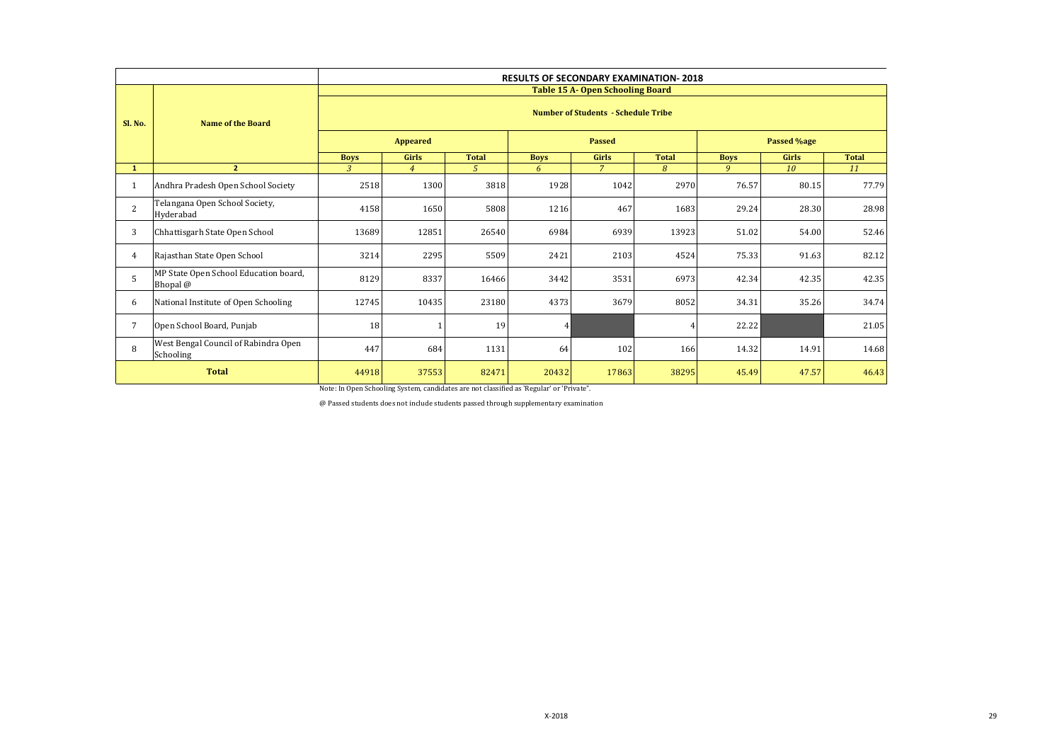| Sl. No. | Name of the Board | RESULTS OF SECONDARY EXAMINATION- 2018 | | | | | | | | |
|---|---|---|---|---|---|---|---|---|---|---|
| | | Table 15 A- Open Schooling Board | | | | | | | | |
| | | Number of Students - Schedule Tribe | | | | | | | | |
| | | Appeared | | | Passed | | | Passed %age | | |
| | | Boys | Girls | Total | Boys | Girls | Total | Boys | Girls | Total |
| 1 | 2 | 3 | 4 | 5 | 6 | 7 | 8 | 9 | 10 | 11 |
| 1 | Andhra Pradesh Open School Society | 2518 | 1300 | 3818 | 1928 | 1042 | 2970 | 76.57 | 80.15 | 77.79 |
| 2 | Telangana Open School Society, Hyderabad | 4158 | 1650 | 5808 | 1216 | 467 | 1683 | 29.24 | 28.30 | 28.98 |
| 3 | Chhattisgarh State Open School | 13689 | 12851 | 26540 | 6984 | 6939 | 13923 | 51.02 | 54.00 | 52.46 |
| 4 | Rajasthan State Open School | 3214 | 2295 | 5509 | 2421 | 2103 | 4524 | 75.33 | 91.63 | 82.12 |
| 5 | MP State Open School Education board, Bhopal @ | 8129 | 8337 | 16466 | 3442 | 3531 | 6973 | 42.34 | 42.35 | 42.35 |
| 6 | National Institute of Open Schooling | 12745 | 10435 | 23180 | 4373 | 3679 | 8052 | 34.31 | 35.26 | 34.74 |
| 7 | Open School Board, Punjab | 18 | 1 | 19 | 4 | | 4 | 22.22 | | 21.05 |
| 8 | West Bengal Council of Rabindra Open Schooling | 447 | 684 | 1131 | 64 | 102 | 166 | 14.32 | 14.91 | 14.68 |
| Total | | 44918 | 37553 | 82471 | 20432 | 17863 | 38295 | 45.49 | 47.57 | 46.43 |

Note: In Open Schooling System, candidates are not classified as 'Regular' or 'Private".

@ Passed students does not include students passed through supplementary examination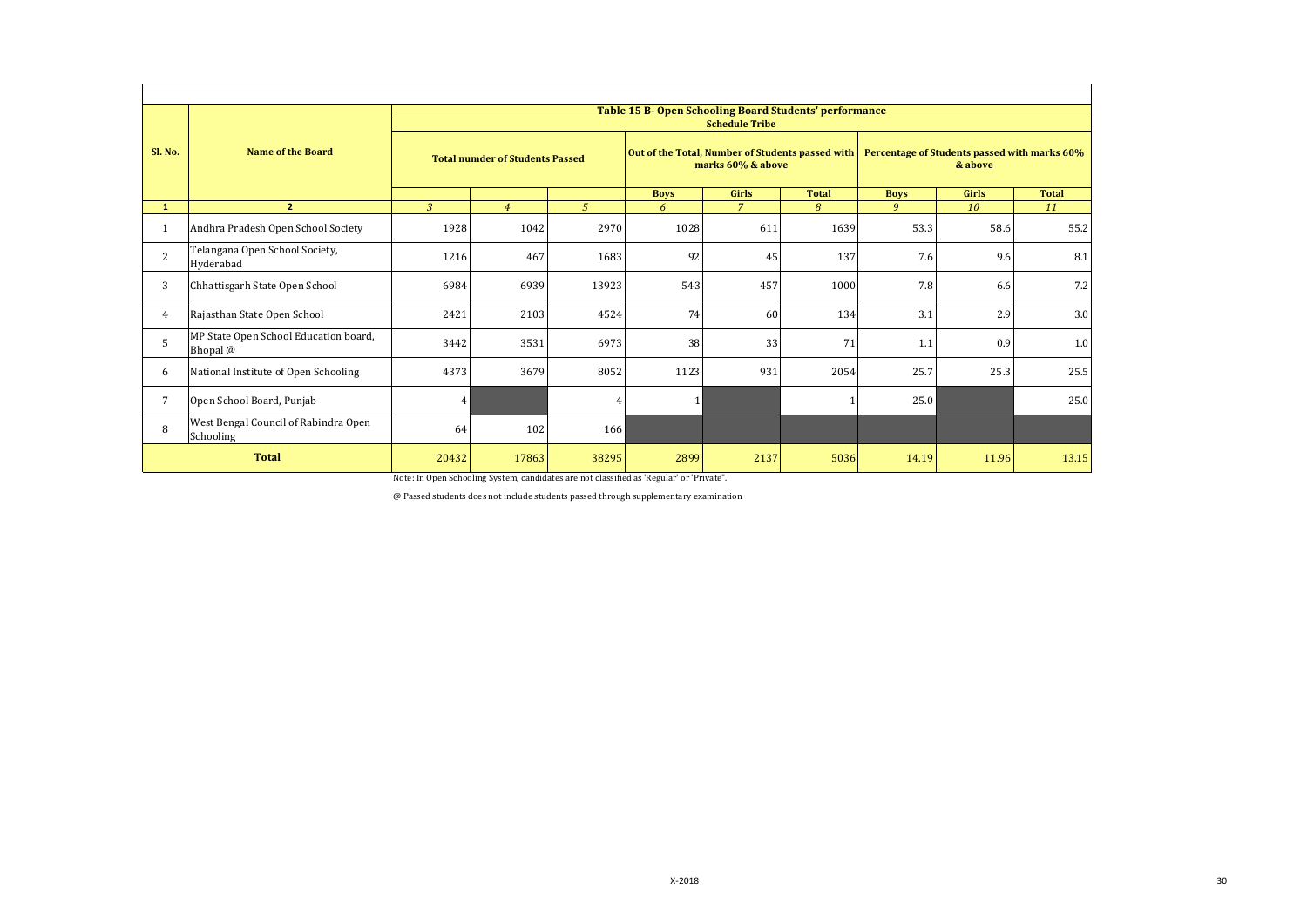| Sl. No. | Name of the Board | Table 15 B- Open Schooling Board Students' performance | | | | | | | | |
|---|---|---|---|---|---|---|---|---|---|---|
| | | Schedule Tribe | | | | | | | | |
| | | Total numder of Students Passed | | | Out of the Total, Number of Students passed with marks 60% & above | | | Percentage of Students passed with marks 60% & above | | |
| | | | | | Boys | Girls | Total | Boys | Girls | Total |
| 1 | 2 | 3 | 4 | 5 | 6 | 7 | 8 | 9 | 10 | 11 |
| 1 | Andhra Pradesh Open School Society | 1928 | 1042 | 2970 | 1028 | 611 | 1639 | 53.3 | 58.6 | 55.2 |
| 2 | Telangana Open School Society, Hyderabad | 1216 | 467 | 1683 | 92 | 45 | 137 | 7.6 | 9.6 | 8.1 |
| 3 | Chhattisgarh State Open School | 6984 | 6939 | 13923 | 543 | 457 | 1000 | 7.8 | 6.6 | 7.2 |
| 4 | Rajasthan State Open School | 2421 | 2103 | 4524 | 74 | 60 | 134 | 3.1 | 2.9 | 3.0 |
| 5 | MP State Open School Education board, Bhopal @ | 3442 | 3531 | 6973 | 38 | 33 | 71 | 1.1 | 0.9 | 1.0 |
| 6 | National Institute of Open Schooling | 4373 | 3679 | 8052 | 1123 | 931 | 2054 | 25.7 | 25.3 | 25.5 |
| 7 | Open School Board, Punjab | 4 | | 4 | 1 | | 1 | 25.0 | | 25.0 |
| 8 | West Bengal Council of Rabindra Open Schooling | 64 | 102 | 166 | | | | | | |
| | **Total** | 20432 | 17863 | 38295 | 2899 | 2137 | 5036 | 14.19 | 11.96 | 13.15 |

Note: In Open Schooling System, candidates are not classified as 'Regular' or 'Private".

@ Passed students does not include students passed through supplementary examination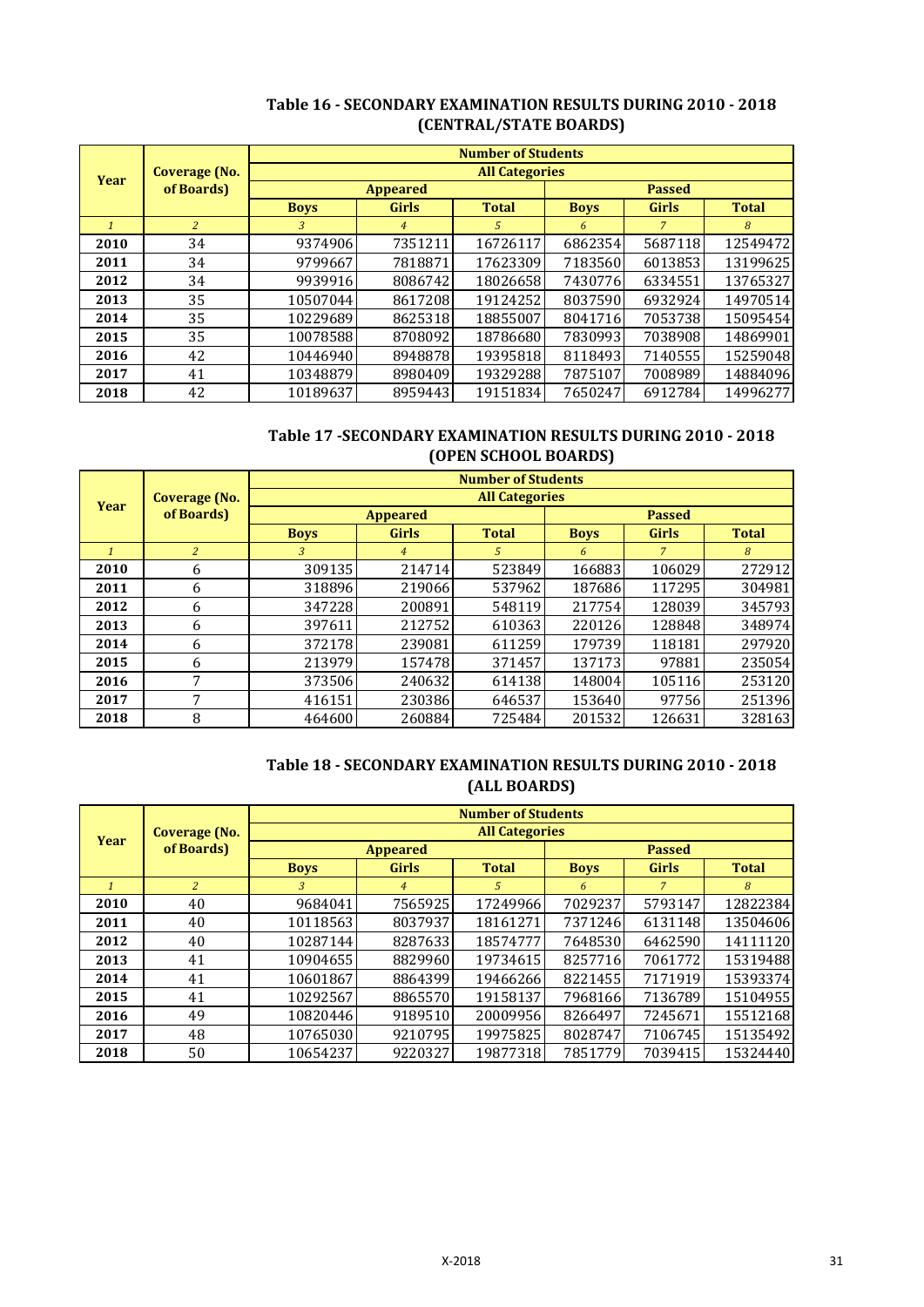## Table 16 - SECONDARY EXAMINATION RESULTS DURING 2010 - 2018 (CENTRAL/STATE BOARDS)

| Year | Coverage (No. of Boards) | Number of Students | | | | | |
|---|---|---|---|---|---|---|---|
| | | All Categories | | | | | |
| | | Appeared | | | Passed | | |
| | | Boys | Girls | Total | Boys | Girls | Total |
| *1* | *2* | *3* | *4* | *5* | *6* | *7* | *8* |
| **2010** | 34 | 9374906 | 7351211 | 16726117 | 6862354 | 5687118 | 12549472 |
| **2011** | 34 | 9799667 | 7818871 | 17623309 | 7183560 | 6013853 | 13199625 |
| **2012** | 34 | 9939916 | 8086742 | 18026658 | 7430776 | 6334551 | 13765327 |
| **2013** | 35 | 10507044 | 8617208 | 19124252 | 8037590 | 6932924 | 14970514 |
| **2014** | 35 | 10229689 | 8625318 | 18855007 | 8041716 | 7053738 | 15095454 |
| **2015** | 35 | 10078588 | 8708092 | 18786680 | 7830993 | 7038908 | 14869901 |
| **2016** | 42 | 10446940 | 8948878 | 19395818 | 8118493 | 7140555 | 15259048 |
| **2017** | 41 | 10348879 | 8980409 | 19329288 | 7875107 | 7008989 | 14884096 |
| **2018** | 42 | 10189637 | 8959443 | 19151834 | 7650247 | 6912784 | 14996277 |

## Table 17 -SECONDARY EXAMINATION RESULTS DURING 2010 - 2018 (OPEN SCHOOL BOARDS)

| Year | Coverage (No. of Boards) | Number of Students | | | | | |
|---|---|---|---|---|---|---|---|
| | | All Categories | | | | | |
| | | Appeared | | | Passed | | |
| | | Boys | Girls | Total | Boys | Girls | Total |
| *1* | *2* | *3* | *4* | *5* | *6* | *7* | *8* |
| **2010** | 6 | 309135 | 214714 | 523849 | 166883 | 106029 | 272912 |
| **2011** | 6 | 318896 | 219066 | 537962 | 187686 | 117295 | 304981 |
| **2012** | 6 | 347228 | 200891 | 548119 | 217754 | 128039 | 345793 |
| **2013** | 6 | 397611 | 212752 | 610363 | 220126 | 128848 | 348974 |
| **2014** | 6 | 372178 | 239081 | 611259 | 179739 | 118181 | 297920 |
| **2015** | 6 | 213979 | 157478 | 371457 | 137173 | 97881 | 235054 |
| **2016** | 7 | 373506 | 240632 | 614138 | 148004 | 105116 | 253120 |
| **2017** | 7 | 416151 | 230386 | 646537 | 153640 | 97756 | 251396 |
| **2018** | 8 | 464600 | 260884 | 725484 | 201532 | 126631 | 328163 |

## Table 18 - SECONDARY EXAMINATION RESULTS DURING 2010 - 2018 (ALL BOARDS)

| Year | Coverage (No. of Boards) | Number of Students | | | | | |
|---|---|---|---|---|---|---|---|
| | | All Categories | | | | | |
| | | Appeared | | | Passed | | |
| | | Boys | Girls | Total | Boys | Girls | Total |
| *1* | *2* | *3* | *4* | *5* | *6* | *7* | *8* |
| **2010** | 40 | 9684041 | 7565925 | 17249966 | 7029237 | 5793147 | 12822384 |
| **2011** | 40 | 10118563 | 8037937 | 18161271 | 7371246 | 6131148 | 13504606 |
| **2012** | 40 | 10287144 | 8287633 | 18574777 | 7648530 | 6462590 | 14111120 |
| **2013** | 41 | 10904655 | 8829960 | 19734615 | 8257716 | 7061772 | 15319488 |
| **2014** | 41 | 10601867 | 8864399 | 19466266 | 8221455 | 7171919 | 15393374 |
| **2015** | 41 | 10292567 | 8865570 | 19158137 | 7968166 | 7136789 | 15104955 |
| **2016** | 49 | 10820446 | 9189510 | 20009956 | 8266497 | 7245671 | 15512168 |
| **2017** | 48 | 10765030 | 9210795 | 19975825 | 8028747 | 7106745 | 15135492 |
| **2018** | 50 | 10654237 | 9220327 | 19877318 | 7851779 | 7039415 | 15324440 |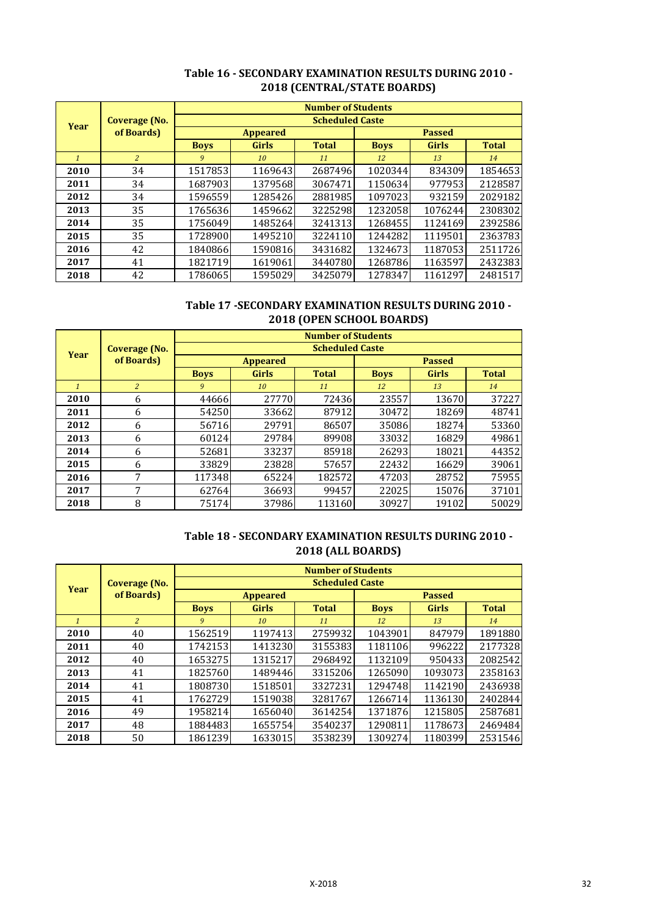## Table 16 - SECONDARY EXAMINATION RESULTS DURING 2010 - 2018 (CENTRAL/STATE BOARDS)

| Year | Coverage (No. of Boards) | Number of Students | | | | | |
|---|---|---|---|---|---|---|---|
| | | Scheduled Caste | | | | | |
| | | Appeared | | | Passed | | |
| | | Boys | Girls | Total | Boys | Girls | Total |
| *1* | *2* | *9* | *10* | *11* | *12* | *13* | *14* |
| 2010 | 34 | 1517853 | 1169643 | 2687496 | 1020344 | 834309 | 1854653 |
| 2011 | 34 | 1687903 | 1379568 | 3067471 | 1150634 | 977953 | 2128587 |
| 2012 | 34 | 1596559 | 1285426 | 2881985 | 1097023 | 932159 | 2029182 |
| 2013 | 35 | 1765636 | 1459662 | 3225298 | 1232058 | 1076244 | 2308302 |
| 2014 | 35 | 1756049 | 1485264 | 3241313 | 1268455 | 1124169 | 2392586 |
| 2015 | 35 | 1728900 | 1495210 | 3224110 | 1244282 | 1119501 | 2363783 |
| 2016 | 42 | 1840866 | 1590816 | 3431682 | 1324673 | 1187053 | 2511726 |
| 2017 | 41 | 1821719 | 1619061 | 3440780 | 1268786 | 1163597 | 2432383 |
| 2018 | 42 | 1786065 | 1595029 | 3425079 | 1278347 | 1161297 | 2481517 |

## Table 17 -SECONDARY EXAMINATION RESULTS DURING 2010 - 2018 (OPEN SCHOOL BOARDS)

| Year | Coverage (No. of Boards) | Number of Students | | | | | |
|---|---|---|---|---|---|---|---|
| | | Scheduled Caste | | | | | |
| | | Appeared | | | Passed | | |
| | | Boys | Girls | Total | Boys | Girls | Total |
| *1* | *2* | *9* | *10* | *11* | *12* | *13* | *14* |
| 2010 | 6 | 44666 | 27770 | 72436 | 23557 | 13670 | 37227 |
| 2011 | 6 | 54250 | 33662 | 87912 | 30472 | 18269 | 48741 |
| 2012 | 6 | 56716 | 29791 | 86507 | 35086 | 18274 | 53360 |
| 2013 | 6 | 60124 | 29784 | 89908 | 33032 | 16829 | 49861 |
| 2014 | 6 | 52681 | 33237 | 85918 | 26293 | 18021 | 44352 |
| 2015 | 6 | 33829 | 23828 | 57657 | 22432 | 16629 | 39061 |
| 2016 | 7 | 117348 | 65224 | 182572 | 47203 | 28752 | 75955 |
| 2017 | 7 | 62764 | 36693 | 99457 | 22025 | 15076 | 37101 |
| 2018 | 8 | 75174 | 37986 | 113160 | 30927 | 19102 | 50029 |

## Table 18 - SECONDARY EXAMINATION RESULTS DURING 2010 - 2018 (ALL BOARDS)

| Year | Coverage (No. of Boards) | Number of Students | | | | | |
|---|---|---|---|---|---|---|---|
| | | Scheduled Caste | | | | | |
| | | Appeared | | | Passed | | |
| | | Boys | Girls | Total | Boys | Girls | Total |
| *1* | *2* | *9* | *10* | *11* | *12* | *13* | *14* |
| 2010 | 40 | 1562519 | 1197413 | 2759932 | 1043901 | 847979 | 1891880 |
| 2011 | 40 | 1742153 | 1413230 | 3155383 | 1181106 | 996222 | 2177328 |
| 2012 | 40 | 1653275 | 1315217 | 2968492 | 1132109 | 950433 | 2082542 |
| 2013 | 41 | 1825760 | 1489446 | 3315206 | 1265090 | 1093073 | 2358163 |
| 2014 | 41 | 1808730 | 1518501 | 3327231 | 1294748 | 1142190 | 2436938 |
| 2015 | 41 | 1762729 | 1519038 | 3281767 | 1266714 | 1136130 | 2402844 |
| 2016 | 49 | 1958214 | 1656040 | 3614254 | 1371876 | 1215805 | 2587681 |
| 2017 | 48 | 1884483 | 1655754 | 3540237 | 1290811 | 1178673 | 2469484 |
| 2018 | 50 | 1861239 | 1633015 | 3538239 | 1309274 | 1180399 | 2531546 |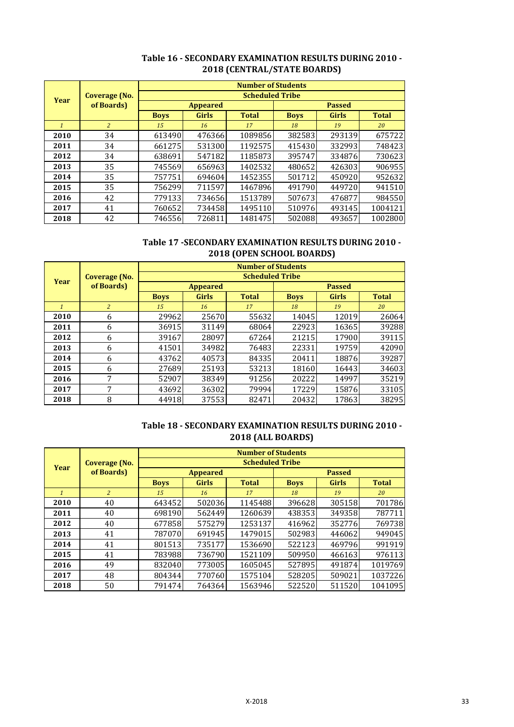### Table 16 - SECONDARY EXAMINATION RESULTS DURING 2010 - 2018 (CENTRAL/STATE BOARDS)

| Year | Coverage (No. of Boards) | Number of Students | | | | | |
|---|---|---|---|---|---|---|---|
| | | Scheduled Tribe | | | | | |
| | | Appeared | | | Passed | | |
| | | Boys | Girls | Total | Boys | Girls | Total |
| *1* | *2* | *15* | *16* | *17* | *18* | *19* | *20* |
| 2010 | 34 | 613490 | 476366 | 1089856 | 382583 | 293139 | 675722 |
| 2011 | 34 | 661275 | 531300 | 1192575 | 415430 | 332993 | 748423 |
| 2012 | 34 | 638691 | 547182 | 1185873 | 395747 | 334876 | 730623 |
| 2013 | 35 | 745569 | 656963 | 1402532 | 480652 | 426303 | 906955 |
| 2014 | 35 | 757751 | 694604 | 1452355 | 501712 | 450920 | 952632 |
| 2015 | 35 | 756299 | 711597 | 1467896 | 491790 | 449720 | 941510 |
| 2016 | 42 | 779133 | 734656 | 1513789 | 507673 | 476877 | 984550 |
| 2017 | 41 | 760652 | 734458 | 1495110 | 510976 | 493145 | 1004121 |
| 2018 | 42 | 746556 | 726811 | 1481475 | 502088 | 493657 | 1002800 |

### Table 17 -SECONDARY EXAMINATION RESULTS DURING 2010 - 2018 (OPEN SCHOOL BOARDS)

| Year | Coverage (No. of Boards) | Number of Students | | | | | |
|---|---|---|---|---|---|---|---|
| | | Scheduled Tribe | | | | | |
| | | Appeared | | | Passed | | |
| | | Boys | Girls | Total | Boys | Girls | Total |
| *1* | *2* | *15* | *16* | *17* | *18* | *19* | *20* |
| 2010 | 6 | 29962 | 25670 | 55632 | 14045 | 12019 | 26064 |
| 2011 | 6 | 36915 | 31149 | 68064 | 22923 | 16365 | 39288 |
| 2012 | 6 | 39167 | 28097 | 67264 | 21215 | 17900 | 39115 |
| 2013 | 6 | 41501 | 34982 | 76483 | 22331 | 19759 | 42090 |
| 2014 | 6 | 43762 | 40573 | 84335 | 20411 | 18876 | 39287 |
| 2015 | 6 | 27689 | 25193 | 53213 | 18160 | 16443 | 34603 |
| 2016 | 7 | 52907 | 38349 | 91256 | 20222 | 14997 | 35219 |
| 2017 | 7 | 43692 | 36302 | 79994 | 17229 | 15876 | 33105 |
| 2018 | 8 | 44918 | 37553 | 82471 | 20432 | 17863 | 38295 |

### Table 18 - SECONDARY EXAMINATION RESULTS DURING 2010 - 2018 (ALL BOARDS)

| Year | Coverage (No. of Boards) | Number of Students | | | | | |
|---|---|---|---|---|---|---|---|
| | | Scheduled Tribe | | | | | |
| | | Appeared | | | Passed | | |
| | | Boys | Girls | Total | Boys | Girls | Total |
| *1* | *2* | *15* | *16* | *17* | *18* | *19* | *20* |
| 2010 | 40 | 643452 | 502036 | 1145488 | 396628 | 305158 | 701786 |
| 2011 | 40 | 698190 | 562449 | 1260639 | 438353 | 349358 | 787711 |
| 2012 | 40 | 677858 | 575279 | 1253137 | 416962 | 352776 | 769738 |
| 2013 | 41 | 787070 | 691945 | 1479015 | 502983 | 446062 | 949045 |
| 2014 | 41 | 801513 | 735177 | 1536690 | 522123 | 469796 | 991919 |
| 2015 | 41 | 783988 | 736790 | 1521109 | 509950 | 466163 | 976113 |
| 2016 | 49 | 832040 | 773005 | 1605045 | 527895 | 491874 | 1019769 |
| 2017 | 48 | 804344 | 770760 | 1575104 | 528205 | 509021 | 1037226 |
| 2018 | 50 | 791474 | 764364 | 1563946 | 522520 | 511520 | 1041095 |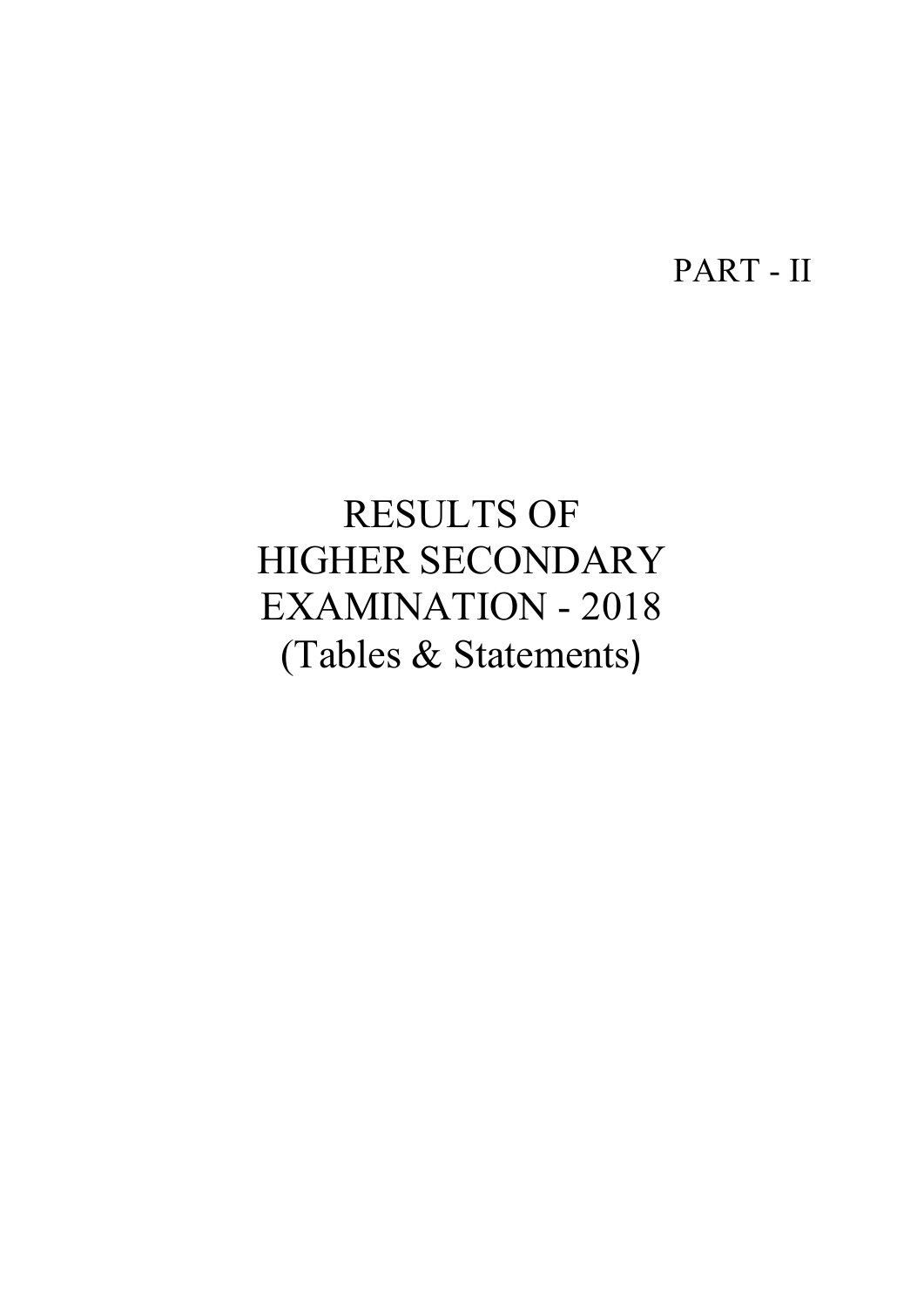PART - II

# RESULTS OF HIGHER SECONDARY EXAMINATION - 2018 (Tables & Statements)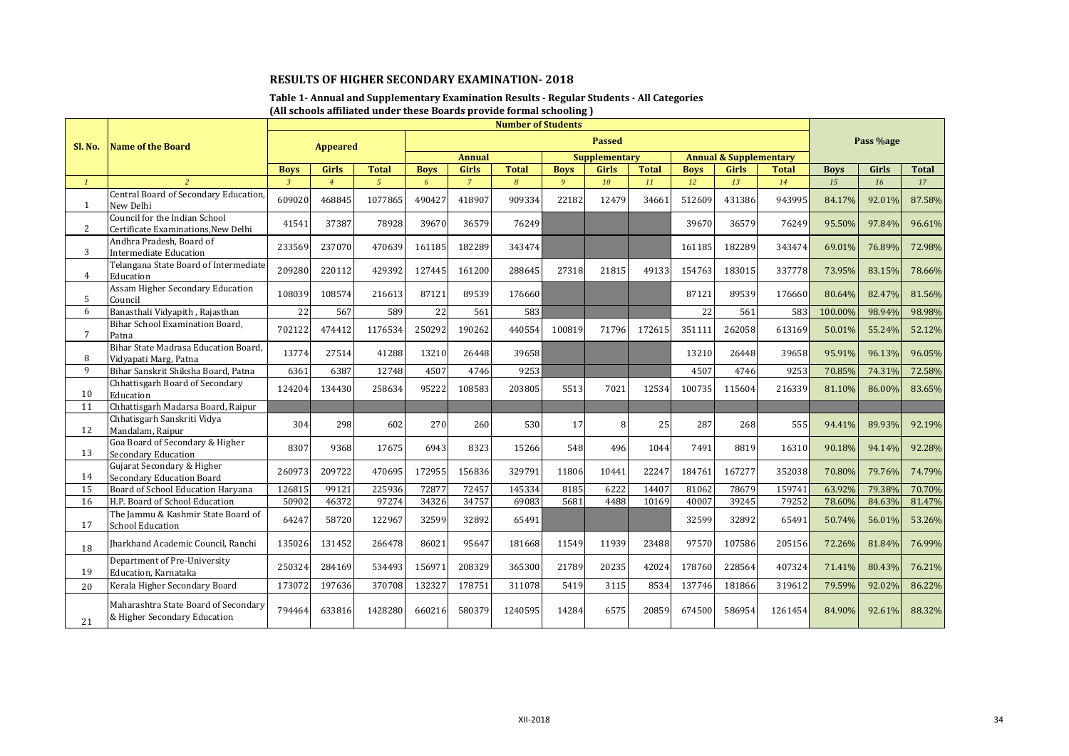## RESULTS OF HIGHER SECONDARY EXAMINATION- 2018

### Table 1- Annual and Supplementary Examination Results - Regular Students - All Categories

**(All schools affiliated under these Boards provide formal schooling )**

| Sl. No. | Name of the Board | Number of Students | | | | | | | | | | | | Pass %age | | |
|---|---|---|---|---|---|---|---|---|---|---|---|---|---|---|---|---|
| | | Appeared | | | Passed | | | | | | | | | | | |
| | | | | | Annual | | | Supplementary | | | Annual & Supplementary | | | | | |
| | | Boys | Girls | Total | Boys | Girls | Total | Boys | Girls | Total | Boys | Girls | Total | Boys | Girls | Total |
| *1* | *2* | *3* | *4* | *5* | *6* | *7* | *8* | *9* | *10* | *11* | *12* | *13* | *14* | *15* | *16* | *17* |
| 1 | Central Board of Secondary Education, New Delhi | 609020 | 468845 | 1077865 | 490427 | 418907 | 909334 | 22182 | 12479 | 34661 | 512609 | 431386 | 943995 | 84.17% | 92.01% | 87.58% |
| 2 | Council for the Indian School Certificate Examinations,New Delhi | 41541 | 37387 | 78928 | 39670 | 36579 | 76249 | | | | 39670 | 36579 | 76249 | 95.50% | 97.84% | 96.61% |
| 3 | Andhra Pradesh, Board of Intermediate Education | 233569 | 237070 | 470639 | 161185 | 182289 | 343474 | | | | 161185 | 182289 | 343474 | 69.01% | 76.89% | 72.98% |
| 4 | Telangana State Board of Intermediate Education | 209280 | 220112 | 429392 | 127445 | 161200 | 288645 | 27318 | 21815 | 49133 | 154763 | 183015 | 337778 | 73.95% | 83.15% | 78.66% |
| 5 | Assam Higher Secondary Education Council | 108039 | 108574 | 216613 | 87121 | 89539 | 176660 | | | | 87121 | 89539 | 176660 | 80.64% | 82.47% | 81.56% |
| 6 | Banasthali Vidyapith , Rajasthan | 22 | 567 | 589 | 22 | 561 | 583 | | | | 22 | 561 | 583 | 100.00% | 98.94% | 98.98% |
| 7 | Bihar School Examination Board, Patna | 702122 | 474412 | 1176534 | 250292 | 190262 | 440554 | 100819 | 71796 | 172615 | 351111 | 262058 | 613169 | 50.01% | 55.24% | 52.12% |
| 8 | Bihar State Madrasa Education Board, Vidyapati Marg, Patna | 13774 | 27514 | 41288 | 13210 | 26448 | 39658 | | | | 13210 | 26448 | 39658 | 95.91% | 96.13% | 96.05% |
| 9 | Bihar Sanskrit Shiksha Board, Patna | 6361 | 6387 | 12748 | 4507 | 4746 | 9253 | | | | 4507 | 4746 | 9253 | 70.85% | 74.31% | 72.58% |
| 10 | Chhattisgarh Board of Secondary Education | 124204 | 134430 | 258634 | 95222 | 108583 | 203805 | 5513 | 7021 | 12534 | 100735 | 115604 | 216339 | 81.10% | 86.00% | 83.65% |
| 11 | Chhatisgarh Madarsa Board, Raipur | | | | | | | | | | | | | | | |
| 12 | Chhatisgarh Sanskriti Vidya Mandalam, Raipur | 304 | 298 | 602 | 270 | 260 | 530 | 17 | 8 | 25 | 287 | 268 | 555 | 94.41% | 89.93% | 92.19% |
| 13 | Goa Board of Secondary & Higher Secondary Education | 8307 | 9368 | 17675 | 6943 | 8323 | 15266 | 548 | 496 | 1044 | 7491 | 8819 | 16310 | 90.18% | 94.14% | 92.28% |
| 14 | Gujarat Secondary & Higher Secondary Education Board | 260973 | 209722 | 470695 | 172955 | 156836 | 329791 | 11806 | 10441 | 22247 | 184761 | 167277 | 352038 | 70.80% | 79.76% | 74.79% |
| 15 | Board of School Education Haryana | 126815 | 99121 | 225936 | 72877 | 72457 | 145334 | 8185 | 6222 | 14407 | 81062 | 78679 | 159741 | 63.92% | 79.38% | 70.70% |
| 16 | H.P. Board of School Education | 50902 | 46372 | 97274 | 34326 | 34757 | 69083 | 5681 | 4488 | 10169 | 40007 | 39245 | 79252 | 78.60% | 84.63% | 81.47% |
| 17 | The Jammu & Kashmir State Board of School Education | 64247 | 58720 | 122967 | 32599 | 32892 | 65491 | | | | 32599 | 32892 | 65491 | 50.74% | 56.01% | 53.26% |
| 18 | Jharkhand Academic Council, Ranchi | 135026 | 131452 | 266478 | 86021 | 95647 | 181668 | 11549 | 11939 | 23488 | 97570 | 107586 | 205156 | 72.26% | 81.84% | 76.99% |
| 19 | Department of Pre-University Education, Karnataka | 250324 | 284169 | 534493 | 156971 | 208329 | 365300 | 21789 | 20235 | 42024 | 178760 | 228564 | 407324 | 71.41% | 80.43% | 76.21% |
| 20 | Kerala Higher Secondary Board | 173072 | 197636 | 370708 | 132327 | 178751 | 311078 | 5419 | 3115 | 8534 | 137746 | 181866 | 319612 | 79.59% | 92.02% | 86.22% |
| 21 | Maharashtra State Board of Secondary & Higher Secondary Education | 794464 | 633816 | 1428280 | 660216 | 580379 | 1240595 | 14284 | 6575 | 20859 | 674500 | 586954 | 1261454 | 84.90% | 92.61% | 88.32% |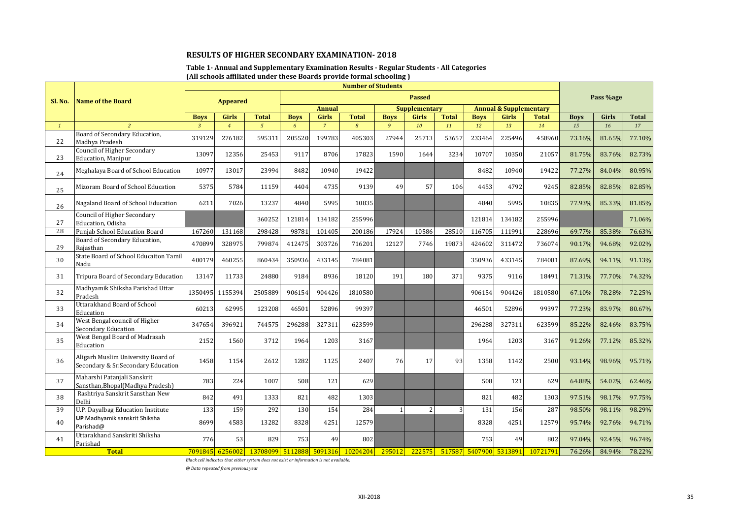## RESULTS OF HIGHER SECONDARY EXAMINATION- 2018

**Table 1- Annual and Supplementary Examination Results - Regular Students - All Categories**
**(All schools affiliated under these Boards provide formal schooling )**

| Sl. No. | Name of the Board | Number of Students | | | | | | | | | | | | Pass %age | | |
|---|---|---|---|---|---|---|---|---|---|---|---|---|---|---|---|---|
| | | Appeared | | | Passed | | | | | | | | | | | |
| | | | | | Annual | | | Supplementary | | | Annual & Supplementary | | | | | |
| | | Boys | Girls | Total | Boys | Girls | Total | Boys | Girls | Total | Boys | Girls | Total | Boys | Girls | Total |
| 1 | 2 | 3 | 4 | 5 | 6 | 7 | 8 | 9 | 10 | 11 | 12 | 13 | 14 | 15 | 16 | 17 |
| 22 | Board of Secondary Education, Madhya Pradesh | 319129 | 276182 | 595311 | 205520 | 199783 | 405303 | 27944 | 25713 | 53657 | 233464 | 225496 | 458960 | 73.16% | 81.65% | 77.10% |
| 23 | Council of Higher Secondary Education, Manipur | 13097 | 12356 | 25453 | 9117 | 8706 | 17823 | 1590 | 1644 | 3234 | 10707 | 10350 | 21057 | 81.75% | 83.76% | 82.73% |
| 24 | Meghalaya Board of School Education | 10977 | 13017 | 23994 | 8482 | 10940 | 19422 | | | | 8482 | 10940 | 19422 | 77.27% | 84.04% | 80.95% |
| 25 | Mizoram Board of School Education | 5375 | 5784 | 11159 | 4404 | 4735 | 9139 | 49 | 57 | 106 | 4453 | 4792 | 9245 | 82.85% | 82.85% | 82.85% |
| 26 | Nagaland Board of School Education | 6211 | 7026 | 13237 | 4840 | 5995 | 10835 | | | | 4840 | 5995 | 10835 | 77.93% | 85.33% | 81.85% |
| 27 | Council of Higher Secondary Education, Odisha | | | 360252 | 121814 | 134182 | 255996 | | | | 121814 | 134182 | 255996 | | | 71.06% |
| 28 | Punjab School Education Board | 167260 | 131168 | 298428 | 98781 | 101405 | 200186 | 17924 | 10586 | 28510 | 116705 | 111991 | 228696 | 69.77% | 85.38% | 76.63% |
| 29 | Board of Secondary Education, Rajasthan | 470899 | 328975 | 799874 | 412475 | 303726 | 716201 | 12127 | 7746 | 19873 | 424602 | 311472 | 736074 | 90.17% | 94.68% | 92.02% |
| 30 | State Board of School Educaiton Tamil Nadu | 400179 | 460255 | 860434 | 350936 | 433145 | 784081 | | | | 350936 | 433145 | 784081 | 87.69% | 94.11% | 91.13% |
| 31 | Tripura Board of Secondary Education | 13147 | 11733 | 24880 | 9184 | 8936 | 18120 | 191 | 180 | 371 | 9375 | 9116 | 18491 | 71.31% | 77.70% | 74.32% |
| 32 | Madhyamik Shiksha Parishad Uttar Pradesh | 1350495 | 1155394 | 2505889 | 906154 | 904426 | 1810580 | | | | 906154 | 904426 | 1810580 | 67.10% | 78.28% | 72.25% |
| 33 | Uttarakhand Board of School Education | 60213 | 62995 | 123208 | 46501 | 52896 | 99397 | | | | 46501 | 52896 | 99397 | 77.23% | 83.97% | 80.67% |
| 34 | West Bengal council of Higher Secondary Education | 347654 | 396921 | 744575 | 296288 | 327311 | 623599 | | | | 296288 | 327311 | 623599 | 85.22% | 82.46% | 83.75% |
| 35 | West Bengal Board of Madrasah Education | 2152 | 1560 | 3712 | 1964 | 1203 | 3167 | | | | 1964 | 1203 | 3167 | 91.26% | 77.12% | 85.32% |
| 36 | Aligarh Muslim University Board of Secondary & Sr.Secondary Education | 1458 | 1154 | 2612 | 1282 | 1125 | 2407 | 76 | 17 | 93 | 1358 | 1142 | 2500 | 93.14% | 98.96% | 95.71% |
| 37 | Maharshi Patanjali Sanskrit Sansthan,Bhopal(Madhya Pradesh) | 783 | 224 | 1007 | 508 | 121 | 629 | | | | 508 | 121 | 629 | 64.88% | 54.02% | 62.46% |
| 38 | Rashtriya Sanskrit Sansthan New Delhi | 842 | 491 | 1333 | 821 | 482 | 1303 | | | | 821 | 482 | 1303 | 97.51% | 98.17% | 97.75% |
| 39 | U.P. Dayalbag Education Institute | 133 | 159 | 292 | 130 | 154 | 284 | 1 | 2 | 3 | 131 | 156 | 287 | 98.50% | 98.11% | 98.29% |
| 40 | **UP** Madhyamik sanskrit Shiksha Parishad@ | 8699 | 4583 | 13282 | 8328 | 4251 | 12579 | | | | 8328 | 4251 | 12579 | 95.74% | 92.76% | 94.71% |
| 41 | Uttarakhand Sanskriti Shiksha Parishad | 776 | 53 | 829 | 753 | 49 | 802 | | | | 753 | 49 | 802 | 97.04% | 92.45% | 96.74% |
| | **Total** | 7091845 | 6256002 | 13708099 | 5112888 | 5091316 | 10204204 | 295012 | 222575 | 517587 | 5407900 | 5313891 | 10721791 | 76.26% | 84.94% | 78.22% |

*Black cell indicates that either system does not exist or information is not available.*

*@ Data repeated from previous year*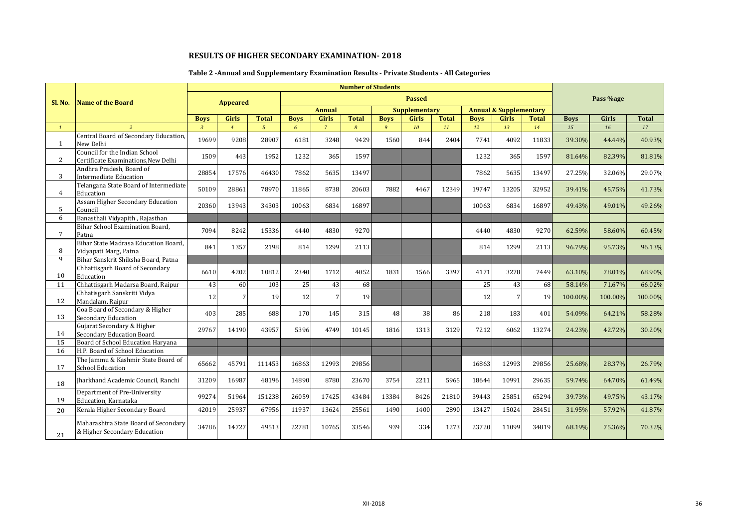## RESULTS OF HIGHER SECONDARY EXAMINATION- 2018

### Table 2 -Annual and Supplementary Examination Results - Private Students - All Categories

| Sl. No. | Name of the Board | Number of Students | | | | | | | | | | | | Pass %age | | |
|---|---|---|---|---|---|---|---|---|---|---|---|---|---|---|---|---|
| | | Appeared | | | Passed | | | | | | | | | | | |
| | | | | | Annual | | | Supplementary | | | Annual & Supplementary | | | | | |
| | | Boys | Girls | Total | Boys | Girls | Total | Boys | Girls | Total | Boys | Girls | Total | Boys | Girls | Total |
| 1 | 2 | 3 | 4 | 5 | 6 | 7 | 8 | 9 | 10 | 11 | 12 | 13 | 14 | 15 | 16 | 17 |
| 1 | Central Board of Secondary Education, New Delhi | 19699 | 9208 | 28907 | 6181 | 3248 | 9429 | 1560 | 844 | 2404 | 7741 | 4092 | 11833 | 39.30% | 44.44% | 40.93% |
| 2 | Council for the Indian School Certificate Examinations,New Delhi | 1509 | 443 | 1952 | 1232 | 365 | 1597 | | | | 1232 | 365 | 1597 | 81.64% | 82.39% | 81.81% |
| 3 | Andhra Pradesh, Board of Intermediate Education | 28854 | 17576 | 46430 | 7862 | 5635 | 13497 | | | | 7862 | 5635 | 13497 | 27.25% | 32.06% | 29.07% |
| 4 | Telangana State Board of Intermediate Education | 50109 | 28861 | 78970 | 11865 | 8738 | 20603 | 7882 | 4467 | 12349 | 19747 | 13205 | 32952 | 39.41% | 45.75% | 41.73% |
| 5 | Assam Higher Secondary Education Council | 20360 | 13943 | 34303 | 10063 | 6834 | 16897 | | | | 10063 | 6834 | 16897 | 49.43% | 49.01% | 49.26% |
| 6 | Banasthali Vidyapith , Rajasthan | | | | | | | | | | | | | | | |
| 7 | Bihar School Examination Board, Patna | 7094 | 8242 | 15336 | 4440 | 4830 | 9270 | | | | 4440 | 4830 | 9270 | 62.59% | 58.60% | 60.45% |
| 8 | Bihar State Madrasa Education Board, Vidyapati Marg, Patna | 841 | 1357 | 2198 | 814 | 1299 | 2113 | | | | 814 | 1299 | 2113 | 96.79% | 95.73% | 96.13% |
| 9 | Bihar Sanskrit Shiksha Board, Patna | | | | | | | | | | | | | | | |
| 10 | Chhattisgarh Board of Secondary Education | 6610 | 4202 | 10812 | 2340 | 1712 | 4052 | 1831 | 1566 | 3397 | 4171 | 3278 | 7449 | 63.10% | 78.01% | 68.90% |
| 11 | Chhattisgarh Madarsa Board, Raipur | 43 | 60 | 103 | 25 | 43 | 68 | | | | 25 | 43 | 68 | 58.14% | 71.67% | 66.02% |
| 12 | Chhatisgarh Sanskriti Vidya Mandalam, Raipur | 12 | 7 | 19 | 12 | 7 | 19 | | | | 12 | 7 | 19 | 100.00% | 100.00% | 100.00% |
| 13 | Goa Board of Secondary & Higher Secondary Education | 403 | 285 | 688 | 170 | 145 | 315 | 48 | 38 | 86 | 218 | 183 | 401 | 54.09% | 64.21% | 58.28% |
| 14 | Gujarat Secondary & Higher Secondary Education Board | 29767 | 14190 | 43957 | 5396 | 4749 | 10145 | 1816 | 1313 | 3129 | 7212 | 6062 | 13274 | 24.23% | 42.72% | 30.20% |
| 15 | Board of School Education Haryana | | | | | | | | | | | | | | | |
| 16 | H.P. Board of School Education | | | | | | | | | | | | | | | |
| 17 | The Jammu & Kashmir State Board of School Education | 65662 | 45791 | 111453 | 16863 | 12993 | 29856 | | | | 16863 | 12993 | 29856 | 25.68% | 28.37% | 26.79% |
| 18 | Jharkhand Academic Council, Ranchi | 31209 | 16987 | 48196 | 14890 | 8780 | 23670 | 3754 | 2211 | 5965 | 18644 | 10991 | 29635 | 59.74% | 64.70% | 61.49% |
| 19 | Department of Pre-University Education, Karnataka | 99274 | 51964 | 151238 | 26059 | 17425 | 43484 | 13384 | 8426 | 21810 | 39443 | 25851 | 65294 | 39.73% | 49.75% | 43.17% |
| 20 | Kerala Higher Secondary Board | 42019 | 25937 | 67956 | 11937 | 13624 | 25561 | 1490 | 1400 | 2890 | 13427 | 15024 | 28451 | 31.95% | 57.92% | 41.87% |
| 21 | Maharashtra State Board of Secondary & Higher Secondary Education | 34786 | 14727 | 49513 | 22781 | 10765 | 33546 | 939 | 334 | 1273 | 23720 | 11099 | 34819 | 68.19% | 75.36% | 70.32% |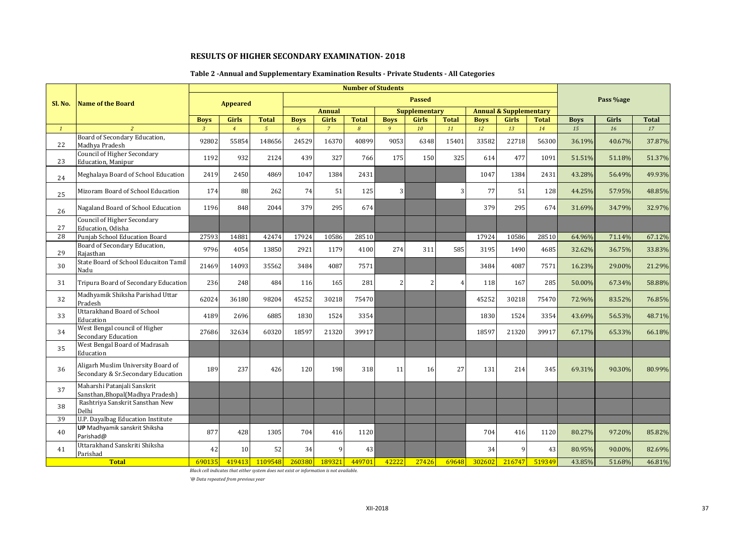## RESULTS OF HIGHER SECONDARY EXAMINATION- 2018

### Table 2 -Annual and Supplementary Examination Results - Private Students - All Categories

| Sl. No. | Name of the Board | Number of Students | | | | | | | | | | | | Pass %age | | |
|---|---|---|---|---|---|---|---|---|---|---|---|---|---|---|---|---|
| | | Appeared | | | Passed | | | | | | | | | | | |
| | | | | | Annual | | | Supplementary | | | Annual & Supplementary | | | | | |
| | | Boys | Girls | Total | Boys | Girls | Total | Boys | Girls | Total | Boys | Girls | Total | Boys | Girls | Total |
| *1* | *2* | *3* | *4* | *5* | *6* | *7* | *8* | *9* | *10* | *11* | *12* | *13* | *14* | *15* | *16* | *17* |
| 22 | Board of Secondary Education, Madhya Pradesh | 92802 | 55854 | 148656 | 24529 | 16370 | 40899 | 9053 | 6348 | 15401 | 33582 | 22718 | 56300 | 36.19% | 40.67% | 37.87% |
| 23 | Council of Higher Secondary Education, Manipur | 1192 | 932 | 2124 | 439 | 327 | 766 | 175 | 150 | 325 | 614 | 477 | 1091 | 51.51% | 51.18% | 51.37% |
| 24 | Meghalaya Board of School Education | 2419 | 2450 | 4869 | 1047 | 1384 | 2431 | | | | 1047 | 1384 | 2431 | 43.28% | 56.49% | 49.93% |
| 25 | Mizoram Board of School Education | 174 | 88 | 262 | 74 | 51 | 125 | 3 | | 3 | 77 | 51 | 128 | 44.25% | 57.95% | 48.85% |
| 26 | Nagaland Board of School Education | 1196 | 848 | 2044 | 379 | 295 | 674 | | | | 379 | 295 | 674 | 31.69% | 34.79% | 32.97% |
| 27 | Council of Higher Secondary Education, Odisha | | | | | | | | | | | | | | | |
| 28 | Punjab School Education Board | 27593 | 14881 | 42474 | 17924 | 10586 | 28510 | | | | 17924 | 10586 | 28510 | 64.96% | 71.14% | 67.12% |
| 29 | Board of Secondary Education, Rajasthan | 9796 | 4054 | 13850 | 2921 | 1179 | 4100 | 274 | 311 | 585 | 3195 | 1490 | 4685 | 32.62% | 36.75% | 33.83% |
| 30 | State Board of School Educaiton Tamil Nadu | 21469 | 14093 | 35562 | 3484 | 4087 | 7571 | | | | 3484 | 4087 | 7571 | 16.23% | 29.00% | 21.29% |
| 31 | Tripura Board of Secondary Education | 236 | 248 | 484 | 116 | 165 | 281 | 2 | 2 | 4 | 118 | 167 | 285 | 50.00% | 67.34% | 58.88% |
| 32 | Madhyamik Shiksha Parishad Uttar Pradesh | 62024 | 36180 | 98204 | 45252 | 30218 | 75470 | | | | 45252 | 30218 | 75470 | 72.96% | 83.52% | 76.85% |
| 33 | Uttarakhand Board of School Education | 4189 | 2696 | 6885 | 1830 | 1524 | 3354 | | | | 1830 | 1524 | 3354 | 43.69% | 56.53% | 48.71% |
| 34 | West Bengal council of Higher Secondary Education | 27686 | 32634 | 60320 | 18597 | 21320 | 39917 | | | | 18597 | 21320 | 39917 | 67.17% | 65.33% | 66.18% |
| 35 | West Bengal Board of Madrasah Education | | | | | | | | | | | | | | | |
| 36 | Aligarh Muslim University Board of Secondary & Sr.Secondary Education | 189 | 237 | 426 | 120 | 198 | 318 | 11 | 16 | 27 | 131 | 214 | 345 | 69.31% | 90.30% | 80.99% |
| 37 | Maharshi Patanjali Sanskrit Sansthan,Bhopal(Madhya Pradesh) | | | | | | | | | | | | | | | |
| 38 | Rashtriya Sanskrit Sansthan New Delhi | | | | | | | | | | | | | | | |
| 39 | U.P. Dayalbag Education Institute | | | | | | | | | | | | | | | |
| 40 | **UP** Madhyamik sanskrit Shiksha Parishad@ | 877 | 428 | 1305 | 704 | 416 | 1120 | | | | 704 | 416 | 1120 | 80.27% | 97.20% | 85.82% |
| 41 | Uttarakhand Sanskriti Shiksha Parishad | 42 | 10 | 52 | 34 | 9 | 43 | | | | 34 | 9 | 43 | 80.95% | 90.00% | 82.69% |
| | **Total** | 690135 | 419413 | 1109548 | 260380 | 189321 | 449701 | 42222 | 27426 | 69648 | 302602 | 216747 | 519349 | 43.85% | 51.68% | 46.81% |

*Black cell indicates that either system does not exist or information is not available.*

*'@ Data repeated from previous year*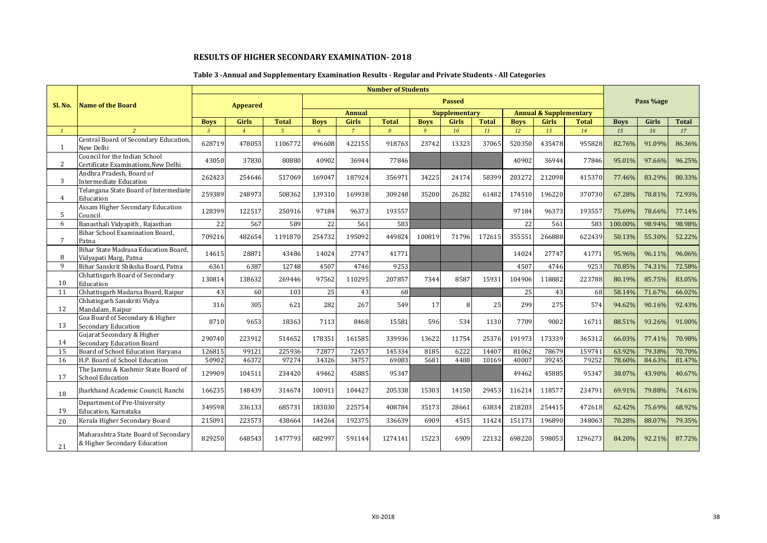# RESULTS OF HIGHER SECONDARY EXAMINATION- 2018

## Table 3 -Annual and Supplementary Examination Results - Regular and Private Students - All Categories

| Sl. No. | Name of the Board | Number of Students | | | | | | | | | | | | Pass %age | | |
|---|---|---|---|---|---|---|---|---|---|---|---|---|---|---|---|---|
| | | Appeared | | | Passed | | | | | | | | | | | |
| | | | | | Annual | | | Supplementary | | | Annual & Supplementary | | | | | |
| | | Boys | Girls | Total | Boys | Girls | Total | Boys | Girls | Total | Boys | Girls | Total | Boys | Girls | Total |
| 1 | 2 | 3 | 4 | 5 | 6 | 7 | 8 | 9 | 10 | 11 | 12 | 13 | 14 | 15 | 16 | 17 |
| 1 | Central Board of Secondary Education, New Delhi | 628719 | 478053 | 1106772 | 496608 | 422155 | 918763 | 23742 | 13323 | 37065 | 520350 | 435478 | 955828 | 82.76% | 91.09% | 86.36% |
| 2 | Council for the Indian School Certificate Examinations,New Delhi | 43050 | 37830 | 80880 | 40902 | 36944 | 77846 | | | | 40902 | 36944 | 77846 | 95.01% | 97.66% | 96.25% |
| 3 | Andhra Pradesh, Board of Intermediate Education | 262423 | 254646 | 517069 | 169047 | 187924 | 356971 | 34225 | 24174 | 58399 | 203272 | 212098 | 415370 | 77.46% | 83.29% | 80.33% |
| 4 | Telangana State Board of Intermediate Education | 259389 | 248973 | 508362 | 139310 | 169938 | 309248 | 35200 | 26282 | 61482 | 174510 | 196220 | 370730 | 67.28% | 78.81% | 72.93% |
| 5 | Assam Higher Secondary Education Council | 128399 | 122517 | 250916 | 97184 | 96373 | 193557 | | | | 97184 | 96373 | 193557 | 75.69% | 78.66% | 77.14% |
| 6 | Banasthali Vidyapith , Rajasthan | 22 | 567 | 589 | 22 | 561 | 583 | | | | 22 | 561 | 583 | 100.00% | 98.94% | 98.98% |
| 7 | Bihar School Examination Board, Patna | 709216 | 482654 | 1191870 | 254732 | 195092 | 449824 | 100819 | 71796 | 172615 | 355551 | 266888 | 622439 | 50.13% | 55.30% | 52.22% |
| 8 | Bihar State Madrasa Education Board, Vidyapati Marg, Patna | 14615 | 28871 | 43486 | 14024 | 27747 | 41771 | | | | 14024 | 27747 | 41771 | 95.96% | 96.11% | 96.06% |
| 9 | Bihar Sanskrit Shiksha Board, Patna | 6361 | 6387 | 12748 | 4507 | 4746 | 9253 | | | | 4507 | 4746 | 9253 | 70.85% | 74.31% | 72.58% |
| 10 | Chhattisgarh Board of Secondary Education | 130814 | 138632 | 269446 | 97562 | 110295 | 207857 | 7344 | 8587 | 15931 | 104906 | 118882 | 223788 | 80.19% | 85.75% | 83.05% |
| 11 | Chhattisgarh Madarsa Board, Raipur | 43 | 60 | 103 | 25 | 43 | 68 | | | | 25 | 43 | 68 | 58.14% | 71.67% | 66.02% |
| 12 | Chhatisgarh Sanskriti Vidya Mandalam, Raipur | 316 | 305 | 621 | 282 | 267 | 549 | 17 | 8 | 25 | 299 | 275 | 574 | 94.62% | 90.16% | 92.43% |
| 13 | Goa Board of Secondary & Higher Secondary Education | 8710 | 9653 | 18363 | 7113 | 8468 | 15581 | 596 | 534 | 1130 | 7709 | 9002 | 16711 | 88.51% | 93.26% | 91.00% |
| 14 | Gujarat Secondary & Higher Secondary Education Board | 290740 | 223912 | 514652 | 178351 | 161585 | 339936 | 13622 | 11754 | 25376 | 191973 | 173339 | 365312 | 66.03% | 77.41% | 70.98% |
| 15 | Board of School Education Haryana | 126815 | 99121 | 225936 | 72877 | 72457 | 145334 | 8185 | 6222 | 14407 | 81062 | 78679 | 159741 | 63.92% | 79.38% | 70.70% |
| 16 | H.P. Board of School Education | 50902 | 46372 | 97274 | 34326 | 34757 | 69083 | 5681 | 4488 | 10169 | 40007 | 39245 | 79252 | 78.60% | 84.63% | 81.47% |
| 17 | The Jammu & Kashmir State Board of School Education | 129909 | 104511 | 234420 | 49462 | 45885 | 95347 | | | | 49462 | 45885 | 95347 | 38.07% | 43.90% | 40.67% |
| 18 | Jharkhand Academic Council, Ranchi | 166235 | 148439 | 314674 | 100911 | 104427 | 205338 | 15303 | 14150 | 29453 | 116214 | 118577 | 234791 | 69.91% | 79.88% | 74.61% |
| 19 | Department of Pre-University Education, Karnataka | 349598 | 336133 | 685731 | 183030 | 225754 | 408784 | 35173 | 28661 | 63834 | 218203 | 254415 | 472618 | 62.42% | 75.69% | 68.92% |
| 20 | Kerala Higher Secondary Board | 215091 | 223573 | 438664 | 144264 | 192375 | 336639 | 6909 | 4515 | 11424 | 151173 | 196890 | 348063 | 70.28% | 88.07% | 79.35% |
| 21 | Maharashtra State Board of Secondary & Higher Secondary Education | 829250 | 648543 | 1477793 | 682997 | 591144 | 1274141 | 15223 | 6909 | 22132 | 698220 | 598053 | 1296273 | 84.20% | 92.21% | 87.72% |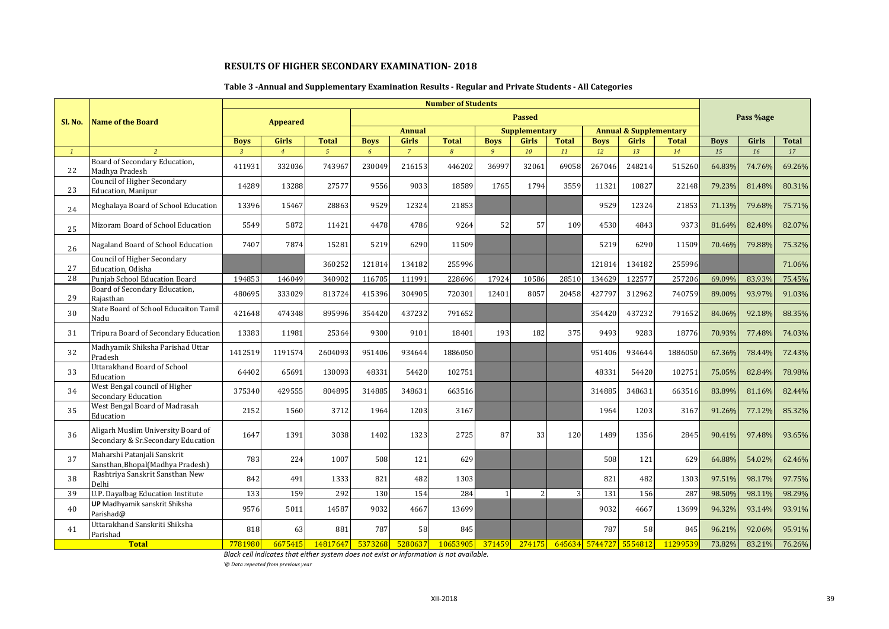## RESULTS OF HIGHER SECONDARY EXAMINATION- 2018

### Table 3 -Annual and Supplementary Examination Results - Regular and Private Students - All Categories

| Sl. No. | Name of the Board | Number of Students | | | | | | | | | | | | Pass %age | | |
|---|---|---|---|---|---|---|---|---|---|---|---|---|---|---|---|---|
| | | Appeared | | | Passed | | | | | | | | | | | |
| | | | | | Annual | | | Supplementary | | | Annual & Supplementary | | | | | |
| | | Boys | Girls | Total | Boys | Girls | Total | Boys | Girls | Total | Boys | Girls | Total | Boys | Girls | Total |
| 1 | 2 | 3 | 4 | 5 | 6 | 7 | 8 | 9 | 10 | 11 | 12 | 13 | 14 | 15 | 16 | 17 |
| 22 | Board of Secondary Education, Madhya Pradesh | 411931 | 332036 | 743967 | 230049 | 216153 | 446202 | 36997 | 32061 | 69058 | 267046 | 248214 | 515260 | 64.83% | 74.76% | 69.26% |
| 23 | Council of Higher Secondary Education, Manipur | 14289 | 13288 | 27577 | 9556 | 9033 | 18589 | 1765 | 1794 | 3559 | 11321 | 10827 | 22148 | 79.23% | 81.48% | 80.31% |
| 24 | Meghalaya Board of School Education | 13396 | 15467 | 28863 | 9529 | 12324 | 21853 | | | | 9529 | 12324 | 21853 | 71.13% | 79.68% | 75.71% |
| 25 | Mizoram Board of School Education | 5549 | 5872 | 11421 | 4478 | 4786 | 9264 | 52 | 57 | 109 | 4530 | 4843 | 9373 | 81.64% | 82.48% | 82.07% |
| 26 | Nagaland Board of School Education | 7407 | 7874 | 15281 | 5219 | 6290 | 11509 | | | | 5219 | 6290 | 11509 | 70.46% | 79.88% | 75.32% |
| 27 | Council of Higher Secondary Education, Odisha | | | 360252 | 121814 | 134182 | 255996 | | | | 121814 | 134182 | 255996 | | | 71.06% |
| 28 | Punjab School Education Board | 194853 | 146049 | 340902 | 116705 | 111991 | 228696 | 17924 | 10586 | 28510 | 134629 | 122577 | 257206 | 69.09% | 83.93% | 75.45% |
| 29 | Board of Secondary Education, Rajasthan | 480695 | 333029 | 813724 | 415396 | 304905 | 720301 | 12401 | 8057 | 20458 | 427797 | 312962 | 740759 | 89.00% | 93.97% | 91.03% |
| 30 | State Board of School Educaiton Tamil Nadu | 421648 | 474348 | 895996 | 354420 | 437232 | 791652 | | | | 354420 | 437232 | 791652 | 84.06% | 92.18% | 88.35% |
| 31 | Tripura Board of Secondary Education | 13383 | 11981 | 25364 | 9300 | 9101 | 18401 | 193 | 182 | 375 | 9493 | 9283 | 18776 | 70.93% | 77.48% | 74.03% |
| 32 | Madhyamik Shiksha Parishad Uttar Pradesh | 1412519 | 1191574 | 2604093 | 951406 | 934644 | 1886050 | | | | 951406 | 934644 | 1886050 | 67.36% | 78.44% | 72.43% |
| 33 | Uttarakhand Board of School Education | 64402 | 65691 | 130093 | 48331 | 54420 | 102751 | | | | 48331 | 54420 | 102751 | 75.05% | 82.84% | 78.98% |
| 34 | West Bengal council of Higher Secondary Education | 375340 | 429555 | 804895 | 314885 | 348631 | 663516 | | | | 314885 | 348631 | 663516 | 83.89% | 81.16% | 82.44% |
| 35 | West Bengal Board of Madrasah Education | 2152 | 1560 | 3712 | 1964 | 1203 | 3167 | | | | 1964 | 1203 | 3167 | 91.26% | 77.12% | 85.32% |
| 36 | Aligarh Muslim University Board of Secondary & Sr.Secondary Education | 1647 | 1391 | 3038 | 1402 | 1323 | 2725 | 87 | 33 | 120 | 1489 | 1356 | 2845 | 90.41% | 97.48% | 93.65% |
| 37 | Maharshi Patanjali Sanskrit Sansthan,Bhopal(Madhya Pradesh) | 783 | 224 | 1007 | 508 | 121 | 629 | | | | 508 | 121 | 629 | 64.88% | 54.02% | 62.46% |
| 38 | Rashtriya Sanskrit Sansthan New Delhi | 842 | 491 | 1333 | 821 | 482 | 1303 | | | | 821 | 482 | 1303 | 97.51% | 98.17% | 97.75% |
| 39 | U.P. Dayalbag Education Institute | 133 | 159 | 292 | 130 | 154 | 284 | 1 | 2 | 3 | 131 | 156 | 287 | 98.50% | 98.11% | 98.29% |
| 40 | **UP** Madhyamik sanskrit Shiksha Parishad@ | 9576 | 5011 | 14587 | 9032 | 4667 | 13699 | | | | 9032 | 4667 | 13699 | 94.32% | 93.14% | 93.91% |
| 41 | Uttarakhand Sanskriti Shiksha Parishad | 818 | 63 | 881 | 787 | 58 | 845 | | | | 787 | 58 | 845 | 96.21% | 92.06% | 95.91% |
| | **Total** | 7781980 | 6675415 | 14817647 | 5373268 | 5280637 | 10653905 | 371459 | 274175 | 645634 | 5744727 | 5554812 | 11299539 | 73.82% | 83.21% | 76.26% |

*Black cell indicates that either system does not exist or information is not available.*

*'@ Data repeated from previous year*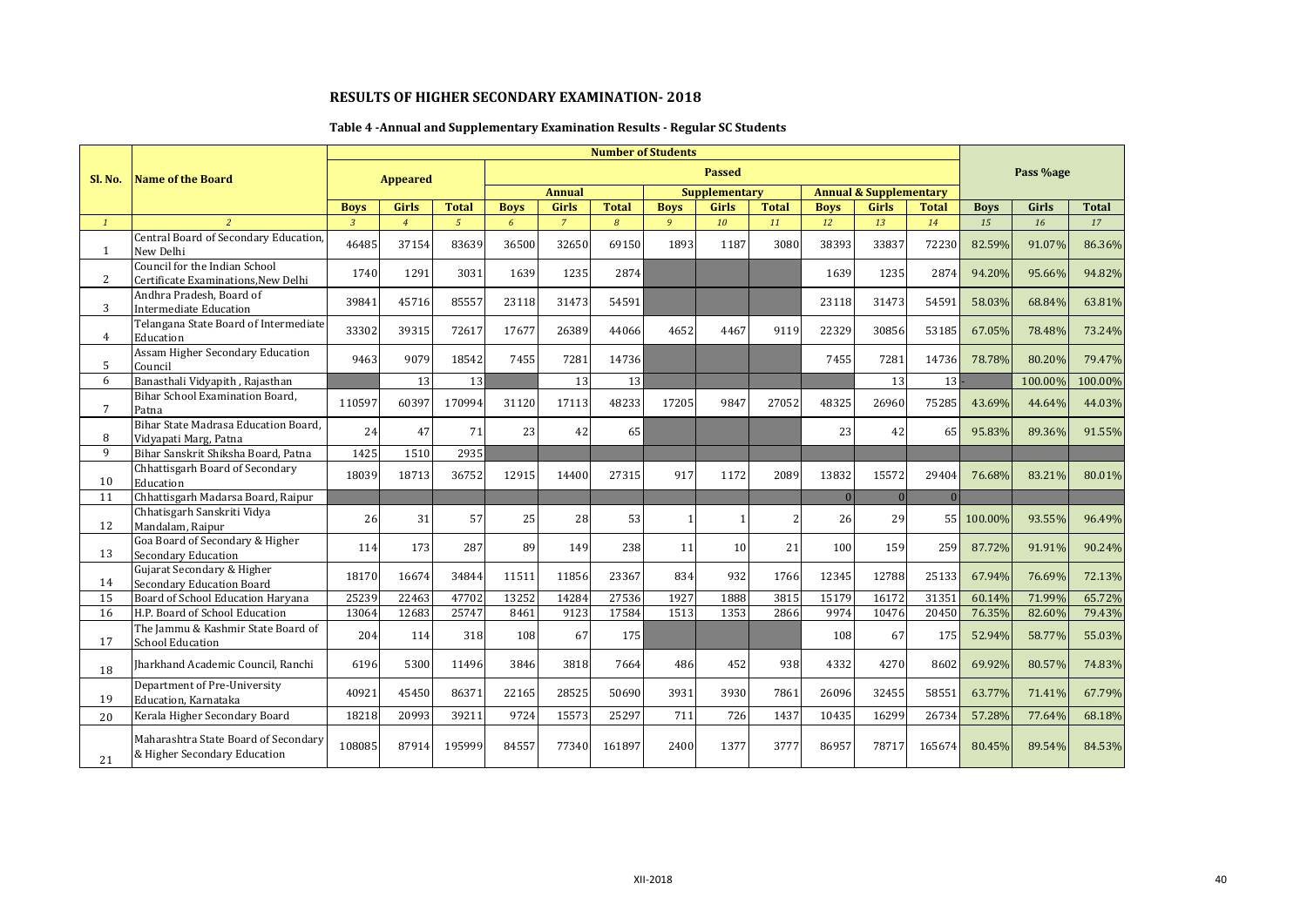# RESULTS OF HIGHER SECONDARY EXAMINATION- 2018

## Table 4 -Annual and Supplementary Examination Results - Regular SC Students

| Sl. No. | Name of the Board | Number of Students | | | | | | | | | | | | Pass %age | | |
|---|---|---|---|---|---|---|---|---|---|---|---|---|---|---|---|---|
| | | Appeared | | | Passed | | | | | | | | | | | |
| | | | | | Annual | | | Supplementary | | | Annual & Supplementary | | | | | |
| | | Boys | Girls | Total | Boys | Girls | Total | Boys | Girls | Total | Boys | Girls | Total | Boys | Girls | Total |
| 1 | 2 | 3 | 4 | 5 | 6 | 7 | 8 | 9 | 10 | 11 | 12 | 13 | 14 | 15 | 16 | 17 |
| 1 | Central Board of Secondary Education, New Delhi | 46485 | 37154 | 83639 | 36500 | 32650 | 69150 | 1893 | 1187 | 3080 | 38393 | 33837 | 72230 | 82.59% | 91.07% | 86.36% |
| 2 | Council for the Indian School Certificate Examinations,New Delhi | 1740 | 1291 | 3031 | 1639 | 1235 | 2874 | | | | 1639 | 1235 | 2874 | 94.20% | 95.66% | 94.82% |
| 3 | Andhra Pradesh, Board of Intermediate Education | 39841 | 45716 | 85557 | 23118 | 31473 | 54591 | | | | 23118 | 31473 | 54591 | 58.03% | 68.84% | 63.81% |
| 4 | Telangana State Board of Intermediate Education | 33302 | 39315 | 72617 | 17677 | 26389 | 44066 | 4652 | 4467 | 9119 | 22329 | 30856 | 53185 | 67.05% | 78.48% | 73.24% |
| 5 | Assam Higher Secondary Education Council | 9463 | 9079 | 18542 | 7455 | 7281 | 14736 | | | | 7455 | 7281 | 14736 | 78.78% | 80.20% | 79.47% |
| 6 | Banasthali Vidyapith , Rajasthan | | 13 | 13 | | 13 | 13 | | | | | 13 | 13 | - | 100.00% | 100.00% |
| 7 | Bihar School Examination Board, Patna | 110597 | 60397 | 170994 | 31120 | 17113 | 48233 | 17205 | 9847 | 27052 | 48325 | 26960 | 75285 | 43.69% | 44.64% | 44.03% |
| 8 | Bihar State Madrasa Education Board, Vidyapati Marg, Patna | 24 | 47 | 71 | 23 | 42 | 65 | | | | 23 | 42 | 65 | 95.83% | 89.36% | 91.55% |
| 9 | Bihar Sanskrit Shiksha Board, Patna | 1425 | 1510 | 2935 | | | | | | | | | | | | |
| 10 | Chhattisgarh Board of Secondary Education | 18039 | 18713 | 36752 | 12915 | 14400 | 27315 | 917 | 1172 | 2089 | 13832 | 15572 | 29404 | 76.68% | 83.21% | 80.01% |
| 11 | Chhattisgarh Madarsa Board, Raipur | | | | | | | | | | 0 | 0 | 0 | | | |
| 12 | Chhatisgarh Sanskriti Vidya Mandalam, Raipur | 26 | 31 | 57 | 25 | 28 | 53 | 1 | 1 | 2 | 26 | 29 | 55 | 100.00% | 93.55% | 96.49% |
| 13 | Goa Board of Secondary & Higher Secondary Education | 114 | 173 | 287 | 89 | 149 | 238 | 11 | 10 | 21 | 100 | 159 | 259 | 87.72% | 91.91% | 90.24% |
| 14 | Gujarat Secondary & Higher Secondary Education Board | 18170 | 16674 | 34844 | 11511 | 11856 | 23367 | 834 | 932 | 1766 | 12345 | 12788 | 25133 | 67.94% | 76.69% | 72.13% |
| 15 | Board of School Education Haryana | 25239 | 22463 | 47702 | 13252 | 14284 | 27536 | 1927 | 1888 | 3815 | 15179 | 16172 | 31351 | 60.14% | 71.99% | 65.72% |
| 16 | H.P. Board of School Education | 13064 | 12683 | 25747 | 8461 | 9123 | 17584 | 1513 | 1353 | 2866 | 9974 | 10476 | 20450 | 76.35% | 82.60% | 79.43% |
| 17 | The Jammu & Kashmir State Board of School Education | 204 | 114 | 318 | 108 | 67 | 175 | | | | 108 | 67 | 175 | 52.94% | 58.77% | 55.03% |
| 18 | Jharkhand Academic Council, Ranchi | 6196 | 5300 | 11496 | 3846 | 3818 | 7664 | 486 | 452 | 938 | 4332 | 4270 | 8602 | 69.92% | 80.57% | 74.83% |
| 19 | Department of Pre-University Education, Karnataka | 40921 | 45450 | 86371 | 22165 | 28525 | 50690 | 3931 | 3930 | 7861 | 26096 | 32455 | 58551 | 63.77% | 71.41% | 67.79% |
| 20 | Kerala Higher Secondary Board | 18218 | 20993 | 39211 | 9724 | 15573 | 25297 | 711 | 726 | 1437 | 10435 | 16299 | 26734 | 57.28% | 77.64% | 68.18% |
| 21 | Maharashtra State Board of Secondary & Higher Secondary Education | 108085 | 87914 | 195999 | 84557 | 77340 | 161897 | 2400 | 1377 | 3777 | 86957 | 78717 | 165674 | 80.45% | 89.54% | 84.53% |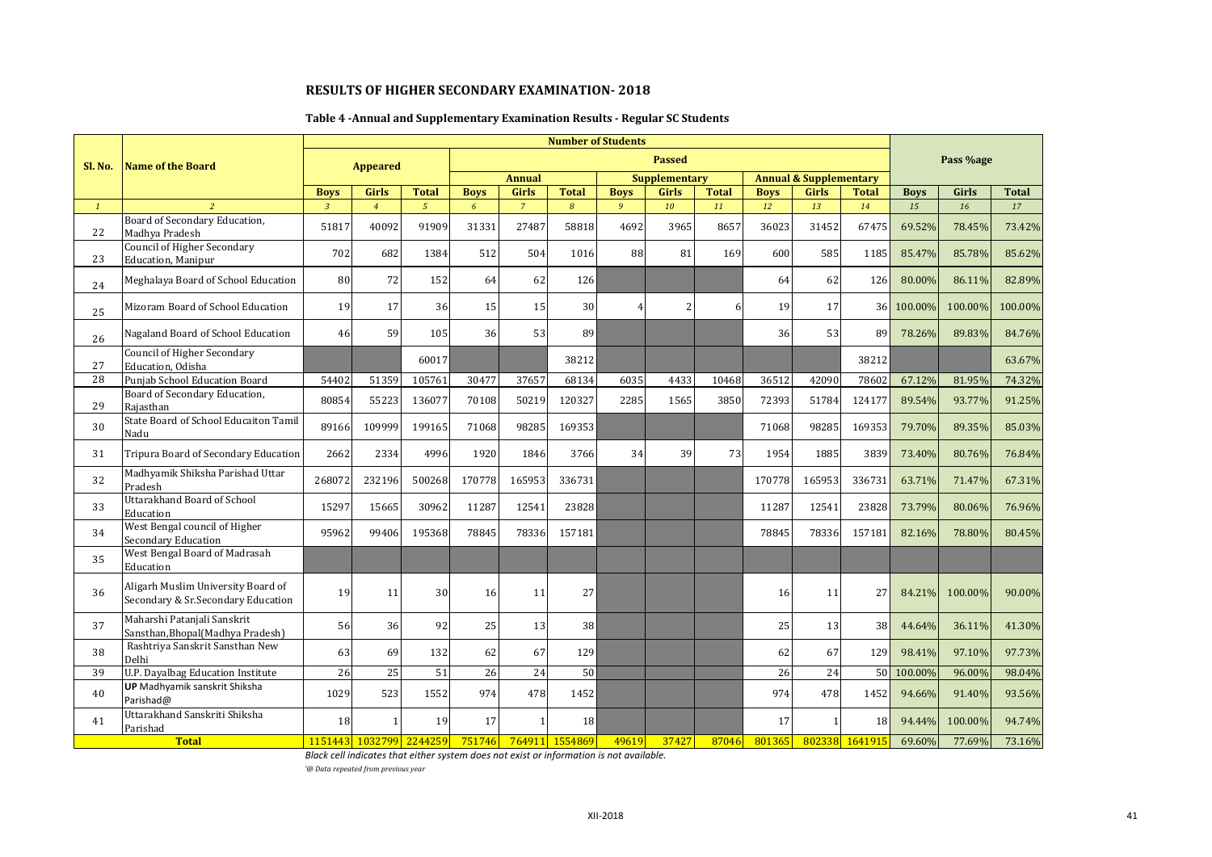## RESULTS OF HIGHER SECONDARY EXAMINATION- 2018

### Table 4 -Annual and Supplementary Examination Results - Regular SC Students

| Sl. No. | Name of the Board | Number of Students | | | | | | | | | | | | Pass %age | | |
|---|---|---|---|---|---|---|---|---|---|---|---|---|---|---|---|---|
| | | Appeared | | | Passed | | | | | | | | | | | |
| | | | | | Annual | | | Supplementary | | | Annual & Supplementary | | | | | |
| | | Boys | Girls | Total | Boys | Girls | Total | Boys | Girls | Total | Boys | Girls | Total | Boys | Girls | Total |
| 1 | 2 | 3 | 4 | 5 | 6 | 7 | 8 | 9 | 10 | 11 | 12 | 13 | 14 | 15 | 16 | 17 |
| 22 | Board of Secondary Education, Madhya Pradesh | 51817 | 40092 | 91909 | 31331 | 27487 | 58818 | 4692 | 3965 | 8657 | 36023 | 31452 | 67475 | 69.52% | 78.45% | 73.42% |
| 23 | Council of Higher Secondary Education, Manipur | 702 | 682 | 1384 | 512 | 504 | 1016 | 88 | 81 | 169 | 600 | 585 | 1185 | 85.47% | 85.78% | 85.62% |
| 24 | Meghalaya Board of School Education | 80 | 72 | 152 | 64 | 62 | 126 | | | | 64 | 62 | 126 | 80.00% | 86.11% | 82.89% |
| 25 | Mizoram Board of School Education | 19 | 17 | 36 | 15 | 15 | 30 | 4 | 2 | 6 | 19 | 17 | 36 | 100.00% | 100.00% | 100.00% |
| 26 | Nagaland Board of School Education | 46 | 59 | 105 | 36 | 53 | 89 | | | | 36 | 53 | 89 | 78.26% | 89.83% | 84.76% |
| 27 | Council of Higher Secondary Education, Odisha | | | 60017 | | | 38212 | | | | | | 38212 | | | 63.67% |
| 28 | Punjab School Education Board | 54402 | 51359 | 105761 | 30477 | 37657 | 68134 | 6035 | 4433 | 10468 | 36512 | 42090 | 78602 | 67.12% | 81.95% | 74.32% |
| 29 | Board of Secondary Education, Rajasthan | 80854 | 55223 | 136077 | 70108 | 50219 | 120327 | 2285 | 1565 | 3850 | 72393 | 51784 | 124177 | 89.54% | 93.77% | 91.25% |
| 30 | State Board of School Educaiton Tamil Nadu | 89166 | 109999 | 199165 | 71068 | 98285 | 169353 | | | | 71068 | 98285 | 169353 | 79.70% | 89.35% | 85.03% |
| 31 | Tripura Board of Secondary Education | 2662 | 2334 | 4996 | 1920 | 1846 | 3766 | 34 | 39 | 73 | 1954 | 1885 | 3839 | 73.40% | 80.76% | 76.84% |
| 32 | Madhyamik Shiksha Parishad Uttar Pradesh | 268072 | 232196 | 500268 | 170778 | 165953 | 336731 | | | | 170778 | 165953 | 336731 | 63.71% | 71.47% | 67.31% |
| 33 | Uttarakhand Board of School Education | 15297 | 15665 | 30962 | 11287 | 12541 | 23828 | | | | 11287 | 12541 | 23828 | 73.79% | 80.06% | 76.96% |
| 34 | West Bengal council of Higher Secondary Education | 95962 | 99406 | 195368 | 78845 | 78336 | 157181 | | | | 78845 | 78336 | 157181 | 82.16% | 78.80% | 80.45% |
| 35 | West Bengal Board of Madrasah Education | | | | | | | | | | | | | | | |
| 36 | Aligarh Muslim University Board of Secondary & Sr.Secondary Education | 19 | 11 | 30 | 16 | 11 | 27 | | | | 16 | 11 | 27 | 84.21% | 100.00% | 90.00% |
| 37 | Maharshi Patanjali Sanskrit Sansthan,Bhopal(Madhya Pradesh) | 56 | 36 | 92 | 25 | 13 | 38 | | | | 25 | 13 | 38 | 44.64% | 36.11% | 41.30% |
| 38 | Rashtriya Sanskrit Sansthan New Delhi | 63 | 69 | 132 | 62 | 67 | 129 | | | | 62 | 67 | 129 | 98.41% | 97.10% | 97.73% |
| 39 | U.P. Dayalbag Education Institute | 26 | 25 | 51 | 26 | 24 | 50 | | | | 26 | 24 | 50 | 100.00% | 96.00% | 98.04% |
| 40 | **UP** Madhyamik sanskrit Shiksha Parishad@ | 1029 | 523 | 1552 | 974 | 478 | 1452 | | | | 974 | 478 | 1452 | 94.66% | 91.40% | 93.56% |
| 41 | Uttarakhand Sanskriti Shiksha Parishad | 18 | 1 | 19 | 17 | 1 | 18 | | | | 17 | 1 | 18 | 94.44% | 100.00% | 94.74% |
| | **Total** | 1151443 | 1032799 | 2244259 | 751746 | 764911 | 1554869 | 49619 | 37427 | 87046 | 801365 | 802338 | 1641915 | 69.60% | 77.69% | 73.16% |

*Black cell indicates that either system does not exist or information is not available.*

*'@ Data repeated from previous year*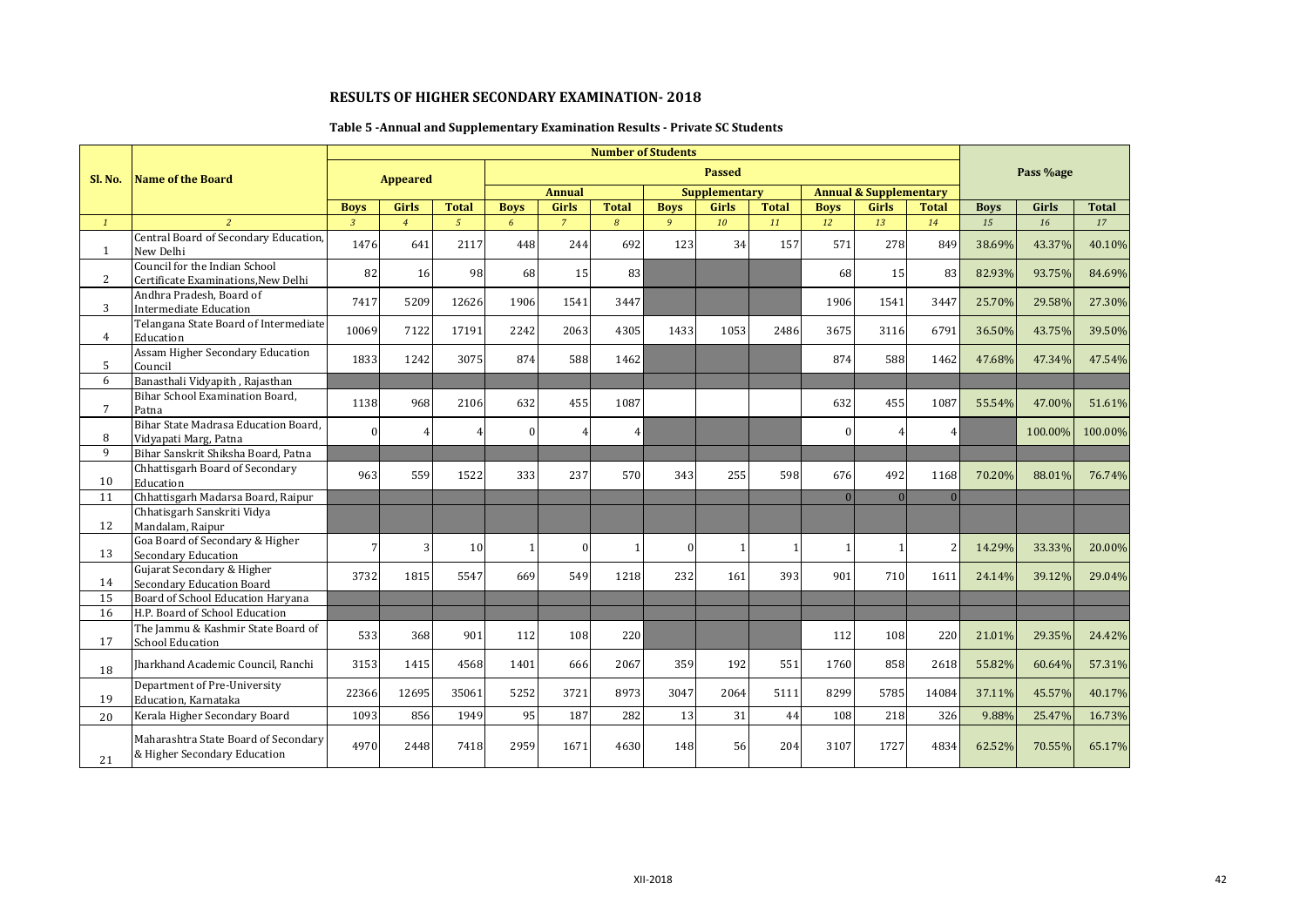## RESULTS OF HIGHER SECONDARY EXAMINATION- 2018

### Table 5 -Annual and Supplementary Examination Results - Private SC Students

| Sl. No. | Name of the Board | Number of Students | | | | | | | | | | | | Pass %age | | |
|---|---|---|---|---|---|---|---|---|---|---|---|---|---|---|---|---|
| | | Appeared | | | Passed | | | | | | | | | | | |
| | | | | | Annual | | | Supplementary | | | Annual & Supplementary | | | | | |
| | | Boys | Girls | Total | Boys | Girls | Total | Boys | Girls | Total | Boys | Girls | Total | Boys | Girls | Total |
| *1* | *2* | *3* | *4* | *5* | *6* | *7* | *8* | *9* | *10* | *11* | *12* | *13* | *14* | *15* | *16* | *17* |
| 1 | Central Board of Secondary Education, New Delhi | 1476 | 641 | 2117 | 448 | 244 | 692 | 123 | 34 | 157 | 571 | 278 | 849 | 38.69% | 43.37% | 40.10% |
| 2 | Council for the Indian School Certificate Examinations,New Delhi | 82 | 16 | 98 | 68 | 15 | 83 | | | | 68 | 15 | 83 | 82.93% | 93.75% | 84.69% |
| 3 | Andhra Pradesh, Board of Intermediate Education | 7417 | 5209 | 12626 | 1906 | 1541 | 3447 | | | | 1906 | 1541 | 3447 | 25.70% | 29.58% | 27.30% |
| 4 | Telangana State Board of Intermediate Education | 10069 | 7122 | 17191 | 2242 | 2063 | 4305 | 1433 | 1053 | 2486 | 3675 | 3116 | 6791 | 36.50% | 43.75% | 39.50% |
| 5 | Assam Higher Secondary Education Council | 1833 | 1242 | 3075 | 874 | 588 | 1462 | | | | 874 | 588 | 1462 | 47.68% | 47.34% | 47.54% |
| 6 | Banasthali Vidyapith , Rajasthan | | | | | | | | | | | | | | | |
| 7 | Bihar School Examination Board, Patna | 1138 | 968 | 2106 | 632 | 455 | 1087 | | | | 632 | 455 | 1087 | 55.54% | 47.00% | 51.61% |
| 8 | Bihar State Madrasa Education Board, Vidyapati Marg, Patna | 0 | 4 | 4 | 0 | 4 | 4 | | | | 0 | 4 | 4 | | 100.00% | 100.00% |
| 9 | Bihar Sanskrit Shiksha Board, Patna | | | | | | | | | | | | | | | |
| 10 | Chhattisgarh Board of Secondary Education | 963 | 559 | 1522 | 333 | 237 | 570 | 343 | 255 | 598 | 676 | 492 | 1168 | 70.20% | 88.01% | 76.74% |
| 11 | Chhattisgarh Madarsa Board, Raipur | | | | | | | | | | 0 | 0 | 0 | | | |
| 12 | Chhatisgarh Sanskriti Vidya Mandalam, Raipur | | | | | | | | | | | | | | | |
| 13 | Goa Board of Secondary & Higher Secondary Education | 7 | 3 | 10 | 1 | 0 | 1 | 0 | 1 | 1 | 1 | 1 | 2 | 14.29% | 33.33% | 20.00% |
| 14 | Gujarat Secondary & Higher Secondary Education Board | 3732 | 1815 | 5547 | 669 | 549 | 1218 | 232 | 161 | 393 | 901 | 710 | 1611 | 24.14% | 39.12% | 29.04% |
| 15 | Board of School Education Haryana | | | | | | | | | | | | | | | |
| 16 | H.P. Board of School Education | | | | | | | | | | | | | | | |
| 17 | The Jammu & Kashmir State Board of School Education | 533 | 368 | 901 | 112 | 108 | 220 | | | | 112 | 108 | 220 | 21.01% | 29.35% | 24.42% |
| 18 | Jharkhand Academic Council, Ranchi | 3153 | 1415 | 4568 | 1401 | 666 | 2067 | 359 | 192 | 551 | 1760 | 858 | 2618 | 55.82% | 60.64% | 57.31% |
| 19 | Department of Pre-University Education, Karnataka | 22366 | 12695 | 35061 | 5252 | 3721 | 8973 | 3047 | 2064 | 5111 | 8299 | 5785 | 14084 | 37.11% | 45.57% | 40.17% |
| 20 | Kerala Higher Secondary Board | 1093 | 856 | 1949 | 95 | 187 | 282 | 13 | 31 | 44 | 108 | 218 | 326 | 9.88% | 25.47% | 16.73% |
| 21 | Maharashtra State Board of Secondary & Higher Secondary Education | 4970 | 2448 | 7418 | 2959 | 1671 | 4630 | 148 | 56 | 204 | 3107 | 1727 | 4834 | 62.52% | 70.55% | 65.17% |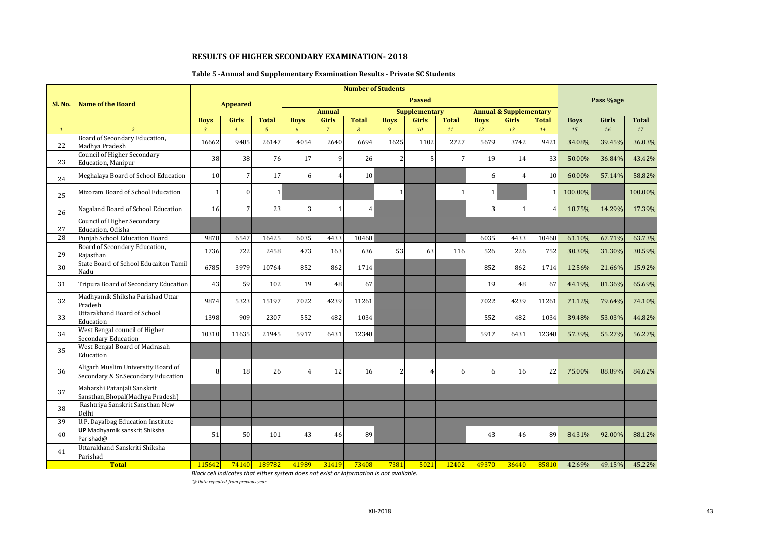# RESULTS OF HIGHER SECONDARY EXAMINATION- 2018

## Table 5 -Annual and Supplementary Examination Results - Private SC Students

| Sl. No. | Name of the Board | Number of Students | | | | | | | | | | | | Pass %age | | |
|---|---|---|---|---|---|---|---|---|---|---|---|---|---|---|---|---|
| | | Appeared | | | Passed | | | | | | | | | | | |
| | | | | | Annual | | | Supplementary | | | Annual & Supplementary | | | | | |
| | | Boys | Girls | Total | Boys | Girls | Total | Boys | Girls | Total | Boys | Girls | Total | Boys | Girls | Total |
| *1* | *2* | *3* | *4* | *5* | *6* | *7* | *8* | *9* | *10* | *11* | *12* | *13* | *14* | *15* | *16* | *17* |
| 22 | Board of Secondary Education, Madhya Pradesh | 16662 | 9485 | 26147 | 4054 | 2640 | 6694 | 1625 | 1102 | 2727 | 5679 | 3742 | 9421 | 34.08% | 39.45% | 36.03% |
| 23 | Council of Higher Secondary Education, Manipur | 38 | 38 | 76 | 17 | 9 | 26 | 2 | 5 | 7 | 19 | 14 | 33 | 50.00% | 36.84% | 43.42% |
| 24 | Meghalaya Board of School Education | 10 | 7 | 17 | 6 | 4 | 10 | | | | 6 | 4 | 10 | 60.00% | 57.14% | 58.82% |
| 25 | Mizoram Board of School Education | 1 | 0 | 1 | | | | 1 | | 1 | 1 | | 1 | 100.00% | | 100.00% |
| 26 | Nagaland Board of School Education | 16 | 7 | 23 | 3 | 1 | 4 | | | | 3 | 1 | 4 | 18.75% | 14.29% | 17.39% |
| 27 | Council of Higher Secondary Education, Odisha | | | | | | | | | | | | | | | |
| 28 | Punjab School Education Board | 9878 | 6547 | 16425 | 6035 | 4433 | 10468 | | | | 6035 | 4433 | 10468 | 61.10% | 67.71% | 63.73% |
| 29 | Board of Secondary Education, Rajasthan | 1736 | 722 | 2458 | 473 | 163 | 636 | 53 | 63 | 116 | 526 | 226 | 752 | 30.30% | 31.30% | 30.59% |
| 30 | State Board of School Educaiton Tamil Nadu | 6785 | 3979 | 10764 | 852 | 862 | 1714 | | | | 852 | 862 | 1714 | 12.56% | 21.66% | 15.92% |
| 31 | Tripura Board of Secondary Education | 43 | 59 | 102 | 19 | 48 | 67 | | | | 19 | 48 | 67 | 44.19% | 81.36% | 65.69% |
| 32 | Madhyamik Shiksha Parishad Uttar Pradesh | 9874 | 5323 | 15197 | 7022 | 4239 | 11261 | | | | 7022 | 4239 | 11261 | 71.12% | 79.64% | 74.10% |
| 33 | Uttarakhand Board of School Education | 1398 | 909 | 2307 | 552 | 482 | 1034 | | | | 552 | 482 | 1034 | 39.48% | 53.03% | 44.82% |
| 34 | West Bengal council of Higher Secondary Education | 10310 | 11635 | 21945 | 5917 | 6431 | 12348 | | | | 5917 | 6431 | 12348 | 57.39% | 55.27% | 56.27% |
| 35 | West Bengal Board of Madrasah Education | | | | | | | | | | | | | | | |
| 36 | Aligarh Muslim University Board of Secondary & Sr.Secondary Education | 8 | 18 | 26 | 4 | 12 | 16 | 2 | 4 | 6 | 6 | 16 | 22 | 75.00% | 88.89% | 84.62% |
| 37 | Maharshi Patanjali Sanskrit Sansthan,Bhopal(Madhya Pradesh) | | | | | | | | | | | | | | | |
| 38 | Rashtriya Sanskrit Sansthan New Delhi | | | | | | | | | | | | | | | |
| 39 | U.P. Dayalbag Education Institute | | | | | | | | | | | | | | | |
| 40 | **UP** Madhyamik sanskrit Shiksha Parishad@ | 51 | 50 | 101 | 43 | 46 | 89 | | | | 43 | 46 | 89 | 84.31% | 92.00% | 88.12% |
| 41 | Uttarakhand Sanskriti Shiksha Parishad | | | | | | | | | | | | | | | |
| | **Total** | 115642 | 74140 | 189782 | 41989 | 31419 | 73408 | 7381 | 5021 | 12402 | 49370 | 36440 | 85810 | 42.69% | 49.15% | 45.22% |

*Black cell indicates that either system does not exist or information is not available.*

*'@ Data repeated from previous year*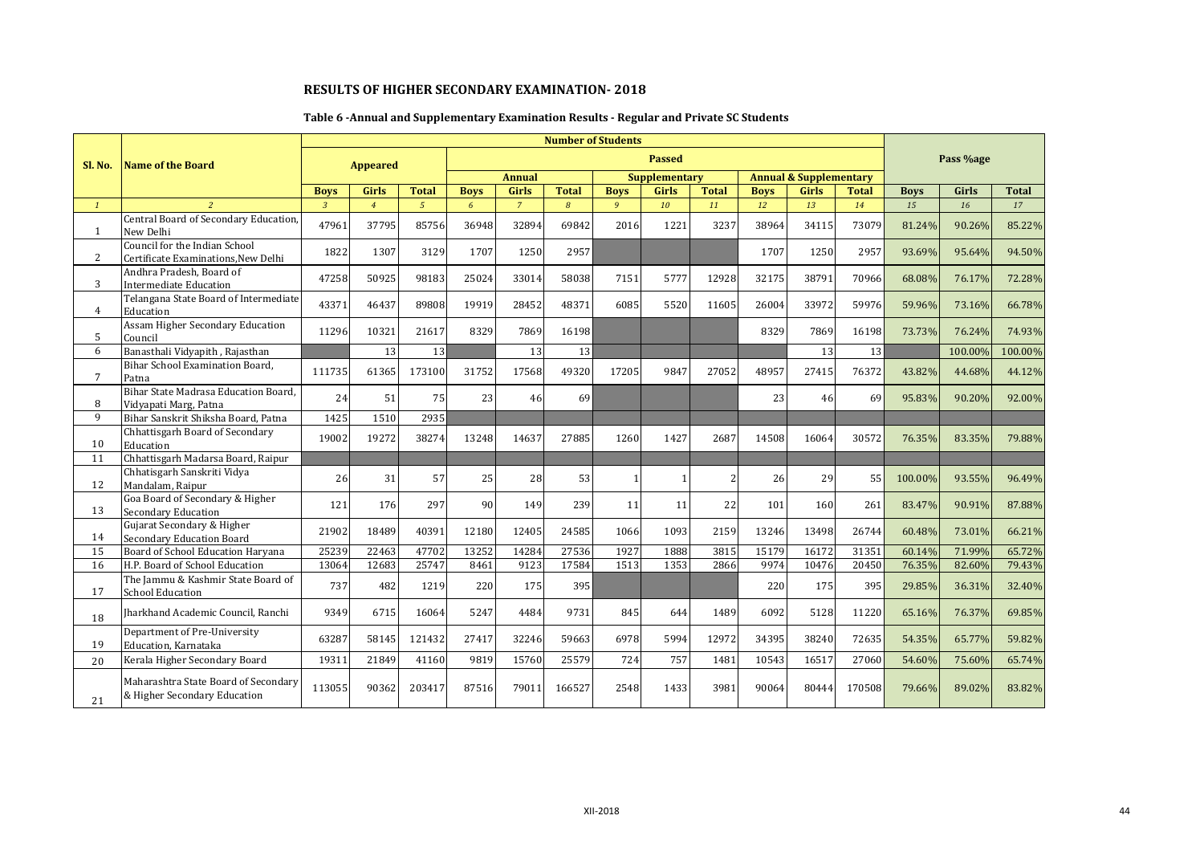## RESULTS OF HIGHER SECONDARY EXAMINATION- 2018

### Table 6 -Annual and Supplementary Examination Results - Regular and Private SC Students

| Sl. No. | Name of the Board | Number of Students | | | | | | | | | | | | Pass %age | | |
|---|---|---|---|---|---|---|---|---|---|---|---|---|---|---|---|---|
| | | Appeared | | | Passed | | | | | | | | | | | |
| | | | | | Annual | | | Supplementary | | | Annual & Supplementary | | | | | |
| | | Boys | Girls | Total | Boys | Girls | Total | Boys | Girls | Total | Boys | Girls | Total | Boys | Girls | Total |
| 1 | 2 | 3 | 4 | 5 | 6 | 7 | 8 | 9 | 10 | 11 | 12 | 13 | 14 | 15 | 16 | 17 |
| 1 | Central Board of Secondary Education, New Delhi | 47961 | 37795 | 85756 | 36948 | 32894 | 69842 | 2016 | 1221 | 3237 | 38964 | 34115 | 73079 | 81.24% | 90.26% | 85.22% |
| 2 | Council for the Indian School Certificate Examinations,New Delhi | 1822 | 1307 | 3129 | 1707 | 1250 | 2957 | | | | 1707 | 1250 | 2957 | 93.69% | 95.64% | 94.50% |
| 3 | Andhra Pradesh, Board of Intermediate Education | 47258 | 50925 | 98183 | 25024 | 33014 | 58038 | 7151 | 5777 | 12928 | 32175 | 38791 | 70966 | 68.08% | 76.17% | 72.28% |
| 4 | Telangana State Board of Intermediate Education | 43371 | 46437 | 89808 | 19919 | 28452 | 48371 | 6085 | 5520 | 11605 | 26004 | 33972 | 59976 | 59.96% | 73.16% | 66.78% |
| 5 | Assam Higher Secondary Education Council | 11296 | 10321 | 21617 | 8329 | 7869 | 16198 | | | | 8329 | 7869 | 16198 | 73.73% | 76.24% | 74.93% |
| 6 | Banasthali Vidyapith , Rajasthan | | 13 | 13 | | 13 | 13 | | | | | 13 | 13 | | 100.00% | 100.00% |
| 7 | Bihar School Examination Board, Patna | 111735 | 61365 | 173100 | 31752 | 17568 | 49320 | 17205 | 9847 | 27052 | 48957 | 27415 | 76372 | 43.82% | 44.68% | 44.12% |
| 8 | Bihar State Madrasa Education Board, Vidyapati Marg, Patna | 24 | 51 | 75 | 23 | 46 | 69 | | | | 23 | 46 | 69 | 95.83% | 90.20% | 92.00% |
| 9 | Bihar Sanskrit Shiksha Board, Patna | 1425 | 1510 | 2935 | | | | | | | | | | | | |
| 10 | Chhattisgarh Board of Secondary Education | 19002 | 19272 | 38274 | 13248 | 14637 | 27885 | 1260 | 1427 | 2687 | 14508 | 16064 | 30572 | 76.35% | 83.35% | 79.88% |
| 11 | Chhattisgarh Madarsa Board, Raipur | | | | | | | | | | | | | | | |
| 12 | Chhatisgarh Sanskriti Vidya Mandalam, Raipur | 26 | 31 | 57 | 25 | 28 | 53 | 1 | 1 | 2 | 26 | 29 | 55 | 100.00% | 93.55% | 96.49% |
| 13 | Goa Board of Secondary & Higher Secondary Education | 121 | 176 | 297 | 90 | 149 | 239 | 11 | 11 | 22 | 101 | 160 | 261 | 83.47% | 90.91% | 87.88% |
| 14 | Gujarat Secondary & Higher Secondary Education Board | 21902 | 18489 | 40391 | 12180 | 12405 | 24585 | 1066 | 1093 | 2159 | 13246 | 13498 | 26744 | 60.48% | 73.01% | 66.21% |
| 15 | Board of School Education Haryana | 25239 | 22463 | 47702 | 13252 | 14284 | 27536 | 1927 | 1888 | 3815 | 15179 | 16172 | 31351 | 60.14% | 71.99% | 65.72% |
| 16 | H.P. Board of School Education | 13064 | 12683 | 25747 | 8461 | 9123 | 17584 | 1513 | 1353 | 2866 | 9974 | 10476 | 20450 | 76.35% | 82.60% | 79.43% |
| 17 | The Jammu & Kashmir State Board of School Education | 737 | 482 | 1219 | 220 | 175 | 395 | | | | 220 | 175 | 395 | 29.85% | 36.31% | 32.40% |
| 18 | Jharkhand Academic Council, Ranchi | 9349 | 6715 | 16064 | 5247 | 4484 | 9731 | 845 | 644 | 1489 | 6092 | 5128 | 11220 | 65.16% | 76.37% | 69.85% |
| 19 | Department of Pre-University Education, Karnataka | 63287 | 58145 | 121432 | 27417 | 32246 | 59663 | 6978 | 5994 | 12972 | 34395 | 38240 | 72635 | 54.35% | 65.77% | 59.82% |
| 20 | Kerala Higher Secondary Board | 19311 | 21849 | 41160 | 9819 | 15760 | 25579 | 724 | 757 | 1481 | 10543 | 16517 | 27060 | 54.60% | 75.60% | 65.74% |
| 21 | Maharashtra State Board of Secondary & Higher Secondary Education | 113055 | 90362 | 203417 | 87516 | 79011 | 166527 | 2548 | 1433 | 3981 | 90064 | 80444 | 170508 | 79.66% | 89.02% | 83.82% |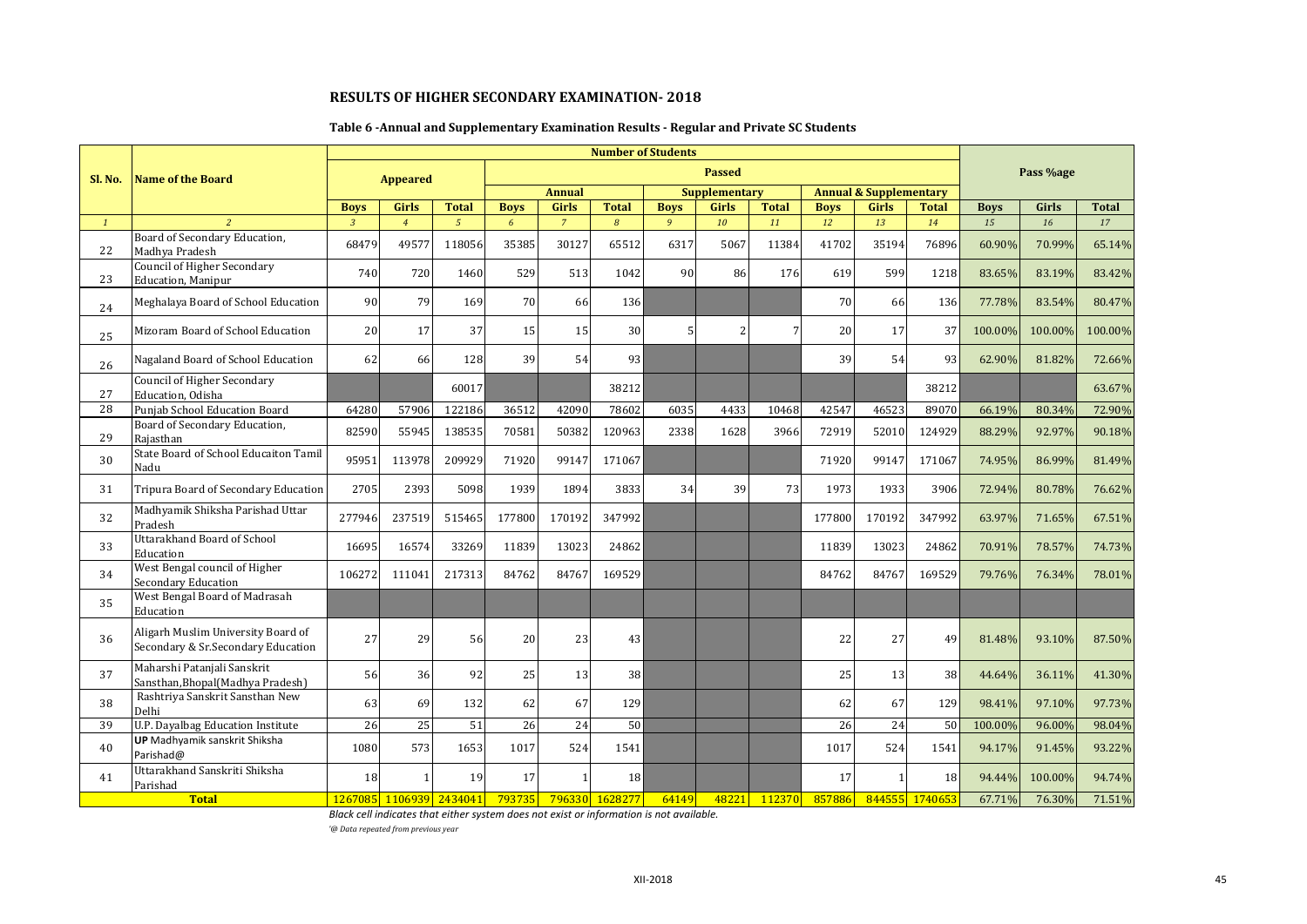# RESULTS OF HIGHER SECONDARY EXAMINATION- 2018

## Table 6 -Annual and Supplementary Examination Results - Regular and Private SC Students

| Sl. No. | Name of the Board | Number of Students | | | | | | | | | | | | Pass %age | | |
|---|---|---|---|---|---|---|---|---|---|---|---|---|---|---|---|---|
| | | Appeared | | | Passed | | | | | | | | | | | |
| | | | | | Annual | | | Supplementary | | | Annual & Supplementary | | | | | |
| | | Boys | Girls | Total | Boys | Girls | Total | Boys | Girls | Total | Boys | Girls | Total | Boys | Girls | Total |
| *1* | *2* | *3* | *4* | *5* | *6* | *7* | *8* | *9* | *10* | *11* | *12* | *13* | *14* | *15* | *16* | *17* |
| 22 | Board of Secondary Education, Madhya Pradesh | 68479 | 49577 | 118056 | 35385 | 30127 | 65512 | 6317 | 5067 | 11384 | 41702 | 35194 | 76896 | 60.90% | 70.99% | 65.14% |
| 23 | Council of Higher Secondary Education, Manipur | 740 | 720 | 1460 | 529 | 513 | 1042 | 90 | 86 | 176 | 619 | 599 | 1218 | 83.65% | 83.19% | 83.42% |
| 24 | Meghalaya Board of School Education | 90 | 79 | 169 | 70 | 66 | 136 | | | | 70 | 66 | 136 | 77.78% | 83.54% | 80.47% |
| 25 | Mizoram Board of School Education | 20 | 17 | 37 | 15 | 15 | 30 | 5 | 2 | 7 | 20 | 17 | 37 | 100.00% | 100.00% | 100.00% |
| 26 | Nagaland Board of School Education | 62 | 66 | 128 | 39 | 54 | 93 | | | | 39 | 54 | 93 | 62.90% | 81.82% | 72.66% |
| 27 | Council of Higher Secondary Education, Odisha | | | 60017 | | | 38212 | | | | | | 38212 | | | 63.67% |
| 28 | Punjab School Education Board | 64280 | 57906 | 122186 | 36512 | 42090 | 78602 | 6035 | 4433 | 10468 | 42547 | 46523 | 89070 | 66.19% | 80.34% | 72.90% |
| 29 | Board of Secondary Education, Rajasthan | 82590 | 55945 | 138535 | 70581 | 50382 | 120963 | 2338 | 1628 | 3966 | 72919 | 52010 | 124929 | 88.29% | 92.97% | 90.18% |
| 30 | State Board of School Educaiton Tamil Nadu | 95951 | 113978 | 209929 | 71920 | 99147 | 171067 | | | | 71920 | 99147 | 171067 | 74.95% | 86.99% | 81.49% |
| 31 | Tripura Board of Secondary Education | 2705 | 2393 | 5098 | 1939 | 1894 | 3833 | 34 | 39 | 73 | 1973 | 1933 | 3906 | 72.94% | 80.78% | 76.62% |
| 32 | Madhyamik Shiksha Parishad Uttar Pradesh | 277946 | 237519 | 515465 | 177800 | 170192 | 347992 | | | | 177800 | 170192 | 347992 | 63.97% | 71.65% | 67.51% |
| 33 | Uttarakhand Board of School Education | 16695 | 16574 | 33269 | 11839 | 13023 | 24862 | | | | 11839 | 13023 | 24862 | 70.91% | 78.57% | 74.73% |
| 34 | West Bengal council of Higher Secondary Education | 106272 | 111041 | 217313 | 84762 | 84767 | 169529 | | | | 84762 | 84767 | 169529 | 79.76% | 76.34% | 78.01% |
| 35 | West Bengal Board of Madrasah Education | | | | | | | | | | | | | | | |
| 36 | Aligarh Muslim University Board of Secondary & Sr.Secondary Education | 27 | 29 | 56 | 20 | 23 | 43 | | | | 22 | 27 | 49 | 81.48% | 93.10% | 87.50% |
| 37 | Maharshi Patanjali Sanskrit Sansthan,Bhopal(Madhya Pradesh) | 56 | 36 | 92 | 25 | 13 | 38 | | | | 25 | 13 | 38 | 44.64% | 36.11% | 41.30% |
| 38 | Rashtriya Sanskrit Sansthan New Delhi | 63 | 69 | 132 | 62 | 67 | 129 | | | | 62 | 67 | 129 | 98.41% | 97.10% | 97.73% |
| 39 | U.P. Dayalbag Education Institute | 26 | 25 | 51 | 26 | 24 | 50 | | | | 26 | 24 | 50 | 100.00% | 96.00% | 98.04% |
| 40 | **UP** Madhyamik sanskrit Shiksha Parishad@ | 1080 | 573 | 1653 | 1017 | 524 | 1541 | | | | 1017 | 524 | 1541 | 94.17% | 91.45% | 93.22% |
| 41 | Uttarakhand Sanskriti Shiksha Parishad | 18 | 1 | 19 | 17 | 1 | 18 | | | | 17 | 1 | 18 | 94.44% | 100.00% | 94.74% |
| | **Total** | 1267085 | 1106939 | 2434041 | 793735 | 796330 | 1628277 | 64149 | 48221 | 112370 | 857886 | 844555 | 1740653 | 67.71% | 76.30% | 71.51% |

*Black cell indicates that either system does not exist or information is not available.*

*'@ Data repeated from previous year*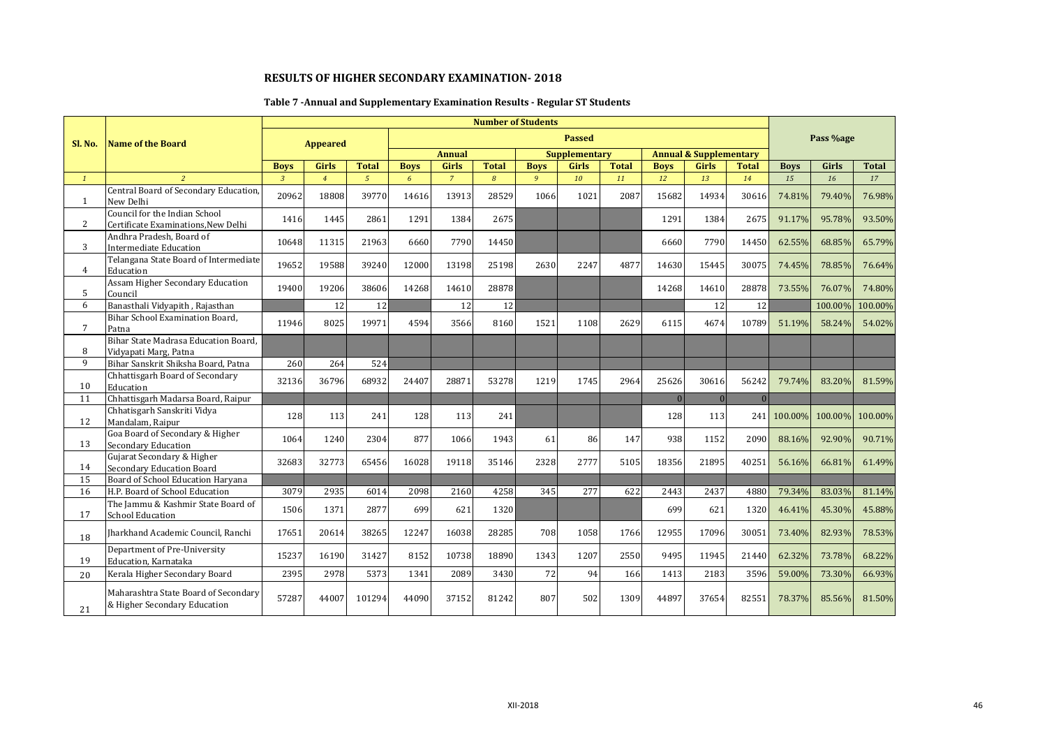## RESULTS OF HIGHER SECONDARY EXAMINATION- 2018

### Table 7 -Annual and Supplementary Examination Results - Regular ST Students

| Sl. No. | Name of the Board | Number of Students | | | | | | | | | | | | Pass %age | | |
|---|---|---|---|---|---|---|---|---|---|---|---|---|---|---|---|---|
| | | Appeared | | | Passed | | | | | | | | | | | |
| | | | | | Annual | | | Supplementary | | | Annual & Supplementary | | | | | |
| | | Boys | Girls | Total | Boys | Girls | Total | Boys | Girls | Total | Boys | Girls | Total | Boys | Girls | Total |
| 1 | 2 | 3 | 4 | 5 | 6 | 7 | 8 | 9 | 10 | 11 | 12 | 13 | 14 | 15 | 16 | 17 |
| 1 | Central Board of Secondary Education, New Delhi | 20962 | 18808 | 39770 | 14616 | 13913 | 28529 | 1066 | 1021 | 2087 | 15682 | 14934 | 30616 | 74.81% | 79.40% | 76.98% |
| 2 | Council for the Indian School Certificate Examinations,New Delhi | 1416 | 1445 | 2861 | 1291 | 1384 | 2675 | | | | 1291 | 1384 | 2675 | 91.17% | 95.78% | 93.50% |
| 3 | Andhra Pradesh, Board of Intermediate Education | 10648 | 11315 | 21963 | 6660 | 7790 | 14450 | | | | 6660 | 7790 | 14450 | 62.55% | 68.85% | 65.79% |
| 4 | Telangana State Board of Intermediate Education | 19652 | 19588 | 39240 | 12000 | 13198 | 25198 | 2630 | 2247 | 4877 | 14630 | 15445 | 30075 | 74.45% | 78.85% | 76.64% |
| 5 | Assam Higher Secondary Education Council | 19400 | 19206 | 38606 | 14268 | 14610 | 28878 | | | | 14268 | 14610 | 28878 | 73.55% | 76.07% | 74.80% |
| 6 | Banasthali Vidyapith , Rajasthan | | 12 | 12 | | 12 | 12 | | | | | 12 | 12 | | 100.00% | 100.00% |
| 7 | Bihar School Examination Board, Patna | 11946 | 8025 | 19971 | 4594 | 3566 | 8160 | 1521 | 1108 | 2629 | 6115 | 4674 | 10789 | 51.19% | 58.24% | 54.02% |
| 8 | Bihar State Madrasa Education Board, Vidyapati Marg, Patna | | | | | | | | | | | | | | | |
| 9 | Bihar Sanskrit Shiksha Board, Patna | 260 | 264 | 524 | | | | | | | | | | | | |
| 10 | Chhattisgarh Board of Secondary Education | 32136 | 36796 | 68932 | 24407 | 28871 | 53278 | 1219 | 1745 | 2964 | 25626 | 30616 | 56242 | 79.74% | 83.20% | 81.59% |
| 11 | Chhattisgarh Madarsa Board, Raipur | | | | | | | | | | 0 | 0 | 0 | | | |
| 12 | Chhatisgarh Sanskriti Vidya Mandalam, Raipur | 128 | 113 | 241 | 128 | 113 | 241 | | | | 128 | 113 | 241 | 100.00% | 100.00% | 100.00% |
| 13 | Goa Board of Secondary & Higher Secondary Education | 1064 | 1240 | 2304 | 877 | 1066 | 1943 | 61 | 86 | 147 | 938 | 1152 | 2090 | 88.16% | 92.90% | 90.71% |
| 14 | Gujarat Secondary & Higher Secondary Education Board | 32683 | 32773 | 65456 | 16028 | 19118 | 35146 | 2328 | 2777 | 5105 | 18356 | 21895 | 40251 | 56.16% | 66.81% | 61.49% |
| 15 | Board of School Education Haryana | | | | | | | | | | | | | | | |
| 16 | H.P. Board of School Education | 3079 | 2935 | 6014 | 2098 | 2160 | 4258 | 345 | 277 | 622 | 2443 | 2437 | 4880 | 79.34% | 83.03% | 81.14% |
| 17 | The Jammu & Kashmir State Board of School Education | 1506 | 1371 | 2877 | 699 | 621 | 1320 | | | | 699 | 621 | 1320 | 46.41% | 45.30% | 45.88% |
| 18 | Jharkhand Academic Council, Ranchi | 17651 | 20614 | 38265 | 12247 | 16038 | 28285 | 708 | 1058 | 1766 | 12955 | 17096 | 30051 | 73.40% | 82.93% | 78.53% |
| 19 | Department of Pre-University Education, Karnataka | 15237 | 16190 | 31427 | 8152 | 10738 | 18890 | 1343 | 1207 | 2550 | 9495 | 11945 | 21440 | 62.32% | 73.78% | 68.22% |
| 20 | Kerala Higher Secondary Board | 2395 | 2978 | 5373 | 1341 | 2089 | 3430 | 72 | 94 | 166 | 1413 | 2183 | 3596 | 59.00% | 73.30% | 66.93% |
| 21 | Maharashtra State Board of Secondary & Higher Secondary Education | 57287 | 44007 | 101294 | 44090 | 37152 | 81242 | 807 | 502 | 1309 | 44897 | 37654 | 82551 | 78.37% | 85.56% | 81.50% |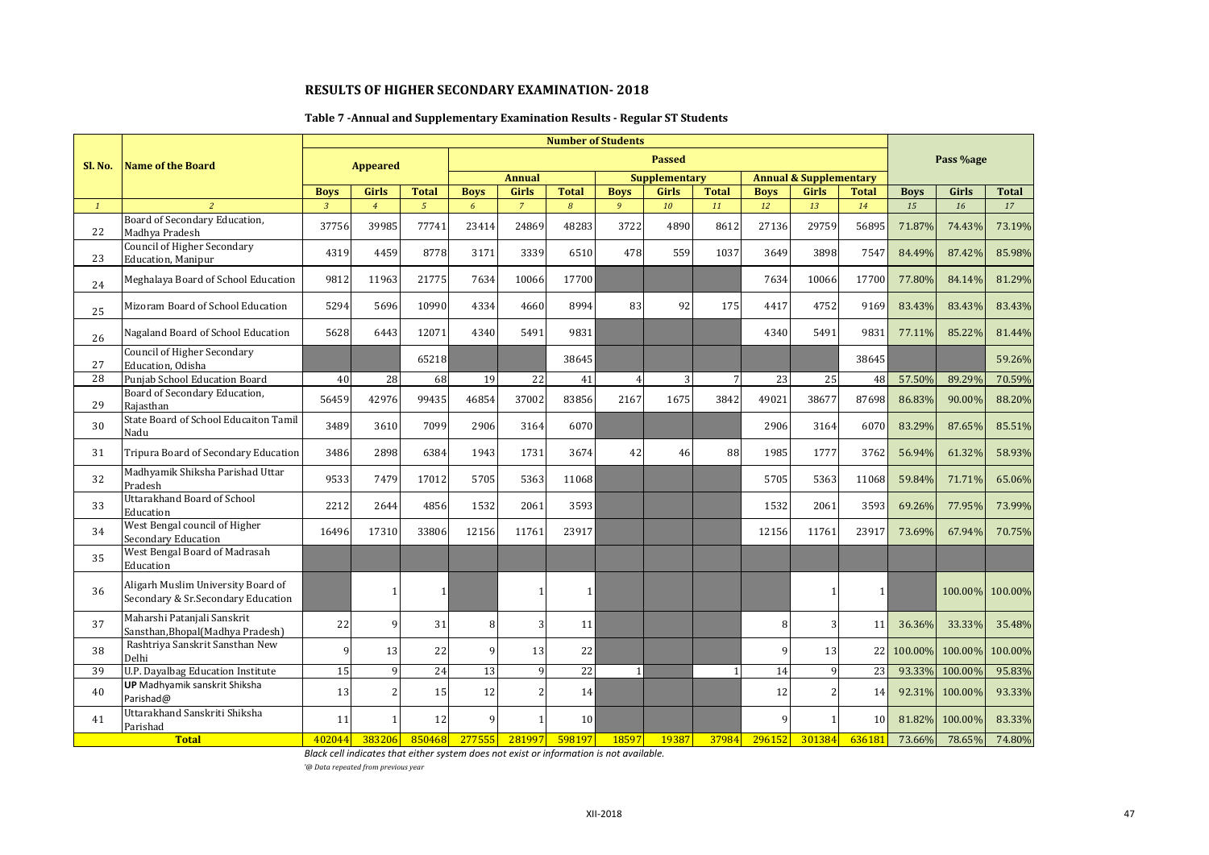# RESULTS OF HIGHER SECONDARY EXAMINATION- 2018

## Table 7 -Annual and Supplementary Examination Results - Regular ST Students

| Sl. No. | Name of the Board | Number of Students | | | | | | | | | | | | Pass %age | | |
|---|---|---|---|---|---|---|---|---|---|---|---|---|---|---|---|---|
| | | Appeared | | | Passed | | | | | | | | | | | |
| | | | | | Annual | | | Supplementary | | | Annual & Supplementary | | | | | |
| | | Boys | Girls | Total | Boys | Girls | Total | Boys | Girls | Total | Boys | Girls | Total | Boys | Girls | Total |
| 1 | 2 | 3 | 4 | 5 | 6 | 7 | 8 | 9 | 10 | 11 | 12 | 13 | 14 | 15 | 16 | 17 |
| 22 | Board of Secondary Education, Madhya Pradesh | 37756 | 39985 | 77741 | 23414 | 24869 | 48283 | 3722 | 4890 | 8612 | 27136 | 29759 | 56895 | 71.87% | 74.43% | 73.19% |
| 23 | Council of Higher Secondary Education, Manipur | 4319 | 4459 | 8778 | 3171 | 3339 | 6510 | 478 | 559 | 1037 | 3649 | 3898 | 7547 | 84.49% | 87.42% | 85.98% |
| 24 | Meghalaya Board of School Education | 9812 | 11963 | 21775 | 7634 | 10066 | 17700 | | | | 7634 | 10066 | 17700 | 77.80% | 84.14% | 81.29% |
| 25 | Mizoram Board of School Education | 5294 | 5696 | 10990 | 4334 | 4660 | 8994 | 83 | 92 | 175 | 4417 | 4752 | 9169 | 83.43% | 83.43% | 83.43% |
| 26 | Nagaland Board of School Education | 5628 | 6443 | 12071 | 4340 | 5491 | 9831 | | | | 4340 | 5491 | 9831 | 77.11% | 85.22% | 81.44% |
| 27 | Council of Higher Secondary Education, Odisha | | | 65218 | | | 38645 | | | | | | 38645 | | | 59.26% |
| 28 | Punjab School Education Board | 40 | 28 | 68 | 19 | 22 | 41 | 4 | 3 | 7 | 23 | 25 | 48 | 57.50% | 89.29% | 70.59% |
| 29 | Board of Secondary Education, Rajasthan | 56459 | 42976 | 99435 | 46854 | 37002 | 83856 | 2167 | 1675 | 3842 | 49021 | 38677 | 87698 | 86.83% | 90.00% | 88.20% |
| 30 | State Board of School Educaiton Tamil Nadu | 3489 | 3610 | 7099 | 2906 | 3164 | 6070 | | | | 2906 | 3164 | 6070 | 83.29% | 87.65% | 85.51% |
| 31 | Tripura Board of Secondary Education | 3486 | 2898 | 6384 | 1943 | 1731 | 3674 | 42 | 46 | 88 | 1985 | 1777 | 3762 | 56.94% | 61.32% | 58.93% |
| 32 | Madhyamik Shiksha Parishad Uttar Pradesh | 9533 | 7479 | 17012 | 5705 | 5363 | 11068 | | | | 5705 | 5363 | 11068 | 59.84% | 71.71% | 65.06% |
| 33 | Uttarakhand Board of School Education | 2212 | 2644 | 4856 | 1532 | 2061 | 3593 | | | | 1532 | 2061 | 3593 | 69.26% | 77.95% | 73.99% |
| 34 | West Bengal council of Higher Secondary Education | 16496 | 17310 | 33806 | 12156 | 11761 | 23917 | | | | 12156 | 11761 | 23917 | 73.69% | 67.94% | 70.75% |
| 35 | West Bengal Board of Madrasah Education | | | | | | | | | | | | | | | |
| 36 | Aligarh Muslim University Board of Secondary & Sr.Secondary Education | | 1 | 1 | | 1 | 1 | | | | | 1 | 1 | | 100.00% | 100.00% |
| 37 | Maharshi Patanjali Sanskrit Sansthan,Bhopal(Madhya Pradesh) | 22 | 9 | 31 | 8 | 3 | 11 | | | | 8 | 3 | 11 | 36.36% | 33.33% | 35.48% |
| 38 | Rashtriya Sanskrit Sansthan New Delhi | 9 | 13 | 22 | 9 | 13 | 22 | | | | 9 | 13 | 22 | 100.00% | 100.00% | 100.00% |
| 39 | U.P. Dayalbag Education Institute | 15 | 9 | 24 | 13 | 9 | 22 | 1 | | 1 | 14 | 9 | 23 | 93.33% | 100.00% | 95.83% |
| 40 | **UP** Madhyamik sanskrit Shiksha Parishad@ | 13 | 2 | 15 | 12 | 2 | 14 | | | | 12 | 2 | 14 | 92.31% | 100.00% | 93.33% |
| 41 | Uttarakhand Sanskriti Shiksha Parishad | 11 | 1 | 12 | 9 | 1 | 10 | | | | 9 | 1 | 10 | 81.82% | 100.00% | 83.33% |
| | **Total** | 402044 | 383206 | 850468 | 277555 | 281997 | 598197 | 18597 | 19387 | 37984 | 296152 | 301384 | 636181 | 73.66% | 78.65% | 74.80% |

*Black cell indicates that either system does not exist or information is not available.*

*'@ Data repeated from previous year*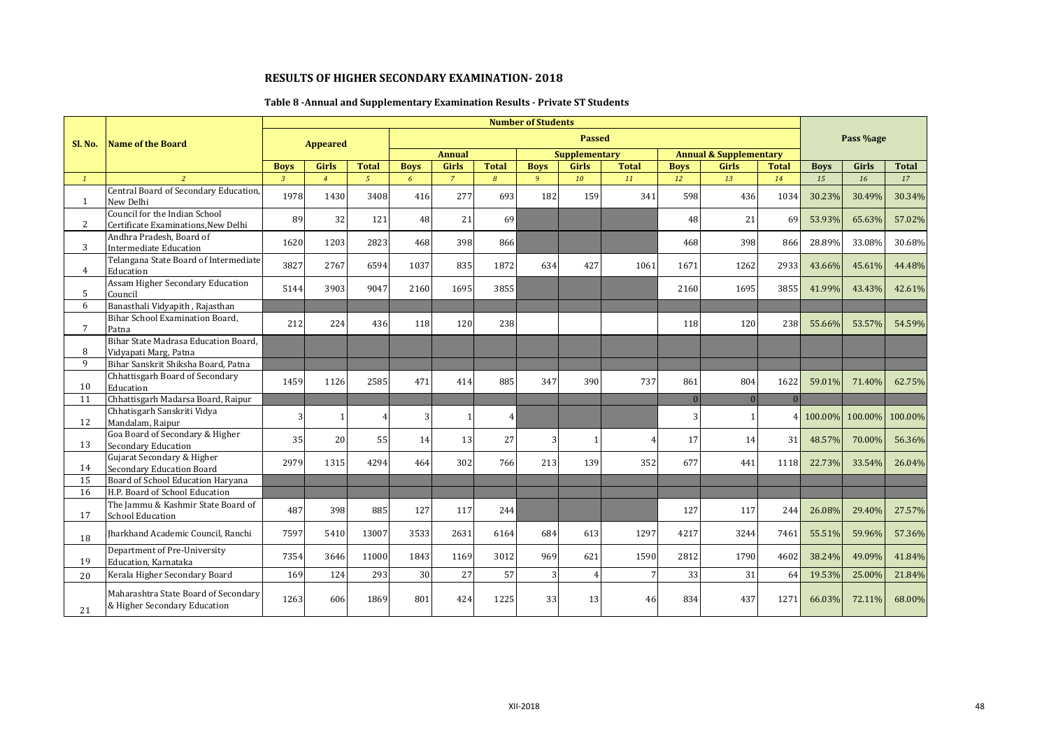## RESULTS OF HIGHER SECONDARY EXAMINATION- 2018

### Table 8 -Annual and Supplementary Examination Results - Private ST Students

| Sl. No. | Name of the Board | Number of Students | | | | | | | | | | | | Pass %age | | |
|---|---|---|---|---|---|---|---|---|---|---|---|---|---|---|---|---|
| | | Appeared | | | Passed | | | | | | | | | | | |
| | | | | | Annual | | | Supplementary | | | Annual & Supplementary | | | | | |
| | | Boys | Girls | Total | Boys | Girls | Total | Boys | Girls | Total | Boys | Girls | Total | Boys | Girls | Total |
| *1* | *2* | *3* | *4* | *5* | *6* | *7* | *8* | *9* | *10* | *11* | *12* | *13* | *14* | 15 | 16 | 17 |
| 1 | Central Board of Secondary Education, New Delhi | 1978 | 1430 | 3408 | 416 | 277 | 693 | 182 | 159 | 341 | 598 | 436 | 1034 | 30.23% | 30.49% | 30.34% |
| 2 | Council for the Indian School Certificate Examinations,New Delhi | 89 | 32 | 121 | 48 | 21 | 69 | | | | 48 | 21 | 69 | 53.93% | 65.63% | 57.02% |
| 3 | Andhra Pradesh, Board of Intermediate Education | 1620 | 1203 | 2823 | 468 | 398 | 866 | | | | 468 | 398 | 866 | 28.89% | 33.08% | 30.68% |
| 4 | Telangana State Board of Intermediate Education | 3827 | 2767 | 6594 | 1037 | 835 | 1872 | 634 | 427 | 1061 | 1671 | 1262 | 2933 | 43.66% | 45.61% | 44.48% |
| 5 | Assam Higher Secondary Education Council | 5144 | 3903 | 9047 | 2160 | 1695 | 3855 | | | | 2160 | 1695 | 3855 | 41.99% | 43.43% | 42.61% |
| 6 | Banasthali Vidyapith , Rajasthan | | | | | | | | | | | | | | | |
| 7 | Bihar School Examination Board, Patna | 212 | 224 | 436 | 118 | 120 | 238 | | | | 118 | 120 | 238 | 55.66% | 53.57% | 54.59% |
| 8 | Bihar State Madrasa Education Board, Vidyapati Marg, Patna | | | | | | | | | | | | | | | |
| 9 | Bihar Sanskrit Shiksha Board, Patna | | | | | | | | | | | | | | | |
| 10 | Chhattisgarh Board of Secondary Education | 1459 | 1126 | 2585 | 471 | 414 | 885 | 347 | 390 | 737 | 861 | 804 | 1622 | 59.01% | 71.40% | 62.75% |
| 11 | Chhattisgarh Madarsa Board, Raipur | | | | | | | | | | 0 | 0 | 0 | | | |
| 12 | Chhatisgarh Sanskriti Vidya Mandalam, Raipur | 3 | 1 | 4 | 3 | 1 | 4 | | | | 3 | 1 | 4 | 100.00% | 100.00% | 100.00% |
| 13 | Goa Board of Secondary & Higher Secondary Education | 35 | 20 | 55 | 14 | 13 | 27 | 3 | 1 | 4 | 17 | 14 | 31 | 48.57% | 70.00% | 56.36% |
| 14 | Gujarat Secondary & Higher Secondary Education Board | 2979 | 1315 | 4294 | 464 | 302 | 766 | 213 | 139 | 352 | 677 | 441 | 1118 | 22.73% | 33.54% | 26.04% |
| 15 | Board of School Education Haryana | | | | | | | | | | | | | | | |
| 16 | H.P. Board of School Education | | | | | | | | | | | | | | | |
| 17 | The Jammu & Kashmir State Board of School Education | 487 | 398 | 885 | 127 | 117 | 244 | | | | 127 | 117 | 244 | 26.08% | 29.40% | 27.57% |
| 18 | Jharkhand Academic Council, Ranchi | 7597 | 5410 | 13007 | 3533 | 2631 | 6164 | 684 | 613 | 1297 | 4217 | 3244 | 7461 | 55.51% | 59.96% | 57.36% |
| 19 | Department of Pre-University Education, Karnataka | 7354 | 3646 | 11000 | 1843 | 1169 | 3012 | 969 | 621 | 1590 | 2812 | 1790 | 4602 | 38.24% | 49.09% | 41.84% |
| 20 | Kerala Higher Secondary Board | 169 | 124 | 293 | 30 | 27 | 57 | 3 | 4 | 7 | 33 | 31 | 64 | 19.53% | 25.00% | 21.84% |
| 21 | Maharashtra State Board of Secondary & Higher Secondary Education | 1263 | 606 | 1869 | 801 | 424 | 1225 | 33 | 13 | 46 | 834 | 437 | 1271 | 66.03% | 72.11% | 68.00% |

XII-2018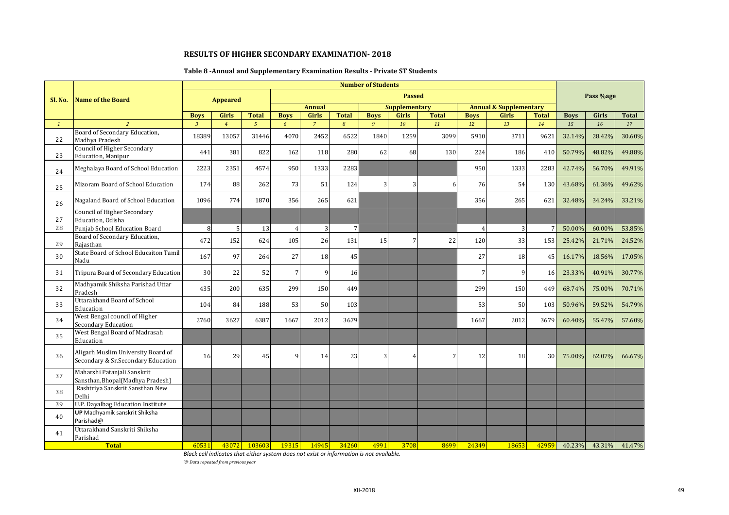## RESULTS OF HIGHER SECONDARY EXAMINATION- 2018

### Table 8 -Annual and Supplementary Examination Results - Private ST Students

| Sl. No. | Name of the Board | Number of Students | | | | | | | | | | | | Pass %age | | |
|---|---|---|---|---|---|---|---|---|---|---|---|---|---|---|---|---|
| | | Appeared | | | Passed | | | | | | | | | | | |
| | | | | | Annual | | | Supplementary | | | Annual & Supplementary | | | | | |
| | | Boys | Girls | Total | Boys | Girls | Total | Boys | Girls | Total | Boys | Girls | Total | Boys | Girls | Total |
| *1* | *2* | *3* | *4* | *5* | *6* | *7* | *8* | *9* | *10* | *11* | *12* | *13* | *14* | *15* | *16* | *17* |
| 22 | Board of Secondary Education, Madhya Pradesh | 18389 | 13057 | 31446 | 4070 | 2452 | 6522 | 1840 | 1259 | 3099 | 5910 | 3711 | 9621 | 32.14% | 28.42% | 30.60% |
| 23 | Council of Higher Secondary Education, Manipur | 441 | 381 | 822 | 162 | 118 | 280 | 62 | 68 | 130 | 224 | 186 | 410 | 50.79% | 48.82% | 49.88% |
| 24 | Meghalaya Board of School Education | 2223 | 2351 | 4574 | 950 | 1333 | 2283 | | | | 950 | 1333 | 2283 | 42.74% | 56.70% | 49.91% |
| 25 | Mizoram Board of School Education | 174 | 88 | 262 | 73 | 51 | 124 | 3 | 3 | 6 | 76 | 54 | 130 | 43.68% | 61.36% | 49.62% |
| 26 | Nagaland Board of School Education | 1096 | 774 | 1870 | 356 | 265 | 621 | | | | 356 | 265 | 621 | 32.48% | 34.24% | 33.21% |
| 27 | Council of Higher Secondary Education, Odisha | | | | | | | | | | | | | | | |
| 28 | Punjab School Education Board | 8 | 5 | 13 | 4 | 3 | 7 | | | | 4 | 3 | 7 | 50.00% | 60.00% | 53.85% |
| 29 | Board of Secondary Education, Rajasthan | 472 | 152 | 624 | 105 | 26 | 131 | 15 | 7 | 22 | 120 | 33 | 153 | 25.42% | 21.71% | 24.52% |
| 30 | State Board of School Educaiton Tamil Nadu | 167 | 97 | 264 | 27 | 18 | 45 | | | | 27 | 18 | 45 | 16.17% | 18.56% | 17.05% |
| 31 | Tripura Board of Secondary Education | 30 | 22 | 52 | 7 | 9 | 16 | | | | 7 | 9 | 16 | 23.33% | 40.91% | 30.77% |
| 32 | Madhyamik Shiksha Parishad Uttar Pradesh | 435 | 200 | 635 | 299 | 150 | 449 | | | | 299 | 150 | 449 | 68.74% | 75.00% | 70.71% |
| 33 | Uttarakhand Board of School Education | 104 | 84 | 188 | 53 | 50 | 103 | | | | 53 | 50 | 103 | 50.96% | 59.52% | 54.79% |
| 34 | West Bengal council of Higher Secondary Education | 2760 | 3627 | 6387 | 1667 | 2012 | 3679 | | | | 1667 | 2012 | 3679 | 60.40% | 55.47% | 57.60% |
| 35 | West Bengal Board of Madrasah Education | | | | | | | | | | | | | | | |
| 36 | Aligarh Muslim University Board of Secondary & Sr.Secondary Education | 16 | 29 | 45 | 9 | 14 | 23 | 3 | 4 | 7 | 12 | 18 | 30 | 75.00% | 62.07% | 66.67% |
| 37 | Maharshi Patanjali Sanskrit Sansthan,Bhopal(Madhya Pradesh) | | | | | | | | | | | | | | | |
| 38 | Rashtriya Sanskrit Sansthan New Delhi | | | | | | | | | | | | | | | |
| 39 | U.P. Dayalbag Education Institute | | | | | | | | | | | | | | | |
| 40 | **UP** Madhyamik sanskrit Shiksha Parishad@ | | | | | | | | | | | | | | | |
| 41 | Uttarakhand Sanskriti Shiksha Parishad | | | | | | | | | | | | | | | |
| | **Total** | 60531 | 43072 | 103603 | 19315 | 14945 | 34260 | 4991 | 3708 | 8699 | 24349 | 18653 | 42959 | 40.23% | 43.31% | 41.47% |

*Black cell indicates that either system does not exist or information is not available.*

*'@ Data repeated from previous year*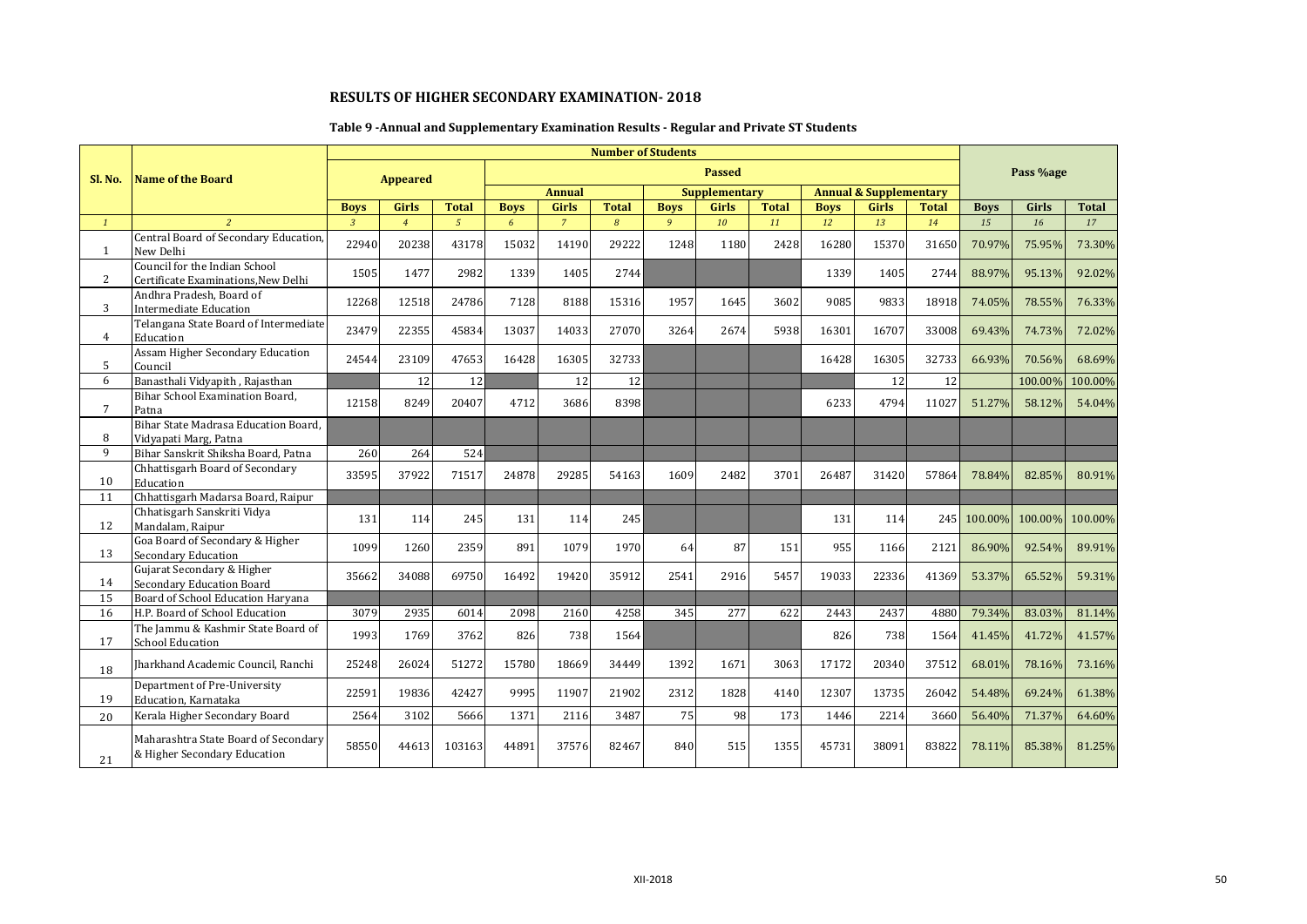## RESULTS OF HIGHER SECONDARY EXAMINATION- 2018

### Table 9 -Annual and Supplementary Examination Results - Regular and Private ST Students

| Sl. No. | Name of the Board | Number of Students | | | | | | | | | | | | Pass %age | | |
|---|---|---|---|---|---|---|---|---|---|---|---|---|---|---|---|---|
| | | Appeared | | | Passed | | | | | | | | | | | |
| | | | | | Annual | | | Supplementary | | | Annual & Supplementary | | | | | |
| | | Boys | Girls | Total | Boys | Girls | Total | Boys | Girls | Total | Boys | Girls | Total | Boys | Girls | Total |
| 1 | 2 | 3 | 4 | 5 | 6 | 7 | 8 | 9 | 10 | 11 | 12 | 13 | 14 | 15 | 16 | 17 |
| 1 | Central Board of Secondary Education, New Delhi | 22940 | 20238 | 43178 | 15032 | 14190 | 29222 | 1248 | 1180 | 2428 | 16280 | 15370 | 31650 | 70.97% | 75.95% | 73.30% |
| 2 | Council for the Indian School Certificate Examinations,New Delhi | 1505 | 1477 | 2982 | 1339 | 1405 | 2744 | | | | 1339 | 1405 | 2744 | 88.97% | 95.13% | 92.02% |
| 3 | Andhra Pradesh, Board of Intermediate Education | 12268 | 12518 | 24786 | 7128 | 8188 | 15316 | 1957 | 1645 | 3602 | 9085 | 9833 | 18918 | 74.05% | 78.55% | 76.33% |
| 4 | Telangana State Board of Intermediate Education | 23479 | 22355 | 45834 | 13037 | 14033 | 27070 | 3264 | 2674 | 5938 | 16301 | 16707 | 33008 | 69.43% | 74.73% | 72.02% |
| 5 | Assam Higher Secondary Education Council | 24544 | 23109 | 47653 | 16428 | 16305 | 32733 | | | | 16428 | 16305 | 32733 | 66.93% | 70.56% | 68.69% |
| 6 | Banasthali Vidyapith , Rajasthan | | 12 | 12 | | 12 | 12 | | | | | 12 | 12 | | 100.00% | 100.00% |
| 7 | Bihar School Examination Board, Patna | 12158 | 8249 | 20407 | 4712 | 3686 | 8398 | | | | 6233 | 4794 | 11027 | 51.27% | 58.12% | 54.04% |
| 8 | Bihar State Madrasa Education Board, Vidyapati Marg, Patna | | | | | | | | | | | | | | | |
| 9 | Bihar Sanskrit Shiksha Board, Patna | 260 | 264 | 524 | | | | | | | | | | | | |
| 10 | Chhattisgarh Board of Secondary Education | 33595 | 37922 | 71517 | 24878 | 29285 | 54163 | 1609 | 2482 | 3701 | 26487 | 31420 | 57864 | 78.84% | 82.85% | 80.91% |
| 11 | Chhattisgarh Madarsa Board, Raipur | | | | | | | | | | | | | | | |
| 12 | Chhatisgarh Sanskriti Vidya Mandalam, Raipur | 131 | 114 | 245 | 131 | 114 | 245 | | | | 131 | 114 | 245 | 100.00% | 100.00% | 100.00% |
| 13 | Goa Board of Secondary & Higher Secondary Education | 1099 | 1260 | 2359 | 891 | 1079 | 1970 | 64 | 87 | 151 | 955 | 1166 | 2121 | 86.90% | 92.54% | 89.91% |
| 14 | Gujarat Secondary & Higher Secondary Education Board | 35662 | 34088 | 69750 | 16492 | 19420 | 35912 | 2541 | 2916 | 5457 | 19033 | 22336 | 41369 | 53.37% | 65.52% | 59.31% |
| 15 | Board of School Education Haryana | | | | | | | | | | | | | | | |
| 16 | H.P. Board of School Education | 3079 | 2935 | 6014 | 2098 | 2160 | 4258 | 345 | 277 | 622 | 2443 | 2437 | 4880 | 79.34% | 83.03% | 81.14% |
| 17 | The Jammu & Kashmir State Board of School Education | 1993 | 1769 | 3762 | 826 | 738 | 1564 | | | | 826 | 738 | 1564 | 41.45% | 41.72% | 41.57% |
| 18 | Jharkhand Academic Council, Ranchi | 25248 | 26024 | 51272 | 15780 | 18669 | 34449 | 1392 | 1671 | 3063 | 17172 | 20340 | 37512 | 68.01% | 78.16% | 73.16% |
| 19 | Department of Pre-University Education, Karnataka | 22591 | 19836 | 42427 | 9995 | 11907 | 21902 | 2312 | 1828 | 4140 | 12307 | 13735 | 26042 | 54.48% | 69.24% | 61.38% |
| 20 | Kerala Higher Secondary Board | 2564 | 3102 | 5666 | 1371 | 2116 | 3487 | 75 | 98 | 173 | 1446 | 2214 | 3660 | 56.40% | 71.37% | 64.60% |
| 21 | Maharashtra State Board of Secondary & Higher Secondary Education | 58550 | 44613 | 103163 | 44891 | 37576 | 82467 | 840 | 515 | 1355 | 45731 | 38091 | 83822 | 78.11% | 85.38% | 81.25% |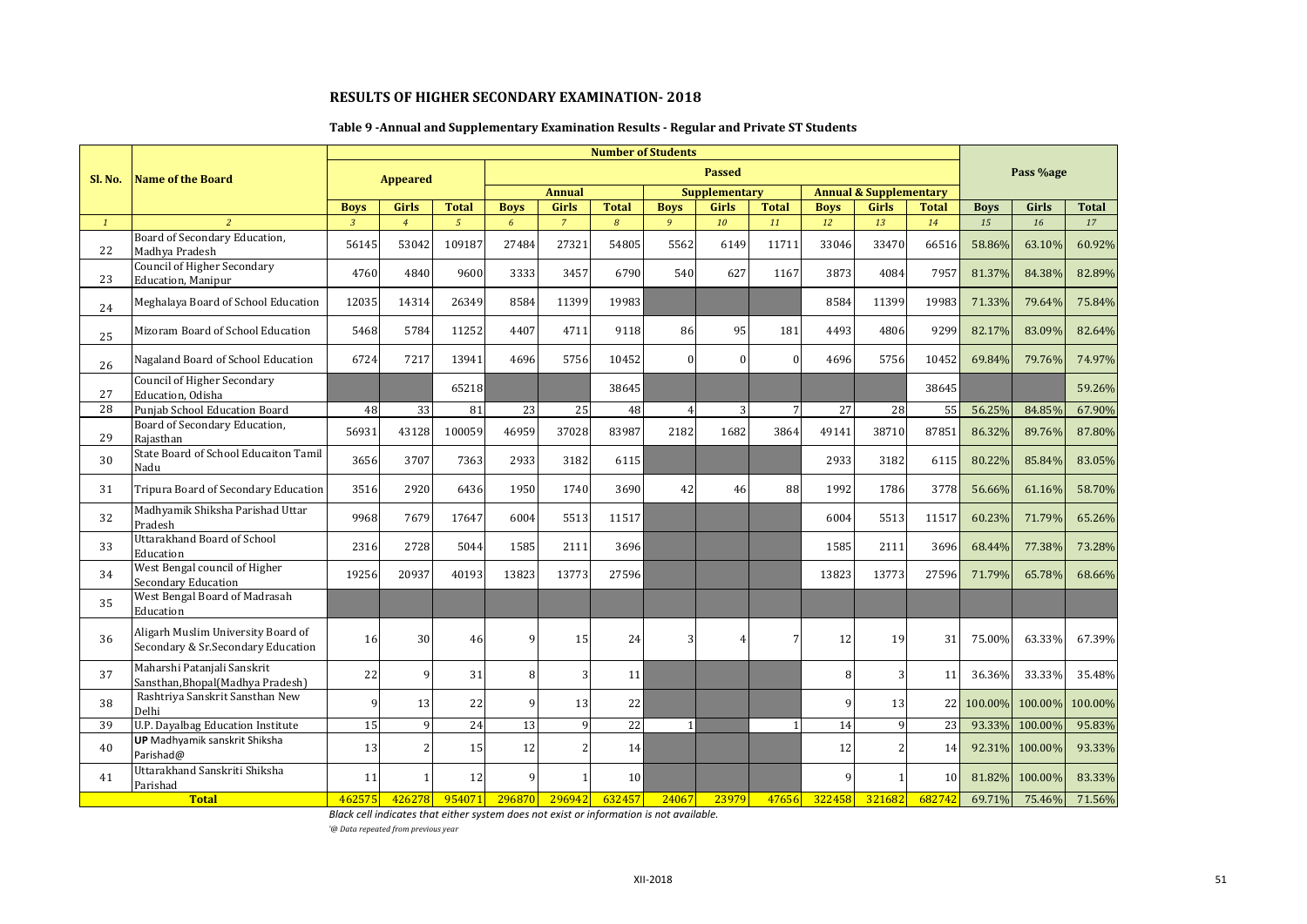## RESULTS OF HIGHER SECONDARY EXAMINATION- 2018

### Table 9 -Annual and Supplementary Examination Results - Regular and Private ST Students

| Sl. No. | Name of the Board | Number of Students | | | | | | | | | | | | Pass %age | | |
|---|---|---|---|---|---|---|---|---|---|---|---|---|---|---|---|---|
| | | Appeared | | | Passed | | | | | | | | | | | |
| | | | | | Annual | | | Supplementary | | | Annual & Supplementary | | | | | |
| | | Boys | Girls | Total | Boys | Girls | Total | Boys | Girls | Total | Boys | Girls | Total | Boys | Girls | Total |
| *1* | *2* | *3* | *4* | *5* | *6* | *7* | *8* | *9* | *10* | *11* | *12* | *13* | *14* | *15* | *16* | *17* |
| 22 | Board of Secondary Education, Madhya Pradesh | 56145 | 53042 | 109187 | 27484 | 27321 | 54805 | 5562 | 6149 | 11711 | 33046 | 33470 | 66516 | 58.86% | 63.10% | 60.92% |
| 23 | Council of Higher Secondary Education, Manipur | 4760 | 4840 | 9600 | 3333 | 3457 | 6790 | 540 | 627 | 1167 | 3873 | 4084 | 7957 | 81.37% | 84.38% | 82.89% |
| 24 | Meghalaya Board of School Education | 12035 | 14314 | 26349 | 8584 | 11399 | 19983 | | | | 8584 | 11399 | 19983 | 71.33% | 79.64% | 75.84% |
| 25 | Mizoram Board of School Education | 5468 | 5784 | 11252 | 4407 | 4711 | 9118 | 86 | 95 | 181 | 4493 | 4806 | 9299 | 82.17% | 83.09% | 82.64% |
| 26 | Nagaland Board of School Education | 6724 | 7217 | 13941 | 4696 | 5756 | 10452 | 0 | 0 | 0 | 4696 | 5756 | 10452 | 69.84% | 79.76% | 74.97% |
| 27 | Council of Higher Secondary Education, Odisha | | | 65218 | | | 38645 | | | | | | 38645 | | | 59.26% |
| 28 | Punjab School Education Board | 48 | 33 | 81 | 23 | 25 | 48 | 4 | 3 | 7 | 27 | 28 | 55 | 56.25% | 84.85% | 67.90% |
| 29 | Board of Secondary Education, Rajasthan | 56931 | 43128 | 100059 | 46959 | 37028 | 83987 | 2182 | 1682 | 3864 | 49141 | 38710 | 87851 | 86.32% | 89.76% | 87.80% |
| 30 | State Board of School Educaiton Tamil Nadu | 3656 | 3707 | 7363 | 2933 | 3182 | 6115 | | | | 2933 | 3182 | 6115 | 80.22% | 85.84% | 83.05% |
| 31 | Tripura Board of Secondary Education | 3516 | 2920 | 6436 | 1950 | 1740 | 3690 | 42 | 46 | 88 | 1992 | 1786 | 3778 | 56.66% | 61.16% | 58.70% |
| 32 | Madhyamik Shiksha Parishad Uttar Pradesh | 9968 | 7679 | 17647 | 6004 | 5513 | 11517 | | | | 6004 | 5513 | 11517 | 60.23% | 71.79% | 65.26% |
| 33 | Uttarakhand Board of School Education | 2316 | 2728 | 5044 | 1585 | 2111 | 3696 | | | | 1585 | 2111 | 3696 | 68.44% | 77.38% | 73.28% |
| 34 | West Bengal council of Higher Secondary Education | 19256 | 20937 | 40193 | 13823 | 13773 | 27596 | | | | 13823 | 13773 | 27596 | 71.79% | 65.78% | 68.66% |
| 35 | West Bengal Board of Madrasah Education | | | | | | | | | | | | | | | |
| 36 | Aligarh Muslim University Board of Secondary & Sr.Secondary Education | 16 | 30 | 46 | 9 | 15 | 24 | 3 | 4 | 7 | 12 | 19 | 31 | 75.00% | 63.33% | 67.39% |
| 37 | Maharshi Patanjali Sanskrit Sansthan,Bhopal(Madhya Pradesh) | 22 | 9 | 31 | 8 | 3 | 11 | | | | 8 | 3 | 11 | 36.36% | 33.33% | 35.48% |
| 38 | Rashtriya Sanskrit Sansthan New Delhi | 9 | 13 | 22 | 9 | 13 | 22 | | | | 9 | 13 | 22 | 100.00% | 100.00% | 100.00% |
| 39 | U.P. Dayalbag Education Institute | 15 | 9 | 24 | 13 | 9 | 22 | 1 | | 1 | 14 | 9 | 23 | 93.33% | 100.00% | 95.83% |
| 40 | **UP** Madhyamik sanskrit Shiksha Parishad@ | 13 | 2 | 15 | 12 | 2 | 14 | | | | 12 | 2 | 14 | 92.31% | 100.00% | 93.33% |
| 41 | Uttarakhand Sanskriti Shiksha Parishad | 11 | 1 | 12 | 9 | 1 | 10 | | | | 9 | 1 | 10 | 81.82% | 100.00% | 83.33% |
| | **Total** | 462575 | 426278 | 954071 | 296870 | 296942 | 632457 | 24067 | 23979 | 47656 | 322458 | 321682 | 682742 | 69.71% | 75.46% | 71.56% |

*Black cell indicates that either system does not exist or information is not available.*

*'@ Data repeated from previous year*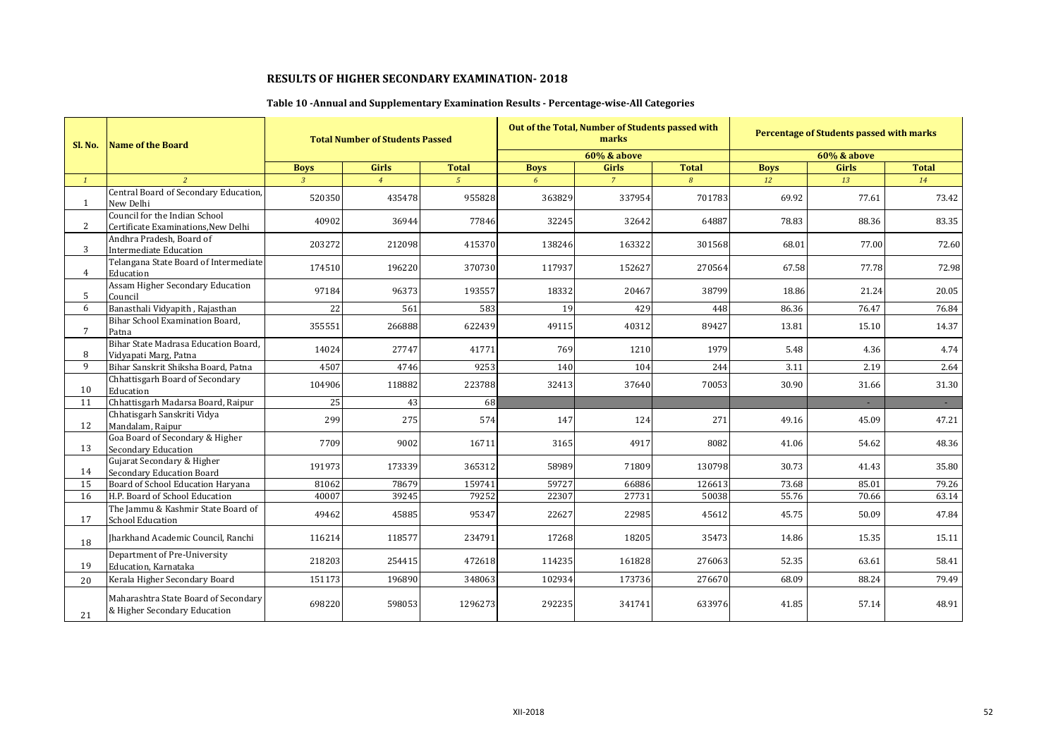## RESULTS OF HIGHER SECONDARY EXAMINATION- 2018

### Table 10 -Annual and Supplementary Examination Results - Percentage-wise-All Categories

| Sl. No. | Name of the Board | Total Number of Students Passed | | | Out of the Total, Number of Students passed with marks | | | Percentage of Students passed with marks | | |
|---|---|---|---|---|---|---|---|---|---|---|
| | | | | | 60% & above | | | 60% & above | | |
| | | Boys | Girls | Total | Boys | Girls | Total | Boys | Girls | Total |
| *1* | *2* | *3* | *4* | *5* | *6* | *7* | *8* | *12* | *13* | *14* |
| 1 | Central Board of Secondary Education, New Delhi | 520350 | 435478 | 955828 | 363829 | 337954 | 701783 | 69.92 | 77.61 | 73.42 |
| 2 | Council for the Indian School Certificate Examinations,New Delhi | 40902 | 36944 | 77846 | 32245 | 32642 | 64887 | 78.83 | 88.36 | 83.35 |
| 3 | Andhra Pradesh, Board of Intermediate Education | 203272 | 212098 | 415370 | 138246 | 163322 | 301568 | 68.01 | 77.00 | 72.60 |
| 4 | Telangana State Board of Intermediate Education | 174510 | 196220 | 370730 | 117937 | 152627 | 270564 | 67.58 | 77.78 | 72.98 |
| 5 | Assam Higher Secondary Education Council | 97184 | 96373 | 193557 | 18332 | 20467 | 38799 | 18.86 | 21.24 | 20.05 |
| 6 | Banasthali Vidyapith , Rajasthan | 22 | 561 | 583 | 19 | 429 | 448 | 86.36 | 76.47 | 76.84 |
| 7 | Bihar School Examination Board, Patna | 355551 | 266888 | 622439 | 49115 | 40312 | 89427 | 13.81 | 15.10 | 14.37 |
| 8 | Bihar State Madrasa Education Board, Vidyapati Marg, Patna | 14024 | 27747 | 41771 | 769 | 1210 | 1979 | 5.48 | 4.36 | 4.74 |
| 9 | Bihar Sanskrit Shiksha Board, Patna | 4507 | 4746 | 9253 | 140 | 104 | 244 | 3.11 | 2.19 | 2.64 |
| 10 | Chhattisgarh Board of Secondary Education | 104906 | 118882 | 223788 | 32413 | 37640 | 70053 | 30.90 | 31.66 | 31.30 |
| 11 | Chhattisgarh Madarsa Board, Raipur | 25 | 43 | 68 | | | | | - | - |
| 12 | Chhatisgarh Sanskriti Vidya Mandalam, Raipur | 299 | 275 | 574 | 147 | 124 | 271 | 49.16 | 45.09 | 47.21 |
| 13 | Goa Board of Secondary & Higher Secondary Education | 7709 | 9002 | 16711 | 3165 | 4917 | 8082 | 41.06 | 54.62 | 48.36 |
| 14 | Gujarat Secondary & Higher Secondary Education Board | 191973 | 173339 | 365312 | 58989 | 71809 | 130798 | 30.73 | 41.43 | 35.80 |
| 15 | Board of School Education Haryana | 81062 | 78679 | 159741 | 59727 | 66886 | 126613 | 73.68 | 85.01 | 79.26 |
| 16 | H.P. Board of School Education | 40007 | 39245 | 79252 | 22307 | 27731 | 50038 | 55.76 | 70.66 | 63.14 |
| 17 | The Jammu & Kashmir State Board of School Education | 49462 | 45885 | 95347 | 22627 | 22985 | 45612 | 45.75 | 50.09 | 47.84 |
| 18 | Jharkhand Academic Council, Ranchi | 116214 | 118577 | 234791 | 17268 | 18205 | 35473 | 14.86 | 15.35 | 15.11 |
| 19 | Department of Pre-University Education, Karnataka | 218203 | 254415 | 472618 | 114235 | 161828 | 276063 | 52.35 | 63.61 | 58.41 |
| 20 | Kerala Higher Secondary Board | 151173 | 196890 | 348063 | 102934 | 173736 | 276670 | 68.09 | 88.24 | 79.49 |
| 21 | Maharashtra State Board of Secondary & Higher Secondary Education | 698220 | 598053 | 1296273 | 292235 | 341741 | 633976 | 41.85 | 57.14 | 48.91 |

XII-2018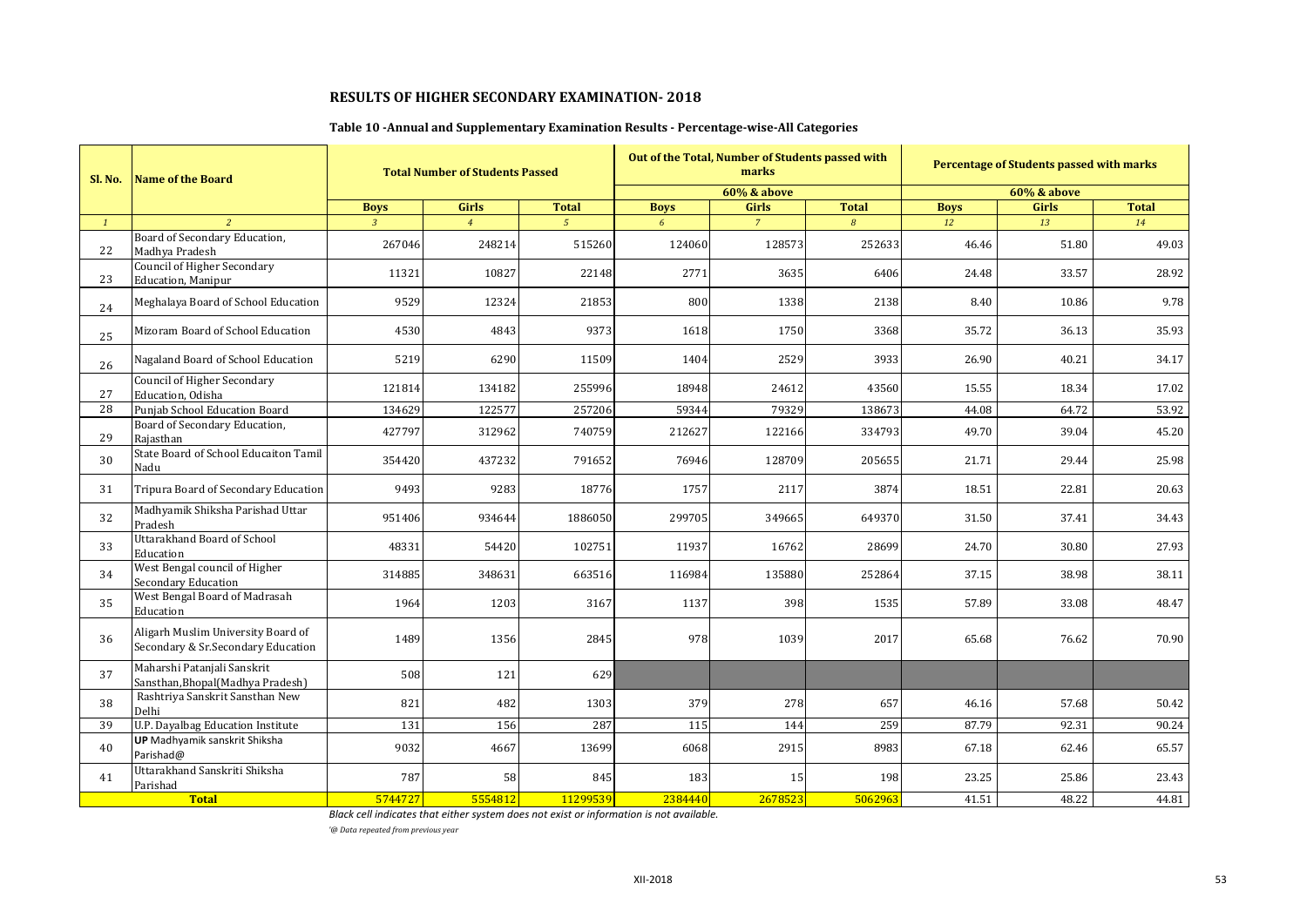## RESULTS OF HIGHER SECONDARY EXAMINATION- 2018

### Table 10 -Annual and Supplementary Examination Results - Percentage-wise-All Categories

| Sl. No. | Name of the Board | Total Number of Students Passed | | | Out of the Total, Number of Students passed with marks | | | Percentage of Students passed with marks | | |
|---|---|---|---|---|---|---|---|---|---|---|
| | | | | | 60% & above | | | 60% & above | | |
| | | Boys | Girls | Total | Boys | Girls | Total | Boys | Girls | Total |
| 1 | 2 | 3 | 4 | 5 | 6 | 7 | 8 | 12 | 13 | 14 |
| 22 | Board of Secondary Education, Madhya Pradesh | 267046 | 248214 | 515260 | 124060 | 128573 | 252633 | 46.46 | 51.80 | 49.03 |
| 23 | Council of Higher Secondary Education, Manipur | 11321 | 10827 | 22148 | 2771 | 3635 | 6406 | 24.48 | 33.57 | 28.92 |
| 24 | Meghalaya Board of School Education | 9529 | 12324 | 21853 | 800 | 1338 | 2138 | 8.40 | 10.86 | 9.78 |
| 25 | Mizoram Board of School Education | 4530 | 4843 | 9373 | 1618 | 1750 | 3368 | 35.72 | 36.13 | 35.93 |
| 26 | Nagaland Board of School Education | 5219 | 6290 | 11509 | 1404 | 2529 | 3933 | 26.90 | 40.21 | 34.17 |
| 27 | Council of Higher Secondary Education, Odisha | 121814 | 134182 | 255996 | 18948 | 24612 | 43560 | 15.55 | 18.34 | 17.02 |
| 28 | Punjab School Education Board | 134629 | 122577 | 257206 | 59344 | 79329 | 138673 | 44.08 | 64.72 | 53.92 |
| 29 | Board of Secondary Education, Rajasthan | 427797 | 312962 | 740759 | 212627 | 122166 | 334793 | 49.70 | 39.04 | 45.20 |
| 30 | State Board of School Educaiton Tamil Nadu | 354420 | 437232 | 791652 | 76946 | 128709 | 205655 | 21.71 | 29.44 | 25.98 |
| 31 | Tripura Board of Secondary Education | 9493 | 9283 | 18776 | 1757 | 2117 | 3874 | 18.51 | 22.81 | 20.63 |
| 32 | Madhyamik Shiksha Parishad Uttar Pradesh | 951406 | 934644 | 1886050 | 299705 | 349665 | 649370 | 31.50 | 37.41 | 34.43 |
| 33 | Uttarakhand Board of School Education | 48331 | 54420 | 102751 | 11937 | 16762 | 28699 | 24.70 | 30.80 | 27.93 |
| 34 | West Bengal council of Higher Secondary Education | 314885 | 348631 | 663516 | 116984 | 135880 | 252864 | 37.15 | 38.98 | 38.11 |
| 35 | West Bengal Board of Madrasah Education | 1964 | 1203 | 3167 | 1137 | 398 | 1535 | 57.89 | 33.08 | 48.47 |
| 36 | Aligarh Muslim University Board of Secondary & Sr.Secondary Education | 1489 | 1356 | 2845 | 978 | 1039 | 2017 | 65.68 | 76.62 | 70.90 |
| 37 | Maharshi Patanjali Sanskrit Sansthan,Bhopal(Madhya Pradesh) | 508 | 121 | 629 | | | | | | |
| 38 | Rashtriya Sanskrit Sansthan New Delhi | 821 | 482 | 1303 | 379 | 278 | 657 | 46.16 | 57.68 | 50.42 |
| 39 | U.P. Dayalbag Education Institute | 131 | 156 | 287 | 115 | 144 | 259 | 87.79 | 92.31 | 90.24 |
| 40 | **UP** Madhyamik sanskrit Shiksha Parishad@ | 9032 | 4667 | 13699 | 6068 | 2915 | 8983 | 67.18 | 62.46 | 65.57 |
| 41 | Uttarakhand Sanskriti Shiksha Parishad | 787 | 58 | 845 | 183 | 15 | 198 | 23.25 | 25.86 | 23.43 |
| | **Total** | 5744727 | 5554812 | 11299539 | 2384440 | 2678523 | 5062963 | 41.51 | 48.22 | 44.81 |

*Black cell indicates that either system does not exist or information is not available.*

*'@ Data repeated from previous year*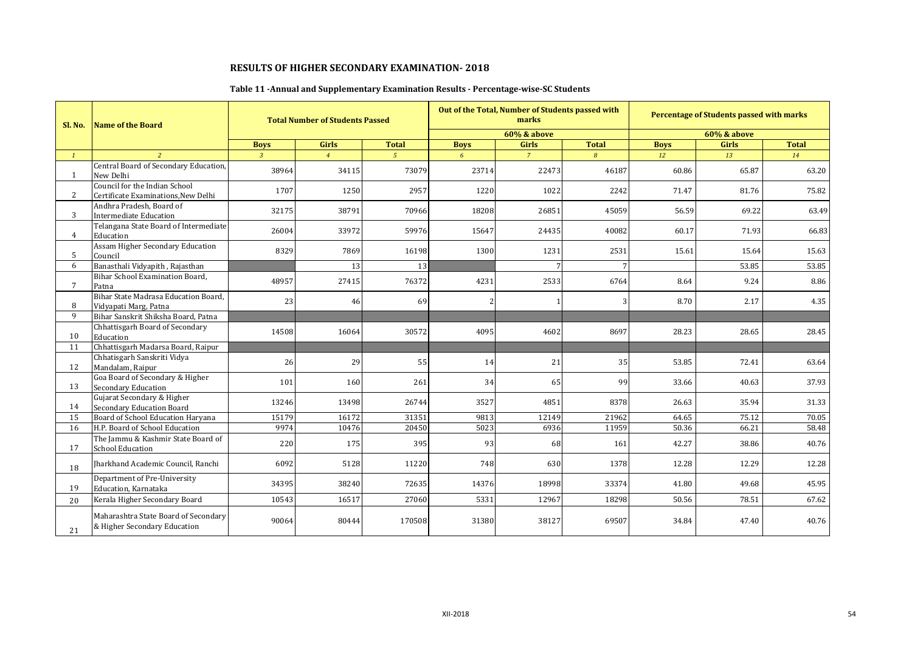## RESULTS OF HIGHER SECONDARY EXAMINATION- 2018

### Table 11 -Annual and Supplementary Examination Results - Percentage-wise-SC Students

| Sl. No. | Name of the Board | Total Number of Students Passed | | | Out of the Total, Number of Students passed with marks | | | Percentage of Students passed with marks | | |
|---|---|---|---|---|---|---|---|---|---|---|
| | | | | | 60% & above | | | 60% & above | | |
| | | Boys | Girls | Total | Boys | Girls | Total | Boys | Girls | Total |
| 1 | 2 | 3 | 4 | 5 | 6 | 7 | 8 | 12 | 13 | 14 |
| 1 | Central Board of Secondary Education, New Delhi | 38964 | 34115 | 73079 | 23714 | 22473 | 46187 | 60.86 | 65.87 | 63.20 |
| 2 | Council for the Indian School Certificate Examinations,New Delhi | 1707 | 1250 | 2957 | 1220 | 1022 | 2242 | 71.47 | 81.76 | 75.82 |
| 3 | Andhra Pradesh, Board of Intermediate Education | 32175 | 38791 | 70966 | 18208 | 26851 | 45059 | 56.59 | 69.22 | 63.49 |
| 4 | Telangana State Board of Intermediate Education | 26004 | 33972 | 59976 | 15647 | 24435 | 40082 | 60.17 | 71.93 | 66.83 |
| 5 | Assam Higher Secondary Education Council | 8329 | 7869 | 16198 | 1300 | 1231 | 2531 | 15.61 | 15.64 | 15.63 |
| 6 | Banasthali Vidyapith , Rajasthan | | 13 | 13 | | 7 | 7 | | 53.85 | 53.85 |
| 7 | Bihar School Examination Board, Patna | 48957 | 27415 | 76372 | 4231 | 2533 | 6764 | 8.64 | 9.24 | 8.86 |
| 8 | Bihar State Madrasa Education Board, Vidyapati Marg, Patna | 23 | 46 | 69 | 2 | 1 | 3 | 8.70 | 2.17 | 4.35 |
| 9 | Bihar Sanskrit Shiksha Board, Patna | | | | | | | | | |
| 10 | Chhattisgarh Board of Secondary Education | 14508 | 16064 | 30572 | 4095 | 4602 | 8697 | 28.23 | 28.65 | 28.45 |
| 11 | Chhattisgarh Madarsa Board, Raipur | | | | | | | | | |
| 12 | Chhatisgarh Sanskriti Vidya Mandalam, Raipur | 26 | 29 | 55 | 14 | 21 | 35 | 53.85 | 72.41 | 63.64 |
| 13 | Goa Board of Secondary & Higher Secondary Education | 101 | 160 | 261 | 34 | 65 | 99 | 33.66 | 40.63 | 37.93 |
| 14 | Gujarat Secondary & Higher Secondary Education Board | 13246 | 13498 | 26744 | 3527 | 4851 | 8378 | 26.63 | 35.94 | 31.33 |
| 15 | Board of School Education Haryana | 15179 | 16172 | 31351 | 9813 | 12149 | 21962 | 64.65 | 75.12 | 70.05 |
| 16 | H.P. Board of School Education | 9974 | 10476 | 20450 | 5023 | 6936 | 11959 | 50.36 | 66.21 | 58.48 |
| 17 | The Jammu & Kashmir State Board of School Education | 220 | 175 | 395 | 93 | 68 | 161 | 42.27 | 38.86 | 40.76 |
| 18 | Jharkhand Academic Council, Ranchi | 6092 | 5128 | 11220 | 748 | 630 | 1378 | 12.28 | 12.29 | 12.28 |
| 19 | Department of Pre-University Education, Karnataka | 34395 | 38240 | 72635 | 14376 | 18998 | 33374 | 41.80 | 49.68 | 45.95 |
| 20 | Kerala Higher Secondary Board | 10543 | 16517 | 27060 | 5331 | 12967 | 18298 | 50.56 | 78.51 | 67.62 |
| 21 | Maharashtra State Board of Secondary & Higher Secondary Education | 90064 | 80444 | 170508 | 31380 | 38127 | 69507 | 34.84 | 47.40 | 40.76 |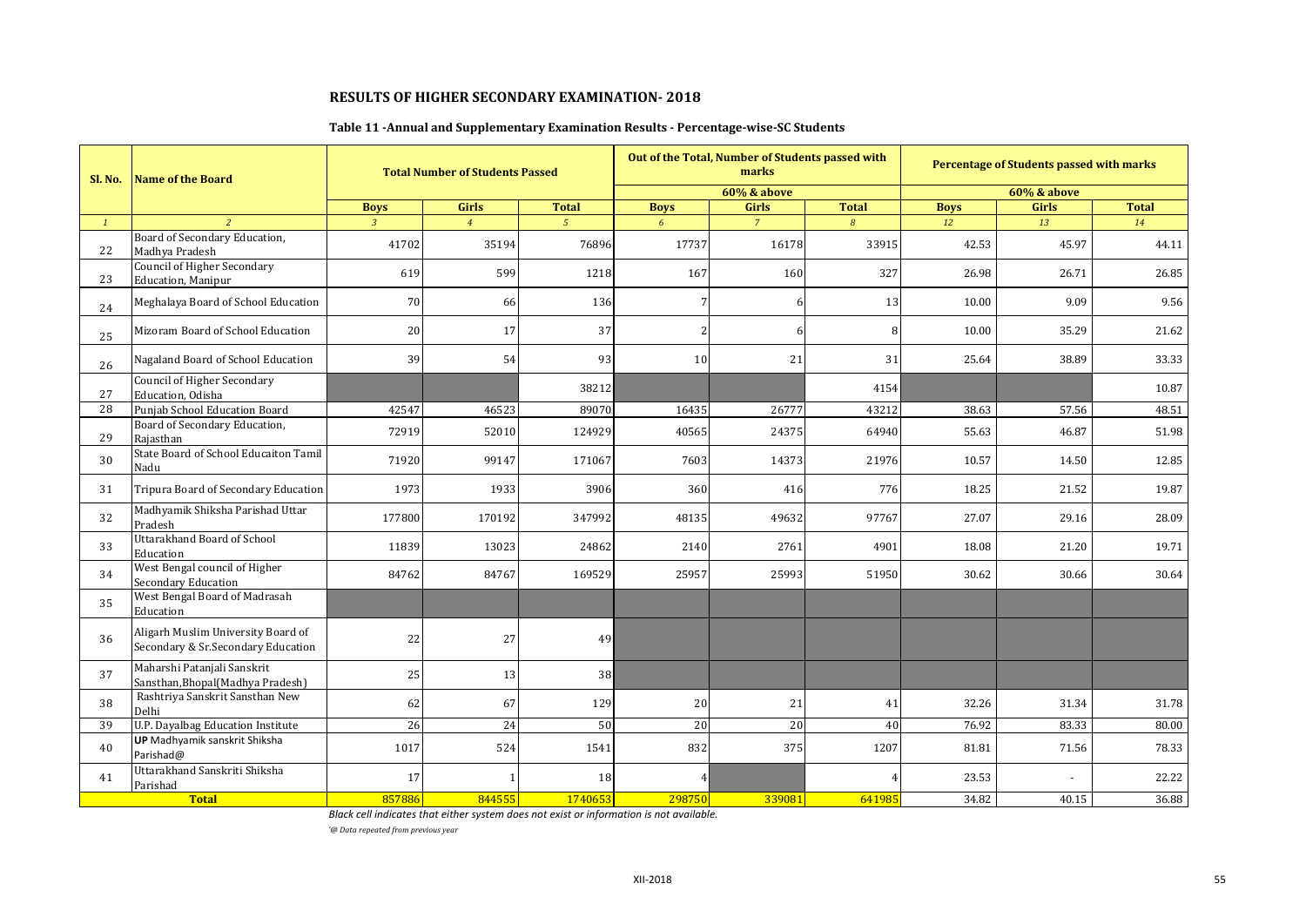## RESULTS OF HIGHER SECONDARY EXAMINATION- 2018

### Table 11 -Annual and Supplementary Examination Results - Percentage-wise-SC Students

| Sl. No. | Name of the Board | Total Number of Students Passed | | | Out of the Total, Number of Students passed with marks | | | Percentage of Students passed with marks | | |
|---|---|---|---|---|---|---|---|---|---|---|
| | | | | | 60% & above | | | 60% & above | | |
| | | Boys | Girls | Total | Boys | Girls | Total | Boys | Girls | Total |
| *1* | *2* | *3* | *4* | *5* | *6* | *7* | *8* | *12* | *13* | *14* |
| 22 | Board of Secondary Education, Madhya Pradesh | 41702 | 35194 | 76896 | 17737 | 16178 | 33915 | 42.53 | 45.97 | 44.11 |
| 23 | Council of Higher Secondary Education, Manipur | 619 | 599 | 1218 | 167 | 160 | 327 | 26.98 | 26.71 | 26.85 |
| 24 | Meghalaya Board of School Education | 70 | 66 | 136 | 7 | 6 | 13 | 10.00 | 9.09 | 9.56 |
| 25 | Mizoram Board of School Education | 20 | 17 | 37 | 2 | 6 | 8 | 10.00 | 35.29 | 21.62 |
| 26 | Nagaland Board of School Education | 39 | 54 | 93 | 10 | 21 | 31 | 25.64 | 38.89 | 33.33 |
| 27 | Council of Higher Secondary Education, Odisha | | | 38212 | | | 4154 | | | 10.87 |
| 28 | Punjab School Education Board | 42547 | 46523 | 89070 | 16435 | 26777 | 43212 | 38.63 | 57.56 | 48.51 |
| 29 | Board of Secondary Education, Rajasthan | 72919 | 52010 | 124929 | 40565 | 24375 | 64940 | 55.63 | 46.87 | 51.98 |
| 30 | State Board of School Educaiton Tamil Nadu | 71920 | 99147 | 171067 | 7603 | 14373 | 21976 | 10.57 | 14.50 | 12.85 |
| 31 | Tripura Board of Secondary Education | 1973 | 1933 | 3906 | 360 | 416 | 776 | 18.25 | 21.52 | 19.87 |
| 32 | Madhyamik Shiksha Parishad Uttar Pradesh | 177800 | 170192 | 347992 | 48135 | 49632 | 97767 | 27.07 | 29.16 | 28.09 |
| 33 | Uttarakhand Board of School Education | 11839 | 13023 | 24862 | 2140 | 2761 | 4901 | 18.08 | 21.20 | 19.71 |
| 34 | West Bengal council of Higher Secondary Education | 84762 | 84767 | 169529 | 25957 | 25993 | 51950 | 30.62 | 30.66 | 30.64 |
| 35 | West Bengal Board of Madrasah Education | | | | | | | | | |
| 36 | Aligarh Muslim University Board of Secondary & Sr.Secondary Education | 22 | 27 | 49 | | | | | | |
| 37 | Maharshi Patanjali Sanskrit Sansthan,Bhopal(Madhya Pradesh) | 25 | 13 | 38 | | | | | | |
| 38 | Rashtriya Sanskrit Sansthan New Delhi | 62 | 67 | 129 | 20 | 21 | 41 | 32.26 | 31.34 | 31.78 |
| 39 | U.P. Dayalbag Education Institute | 26 | 24 | 50 | 20 | 20 | 40 | 76.92 | 83.33 | 80.00 |
| 40 | **UP** Madhyamik sanskrit Shiksha Parishad@ | 1017 | 524 | 1541 | 832 | 375 | 1207 | 81.81 | 71.56 | 78.33 |
| 41 | Uttarakhand Sanskriti Shiksha Parishad | 17 | 1 | 18 | 4 | | 4 | 23.53 | - | 22.22 |
| | **Total** | 857886 | 844555 | 1740653 | 298750 | 339081 | 641985 | 34.82 | 40.15 | 36.88 |

*Black cell indicates that either system does not exist or information is not available.*

*'@ Data repeated from previous year*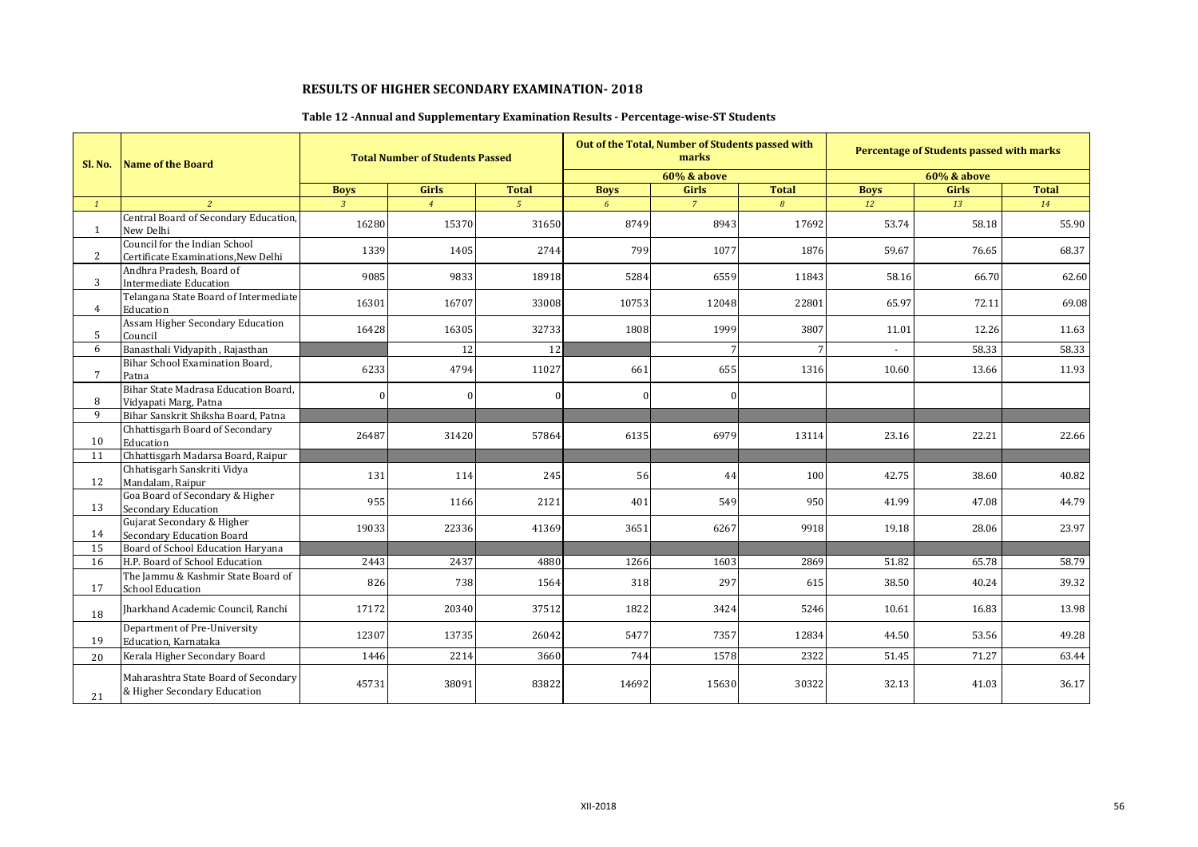## RESULTS OF HIGHER SECONDARY EXAMINATION- 2018

### Table 12 -Annual and Supplementary Examination Results - Percentage-wise-ST Students

| Sl. No. | Name of the Board | Total Number of Students Passed | | | Out of the Total, Number of Students passed with marks | | | Percentage of Students passed with marks | | |
|---|---|---|---|---|---|---|---|---|---|---|
| | | | | | 60% & above | | | 60% & above | | |
| | | Boys | Girls | Total | Boys | Girls | Total | Boys | Girls | Total |
| 1 | 2 | 3 | 4 | 5 | 6 | 7 | 8 | 12 | 13 | 14 |
| 1 | Central Board of Secondary Education, New Delhi | 16280 | 15370 | 31650 | 8749 | 8943 | 17692 | 53.74 | 58.18 | 55.90 |
| 2 | Council for the Indian School Certificate Examinations,New Delhi | 1339 | 1405 | 2744 | 799 | 1077 | 1876 | 59.67 | 76.65 | 68.37 |
| 3 | Andhra Pradesh, Board of Intermediate Education | 9085 | 9833 | 18918 | 5284 | 6559 | 11843 | 58.16 | 66.70 | 62.60 |
| 4 | Telangana State Board of Intermediate Education | 16301 | 16707 | 33008 | 10753 | 12048 | 22801 | 65.97 | 72.11 | 69.08 |
| 5 | Assam Higher Secondary Education Council | 16428 | 16305 | 32733 | 1808 | 1999 | 3807 | 11.01 | 12.26 | 11.63 |
| 6 | Banasthali Vidyapith , Rajasthan | | 12 | 12 | | 7 | 7 | - | 58.33 | 58.33 |
| 7 | Bihar School Examination Board, Patna | 6233 | 4794 | 11027 | 661 | 655 | 1316 | 10.60 | 13.66 | 11.93 |
| 8 | Bihar State Madrasa Education Board, Vidyapati Marg, Patna | 0 | 0 | 0 | 0 | 0 | | | | |
| 9 | Bihar Sanskrit Shiksha Board, Patna | | | | | | | | | |
| 10 | Chhattisgarh Board of Secondary Education | 26487 | 31420 | 57864 | 6135 | 6979 | 13114 | 23.16 | 22.21 | 22.66 |
| 11 | Chhattisgarh Madarsa Board, Raipur | | | | | | | | | |
| 12 | Chhatisgarh Sanskriti Vidya Mandalam, Raipur | 131 | 114 | 245 | 56 | 44 | 100 | 42.75 | 38.60 | 40.82 |
| 13 | Goa Board of Secondary & Higher Secondary Education | 955 | 1166 | 2121 | 401 | 549 | 950 | 41.99 | 47.08 | 44.79 |
| 14 | Gujarat Secondary & Higher Secondary Education Board | 19033 | 22336 | 41369 | 3651 | 6267 | 9918 | 19.18 | 28.06 | 23.97 |
| 15 | Board of School Education Haryana | | | | | | | | | |
| 16 | H.P. Board of School Education | 2443 | 2437 | 4880 | 1266 | 1603 | 2869 | 51.82 | 65.78 | 58.79 |
| 17 | The Jammu & Kashmir State Board of School Education | 826 | 738 | 1564 | 318 | 297 | 615 | 38.50 | 40.24 | 39.32 |
| 18 | Jharkhand Academic Council, Ranchi | 17172 | 20340 | 37512 | 1822 | 3424 | 5246 | 10.61 | 16.83 | 13.98 |
| 19 | Department of Pre-University Education, Karnataka | 12307 | 13735 | 26042 | 5477 | 7357 | 12834 | 44.50 | 53.56 | 49.28 |
| 20 | Kerala Higher Secondary Board | 1446 | 2214 | 3660 | 744 | 1578 | 2322 | 51.45 | 71.27 | 63.44 |
| 21 | Maharashtra State Board of Secondary & Higher Secondary Education | 45731 | 38091 | 83822 | 14692 | 15630 | 30322 | 32.13 | 41.03 | 36.17 |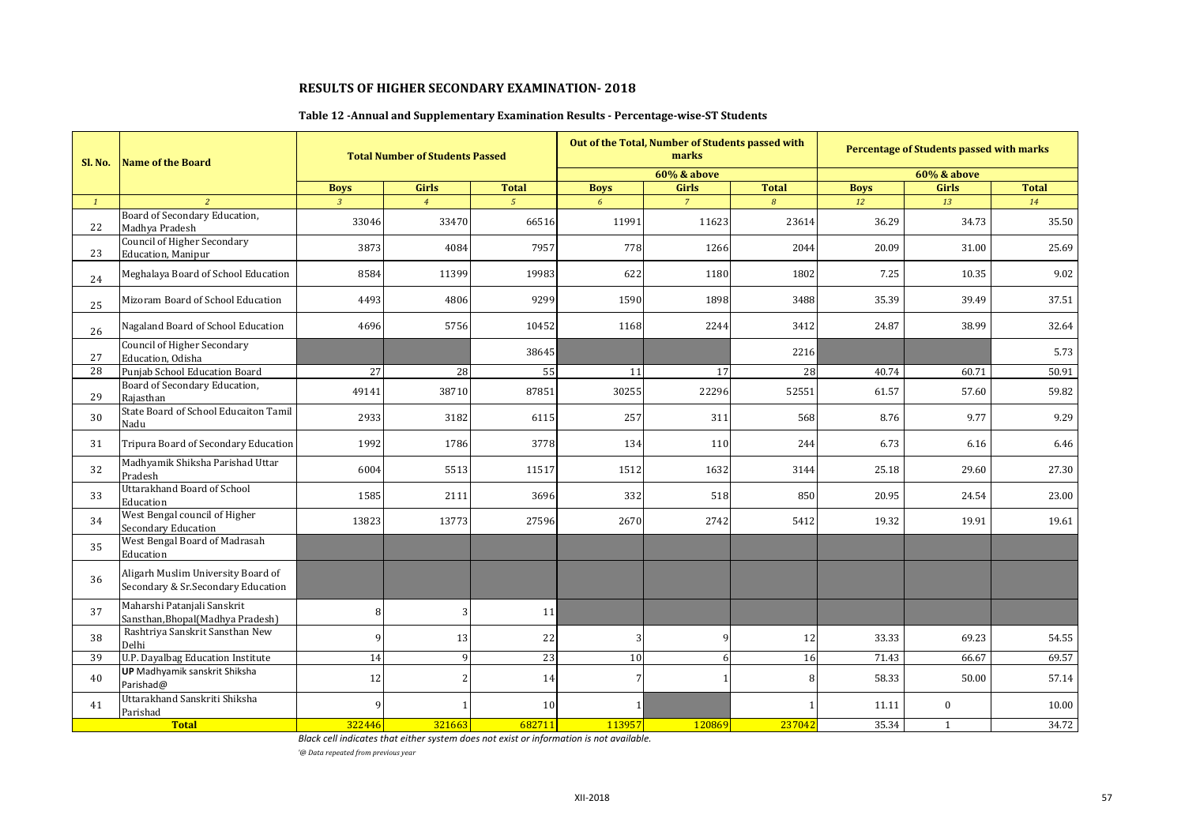# RESULTS OF HIGHER SECONDARY EXAMINATION- 2018

## Table 12 -Annual and Supplementary Examination Results - Percentage-wise-ST Students

| Sl. No. | Name of the Board | Total Number of Students Passed | | | Out of the Total, Number of Students passed with marks | | | Percentage of Students passed with marks | | |
|---|---|---|---|---|---|---|---|---|---|---|
| | | | | | 60% & above | | | 60% & above | | |
| | | Boys | Girls | Total | Boys | Girls | Total | Boys | Girls | Total |
| 1 | 2 | 3 | 4 | 5 | 6 | 7 | 8 | 12 | 13 | 14 |
| 22 | Board of Secondary Education, Madhya Pradesh | 33046 | 33470 | 66516 | 11991 | 11623 | 23614 | 36.29 | 34.73 | 35.50 |
| 23 | Council of Higher Secondary Education, Manipur | 3873 | 4084 | 7957 | 778 | 1266 | 2044 | 20.09 | 31.00 | 25.69 |
| 24 | Meghalaya Board of School Education | 8584 | 11399 | 19983 | 622 | 1180 | 1802 | 7.25 | 10.35 | 9.02 |
| 25 | Mizoram Board of School Education | 4493 | 4806 | 9299 | 1590 | 1898 | 3488 | 35.39 | 39.49 | 37.51 |
| 26 | Nagaland Board of School Education | 4696 | 5756 | 10452 | 1168 | 2244 | 3412 | 24.87 | 38.99 | 32.64 |
| 27 | Council of Higher Secondary Education, Odisha | | | 38645 | | | 2216 | | | 5.73 |
| 28 | Punjab School Education Board | 27 | 28 | 55 | 11 | 17 | 28 | 40.74 | 60.71 | 50.91 |
| 29 | Board of Secondary Education, Rajasthan | 49141 | 38710 | 87851 | 30255 | 22296 | 52551 | 61.57 | 57.60 | 59.82 |
| 30 | State Board of School Educaiton Tamil Nadu | 2933 | 3182 | 6115 | 257 | 311 | 568 | 8.76 | 9.77 | 9.29 |
| 31 | Tripura Board of Secondary Education | 1992 | 1786 | 3778 | 134 | 110 | 244 | 6.73 | 6.16 | 6.46 |
| 32 | Madhyamik Shiksha Parishad Uttar Pradesh | 6004 | 5513 | 11517 | 1512 | 1632 | 3144 | 25.18 | 29.60 | 27.30 |
| 33 | Uttarakhand Board of School Education | 1585 | 2111 | 3696 | 332 | 518 | 850 | 20.95 | 24.54 | 23.00 |
| 34 | West Bengal council of Higher Secondary Education | 13823 | 13773 | 27596 | 2670 | 2742 | 5412 | 19.32 | 19.91 | 19.61 |
| 35 | West Bengal Board of Madrasah Education | | | | | | | | | |
| 36 | Aligarh Muslim University Board of Secondary & Sr.Secondary Education | | | | | | | | | |
| 37 | Maharshi Patanjali Sanskrit Sansthan,Bhopal(Madhya Pradesh) | 8 | 3 | 11 | | | | | | |
| 38 | Rashtriya Sanskrit Sansthan New Delhi | 9 | 13 | 22 | 3 | 9 | 12 | 33.33 | 69.23 | 54.55 |
| 39 | U.P. Dayalbag Education Institute | 14 | 9 | 23 | 10 | 6 | 16 | 71.43 | 66.67 | 69.57 |
| 40 | **UP** Madhyamik sanskrit Shiksha Parishad@ | 12 | 2 | 14 | 7 | 1 | 8 | 58.33 | 50.00 | 57.14 |
| 41 | Uttarakhand Sanskriti Shiksha Parishad | 9 | 1 | 10 | 1 | | 1 | 11.11 | 0 | 10.00 |
| | **Total** | 322446 | 321663 | 682711 | 113957 | 120869 | 237042 | 35.34 | 1 | 34.72 |

*Black cell indicates that either system does not exist or information is not available.*

*'@ Data repeated from previous year*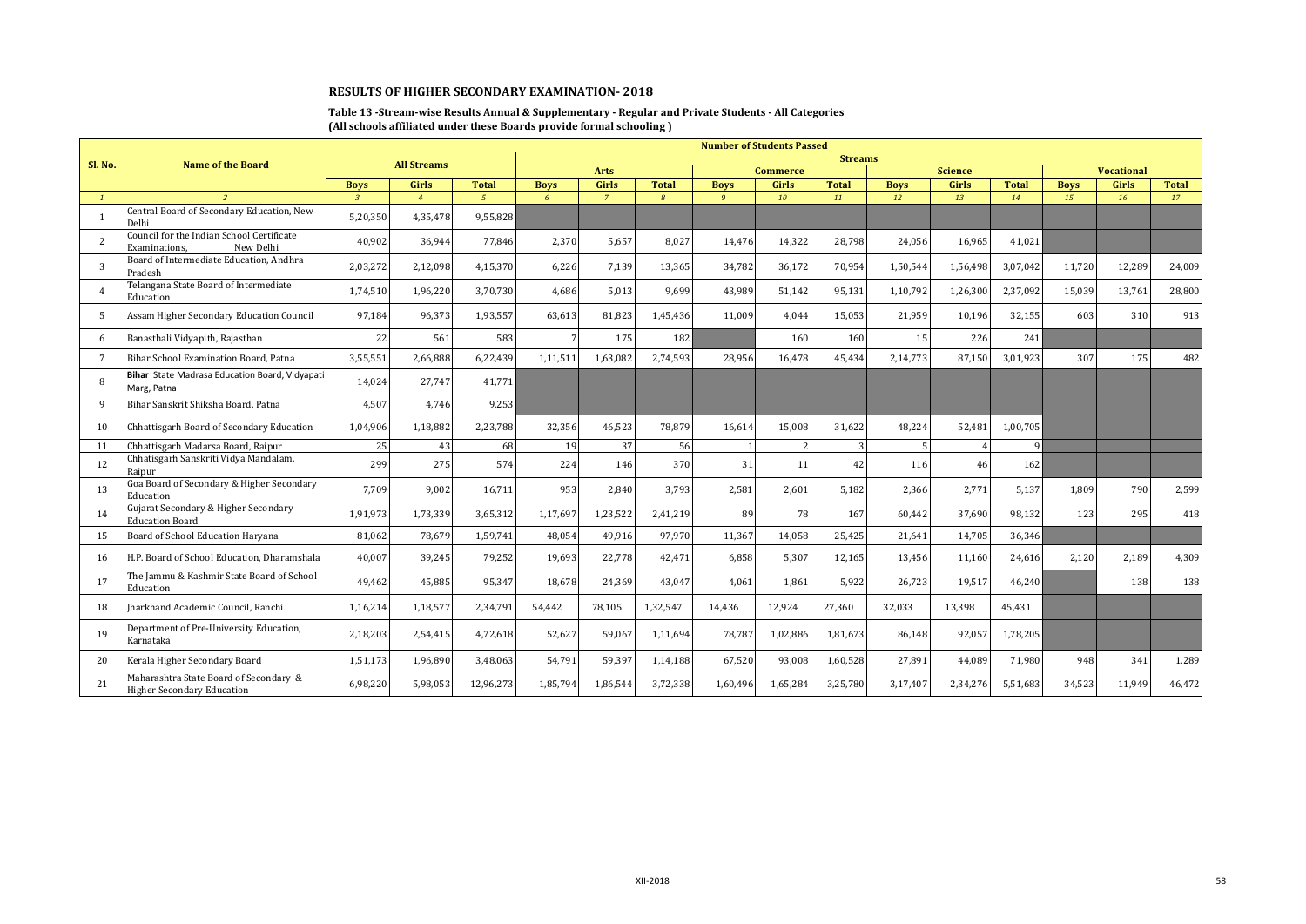## RESULTS OF HIGHER SECONDARY EXAMINATION- 2018

**Table 13 -Stream-wise Results Annual & Supplementary - Regular and Private Students - All Categories**
**(All schools affiliated under these Boards provide formal schooling )**

| Sl. No. | Name of the Board | Number of Students Passed | | | | | | | | | | | | | | |
|---|---|---|---|---|---|---|---|---|---|---|---|---|---|---|---|---|
| | | All Streams | | | Streams | | | | | | | | | | | |
| | | | | | Arts | | | Commerce | | | Science | | | Vocational | | |
| | | Boys | Girls | Total | Boys | Girls | Total | Boys | Girls | Total | Boys | Girls | Total | Boys | Girls | Total |
| *1* | *2* | *3* | *4* | *5* | *6* | *7* | *8* | *9* | *10* | *11* | *12* | *13* | *14* | *15* | *16* | *17* |
| 1 | Central Board of Secondary Education, New Delhi | 5,20,350 | 4,35,478 | 9,55,828 | | | | | | | | | | | | |
| 2 | Council for the Indian School Certificate Examinations, New Delhi | 40,902 | 36,944 | 77,846 | 2,370 | 5,657 | 8,027 | 14,476 | 14,322 | 28,798 | 24,056 | 16,965 | 41,021 | | | |
| 3 | Board of Intermediate Education, Andhra Pradesh | 2,03,272 | 2,12,098 | 4,15,370 | 6,226 | 7,139 | 13,365 | 34,782 | 36,172 | 70,954 | 1,50,544 | 1,56,498 | 3,07,042 | 11,720 | 12,289 | 24,009 |
| 4 | Telangana State Board of Intermediate Education | 1,74,510 | 1,96,220 | 3,70,730 | 4,686 | 5,013 | 9,699 | 43,989 | 51,142 | 95,131 | 1,10,792 | 1,26,300 | 2,37,092 | 15,039 | 13,761 | 28,800 |
| 5 | Assam Higher Secondary Education Council | 97,184 | 96,373 | 1,93,557 | 63,613 | 81,823 | 1,45,436 | 11,009 | 4,044 | 15,053 | 21,959 | 10,196 | 32,155 | 603 | 310 | 913 |
| 6 | Banasthali Vidyapith, Rajasthan | 22 | 561 | 583 | 7 | 175 | 182 | | 160 | 160 | 15 | 226 | 241 | | | |
| 7 | Bihar School Examination Board, Patna | 3,55,551 | 2,66,888 | 6,22,439 | 1,11,511 | 1,63,082 | 2,74,593 | 28,956 | 16,478 | 45,434 | 2,14,773 | 87,150 | 3,01,923 | 307 | 175 | 482 |
| 8 | **Bihar** State Madrasa Education Board, Vidyapati Marg, Patna | 14,024 | 27,747 | 41,771 | | | | | | | | | | | | |
| 9 | Bihar Sanskrit Shiksha Board, Patna | 4,507 | 4,746 | 9,253 | | | | | | | | | | | | |
| 10 | Chhattisgarh Board of Secondary Education | 1,04,906 | 1,18,882 | 2,23,788 | 32,356 | 46,523 | 78,879 | 16,614 | 15,008 | 31,622 | 48,224 | 52,481 | 1,00,705 | | | |
| 11 | Chhattisgarh Madarsa Board, Raipur | 25 | 43 | 68 | 19 | 37 | 56 | 1 | 2 | 3 | 5 | 4 | 9 | | | |
| 12 | Chhatisgarh Sanskriti Vidya Mandalam, Raipur | 299 | 275 | 574 | 224 | 146 | 370 | 31 | 11 | 42 | 116 | 46 | 162 | | | |
| 13 | Goa Board of Secondary & Higher Secondary Education | 7,709 | 9,002 | 16,711 | 953 | 2,840 | 3,793 | 2,581 | 2,601 | 5,182 | 2,366 | 2,771 | 5,137 | 1,809 | 790 | 2,599 |
| 14 | Gujarat Secondary & Higher Secondary Education Board | 1,91,973 | 1,73,339 | 3,65,312 | 1,17,697 | 1,23,522 | 2,41,219 | 89 | 78 | 167 | 60,442 | 37,690 | 98,132 | 123 | 295 | 418 |
| 15 | Board of School Education Haryana | 81,062 | 78,679 | 1,59,741 | 48,054 | 49,916 | 97,970 | 11,367 | 14,058 | 25,425 | 21,641 | 14,705 | 36,346 | | | |
| 16 | H.P. Board of School Education, Dharamshala | 40,007 | 39,245 | 79,252 | 19,693 | 22,778 | 42,471 | 6,858 | 5,307 | 12,165 | 13,456 | 11,160 | 24,616 | 2,120 | 2,189 | 4,309 |
| 17 | The Jammu & Kashmir State Board of School Education | 49,462 | 45,885 | 95,347 | 18,678 | 24,369 | 43,047 | 4,061 | 1,861 | 5,922 | 26,723 | 19,517 | 46,240 | | 138 | 138 |
| 18 | Jharkhand Academic Council, Ranchi | 1,16,214 | 1,18,577 | 2,34,791 | 54,442 | 78,105 | 1,32,547 | 14,436 | 12,924 | 27,360 | 32,033 | 13,398 | 45,431 | | | |
| 19 | Department of Pre-University Education, Karnataka | 2,18,203 | 2,54,415 | 4,72,618 | 52,627 | 59,067 | 1,11,694 | 78,787 | 1,02,886 | 1,81,673 | 86,148 | 92,057 | 1,78,205 | | | |
| 20 | Kerala Higher Secondary Board | 1,51,173 | 1,96,890 | 3,48,063 | 54,791 | 59,397 | 1,14,188 | 67,520 | 93,008 | 1,60,528 | 27,891 | 44,089 | 71,980 | 948 | 341 | 1,289 |
| 21 | Maharashtra State Board of Secondary & Higher Secondary Education | 6,98,220 | 5,98,053 | 12,96,273 | 1,85,794 | 1,86,544 | 3,72,338 | 1,60,496 | 1,65,284 | 3,25,780 | 3,17,407 | 2,34,276 | 5,51,683 | 34,523 | 11,949 | 46,472 |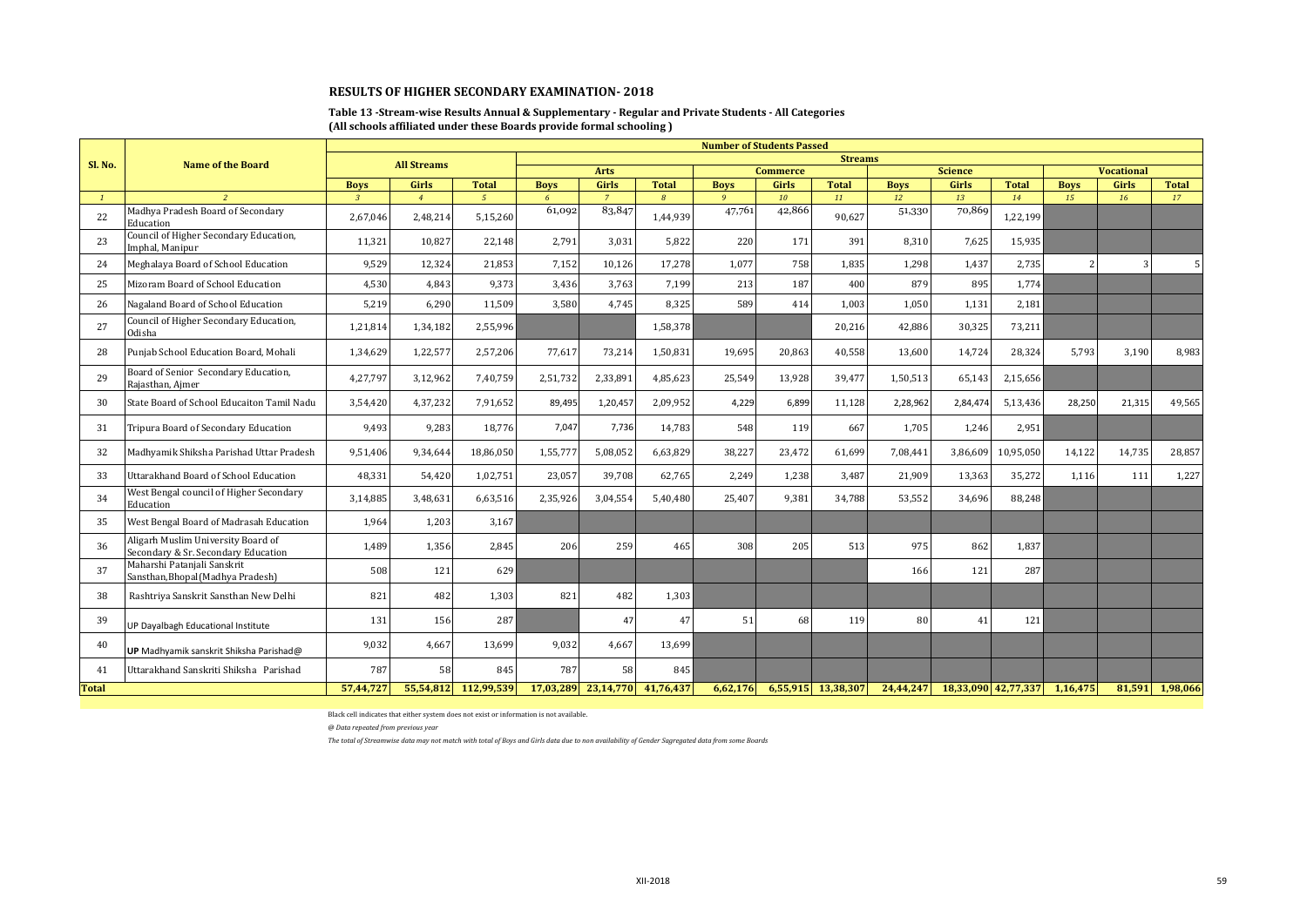## RESULTS OF HIGHER SECONDARY EXAMINATION- 2018

**Table 13 -Stream-wise Results Annual & Supplementary - Regular and Private Students - All Categories**
**(All schools affiliated under these Boards provide formal schooling )**

| Sl. No. | Name of the Board | Number of Students Passed | | | | | | | | | | | | | | |
|---|---|---|---|---|---|---|---|---|---|---|---|---|---|---|---|---|
| | | All Streams | | | Streams | | | | | | | | | | | |
| | | | | | Arts | | | Commerce | | | Science | | | Vocational | | |
| | | Boys | Girls | Total | Boys | Girls | Total | Boys | Girls | Total | Boys | Girls | Total | Boys | Girls | Total |
| *1* | *2* | *3* | *4* | *5* | *6* | *7* | *8* | *9* | *10* | *11* | *12* | *13* | *14* | *15* | *16* | *17* |
| 22 | Madhya Pradesh Board of Secondary Education | 2,67,046 | 2,48,214 | 5,15,260 | 61,092 | 83,847 | 1,44,939 | 47,761 | 42,866 | 90,627 | 51,330 | 70,869 | 1,22,199 | | | |
| 23 | Council of Higher Secondary Education, Imphal, Manipur | 11,321 | 10,827 | 22,148 | 2,791 | 3,031 | 5,822 | 220 | 171 | 391 | 8,310 | 7,625 | 15,935 | | | |
| 24 | Meghalaya Board of School Education | 9,529 | 12,324 | 21,853 | 7,152 | 10,126 | 17,278 | 1,077 | 758 | 1,835 | 1,298 | 1,437 | 2,735 | 2 | 3 | 5 |
| 25 | Mizoram Board of School Education | 4,530 | 4,843 | 9,373 | 3,436 | 3,763 | 7,199 | 213 | 187 | 400 | 879 | 895 | 1,774 | | | |
| 26 | Nagaland Board of School Education | 5,219 | 6,290 | 11,509 | 3,580 | 4,745 | 8,325 | 589 | 414 | 1,003 | 1,050 | 1,131 | 2,181 | | | |
| 27 | Council of Higher Secondary Education, Odisha | 1,21,814 | 1,34,182 | 2,55,996 | | | 1,58,378 | | | 20,216 | 42,886 | 30,325 | 73,211 | | | |
| 28 | Punjab School Education Board, Mohali | 1,34,629 | 1,22,577 | 2,57,206 | 77,617 | 73,214 | 1,50,831 | 19,695 | 20,863 | 40,558 | 13,600 | 14,724 | 28,324 | 5,793 | 3,190 | 8,983 |
| 29 | Board of Senior Secondary Education, Rajasthan, Ajmer | 4,27,797 | 3,12,962 | 7,40,759 | 2,51,732 | 2,33,891 | 4,85,623 | 25,549 | 13,928 | 39,477 | 1,50,513 | 65,143 | 2,15,656 | | | |
| 30 | State Board of School Educaiton Tamil Nadu | 3,54,420 | 4,37,232 | 7,91,652 | 89,495 | 1,20,457 | 2,09,952 | 4,229 | 6,899 | 11,128 | 2,28,962 | 2,84,474 | 5,13,436 | 28,250 | 21,315 | 49,565 |
| 31 | Tripura Board of Secondary Education | 9,493 | 9,283 | 18,776 | 7,047 | 7,736 | 14,783 | 548 | 119 | 667 | 1,705 | 1,246 | 2,951 | | | |
| 32 | Madhyamik Shiksha Parishad Uttar Pradesh | 9,51,406 | 9,34,644 | 18,86,050 | 1,55,777 | 5,08,052 | 6,63,829 | 38,227 | 23,472 | 61,699 | 7,08,441 | 3,86,609 | 10,95,050 | 14,122 | 14,735 | 28,857 |
| 33 | Uttarakhand Board of School Education | 48,331 | 54,420 | 1,02,751 | 23,057 | 39,708 | 62,765 | 2,249 | 1,238 | 3,487 | 21,909 | 13,363 | 35,272 | 1,116 | 111 | 1,227 |
| 34 | West Bengal council of Higher Secondary Education | 3,14,885 | 3,48,631 | 6,63,516 | 2,35,926 | 3,04,554 | 5,40,480 | 25,407 | 9,381 | 34,788 | 53,552 | 34,696 | 88,248 | | | |
| 35 | West Bengal Board of Madrasah Education | 1,964 | 1,203 | 3,167 | | | | | | | | | | | | |
| 36 | Aligarh Muslim University Board of Secondary & Sr. Secondary Education | 1,489 | 1,356 | 2,845 | 206 | 259 | 465 | 308 | 205 | 513 | 975 | 862 | 1,837 | | | |
| 37 | Maharshi Patanjali Sanskrit Sansthan,Bhopal(Madhya Pradesh) | 508 | 121 | 629 | | | | | | | 166 | 121 | 287 | | | |
| 38 | Rashtriya Sanskrit Sansthan New Delhi | 821 | 482 | 1,303 | 821 | 482 | 1,303 | | | | | | | | | |
| 39 | UP Dayalbagh Educational Institute | 131 | 156 | 287 | | 47 | 47 | 51 | 68 | 119 | 80 | 41 | 121 | | | |
| 40 | **UP** Madhyamik sanskrit Shiksha Parishad@ | 9,032 | 4,667 | 13,699 | 9,032 | 4,667 | 13,699 | | | | | | | | | |
| 41 | Uttarakhand Sanskriti Shiksha Parishad | 787 | 58 | 845 | 787 | 58 | 845 | | | | | | | | | |
| **Total** | | **57,44,727** | **55,54,812** | **112,99,539** | **17,03,289** | **23,14,770** | **41,76,437** | **6,62,176** | **6,55,915** | **13,38,307** | **24,44,247** | **18,33,090** | **42,77,337** | **1,16,475** | **81,591** | **1,98,066** |

Black cell indicates that either system does not exist or information is not available.

*@ Data repeated from previous year*

*The total of Streamwise data may not match with total of Boys and Girls data due to non availability of Gender Sagregated data from some Boards*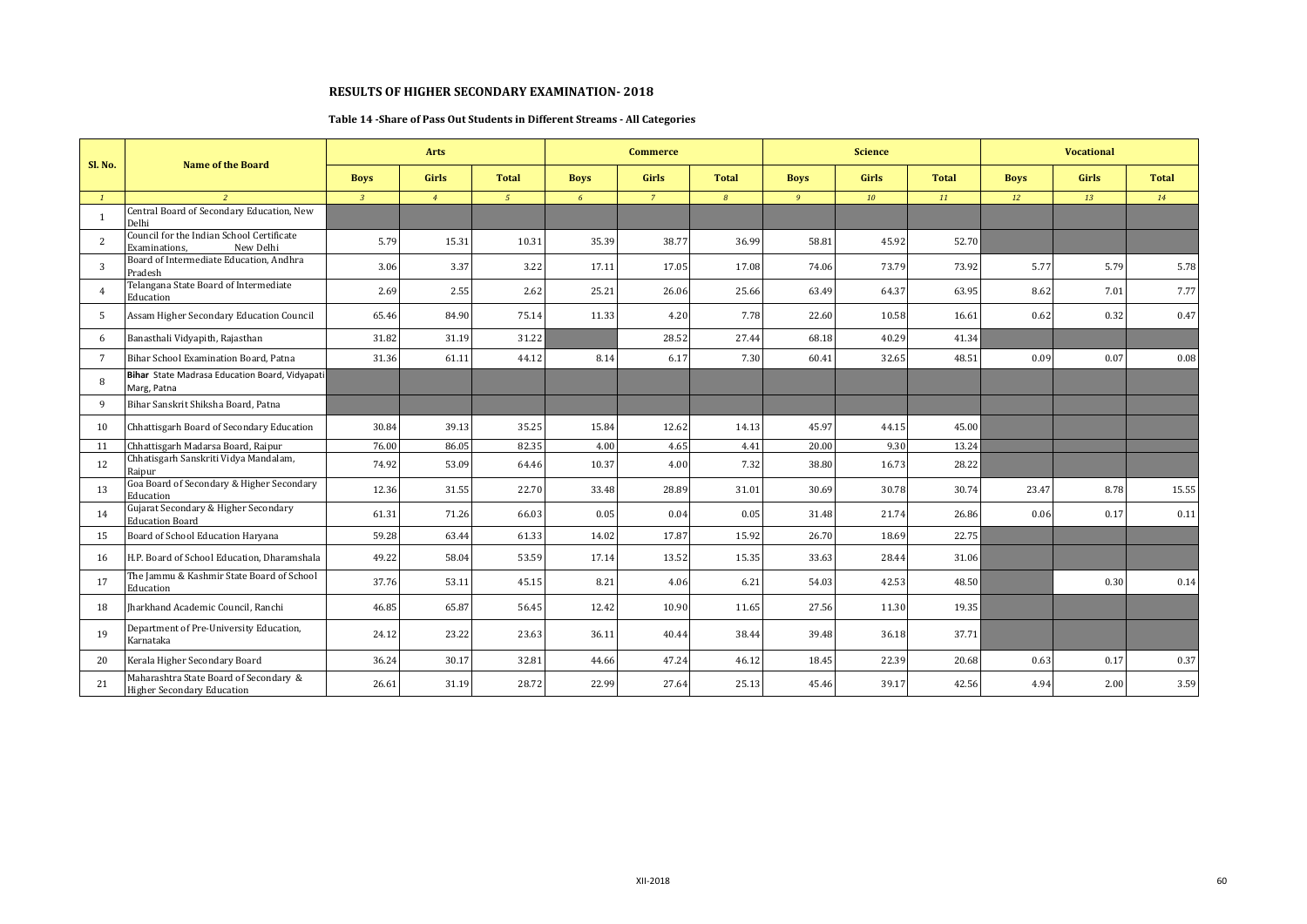# RESULTS OF HIGHER SECONDARY EXAMINATION- 2018

## Table 14 -Share of Pass Out Students in Different Streams - All Categories

| Sl. No. | Name of the Board | Arts | | | Commerce | | | Science | | | Vocational | | |
|---|---|---|---|---|---|---|---|---|---|---|---|---|---|
| | | Boys | Girls | Total | Boys | Girls | Total | Boys | Girls | Total | Boys | Girls | Total |
| *1* | *2* | *3* | *4* | *5* | *6* | *7* | *8* | *9* | *10* | *11* | *12* | *13* | *14* |
| 1 | Central Board of Secondary Education, New Delhi | | | | | | | | | | | | |
| 2 | Council for the Indian School Certificate Examinations, New Delhi | 5.79 | 15.31 | 10.31 | 35.39 | 38.77 | 36.99 | 58.81 | 45.92 | 52.70 | | | |
| 3 | Board of Intermediate Education, Andhra Pradesh | 3.06 | 3.37 | 3.22 | 17.11 | 17.05 | 17.08 | 74.06 | 73.79 | 73.92 | 5.77 | 5.79 | 5.78 |
| 4 | Telangana State Board of Intermediate Education | 2.69 | 2.55 | 2.62 | 25.21 | 26.06 | 25.66 | 63.49 | 64.37 | 63.95 | 8.62 | 7.01 | 7.77 |
| 5 | Assam Higher Secondary Education Council | 65.46 | 84.90 | 75.14 | 11.33 | 4.20 | 7.78 | 22.60 | 10.58 | 16.61 | 0.62 | 0.32 | 0.47 |
| 6 | Banasthali Vidyapith, Rajasthan | 31.82 | 31.19 | 31.22 | | 28.52 | 27.44 | 68.18 | 40.29 | 41.34 | | | |
| 7 | Bihar School Examination Board, Patna | 31.36 | 61.11 | 44.12 | 8.14 | 6.17 | 7.30 | 60.41 | 32.65 | 48.51 | 0.09 | 0.07 | 0.08 |
| 8 | **Bihar** State Madrasa Education Board, Vidyapati Marg, Patna | | | | | | | | | | | | |
| 9 | Bihar Sanskrit Shiksha Board, Patna | | | | | | | | | | | | |
| 10 | Chhattisgarh Board of Secondary Education | 30.84 | 39.13 | 35.25 | 15.84 | 12.62 | 14.13 | 45.97 | 44.15 | 45.00 | | | |
| 11 | Chhattisgarh Madarsa Board, Raipur | 76.00 | 86.05 | 82.35 | 4.00 | 4.65 | 4.41 | 20.00 | 9.30 | 13.24 | | | |
| 12 | Chhatisgarh Sanskriti Vidya Mandalam, Raipur | 74.92 | 53.09 | 64.46 | 10.37 | 4.00 | 7.32 | 38.80 | 16.73 | 28.22 | | | |
| 13 | Goa Board of Secondary & Higher Secondary Education | 12.36 | 31.55 | 22.70 | 33.48 | 28.89 | 31.01 | 30.69 | 30.78 | 30.74 | 23.47 | 8.78 | 15.55 |
| 14 | Gujarat Secondary & Higher Secondary Education Board | 61.31 | 71.26 | 66.03 | 0.05 | 0.04 | 0.05 | 31.48 | 21.74 | 26.86 | 0.06 | 0.17 | 0.11 |
| 15 | Board of School Education Haryana | 59.28 | 63.44 | 61.33 | 14.02 | 17.87 | 15.92 | 26.70 | 18.69 | 22.75 | | | |
| 16 | H.P. Board of School Education, Dharamshala | 49.22 | 58.04 | 53.59 | 17.14 | 13.52 | 15.35 | 33.63 | 28.44 | 31.06 | | | |
| 17 | The Jammu & Kashmir State Board of School Education | 37.76 | 53.11 | 45.15 | 8.21 | 4.06 | 6.21 | 54.03 | 42.53 | 48.50 | | 0.30 | 0.14 |
| 18 | Jharkhand Academic Council, Ranchi | 46.85 | 65.87 | 56.45 | 12.42 | 10.90 | 11.65 | 27.56 | 11.30 | 19.35 | | | |
| 19 | Department of Pre-University Education, Karnataka | 24.12 | 23.22 | 23.63 | 36.11 | 40.44 | 38.44 | 39.48 | 36.18 | 37.71 | | | |
| 20 | Kerala Higher Secondary Board | 36.24 | 30.17 | 32.81 | 44.66 | 47.24 | 46.12 | 18.45 | 22.39 | 20.68 | 0.63 | 0.17 | 0.37 |
| 21 | Maharashtra State Board of Secondary & Higher Secondary Education | 26.61 | 31.19 | 28.72 | 22.99 | 27.64 | 25.13 | 45.46 | 39.17 | 42.56 | 4.94 | 2.00 | 3.59 |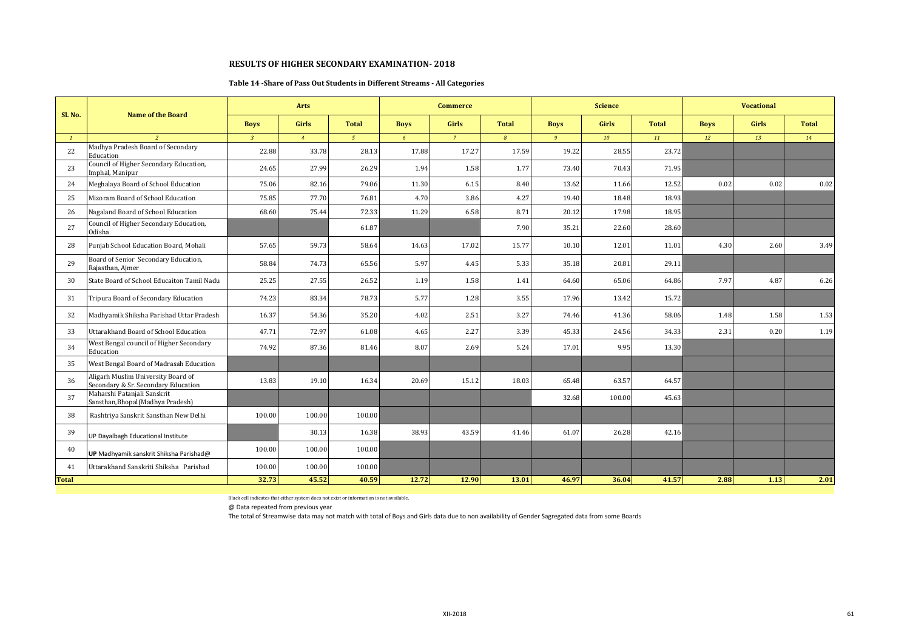## RESULTS OF HIGHER SECONDARY EXAMINATION- 2018

### Table 14 -Share of Pass Out Students in Different Streams - All Categories

| Sl. No. | Name of the Board | Arts | | | Commerce | | | Science | | | Vocational | | |
|---|---|---|---|---|---|---|---|---|---|---|---|---|---|
| | | Boys | Girls | Total | Boys | Girls | Total | Boys | Girls | Total | Boys | Girls | Total |
| *1* | *2* | *3* | *4* | *5* | *6* | *7* | *8* | *9* | *10* | *11* | *12* | *13* | *14* |
| 22 | Madhya Pradesh Board of Secondary Education | 22.88 | 33.78 | 28.13 | 17.88 | 17.27 | 17.59 | 19.22 | 28.55 | 23.72 | | | |
| 23 | Council of Higher Secondary Education, Imphal, Manipur | 24.65 | 27.99 | 26.29 | 1.94 | 1.58 | 1.77 | 73.40 | 70.43 | 71.95 | | | |
| 24 | Meghalaya Board of School Education | 75.06 | 82.16 | 79.06 | 11.30 | 6.15 | 8.40 | 13.62 | 11.66 | 12.52 | 0.02 | 0.02 | 0.02 |
| 25 | Mizoram Board of School Education | 75.85 | 77.70 | 76.81 | 4.70 | 3.86 | 4.27 | 19.40 | 18.48 | 18.93 | | | |
| 26 | Nagaland Board of School Education | 68.60 | 75.44 | 72.33 | 11.29 | 6.58 | 8.71 | 20.12 | 17.98 | 18.95 | | | |
| 27 | Council of Higher Secondary Education, Odisha | | | 61.87 | | | 7.90 | 35.21 | 22.60 | 28.60 | | | |
| 28 | Punjab School Education Board, Mohali | 57.65 | 59.73 | 58.64 | 14.63 | 17.02 | 15.77 | 10.10 | 12.01 | 11.01 | 4.30 | 2.60 | 3.49 |
| 29 | Board of Senior Secondary Education, Rajasthan, Ajmer | 58.84 | 74.73 | 65.56 | 5.97 | 4.45 | 5.33 | 35.18 | 20.81 | 29.11 | | | |
| 30 | State Board of School Educaiton Tamil Nadu | 25.25 | 27.55 | 26.52 | 1.19 | 1.58 | 1.41 | 64.60 | 65.06 | 64.86 | 7.97 | 4.87 | 6.26 |
| 31 | Tripura Board of Secondary Education | 74.23 | 83.34 | 78.73 | 5.77 | 1.28 | 3.55 | 17.96 | 13.42 | 15.72 | | | |
| 32 | Madhyamik Shiksha Parishad Uttar Pradesh | 16.37 | 54.36 | 35.20 | 4.02 | 2.51 | 3.27 | 74.46 | 41.36 | 58.06 | 1.48 | 1.58 | 1.53 |
| 33 | Uttarakhand Board of School Education | 47.71 | 72.97 | 61.08 | 4.65 | 2.27 | 3.39 | 45.33 | 24.56 | 34.33 | 2.31 | 0.20 | 1.19 |
| 34 | West Bengal council of Higher Secondary Education | 74.92 | 87.36 | 81.46 | 8.07 | 2.69 | 5.24 | 17.01 | 9.95 | 13.30 | | | |
| 35 | West Bengal Board of Madrasah Education | | | | | | | | | | | | |
| 36 | Aligarh Muslim University Board of Secondary & Sr. Secondary Education | 13.83 | 19.10 | 16.34 | 20.69 | 15.12 | 18.03 | 65.48 | 63.57 | 64.57 | | | |
| 37 | Maharshi Patanjali Sanskrit Sansthan,Bhopal(Madhya Pradesh) | | | | | | | 32.68 | 100.00 | 45.63 | | | |
| 38 | Rashtriya Sanskrit Sansthan New Delhi | 100.00 | 100.00 | 100.00 | | | | | | | | | |
| 39 | UP Dayalbagh Educational Institute | | 30.13 | 16.38 | 38.93 | 43.59 | 41.46 | 61.07 | 26.28 | 42.16 | | | |
| 40 | **UP** Madhyamik sanskrit Shiksha Parishad@ | 100.00 | 100.00 | 100.00 | | | | | | | | | |
| 41 | Uttarakhand Sanskriti Shiksha Parishad | 100.00 | 100.00 | 100.00 | | | | | | | | | |
| **Total** | | **32.73** | **45.52** | **40.59** | **12.72** | **12.90** | **13.01** | **46.97** | **36.04** | **41.57** | **2.88** | **1.13** | **2.01** |

Black cell indicates that either system does not exist or information is not available.

@ Data repeated from previous year

The total of Streamwise data may not match with total of Boys and Girls data due to non availability of Gender Sagregated data from some Boards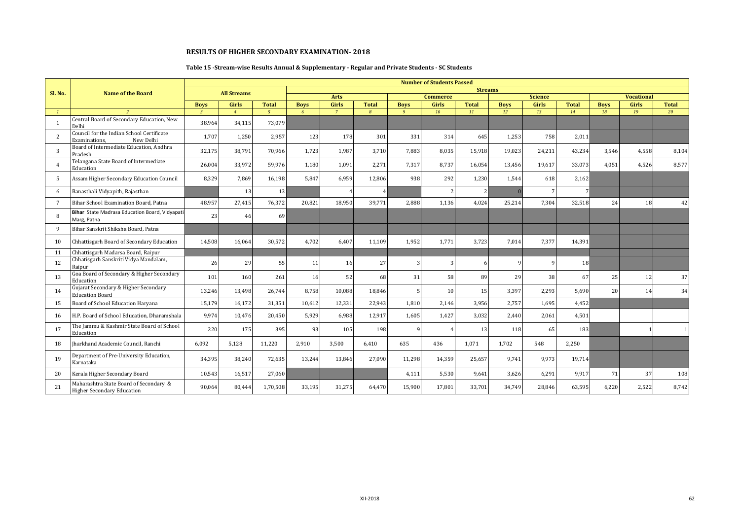# RESULTS OF HIGHER SECONDARY EXAMINATION- 2018

## Table 15 -Stream-wise Results Annual & Supplementary - Regular and Private Students - SC Students

| Sl. No. | Name of the Board | Number of Students Passed | | | | | | | | | | | | | | |
|---|---|---|---|---|---|---|---|---|---|---|---|---|---|---|---|---|
| | | All Streams | | | Streams | | | | | | | | | | | |
| | | | | | Arts | | | Commerce | | | Science | | | Vocational | | |
| | | Boys | Girls | Total | Boys | Girls | Total | Boys | Girls | Total | Boys | Girls | Total | Boys | Girls | Total |
| 1 | 2 | 3 | 4 | 5 | 6 | 7 | 8 | 9 | 10 | 11 | 12 | 13 | 14 | 18 | 19 | 20 |
| 1 | Central Board of Secondary Education, New Delhi | 38,964 | 34,115 | 73,079 | | | | | | | | | | | | |
| 2 | Council for the Indian School Certificate Examinations, New Delhi | 1,707 | 1,250 | 2,957 | 123 | 178 | 301 | 331 | 314 | 645 | 1,253 | 758 | 2,011 | | | |
| 3 | Board of Intermediate Education, Andhra Pradesh | 32,175 | 38,791 | 70,966 | 1,723 | 1,987 | 3,710 | 7,883 | 8,035 | 15,918 | 19,023 | 24,211 | 43,234 | 3,546 | 4,558 | 8,104 |
| 4 | Telangana State Board of Intermediate Education | 26,004 | 33,972 | 59,976 | 1,180 | 1,091 | 2,271 | 7,317 | 8,737 | 16,054 | 13,456 | 19,617 | 33,073 | 4,051 | 4,526 | 8,577 |
| 5 | Assam Higher Secondary Education Council | 8,329 | 7,869 | 16,198 | 5,847 | 6,959 | 12,806 | 938 | 292 | 1,230 | 1,544 | 618 | 2,162 | | | |
| 6 | Banasthali Vidyapith, Rajasthan | | 13 | 13 | | 4 | 4 | | 2 | 2 | 0 | 7 | 7 | | | |
| 7 | Bihar School Examination Board, Patna | 48,957 | 27,415 | 76,372 | 20,821 | 18,950 | 39,771 | 2,888 | 1,136 | 4,024 | 25,214 | 7,304 | 32,518 | 24 | 18 | 42 |
| 8 | **Bihar** State Madrasa Education Board, Vidyapati Marg, Patna | 23 | 46 | 69 | | | | | | | | | | | | |
| 9 | Bihar Sanskrit Shiksha Board, Patna | | | | | | | | | | | | | | | |
| 10 | Chhattisgarh Board of Secondary Education | 14,508 | 16,064 | 30,572 | 4,702 | 6,407 | 11,109 | 1,952 | 1,771 | 3,723 | 7,014 | 7,377 | 14,391 | | | |
| 11 | Chhattisgarh Madarsa Board, Raipur | | | | | | | | | | | | | | | |
| 12 | Chhatisgarh Sanskriti Vidya Mandalam, Raipur | 26 | 29 | 55 | 11 | 16 | 27 | 3 | 3 | 6 | 9 | 9 | 18 | | | |
| 13 | Goa Board of Secondary & Higher Secondary Education | 101 | 160 | 261 | 16 | 52 | 68 | 31 | 58 | 89 | 29 | 38 | 67 | 25 | 12 | 37 |
| 14 | Gujarat Secondary & Higher Secondary Education Board | 13,246 | 13,498 | 26,744 | 8,758 | 10,088 | 18,846 | 5 | 10 | 15 | 3,397 | 2,293 | 5,690 | 20 | 14 | 34 |
| 15 | Board of School Education Haryana | 15,179 | 16,172 | 31,351 | 10,612 | 12,331 | 22,943 | 1,810 | 2,146 | 3,956 | 2,757 | 1,695 | 4,452 | | | |
| 16 | H.P. Board of School Education, Dharamshala | 9,974 | 10,476 | 20,450 | 5,929 | 6,988 | 12,917 | 1,605 | 1,427 | 3,032 | 2,440 | 2,061 | 4,501 | | | |
| 17 | The Jammu & Kashmir State Board of School Education | 220 | 175 | 395 | 93 | 105 | 198 | 9 | 4 | 13 | 118 | 65 | 183 | | 1 | 1 |
| 18 | Jharkhand Academic Council, Ranchi | 6,092 | 5,128 | 11,220 | 2,910 | 3,500 | 6,410 | 635 | 436 | 1,071 | 1,702 | 548 | 2,250 | | | |
| 19 | Department of Pre-University Education, Karnataka | 34,395 | 38,240 | 72,635 | 13,244 | 13,846 | 27,090 | 11,298 | 14,359 | 25,657 | 9,741 | 9,973 | 19,714 | | | |
| 20 | Kerala Higher Secondary Board | 10,543 | 16,517 | 27,060 | | | | 4,111 | 5,530 | 9,641 | 3,626 | 6,291 | 9,917 | 71 | 37 | 108 |
| 21 | Maharashtra State Board of Secondary & Higher Secondary Education | 90,064 | 80,444 | 1,70,508 | 33,195 | 31,275 | 64,470 | 15,900 | 17,801 | 33,701 | 34,749 | 28,846 | 63,595 | 6,220 | 2,522 | 8,742 |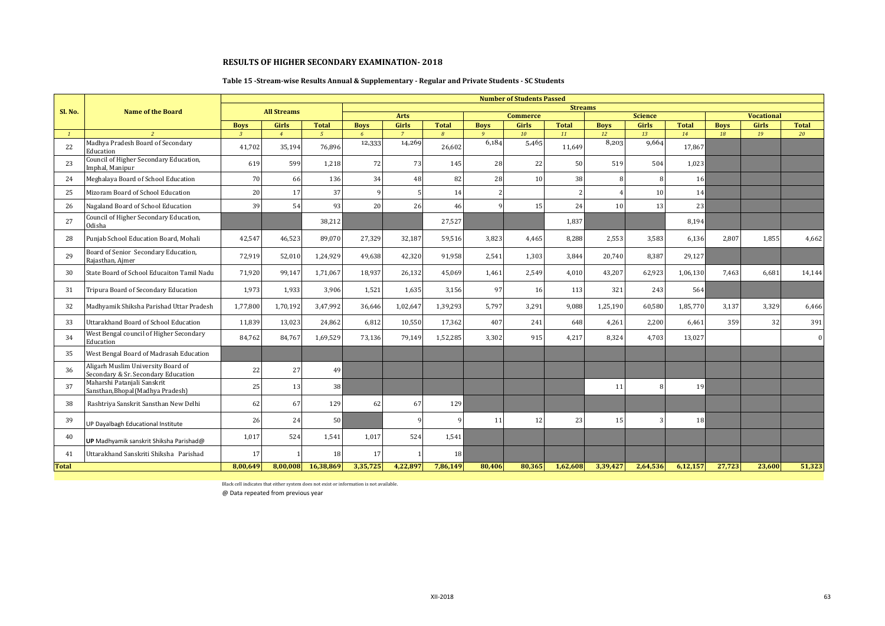## RESULTS OF HIGHER SECONDARY EXAMINATION- 2018

### Table 15 -Stream-wise Results Annual & Supplementary - Regular and Private Students - SC Students

| Sl. No. | Name of the Board | Number of Students Passed | | | | | | | | | | | | | | | | | |
|---|---|---|---|---|---|---|---|---|---|---|---|---|---|---|---|---|---|---|---|
| | | All Streams | | | Streams | | | | | | | | | | | | | | |
| | | | | | Arts | | | Commerce | | | Science | | | Vocational | | | | | |
| | | Boys | Girls | Total | Boys | Girls | Total | Boys | Girls | Total | Boys | Girls | Total | Boys | Girls | Total | | | |
| *1* | *2* | *3* | *4* | *5* | *6* | *7* | *8* | *9* | *10* | *11* | *12* | *13* | *14* | *18* | *19* | *20* | | | |
| 22 | Madhya Pradesh Board of Secondary Education | 41,702 | 35,194 | 76,896 | 12,333 | 14,269 | 26,602 | 6,184 | 5,465 | 11,649 | 8,203 | 9,664 | 17,867 | | | | | | |
| 23 | Council of Higher Secondary Education, Imphal, Manipur | 619 | 599 | 1,218 | 72 | 73 | 145 | 28 | 22 | 50 | 519 | 504 | 1,023 | | | | | | |
| 24 | Meghalaya Board of School Education | 70 | 66 | 136 | 34 | 48 | 82 | 28 | 10 | 38 | 8 | 8 | 16 | | | | | | |
| 25 | Mizoram Board of School Education | 20 | 17 | 37 | 9 | 5 | 14 | 2 | | 2 | 4 | 10 | 14 | | | | | | |
| 26 | Nagaland Board of School Education | 39 | 54 | 93 | 20 | 26 | 46 | 9 | 15 | 24 | 10 | 13 | 23 | | | | | | |
| 27 | Council of Higher Secondary Education, Odisha | | | 38,212 | | | 27,527 | | | 1,837 | | | 8,194 | | | | | | |
| 28 | Punjab School Education Board, Mohali | 42,547 | 46,523 | 89,070 | 27,329 | 32,187 | 59,516 | 3,823 | 4,465 | 8,288 | 2,553 | 3,583 | 6,136 | 2,807 | 1,855 | 4,662 | | | |
| 29 | Board of Senior Secondary Education, Rajasthan, Ajmer | 72,919 | 52,010 | 1,24,929 | 49,638 | 42,320 | 91,958 | 2,541 | 1,303 | 3,844 | 20,740 | 8,387 | 29,127 | | | | | | |
| 30 | State Board of School Educaiton Tamil Nadu | 71,920 | 99,147 | 1,71,067 | 18,937 | 26,132 | 45,069 | 1,461 | 2,549 | 4,010 | 43,207 | 62,923 | 1,06,130 | 7,463 | 6,681 | 14,144 | | | |
| 31 | Tripura Board of Secondary Education | 1,973 | 1,933 | 3,906 | 1,521 | 1,635 | 3,156 | 97 | 16 | 113 | 321 | 243 | 564 | | | | | | |
| 32 | Madhyamik Shiksha Parishad Uttar Pradesh | 1,77,800 | 1,70,192 | 3,47,992 | 36,646 | 1,02,647 | 1,39,293 | 5,797 | 3,291 | 9,088 | 1,25,190 | 60,580 | 1,85,770 | 3,137 | 3,329 | 6,466 | | | |
| 33 | Uttarakhand Board of School Education | 11,839 | 13,023 | 24,862 | 6,812 | 10,550 | 17,362 | 407 | 241 | 648 | 4,261 | 2,200 | 6,461 | 359 | 32 | 391 | | | |
| 34 | West Bengal council of Higher Secondary Education | 84,762 | 84,767 | 1,69,529 | 73,136 | 79,149 | 1,52,285 | 3,302 | 915 | 4,217 | 8,324 | 4,703 | 13,027 | | | 0 | | | |
| 35 | West Bengal Board of Madrasah Education | | | | | | | | | | | | | | | | | | |
| 36 | Aligarh Muslim University Board of Secondary & Sr. Secondary Education | 22 | 27 | 49 | | | | | | | | | | | | | | | |
| 37 | Maharshi Patanjali Sanskrit Sansthan,Bhopal(Madhya Pradesh) | 25 | 13 | 38 | | | | | | | 11 | 8 | 19 | | | | | | |
| 38 | Rashtriya Sanskrit Sansthan New Delhi | 62 | 67 | 129 | 62 | 67 | 129 | | | | | | | | | | | | |
| 39 | UP Dayalbagh Educational Institute | 26 | 24 | 50 | | 9 | 9 | 11 | 12 | 23 | 15 | 3 | 18 | | | | | | |
| 40 | UP Madhyamik sanskrit Shiksha Parishad@ | 1,017 | 524 | 1,541 | 1,017 | 524 | 1,541 | | | | | | | | | | | | |
| 41 | Uttarakhand Sanskriti Shiksha Parishad | 17 | 1 | 18 | 17 | 1 | 18 | | | | | | | | | | | | |
| **Total** | | **8,00,649** | **8,00,008** | **16,38,869** | **3,35,725** | **4,22,897** | **7,86,149** | **80,406** | **80,365** | **1,62,608** | **3,39,427** | **2,64,536** | **6,12,157** | **27,723** | **23,600** | **51,323** | | | |

Black cell indicates that either system does not exist or information is not available.

@ Data repeated from previous year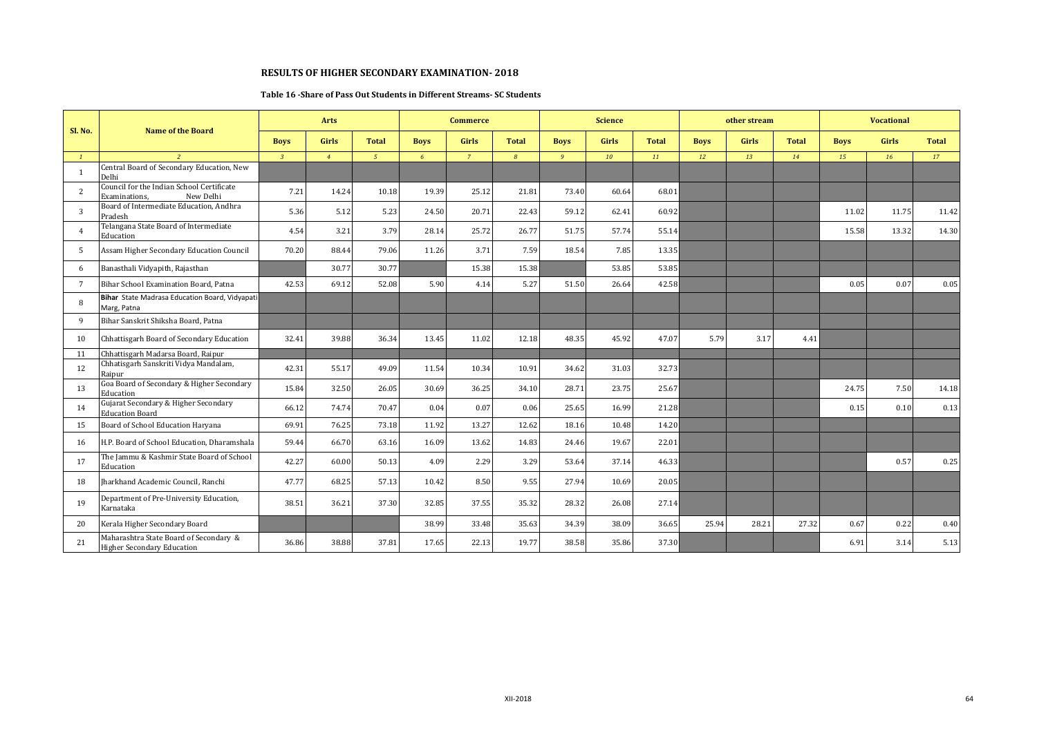## RESULTS OF HIGHER SECONDARY EXAMINATION- 2018

### Table 16 -Share of Pass Out Students in Different Streams- SC Students

| Sl. No. | Name of the Board | Arts | | | Commerce | | | Science | | | other stream | | | Vocational | | |
|---|---|---|---|---|---|---|---|---|---|---|---|---|---|---|---|---|
| | | Boys | Girls | Total | Boys | Girls | Total | Boys | Girls | Total | Boys | Girls | Total | Boys | Girls | Total |
| *1* | *2* | *3* | *4* | *5* | *6* | *7* | *8* | *9* | *10* | *11* | *12* | *13* | *14* | *15* | *16* | *17* |
| 1 | Central Board of Secondary Education, New Delhi | | | | | | | | | | | | | | | |
| 2 | Council for the Indian School Certificate Examinations, New Delhi | 7.21 | 14.24 | 10.18 | 19.39 | 25.12 | 21.81 | 73.40 | 60.64 | 68.01 | | | | | | |
| 3 | Board of Intermediate Education, Andhra Pradesh | 5.36 | 5.12 | 5.23 | 24.50 | 20.71 | 22.43 | 59.12 | 62.41 | 60.92 | | | | 11.02 | 11.75 | 11.42 |
| 4 | Telangana State Board of Intermediate Education | 4.54 | 3.21 | 3.79 | 28.14 | 25.72 | 26.77 | 51.75 | 57.74 | 55.14 | | | | 15.58 | 13.32 | 14.30 |
| 5 | Assam Higher Secondary Education Council | 70.20 | 88.44 | 79.06 | 11.26 | 3.71 | 7.59 | 18.54 | 7.85 | 13.35 | | | | | | |
| 6 | Banasthali Vidyapith, Rajasthan | | 30.77 | 30.77 | | 15.38 | 15.38 | | 53.85 | 53.85 | | | | | | |
| 7 | Bihar School Examination Board, Patna | 42.53 | 69.12 | 52.08 | 5.90 | 4.14 | 5.27 | 51.50 | 26.64 | 42.58 | | | | 0.05 | 0.07 | 0.05 |
| 8 | **Bihar** State Madrasa Education Board, Vidyapati Marg, Patna | | | | | | | | | | | | | | | |
| 9 | Bihar Sanskrit Shiksha Board, Patna | | | | | | | | | | | | | | | |
| 10 | Chhattisgarh Board of Secondary Education | 32.41 | 39.88 | 36.34 | 13.45 | 11.02 | 12.18 | 48.35 | 45.92 | 47.07 | 5.79 | 3.17 | 4.41 | | | |
| 11 | Chhattisgarh Madarsa Board, Raipur | | | | | | | | | | | | | | | |
| 12 | Chhatisgarh Sanskriti Vidya Mandalam, Raipur | 42.31 | 55.17 | 49.09 | 11.54 | 10.34 | 10.91 | 34.62 | 31.03 | 32.73 | | | | | | |
| 13 | Goa Board of Secondary & Higher Secondary Education | 15.84 | 32.50 | 26.05 | 30.69 | 36.25 | 34.10 | 28.71 | 23.75 | 25.67 | | | | 24.75 | 7.50 | 14.18 |
| 14 | Gujarat Secondary & Higher Secondary Education Board | 66.12 | 74.74 | 70.47 | 0.04 | 0.07 | 0.06 | 25.65 | 16.99 | 21.28 | | | | 0.15 | 0.10 | 0.13 |
| 15 | Board of School Education Haryana | 69.91 | 76.25 | 73.18 | 11.92 | 13.27 | 12.62 | 18.16 | 10.48 | 14.20 | | | | | | |
| 16 | H.P. Board of School Education, Dharamshala | 59.44 | 66.70 | 63.16 | 16.09 | 13.62 | 14.83 | 24.46 | 19.67 | 22.01 | | | | | | |
| 17 | The Jammu & Kashmir State Board of School Education | 42.27 | 60.00 | 50.13 | 4.09 | 2.29 | 3.29 | 53.64 | 37.14 | 46.33 | | | | | 0.57 | 0.25 |
| 18 | Jharkhand Academic Council, Ranchi | 47.77 | 68.25 | 57.13 | 10.42 | 8.50 | 9.55 | 27.94 | 10.69 | 20.05 | | | | | | |
| 19 | Department of Pre-University Education, Karnataka | 38.51 | 36.21 | 37.30 | 32.85 | 37.55 | 35.32 | 28.32 | 26.08 | 27.14 | | | | | | |
| 20 | Kerala Higher Secondary Board | | | | 38.99 | 33.48 | 35.63 | 34.39 | 38.09 | 36.65 | 25.94 | 28.21 | 27.32 | 0.67 | 0.22 | 0.40 |
| 21 | Maharashtra State Board of Secondary & Higher Secondary Education | 36.86 | 38.88 | 37.81 | 17.65 | 22.13 | 19.77 | 38.58 | 35.86 | 37.30 | | | | 6.91 | 3.14 | 5.13 |

XII-2018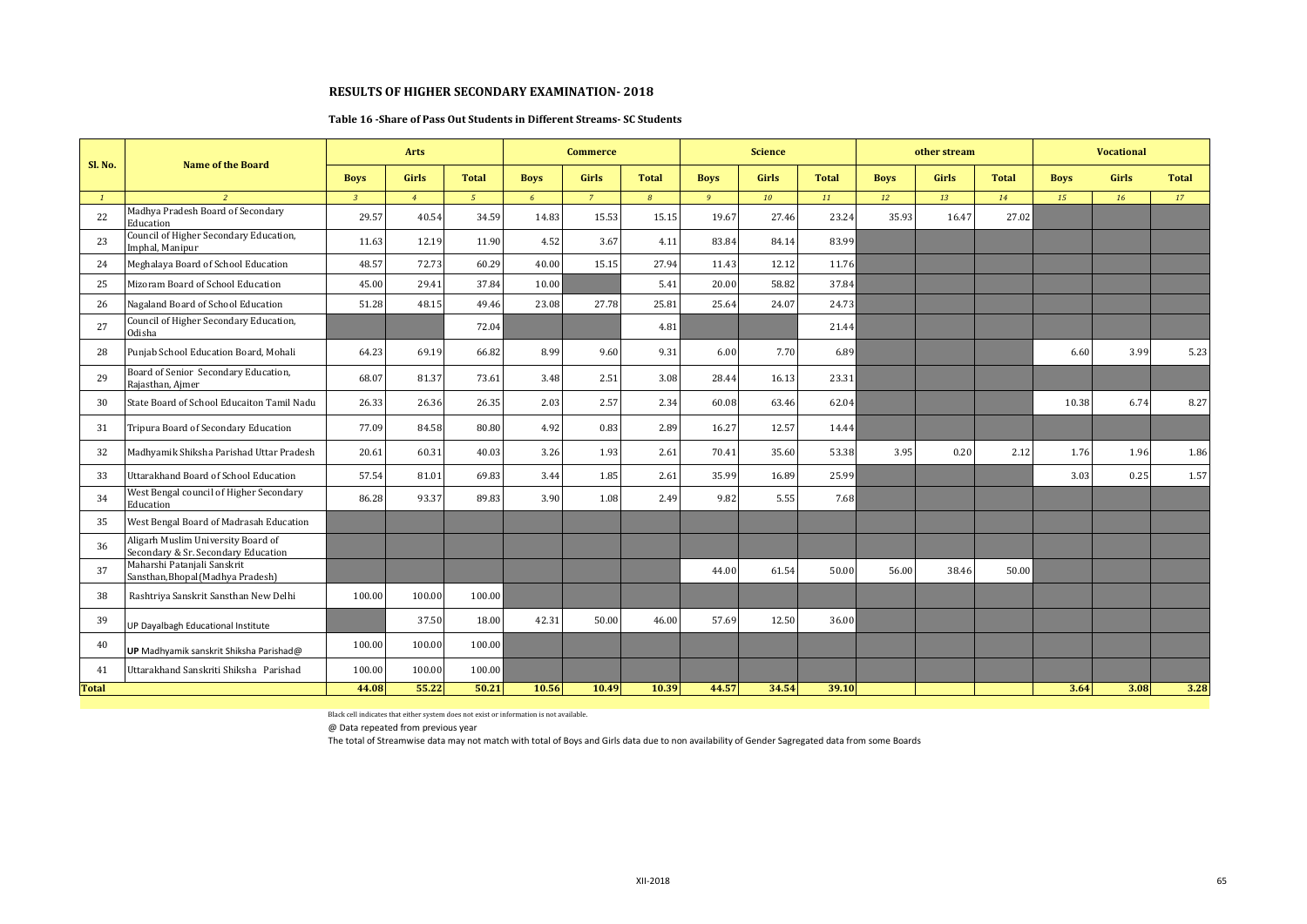# RESULTS OF HIGHER SECONDARY EXAMINATION- 2018

### Table 16 -Share of Pass Out Students in Different Streams- SC Students

| Sl. No. | Name of the Board | Arts | | | Commerce | | | Science | | | other stream | | | Vocational | | |
|---|---|---|---|---|---|---|---|---|---|---|---|---|---|---|---|---|
| | | Boys | Girls | Total | Boys | Girls | Total | Boys | Girls | Total | Boys | Girls | Total | Boys | Girls | Total |
| *1* | *2* | *3* | *4* | *5* | *6* | *7* | *8* | *9* | *10* | *11* | *12* | *13* | *14* | *15* | *16* | *17* |
| 22 | Madhya Pradesh Board of Secondary Education | 29.57 | 40.54 | 34.59 | 14.83 | 15.53 | 15.15 | 19.67 | 27.46 | 23.24 | 35.93 | 16.47 | 27.02 | | | |
| 23 | Council of Higher Secondary Education, Imphal, Manipur | 11.63 | 12.19 | 11.90 | 4.52 | 3.67 | 4.11 | 83.84 | 84.14 | 83.99 | | | | | | |
| 24 | Meghalaya Board of School Education | 48.57 | 72.73 | 60.29 | 40.00 | 15.15 | 27.94 | 11.43 | 12.12 | 11.76 | | | | | | |
| 25 | Mizoram Board of School Education | 45.00 | 29.41 | 37.84 | 10.00 | | 5.41 | 20.00 | 58.82 | 37.84 | | | | | | |
| 26 | Nagaland Board of School Education | 51.28 | 48.15 | 49.46 | 23.08 | 27.78 | 25.81 | 25.64 | 24.07 | 24.73 | | | | | | |
| 27 | Council of Higher Secondary Education, Odisha | | | 72.04 | | | 4.81 | | | 21.44 | | | | | | |
| 28 | Punjab School Education Board, Mohali | 64.23 | 69.19 | 66.82 | 8.99 | 9.60 | 9.31 | 6.00 | 7.70 | 6.89 | | | | 6.60 | 3.99 | 5.23 |
| 29 | Board of Senior Secondary Education, Rajasthan, Ajmer | 68.07 | 81.37 | 73.61 | 3.48 | 2.51 | 3.08 | 28.44 | 16.13 | 23.31 | | | | | | |
| 30 | State Board of School Educaiton Tamil Nadu | 26.33 | 26.36 | 26.35 | 2.03 | 2.57 | 2.34 | 60.08 | 63.46 | 62.04 | | | | 10.38 | 6.74 | 8.27 |
| 31 | Tripura Board of Secondary Education | 77.09 | 84.58 | 80.80 | 4.92 | 0.83 | 2.89 | 16.27 | 12.57 | 14.44 | | | | | | |
| 32 | Madhyamik Shiksha Parishad Uttar Pradesh | 20.61 | 60.31 | 40.03 | 3.26 | 1.93 | 2.61 | 70.41 | 35.60 | 53.38 | 3.95 | 0.20 | 2.12 | 1.76 | 1.96 | 1.86 |
| 33 | Uttarakhand Board of School Education | 57.54 | 81.01 | 69.83 | 3.44 | 1.85 | 2.61 | 35.99 | 16.89 | 25.99 | | | | 3.03 | 0.25 | 1.57 |
| 34 | West Bengal council of Higher Secondary Education | 86.28 | 93.37 | 89.83 | 3.90 | 1.08 | 2.49 | 9.82 | 5.55 | 7.68 | | | | | | |
| 35 | West Bengal Board of Madrasah Education | | | | | | | | | | | | | | | |
| 36 | Aligarh Muslim University Board of Secondary & Sr. Secondary Education | | | | | | | | | | | | | | | |
| 37 | Maharshi Patanjali Sanskrit Sansthan,Bhopal(Madhya Pradesh) | | | | | | | 44.00 | 61.54 | 50.00 | 56.00 | 38.46 | 50.00 | | | |
| 38 | Rashtriya Sanskrit Sansthan New Delhi | 100.00 | 100.00 | 100.00 | | | | | | | | | | | | |
| 39 | UP Dayalbagh Educational Institute | | 37.50 | 18.00 | 42.31 | 50.00 | 46.00 | 57.69 | 12.50 | 36.00 | | | | | | |
| 40 | **UP** Madhyamik sanskrit Shiksha Parishad@ | 100.00 | 100.00 | 100.00 | | | | | | | | | | | | |
| 41 | Uttarakhand Sanskriti Shiksha Parishad | 100.00 | 100.00 | 100.00 | | | | | | | | | | | | |
| **Total** | | **44.08** | **55.22** | **50.21** | **10.56** | **10.49** | **10.39** | **44.57** | **34.54** | **39.10** | | | | **3.64** | **3.08** | **3.28** |

Black cell indicates that either system does not exist or information is not available.

@ Data repeated from previous year

The total of Streamwise data may not match with total of Boys and Girls data due to non availability of Gender Sagregated data from some Boards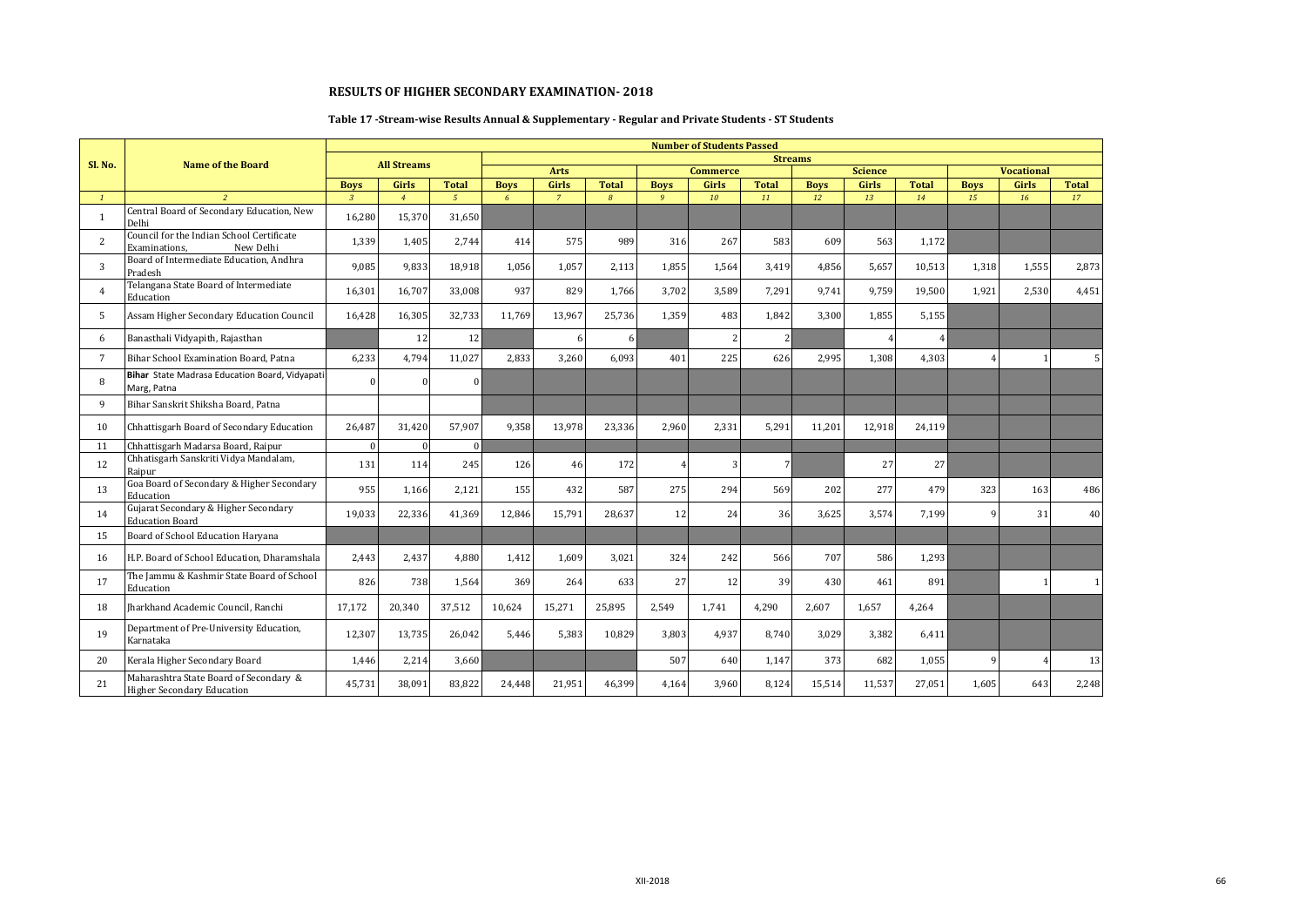# RESULTS OF HIGHER SECONDARY EXAMINATION- 2018

## Table 17 -Stream-wise Results Annual & Supplementary - Regular and Private Students - ST Students

| Sl. No. | Name of the Board | Number of Students Passed | | | | | | | | | | | | | | |
|---|---|---|---|---|---|---|---|---|---|---|---|---|---|---|---|---|
| | | All Streams | | | Streams | | | | | | | | | | | |
| | | | | | Arts | | | Commerce | | | Science | | | Vocational | | |
| | | Boys | Girls | Total | Boys | Girls | Total | Boys | Girls | Total | Boys | Girls | Total | Boys | Girls | Total |
| 1 | 2 | 3 | 4 | 5 | 6 | 7 | 8 | 9 | 10 | 11 | 12 | 13 | 14 | 15 | 16 | 17 |
| 1 | Central Board of Secondary Education, New Delhi | 16,280 | 15,370 | 31,650 | | | | | | | | | | | | |
| 2 | Council for the Indian School Certificate Examinations, New Delhi | 1,339 | 1,405 | 2,744 | 414 | 575 | 989 | 316 | 267 | 583 | 609 | 563 | 1,172 | | | |
| 3 | Board of Intermediate Education, Andhra Pradesh | 9,085 | 9,833 | 18,918 | 1,056 | 1,057 | 2,113 | 1,855 | 1,564 | 3,419 | 4,856 | 5,657 | 10,513 | 1,318 | 1,555 | 2,873 |
| 4 | Telangana State Board of Intermediate Education | 16,301 | 16,707 | 33,008 | 937 | 829 | 1,766 | 3,702 | 3,589 | 7,291 | 9,741 | 9,759 | 19,500 | 1,921 | 2,530 | 4,451 |
| 5 | Assam Higher Secondary Education Council | 16,428 | 16,305 | 32,733 | 11,769 | 13,967 | 25,736 | 1,359 | 483 | 1,842 | 3,300 | 1,855 | 5,155 | | | |
| 6 | Banasthali Vidyapith, Rajasthan | | 12 | 12 | | 6 | 6 | | 2 | 2 | | 4 | 4 | | | |
| 7 | Bihar School Examination Board, Patna | 6,233 | 4,794 | 11,027 | 2,833 | 3,260 | 6,093 | 401 | 225 | 626 | 2,995 | 1,308 | 4,303 | 4 | 1 | 5 |
| 8 | **Bihar** State Madrasa Education Board, Vidyapati Marg, Patna | 0 | 0 | 0 | | | | | | | | | | | | |
| 9 | Bihar Sanskrit Shiksha Board, Patna | | | | | | | | | | | | | | | |
| 10 | Chhattisgarh Board of Secondary Education | 26,487 | 31,420 | 57,907 | 9,358 | 13,978 | 23,336 | 2,960 | 2,331 | 5,291 | 11,201 | 12,918 | 24,119 | | | |
| 11 | Chhattisgarh Madarsa Board, Raipur | 0 | 0 | 0 | | | | | | | | | | | | |
| 12 | Chhatisgarh Sanskriti Vidya Mandalam, Raipur | 131 | 114 | 245 | 126 | 46 | 172 | 4 | 3 | 7 | | 27 | 27 | | | |
| 13 | Goa Board of Secondary & Higher Secondary Education | 955 | 1,166 | 2,121 | 155 | 432 | 587 | 275 | 294 | 569 | 202 | 277 | 479 | 323 | 163 | 486 |
| 14 | Gujarat Secondary & Higher Secondary Education Board | 19,033 | 22,336 | 41,369 | 12,846 | 15,791 | 28,637 | 12 | 24 | 36 | 3,625 | 3,574 | 7,199 | 9 | 31 | 40 |
| 15 | Board of School Education Haryana | | | | | | | | | | | | | | | |
| 16 | H.P. Board of School Education, Dharamshala | 2,443 | 2,437 | 4,880 | 1,412 | 1,609 | 3,021 | 324 | 242 | 566 | 707 | 586 | 1,293 | | | |
| 17 | The Jammu & Kashmir State Board of School Education | 826 | 738 | 1,564 | 369 | 264 | 633 | 27 | 12 | 39 | 430 | 461 | 891 | | 1 | 1 |
| 18 | Jharkhand Academic Council, Ranchi | 17,172 | 20,340 | 37,512 | 10,624 | 15,271 | 25,895 | 2,549 | 1,741 | 4,290 | 2,607 | 1,657 | 4,264 | | | |
| 19 | Department of Pre-University Education, Karnataka | 12,307 | 13,735 | 26,042 | 5,446 | 5,383 | 10,829 | 3,803 | 4,937 | 8,740 | 3,029 | 3,382 | 6,411 | | | |
| 20 | Kerala Higher Secondary Board | 1,446 | 2,214 | 3,660 | | | | 507 | 640 | 1,147 | 373 | 682 | 1,055 | 9 | 4 | 13 |
| 21 | Maharashtra State Board of Secondary & Higher Secondary Education | 45,731 | 38,091 | 83,822 | 24,448 | 21,951 | 46,399 | 4,164 | 3,960 | 8,124 | 15,514 | 11,537 | 27,051 | 1,605 | 643 | 2,248 |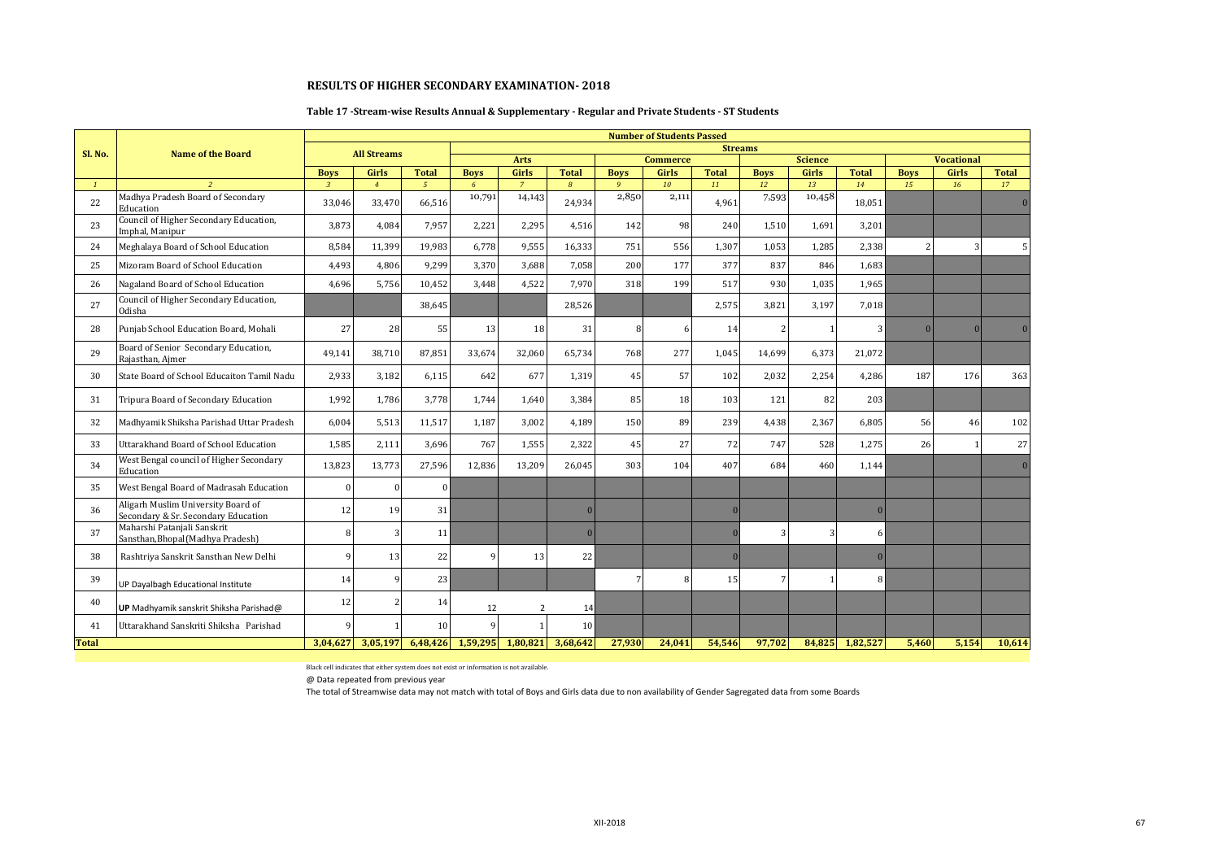## RESULTS OF HIGHER SECONDARY EXAMINATION- 2018

### Table 17 -Stream-wise Results Annual & Supplementary - Regular and Private Students - ST Students

| Sl. No. | Name of the Board | Number of Students Passed | | | | | | | | | | | | | | |
|---|---|---|---|---|---|---|---|---|---|---|---|---|---|---|---|---|
| | | All Streams | | | Streams | | | | | | | | | | | |
| | | | | | Arts | | | Commerce | | | Science | | | Vocational | | |
| | | Boys | Girls | Total | Boys | Girls | Total | Boys | Girls | Total | Boys | Girls | Total | Boys | Girls | Total |
| 1 | 2 | 3 | 4 | 5 | 6 | 7 | 8 | 9 | 10 | 11 | 12 | 13 | 14 | 15 | 16 | 17 |
| 22 | Madhya Pradesh Board of Secondary Education | 33,046 | 33,470 | 66,516 | 10,791 | 14,143 | 24,934 | 2,850 | 2,111 | 4,961 | 7,593 | 10,458 | 18,051 | | | 0 |
| 23 | Council of Higher Secondary Education, Imphal, Manipur | 3,873 | 4,084 | 7,957 | 2,221 | 2,295 | 4,516 | 142 | 98 | 240 | 1,510 | 1,691 | 3,201 | | | |
| 24 | Meghalaya Board of School Education | 8,584 | 11,399 | 19,983 | 6,778 | 9,555 | 16,333 | 751 | 556 | 1,307 | 1,053 | 1,285 | 2,338 | 2 | 3 | 5 |
| 25 | Mizoram Board of School Education | 4,493 | 4,806 | 9,299 | 3,370 | 3,688 | 7,058 | 200 | 177 | 377 | 837 | 846 | 1,683 | | | |
| 26 | Nagaland Board of School Education | 4,696 | 5,756 | 10,452 | 3,448 | 4,522 | 7,970 | 318 | 199 | 517 | 930 | 1,035 | 1,965 | | | |
| 27 | Council of Higher Secondary Education, Odisha | | | 38,645 | | | 28,526 | | | 2,575 | 3,821 | 3,197 | 7,018 | | | |
| 28 | Punjab School Education Board, Mohali | 27 | 28 | 55 | 13 | 18 | 31 | 8 | 6 | 14 | 2 | 1 | 3 | 0 | 0 | 0 |
| 29 | Board of Senior Secondary Education, Rajasthan, Ajmer | 49,141 | 38,710 | 87,851 | 33,674 | 32,060 | 65,734 | 768 | 277 | 1,045 | 14,699 | 6,373 | 21,072 | | | |
| 30 | State Board of School Educaiton Tamil Nadu | 2,933 | 3,182 | 6,115 | 642 | 677 | 1,319 | 45 | 57 | 102 | 2,032 | 2,254 | 4,286 | 187 | 176 | 363 |
| 31 | Tripura Board of Secondary Education | 1,992 | 1,786 | 3,778 | 1,744 | 1,640 | 3,384 | 85 | 18 | 103 | 121 | 82 | 203 | | | |
| 32 | Madhyamik Shiksha Parishad Uttar Pradesh | 6,004 | 5,513 | 11,517 | 1,187 | 3,002 | 4,189 | 150 | 89 | 239 | 4,438 | 2,367 | 6,805 | 56 | 46 | 102 |
| 33 | Uttarakhand Board of School Education | 1,585 | 2,111 | 3,696 | 767 | 1,555 | 2,322 | 45 | 27 | 72 | 747 | 528 | 1,275 | 26 | 1 | 27 |
| 34 | West Bengal council of Higher Secondary Education | 13,823 | 13,773 | 27,596 | 12,836 | 13,209 | 26,045 | 303 | 104 | 407 | 684 | 460 | 1,144 | | | 0 |
| 35 | West Bengal Board of Madrasah Education | 0 | 0 | 0 | | | | | | | | | | | | |
| 36 | Aligarh Muslim University Board of Secondary & Sr. Secondary Education | 12 | 19 | 31 | | | 0 | | | 0 | | | 0 | | | |
| 37 | Maharshi Patanjali Sanskrit Sansthan,Bhopal(Madhya Pradesh) | 8 | 3 | 11 | | | 0 | | | 0 | 3 | 3 | 6 | | | |
| 38 | Rashtriya Sanskrit Sansthan New Delhi | 9 | 13 | 22 | 9 | 13 | 22 | | | 0 | | | 0 | | | |
| 39 | UP Dayalbagh Educational Institute | 14 | 9 | 23 | | | | 7 | 8 | 15 | 7 | 1 | 8 | | | |
| 40 | **UP** Madhyamik sanskrit Shiksha Parishad@ | 12 | 2 | 14 | 12 | 2 | 14 | | | | | | | | | |
| 41 | Uttarakhand Sanskriti Shiksha Parishad | 9 | 1 | 10 | 9 | 1 | 10 | | | | | | | | | |
| Total | | 3,04,627 | 3,05,197 | 6,48,426 | 1,59,295 | 1,80,821 | 3,68,642 | 27,930 | 24,041 | 54,546 | 97,702 | 84,825 | 1,82,527 | 5,460 | 5,154 | 10,614 |

Black cell indicates that either system does not exist or information is not available.

@ Data repeated from previous year

The total of Streamwise data may not match with total of Boys and Girls data due to non availability of Gender Sagregated data from some Boards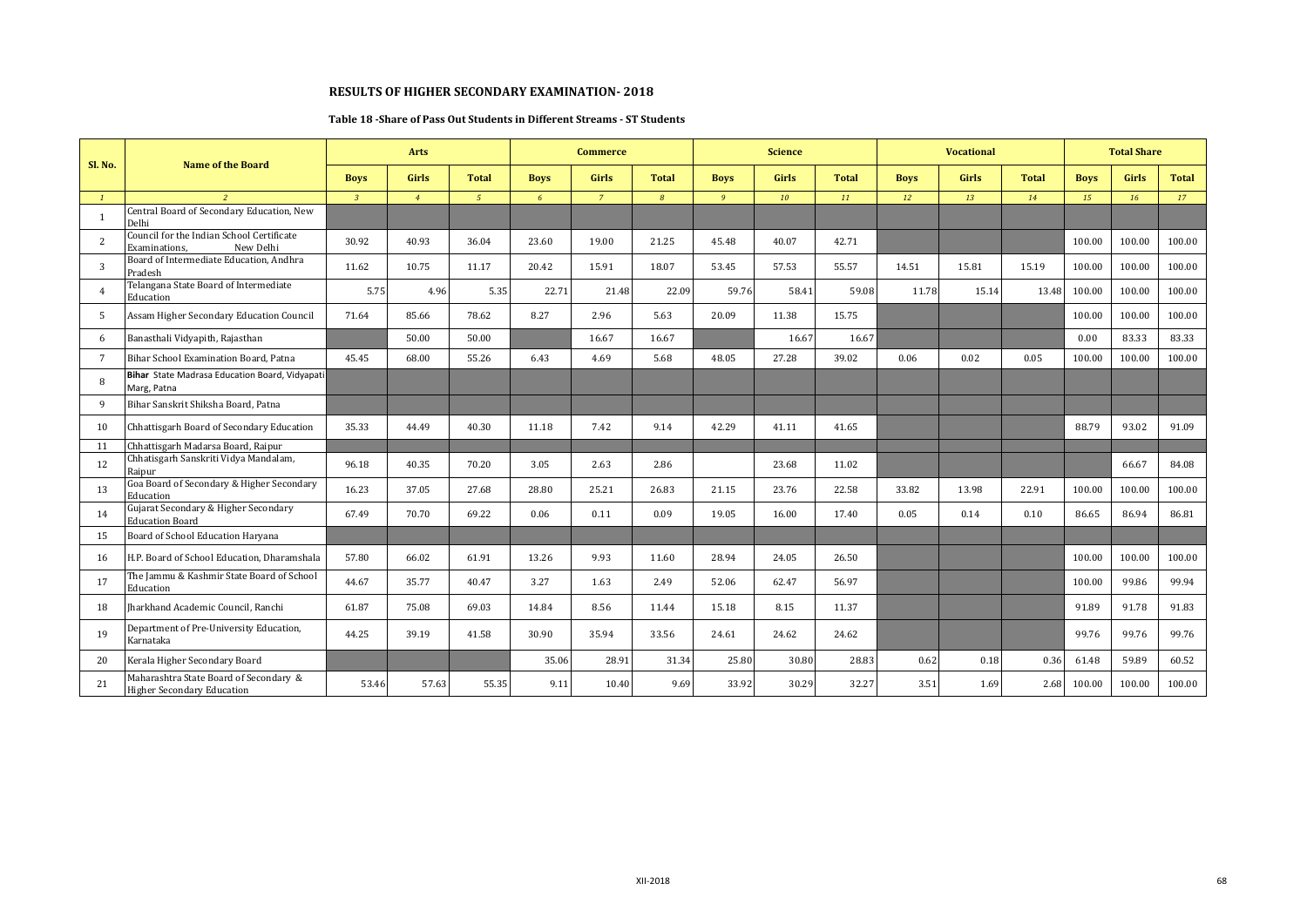## RESULTS OF HIGHER SECONDARY EXAMINATION- 2018

### Table 18 -Share of Pass Out Students in Different Streams - ST Students

| Sl. No. | Name of the Board | Arts | | | Commerce | | | Science | | | Vocational | | | Total Share | | |
|---|---|---|---|---|---|---|---|---|---|---|---|---|---|---|---|---|
| | | Boys | Girls | Total | Boys | Girls | Total | Boys | Girls | Total | Boys | Girls | Total | Boys | Girls | Total |
| 1 | 2 | 3 | 4 | 5 | 6 | 7 | 8 | 9 | 10 | 11 | 12 | 13 | 14 | 15 | 16 | 17 |
| 1 | Central Board of Secondary Education, New Delhi | | | | | | | | | | | | | | | |
| 2 | Council for the Indian School Certificate Examinations, New Delhi | 30.92 | 40.93 | 36.04 | 23.60 | 19.00 | 21.25 | 45.48 | 40.07 | 42.71 | | | | 100.00 | 100.00 | 100.00 |
| 3 | Board of Intermediate Education, Andhra Pradesh | 11.62 | 10.75 | 11.17 | 20.42 | 15.91 | 18.07 | 53.45 | 57.53 | 55.57 | 14.51 | 15.81 | 15.19 | 100.00 | 100.00 | 100.00 |
| 4 | Telangana State Board of Intermediate Education | 5.75 | 4.96 | 5.35 | 22.71 | 21.48 | 22.09 | 59.76 | 58.41 | 59.08 | 11.78 | 15.14 | 13.48 | 100.00 | 100.00 | 100.00 |
| 5 | Assam Higher Secondary Education Council | 71.64 | 85.66 | 78.62 | 8.27 | 2.96 | 5.63 | 20.09 | 11.38 | 15.75 | | | | 100.00 | 100.00 | 100.00 |
| 6 | Banasthali Vidyapith, Rajasthan | | 50.00 | 50.00 | | 16.67 | 16.67 | | 16.67 | 16.67 | | | | 0.00 | 83.33 | 83.33 |
| 7 | Bihar School Examination Board, Patna | 45.45 | 68.00 | 55.26 | 6.43 | 4.69 | 5.68 | 48.05 | 27.28 | 39.02 | 0.06 | 0.02 | 0.05 | 100.00 | 100.00 | 100.00 |
| 8 | **Bihar** State Madrasa Education Board, Vidyapati Marg, Patna | | | | | | | | | | | | | | | |
| 9 | Bihar Sanskrit Shiksha Board, Patna | | | | | | | | | | | | | | | |
| 10 | Chhattisgarh Board of Secondary Education | 35.33 | 44.49 | 40.30 | 11.18 | 7.42 | 9.14 | 42.29 | 41.11 | 41.65 | | | | 88.79 | 93.02 | 91.09 |
| 11 | Chhattisgarh Madarsa Board, Raipur | | | | | | | | | | | | | | | |
| 12 | Chhatisgarh Sanskriti Vidya Mandalam, Raipur | 96.18 | 40.35 | 70.20 | 3.05 | 2.63 | 2.86 | | 23.68 | 11.02 | | | | | 66.67 | 84.08 |
| 13 | Goa Board of Secondary & Higher Secondary Education | 16.23 | 37.05 | 27.68 | 28.80 | 25.21 | 26.83 | 21.15 | 23.76 | 22.58 | 33.82 | 13.98 | 22.91 | 100.00 | 100.00 | 100.00 |
| 14 | Gujarat Secondary & Higher Secondary Education Board | 67.49 | 70.70 | 69.22 | 0.06 | 0.11 | 0.09 | 19.05 | 16.00 | 17.40 | 0.05 | 0.14 | 0.10 | 86.65 | 86.94 | 86.81 |
| 15 | Board of School Education Haryana | | | | | | | | | | | | | | | |
| 16 | H.P. Board of School Education, Dharamshala | 57.80 | 66.02 | 61.91 | 13.26 | 9.93 | 11.60 | 28.94 | 24.05 | 26.50 | | | | 100.00 | 100.00 | 100.00 |
| 17 | The Jammu & Kashmir State Board of School Education | 44.67 | 35.77 | 40.47 | 3.27 | 1.63 | 2.49 | 52.06 | 62.47 | 56.97 | | | | 100.00 | 99.86 | 99.94 |
| 18 | Jharkhand Academic Council, Ranchi | 61.87 | 75.08 | 69.03 | 14.84 | 8.56 | 11.44 | 15.18 | 8.15 | 11.37 | | | | 91.89 | 91.78 | 91.83 |
| 19 | Department of Pre-University Education, Karnataka | 44.25 | 39.19 | 41.58 | 30.90 | 35.94 | 33.56 | 24.61 | 24.62 | 24.62 | | | | 99.76 | 99.76 | 99.76 |
| 20 | Kerala Higher Secondary Board | | | | 35.06 | 28.91 | 31.34 | 25.80 | 30.80 | 28.83 | 0.62 | 0.18 | 0.36 | 61.48 | 59.89 | 60.52 |
| 21 | Maharashtra State Board of Secondary & Higher Secondary Education | 53.46 | 57.63 | 55.35 | 9.11 | 10.40 | 9.69 | 33.92 | 30.29 | 32.27 | 3.51 | 1.69 | 2.68 | 100.00 | 100.00 | 100.00 |

XII-2018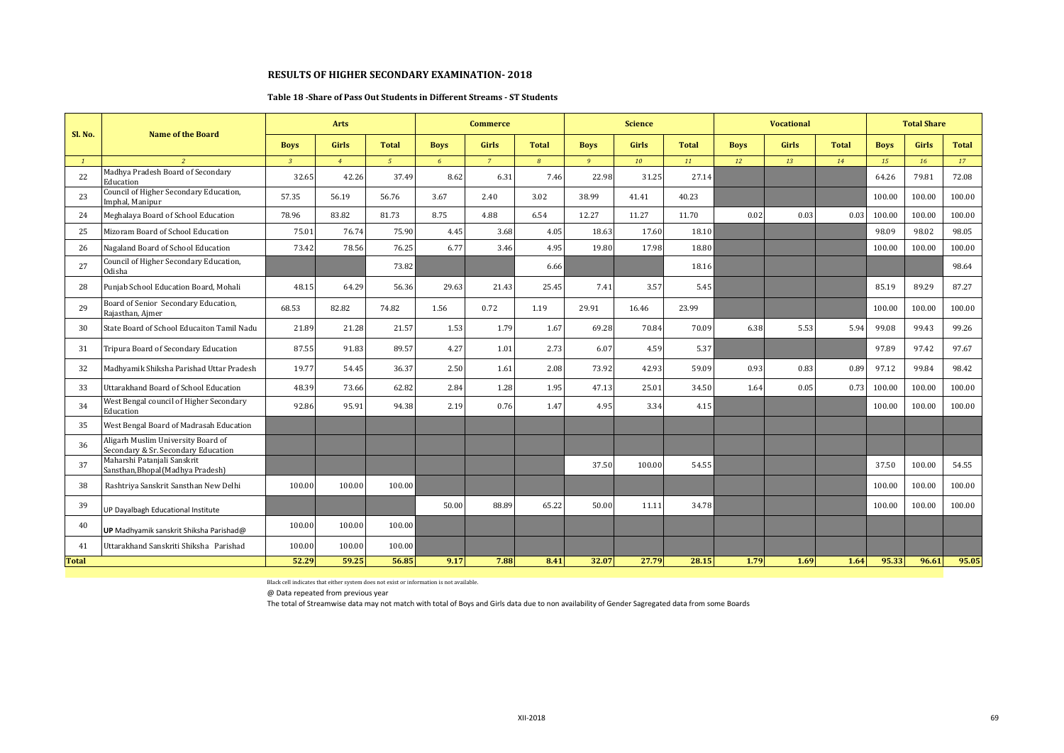## RESULTS OF HIGHER SECONDARY EXAMINATION- 2018

### Table 18 -Share of Pass Out Students in Different Streams - ST Students

| Sl. No. | Name of the Board | Arts | | | Commerce | | | Science | | | Vocational | | | Total Share | | |
|---|---|---|---|---|---|---|---|---|---|---|---|---|---|---|---|---|
| | | Boys | Girls | Total | Boys | Girls | Total | Boys | Girls | Total | Boys | Girls | Total | Boys | Girls | Total |
| *1* | *2* | *3* | *4* | *5* | *6* | *7* | *8* | *9* | *10* | *11* | *12* | *13* | *14* | *15* | *16* | *17* |
| 22 | Madhya Pradesh Board of Secondary Education | 32.65 | 42.26 | 37.49 | 8.62 | 6.31 | 7.46 | 22.98 | 31.25 | 27.14 | | | | 64.26 | 79.81 | 72.08 |
| 23 | Council of Higher Secondary Education, Imphal, Manipur | 57.35 | 56.19 | 56.76 | 3.67 | 2.40 | 3.02 | 38.99 | 41.41 | 40.23 | | | | 100.00 | 100.00 | 100.00 |
| 24 | Meghalaya Board of School Education | 78.96 | 83.82 | 81.73 | 8.75 | 4.88 | 6.54 | 12.27 | 11.27 | 11.70 | 0.02 | 0.03 | 0.03 | 100.00 | 100.00 | 100.00 |
| 25 | Mizoram Board of School Education | 75.01 | 76.74 | 75.90 | 4.45 | 3.68 | 4.05 | 18.63 | 17.60 | 18.10 | | | | 98.09 | 98.02 | 98.05 |
| 26 | Nagaland Board of School Education | 73.42 | 78.56 | 76.25 | 6.77 | 3.46 | 4.95 | 19.80 | 17.98 | 18.80 | | | | 100.00 | 100.00 | 100.00 |
| 27 | Council of Higher Secondary Education, Odisha | | | 73.82 | | | 6.66 | | | 18.16 | | | | | | 98.64 |
| 28 | Punjab School Education Board, Mohali | 48.15 | 64.29 | 56.36 | 29.63 | 21.43 | 25.45 | 7.41 | 3.57 | 5.45 | | | | 85.19 | 89.29 | 87.27 |
| 29 | Board of Senior Secondary Education, Rajasthan, Ajmer | 68.53 | 82.82 | 74.82 | 1.56 | 0.72 | 1.19 | 29.91 | 16.46 | 23.99 | | | | 100.00 | 100.00 | 100.00 |
| 30 | State Board of School Educaiton Tamil Nadu | 21.89 | 21.28 | 21.57 | 1.53 | 1.79 | 1.67 | 69.28 | 70.84 | 70.09 | 6.38 | 5.53 | 5.94 | 99.08 | 99.43 | 99.26 |
| 31 | Tripura Board of Secondary Education | 87.55 | 91.83 | 89.57 | 4.27 | 1.01 | 2.73 | 6.07 | 4.59 | 5.37 | | | | 97.89 | 97.42 | 97.67 |
| 32 | Madhyamik Shiksha Parishad Uttar Pradesh | 19.77 | 54.45 | 36.37 | 2.50 | 1.61 | 2.08 | 73.92 | 42.93 | 59.09 | 0.93 | 0.83 | 0.89 | 97.12 | 99.84 | 98.42 |
| 33 | Uttarakhand Board of School Education | 48.39 | 73.66 | 62.82 | 2.84 | 1.28 | 1.95 | 47.13 | 25.01 | 34.50 | 1.64 | 0.05 | 0.73 | 100.00 | 100.00 | 100.00 |
| 34 | West Bengal council of Higher Secondary Education | 92.86 | 95.91 | 94.38 | 2.19 | 0.76 | 1.47 | 4.95 | 3.34 | 4.15 | | | | 100.00 | 100.00 | 100.00 |
| 35 | West Bengal Board of Madrasah Education | | | | | | | | | | | | | | | |
| 36 | Aligarh Muslim University Board of Secondary & Sr. Secondary Education | | | | | | | | | | | | | | | |
| 37 | Maharshi Patanjali Sanskrit Sansthan,Bhopal(Madhya Pradesh) | | | | | | | 37.50 | 100.00 | 54.55 | | | | 37.50 | 100.00 | 54.55 |
| 38 | Rashtriya Sanskrit Sansthan New Delhi | 100.00 | 100.00 | 100.00 | | | | | | | | | | 100.00 | 100.00 | 100.00 |
| 39 | UP Dayalbagh Educational Institute | | | | 50.00 | 88.89 | 65.22 | 50.00 | 11.11 | 34.78 | | | | 100.00 | 100.00 | 100.00 |
| 40 | **UP** Madhyamik sanskrit Shiksha Parishad@ | 100.00 | 100.00 | 100.00 | | | | | | | | | | | | |
| 41 | Uttarakhand Sanskriti Shiksha Parishad | 100.00 | 100.00 | 100.00 | | | | | | | | | | | | |
| **Total** | | **52.29** | **59.25** | **56.85** | **9.17** | **7.88** | **8.41** | **32.07** | **27.79** | **28.15** | **1.79** | **1.69** | **1.64** | **95.33** | **96.61** | **95.05** |

Black cell indicates that either system does not exist or information is not available.

@ Data repeated from previous year

The total of Streamwise data may not match with total of Boys and Girls data due to non availability of Gender Sagregated data from some Boards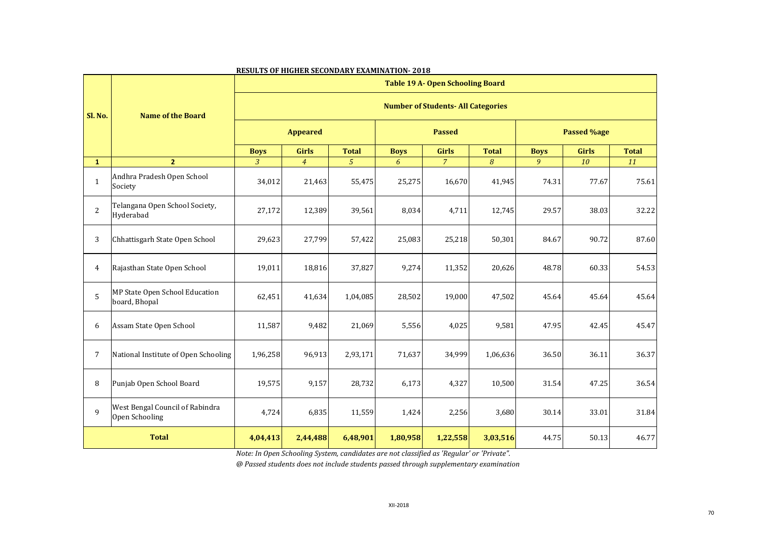**RESULTS OF HIGHER SECONDARY EXAMINATION- 2018**

| Sl. No. | Name of the Board | Table 19 A- Open Schooling Board | | | | | | | | |
|---|---|---|---|---|---|---|---|---|---|---|
| | | Number of Students- All Categories | | | | | | | | |
| | | Appeared | | | Passed | | | Passed %age | | |
| | | Boys | Girls | Total | Boys | Girls | Total | Boys | Girls | Total |
| 1 | 2 | 3 | 4 | 5 | 6 | 7 | 8 | 9 | 10 | 11 |
| 1 | Andhra Pradesh Open School Society | 34,012 | 21,463 | 55,475 | 25,275 | 16,670 | 41,945 | 74.31 | 77.67 | 75.61 |
| 2 | Telangana Open School Society, Hyderabad | 27,172 | 12,389 | 39,561 | 8,034 | 4,711 | 12,745 | 29.57 | 38.03 | 32.22 |
| 3 | Chhattisgarh State Open School | 29,623 | 27,799 | 57,422 | 25,083 | 25,218 | 50,301 | 84.67 | 90.72 | 87.60 |
| 4 | Rajasthan State Open School | 19,011 | 18,816 | 37,827 | 9,274 | 11,352 | 20,626 | 48.78 | 60.33 | 54.53 |
| 5 | MP State Open School Education board, Bhopal | 62,451 | 41,634 | 1,04,085 | 28,502 | 19,000 | 47,502 | 45.64 | 45.64 | 45.64 |
| 6 | Assam State Open School | 11,587 | 9,482 | 21,069 | 5,556 | 4,025 | 9,581 | 47.95 | 42.45 | 45.47 |
| 7 | National Institute of Open Schooling | 1,96,258 | 96,913 | 2,93,171 | 71,637 | 34,999 | 1,06,636 | 36.50 | 36.11 | 36.37 |
| 8 | Punjab Open School Board | 19,575 | 9,157 | 28,732 | 6,173 | 4,327 | 10,500 | 31.54 | 47.25 | 36.54 |
| 9 | West Bengal Council of Rabindra Open Schooling | 4,724 | 6,835 | 11,559 | 1,424 | 2,256 | 3,680 | 30.14 | 33.01 | 31.84 |
| **Total** | | **4,04,413** | **2,44,488** | **6,48,901** | **1,80,958** | **1,22,558** | **3,03,516** | 44.75 | 50.13 | 46.77 |

*Note: In Open Schooling System, candidates are not classified as 'Regular' or 'Private".*

*@ Passed students does not include students passed through supplementary examination*

XII-2018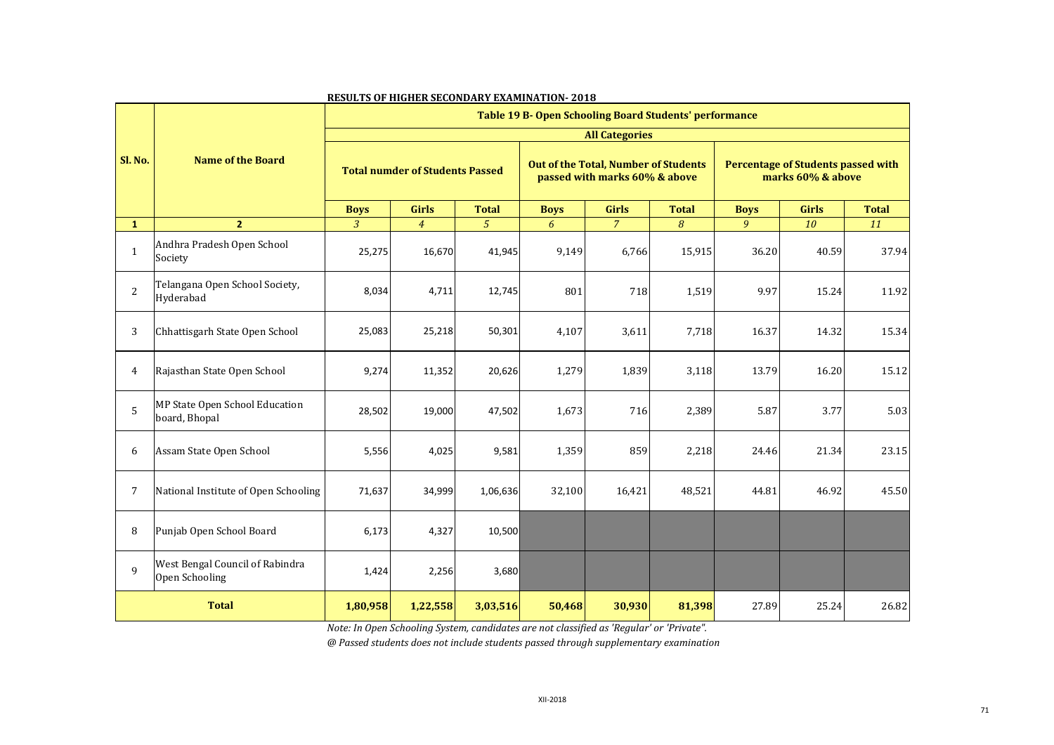**RESULTS OF HIGHER SECONDARY EXAMINATION- 2018**

| Sl. No. | Name of the Board | Table 19 B- Open Schooling Board Students' performance | | | | | | | | |
|---|---|---|---|---|---|---|---|---|---|---|
| | | All Categories | | | | | | | | |
| | | Total numder of Students Passed | | | Out of the Total, Number of Students passed with marks 60% & above | | | Percentage of Students passed with marks 60% & above | | |
| | | Boys | Girls | Total | Boys | Girls | Total | Boys | Girls | Total |
| 1 | 2 | 3 | 4 | 5 | 6 | 7 | 8 | 9 | 10 | 11 |
| 1 | Andhra Pradesh Open School Society | 25,275 | 16,670 | 41,945 | 9,149 | 6,766 | 15,915 | 36.20 | 40.59 | 37.94 |
| 2 | Telangana Open School Society, Hyderabad | 8,034 | 4,711 | 12,745 | 801 | 718 | 1,519 | 9.97 | 15.24 | 11.92 |
| 3 | Chhattisgarh State Open School | 25,083 | 25,218 | 50,301 | 4,107 | 3,611 | 7,718 | 16.37 | 14.32 | 15.34 |
| 4 | Rajasthan State Open School | 9,274 | 11,352 | 20,626 | 1,279 | 1,839 | 3,118 | 13.79 | 16.20 | 15.12 |
| 5 | MP State Open School Education board, Bhopal | 28,502 | 19,000 | 47,502 | 1,673 | 716 | 2,389 | 5.87 | 3.77 | 5.03 |
| 6 | Assam State Open School | 5,556 | 4,025 | 9,581 | 1,359 | 859 | 2,218 | 24.46 | 21.34 | 23.15 |
| 7 | National Institute of Open Schooling | 71,637 | 34,999 | 1,06,636 | 32,100 | 16,421 | 48,521 | 44.81 | 46.92 | 45.50 |
| 8 | Punjab Open School Board | 6,173 | 4,327 | 10,500 | | | | | | |
| 9 | West Bengal Council of Rabindra Open Schooling | 1,424 | 2,256 | 3,680 | | | | | | |
| **Total** | | **1,80,958** | **1,22,558** | **3,03,516** | **50,468** | **30,930** | **81,398** | 27.89 | 25.24 | 26.82 |

*Note: In Open Schooling System, candidates are not classified as 'Regular' or 'Private".*

*@ Passed students does not include students passed through supplementary examination*

XII-2018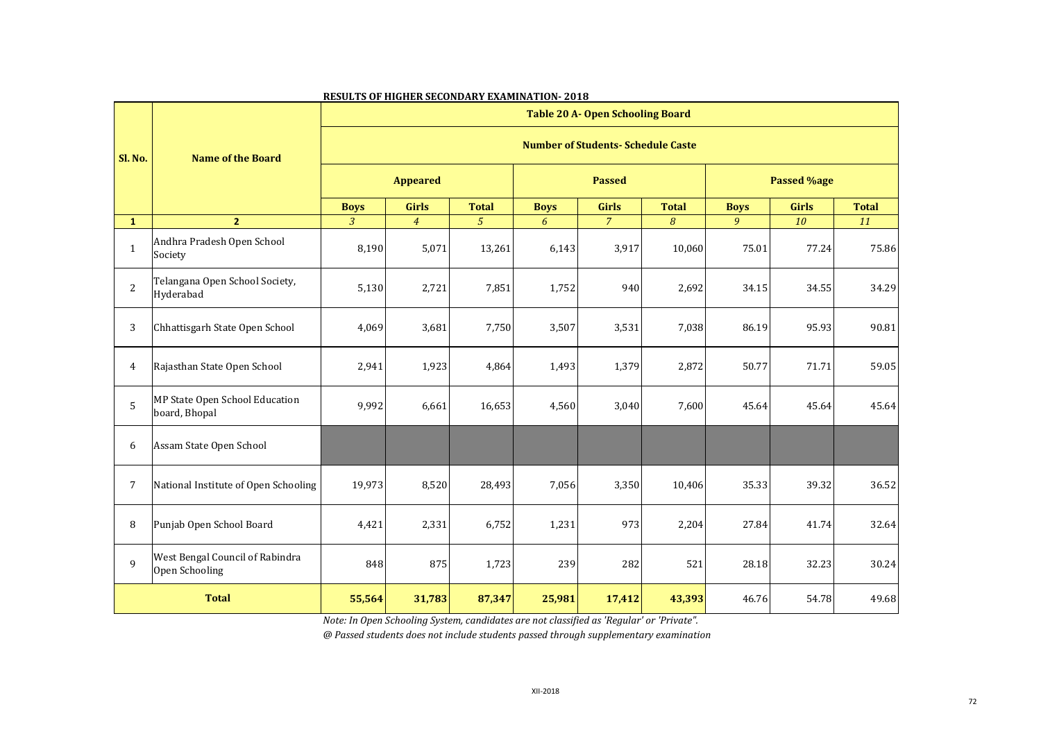**RESULTS OF HIGHER SECONDARY EXAMINATION- 2018**

| Sl. No. | Name of the Board | Table 20 A- Open Schooling Board | | | | | | | | |
|---|---|---|---|---|---|---|---|---|---|---|
| | | Number of Students- Schedule Caste | | | | | | | | |
| | | Appeared | | | Passed | | | Passed %age | | |
| | | Boys | Girls | Total | Boys | Girls | Total | Boys | Girls | Total |
| 1 | 2 | 3 | 4 | 5 | 6 | 7 | 8 | 9 | 10 | 11 |
| 1 | Andhra Pradesh Open School Society | 8,190 | 5,071 | 13,261 | 6,143 | 3,917 | 10,060 | 75.01 | 77.24 | 75.86 |
| 2 | Telangana Open School Society, Hyderabad | 5,130 | 2,721 | 7,851 | 1,752 | 940 | 2,692 | 34.15 | 34.55 | 34.29 |
| 3 | Chhattisgarh State Open School | 4,069 | 3,681 | 7,750 | 3,507 | 3,531 | 7,038 | 86.19 | 95.93 | 90.81 |
| 4 | Rajasthan State Open School | 2,941 | 1,923 | 4,864 | 1,493 | 1,379 | 2,872 | 50.77 | 71.71 | 59.05 |
| 5 | MP State Open School Education board, Bhopal | 9,992 | 6,661 | 16,653 | 4,560 | 3,040 | 7,600 | 45.64 | 45.64 | 45.64 |
| 6 | Assam State Open School | | | | | | | | | |
| 7 | National Institute of Open Schooling | 19,973 | 8,520 | 28,493 | 7,056 | 3,350 | 10,406 | 35.33 | 39.32 | 36.52 |
| 8 | Punjab Open School Board | 4,421 | 2,331 | 6,752 | 1,231 | 973 | 2,204 | 27.84 | 41.74 | 32.64 |
| 9 | West Bengal Council of Rabindra Open Schooling | 848 | 875 | 1,723 | 239 | 282 | 521 | 28.18 | 32.23 | 30.24 |
| **Total** | | **55,564** | **31,783** | **87,347** | **25,981** | **17,412** | **43,393** | 46.76 | 54.78 | 49.68 |

*Note: In Open Schooling System, candidates are not classified as 'Regular' or 'Private".*

*@ Passed students does not include students passed through supplementary examination*

XII-2018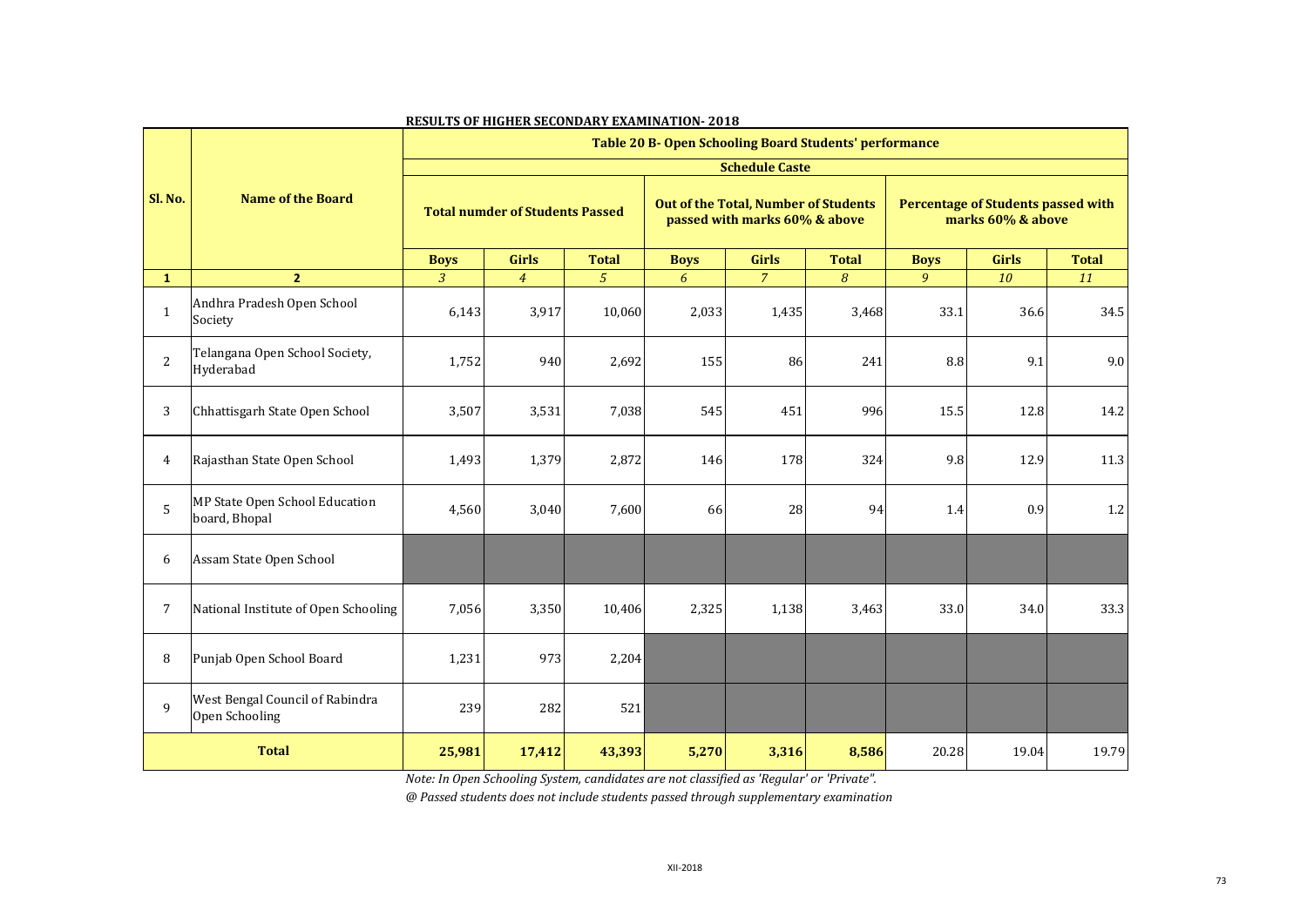**RESULTS OF HIGHER SECONDARY EXAMINATION- 2018**

| Sl. No. | Name of the Board | Table 20 B- Open Schooling Board Students' performance | | | | | | | | |
|---|---|---|---|---|---|---|---|---|---|---|
| | | Schedule Caste | | | | | | | | |
| | | Total numder of Students Passed | | | Out of the Total, Number of Students passed with marks 60% & above | | | Percentage of Students passed with marks 60% & above | | |
| | | Boys | Girls | Total | Boys | Girls | Total | Boys | Girls | Total |
| 1 | 2 | 3 | 4 | 5 | 6 | 7 | 8 | 9 | 10 | 11 |
| 1 | Andhra Pradesh Open School Society | 6,143 | 3,917 | 10,060 | 2,033 | 1,435 | 3,468 | 33.1 | 36.6 | 34.5 |
| 2 | Telangana Open School Society, Hyderabad | 1,752 | 940 | 2,692 | 155 | 86 | 241 | 8.8 | 9.1 | 9.0 |
| 3 | Chhattisgarh State Open School | 3,507 | 3,531 | 7,038 | 545 | 451 | 996 | 15.5 | 12.8 | 14.2 |
| 4 | Rajasthan State Open School | 1,493 | 1,379 | 2,872 | 146 | 178 | 324 | 9.8 | 12.9 | 11.3 |
| 5 | MP State Open School Education board, Bhopal | 4,560 | 3,040 | 7,600 | 66 | 28 | 94 | 1.4 | 0.9 | 1.2 |
| 6 | Assam State Open School | | | | | | | | | |
| 7 | National Institute of Open Schooling | 7,056 | 3,350 | 10,406 | 2,325 | 1,138 | 3,463 | 33.0 | 34.0 | 33.3 |
| 8 | Punjab Open School Board | 1,231 | 973 | 2,204 | | | | | | |
| 9 | West Bengal Council of Rabindra Open Schooling | 239 | 282 | 521 | | | | | | |
| **Total** | | **25,981** | **17,412** | **43,393** | **5,270** | **3,316** | **8,586** | 20.28 | 19.04 | 19.79 |

*Note: In Open Schooling System, candidates are not classified as 'Regular' or 'Private".*

*@ Passed students does not include students passed through supplementary examination*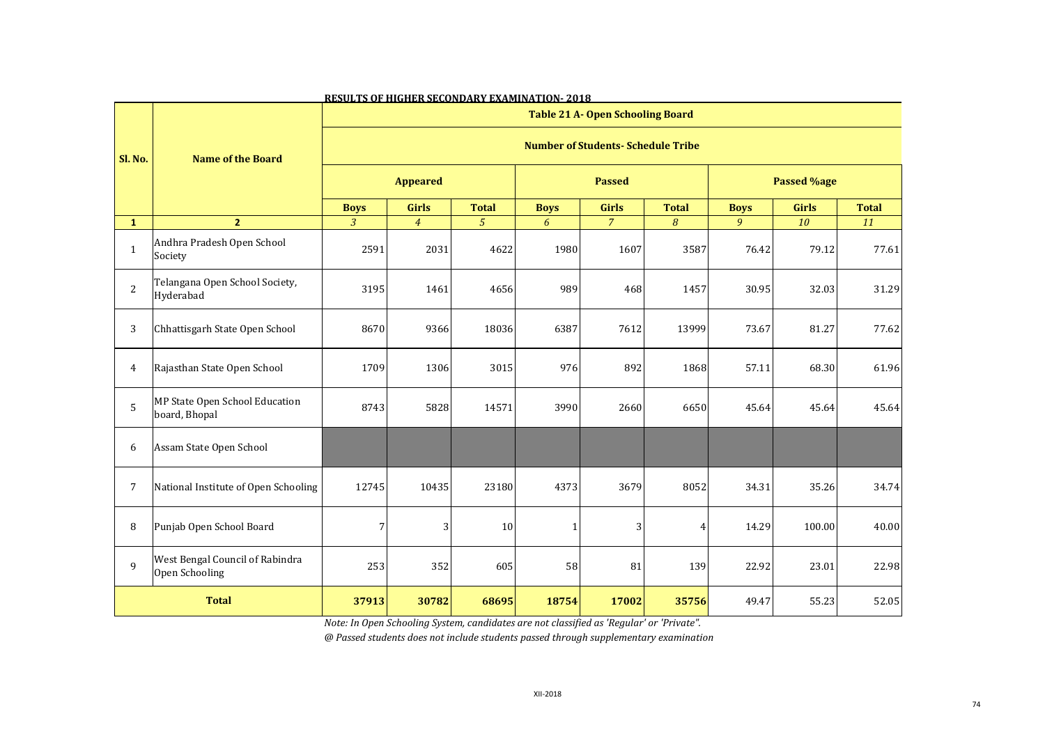## RESULTS OF HIGHER SECONDARY EXAMINATION- 2018

| Sl. No. | Name of the Board | Table 21 A- Open Schooling Board | | | | | | | | |
|---|---|---|---|---|---|---|---|---|---|---|
| | | Number of Students- Schedule Tribe | | | | | | | | |
| | | Appeared | | | Passed | | | Passed %age | | |
| | | Boys | Girls | Total | Boys | Girls | Total | Boys | Girls | Total |
| **1** | **2** | *3* | *4* | *5* | *6* | *7* | *8* | *9* | *10* | *11* |
| 1 | Andhra Pradesh Open School Society | 2591 | 2031 | 4622 | 1980 | 1607 | 3587 | 76.42 | 79.12 | 77.61 |
| 2 | Telangana Open School Society, Hyderabad | 3195 | 1461 | 4656 | 989 | 468 | 1457 | 30.95 | 32.03 | 31.29 |
| 3 | Chhattisgarh State Open School | 8670 | 9366 | 18036 | 6387 | 7612 | 13999 | 73.67 | 81.27 | 77.62 |
| 4 | Rajasthan State Open School | 1709 | 1306 | 3015 | 976 | 892 | 1868 | 57.11 | 68.30 | 61.96 |
| 5 | MP State Open School Education board, Bhopal | 8743 | 5828 | 14571 | 3990 | 2660 | 6650 | 45.64 | 45.64 | 45.64 |
| 6 | Assam State Open School | | | | | | | | | |
| 7 | National Institute of Open Schooling | 12745 | 10435 | 23180 | 4373 | 3679 | 8052 | 34.31 | 35.26 | 34.74 |
| 8 | Punjab Open School Board | 7 | 3 | 10 | 1 | 3 | 4 | 14.29 | 100.00 | 40.00 |
| 9 | West Bengal Council of Rabindra Open Schooling | 253 | 352 | 605 | 58 | 81 | 139 | 22.92 | 23.01 | 22.98 |
| **Total** | | **37913** | **30782** | **68695** | **18754** | **17002** | **35756** | 49.47 | 55.23 | 52.05 |

*Note: In Open Schooling System, candidates are not classified as 'Regular' or 'Private".*

*@ Passed students does not include students passed through supplementary examination*

XII-2018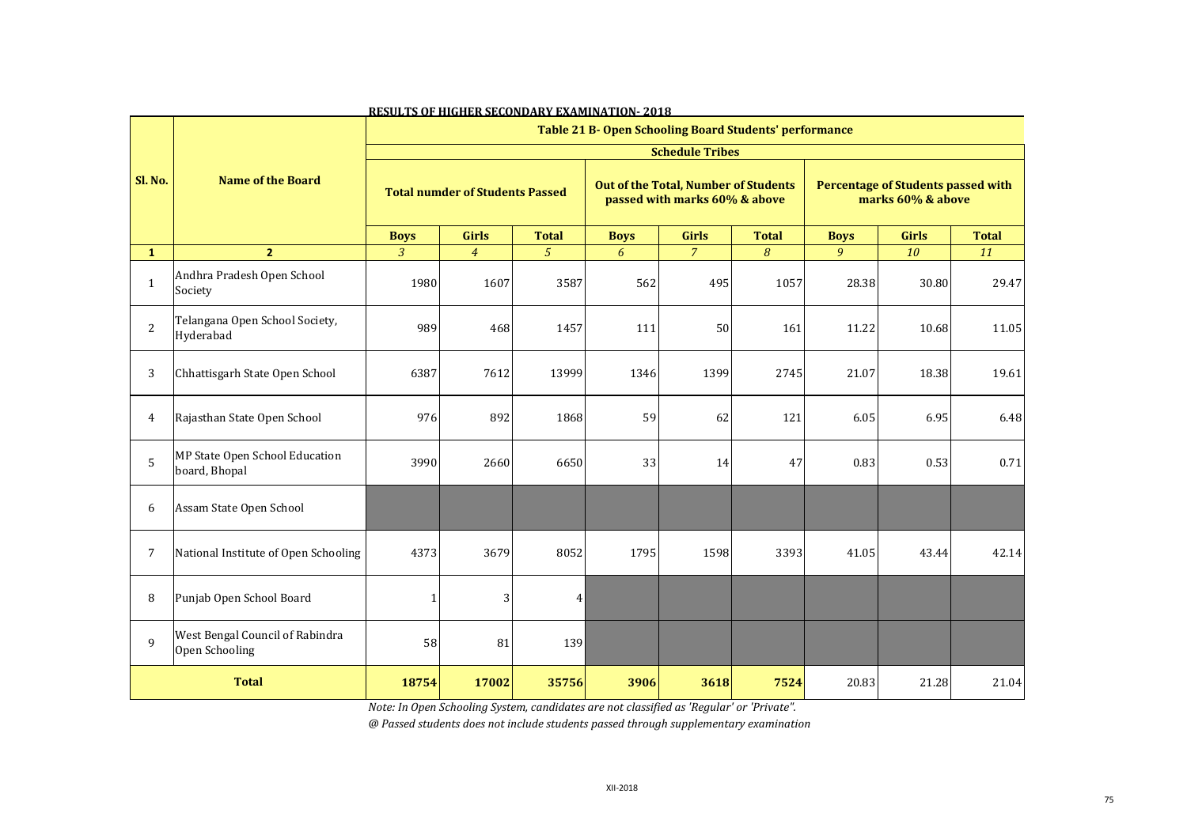**RESULTS OF HIGHER SECONDARY EXAMINATION- 2018**

| Sl. No. | Name of the Board | Table 21 B- Open Schooling Board Students' performance | | | | | | | | |
|---|---|---|---|---|---|---|---|---|---|---|
| | | Schedule Tribes | | | | | | | | |
| | | Total numder of Students Passed | | | Out of the Total, Number of Students passed with marks 60% & above | | | Percentage of Students passed with marks 60% & above | | |
| | | Boys | Girls | Total | Boys | Girls | Total | Boys | Girls | Total |
| 1 | 2 | 3 | 4 | 5 | 6 | 7 | 8 | 9 | 10 | 11 |
| 1 | Andhra Pradesh Open School Society | 1980 | 1607 | 3587 | 562 | 495 | 1057 | 28.38 | 30.80 | 29.47 |
| 2 | Telangana Open School Society, Hyderabad | 989 | 468 | 1457 | 111 | 50 | 161 | 11.22 | 10.68 | 11.05 |
| 3 | Chhattisgarh State Open School | 6387 | 7612 | 13999 | 1346 | 1399 | 2745 | 21.07 | 18.38 | 19.61 |
| 4 | Rajasthan State Open School | 976 | 892 | 1868 | 59 | 62 | 121 | 6.05 | 6.95 | 6.48 |
| 5 | MP State Open School Education board, Bhopal | 3990 | 2660 | 6650 | 33 | 14 | 47 | 0.83 | 0.53 | 0.71 |
| 6 | Assam State Open School | | | | | | | | | |
| 7 | National Institute of Open Schooling | 4373 | 3679 | 8052 | 1795 | 1598 | 3393 | 41.05 | 43.44 | 42.14 |
| 8 | Punjab Open School Board | 1 | 3 | 4 | | | | | | |
| 9 | West Bengal Council of Rabindra Open Schooling | 58 | 81 | 139 | | | | | | |
| **Total** | | **18754** | **17002** | **35756** | **3906** | **3618** | **7524** | 20.83 | 21.28 | 21.04 |

*Note: In Open Schooling System, candidates are not classified as 'Regular' or 'Private".*

*@ Passed students does not include students passed through supplementary examination*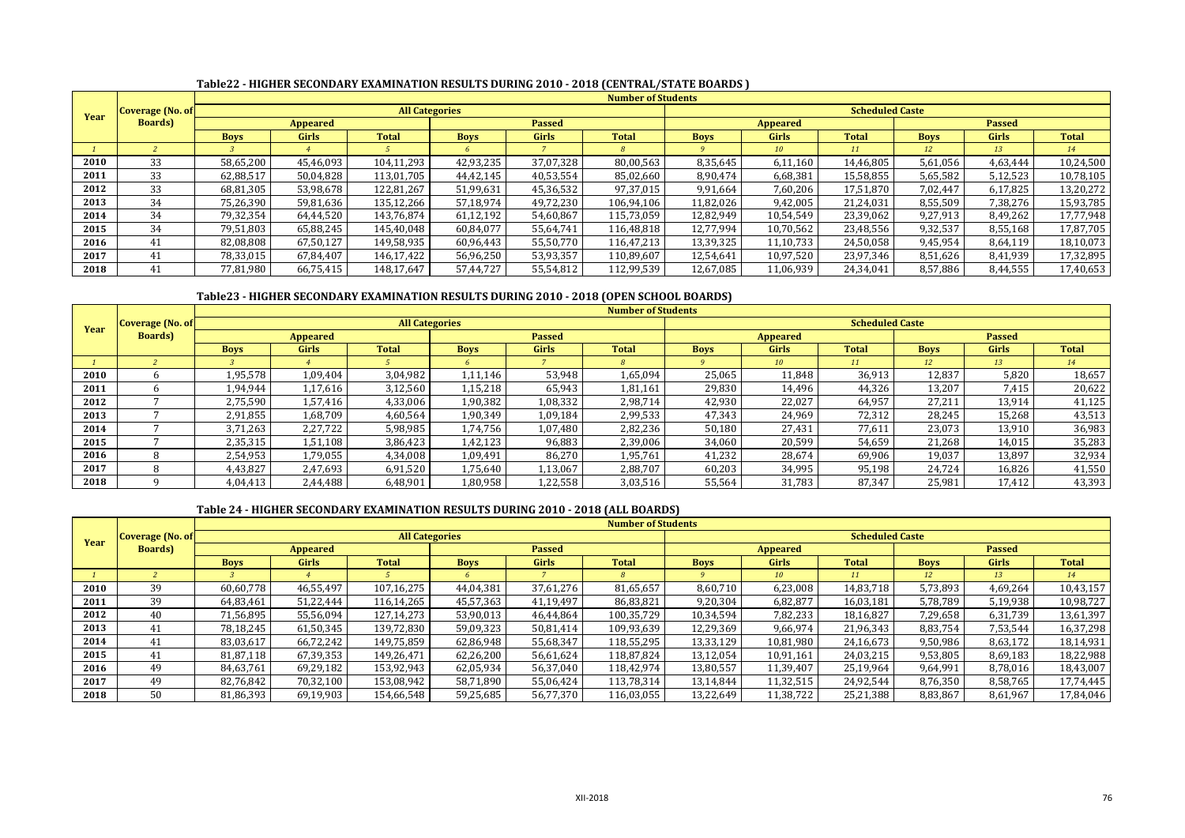### Table22 - HIGHER SECONDARY EXAMINATION RESULTS DURING 2010 - 2018 (CENTRAL/STATE BOARDS )

| Year | Coverage (No. of Boards) | Number of Students | | | | | | | | | | | |
|---|---|---|---|---|---|---|---|---|---|---|---|---|---|
| | | All Categories | | | | | | Scheduled Caste | | | | | |
| | | Appeared | | | Passed | | | Appeared | | | Passed | | |
| | | Boys | Girls | Total | Boys | Girls | Total | Boys | Girls | Total | Boys | Girls | Total |
| *1* | *2* | *3* | *4* | *5* | *6* | *7* | *8* | *9* | *10* | *11* | *12* | *13* | *14* |
| 2010 | 33 | 58,65,200 | 45,46,093 | 104,11,293 | 42,93,235 | 37,07,328 | 80,00,563 | 8,35,645 | 6,11,160 | 14,46,805 | 5,61,056 | 4,63,444 | 10,24,500 |
| 2011 | 33 | 62,88,517 | 50,04,828 | 113,01,705 | 44,42,145 | 40,53,554 | 85,02,660 | 8,90,474 | 6,68,381 | 15,58,855 | 5,65,582 | 5,12,523 | 10,78,105 |
| 2012 | 33 | 68,81,305 | 53,98,678 | 122,81,267 | 51,99,631 | 45,36,532 | 97,37,015 | 9,91,664 | 7,60,206 | 17,51,870 | 7,02,447 | 6,17,825 | 13,20,272 |
| 2013 | 34 | 75,26,390 | 59,81,636 | 135,12,266 | 57,18,974 | 49,72,230 | 106,94,106 | 11,82,026 | 9,42,005 | 21,24,031 | 8,55,509 | 7,38,276 | 15,93,785 |
| 2014 | 34 | 79,32,354 | 64,44,520 | 143,76,874 | 61,12,192 | 54,60,867 | 115,73,059 | 12,82,949 | 10,54,549 | 23,39,062 | 9,27,913 | 8,49,262 | 17,77,948 |
| 2015 | 34 | 79,51,803 | 65,88,245 | 145,40,048 | 60,84,077 | 55,64,741 | 116,48,818 | 12,77,994 | 10,70,562 | 23,48,556 | 9,32,537 | 8,55,168 | 17,87,705 |
| 2016 | 41 | 82,08,808 | 67,50,127 | 149,58,935 | 60,96,443 | 55,50,770 | 116,47,213 | 13,39,325 | 11,10,733 | 24,50,058 | 9,45,954 | 8,64,119 | 18,10,073 |
| 2017 | 41 | 78,33,015 | 67,84,407 | 146,17,422 | 56,96,250 | 53,93,357 | 110,89,607 | 12,54,641 | 10,97,520 | 23,97,346 | 8,51,626 | 8,41,939 | 17,32,895 |
| 2018 | 41 | 77,81,980 | 66,75,415 | 148,17,647 | 57,44,727 | 55,54,812 | 112,99,539 | 12,67,085 | 11,06,939 | 24,34,041 | 8,57,886 | 8,44,555 | 17,40,653 |

### Table23 - HIGHER SECONDARY EXAMINATION RESULTS DURING 2010 - 2018 (OPEN SCHOOL BOARDS)

| Year | Coverage (No. of Boards) | Number of Students | | | | | | | | | | | |
|---|---|---|---|---|---|---|---|---|---|---|---|---|---|
| | | All Categories | | | | | | Scheduled Caste | | | | | |
| | | Appeared | | | Passed | | | Appeared | | | Passed | | |
| | | Boys | Girls | Total | Boys | Girls | Total | Boys | Girls | Total | Boys | Girls | Total |
| *1* | *2* | *3* | *4* | *5* | *6* | *7* | *8* | *9* | *10* | *11* | *12* | *13* | *14* |
| 2010 | 6 | 1,95,578 | 1,09,404 | 3,04,982 | 1,11,146 | 53,948 | 1,65,094 | 25,065 | 11,848 | 36,913 | 12,837 | 5,820 | 18,657 |
| 2011 | 6 | 1,94,944 | 1,17,616 | 3,12,560 | 1,15,218 | 65,943 | 1,81,161 | 29,830 | 14,496 | 44,326 | 13,207 | 7,415 | 20,622 |
| 2012 | 7 | 2,75,590 | 1,57,416 | 4,33,006 | 1,90,382 | 1,08,332 | 2,98,714 | 42,930 | 22,027 | 64,957 | 27,211 | 13,914 | 41,125 |
| 2013 | 7 | 2,91,855 | 1,68,709 | 4,60,564 | 1,90,349 | 1,09,184 | 2,99,533 | 47,343 | 24,969 | 72,312 | 28,245 | 15,268 | 43,513 |
| 2014 | 7 | 3,71,263 | 2,27,722 | 5,98,985 | 1,74,756 | 1,07,480 | 2,82,236 | 50,180 | 27,431 | 77,611 | 23,073 | 13,910 | 36,983 |
| 2015 | 7 | 2,35,315 | 1,51,108 | 3,86,423 | 1,42,123 | 96,883 | 2,39,006 | 34,060 | 20,599 | 54,659 | 21,268 | 14,015 | 35,283 |
| 2016 | 8 | 2,54,953 | 1,79,055 | 4,34,008 | 1,09,491 | 86,270 | 1,95,761 | 41,232 | 28,674 | 69,906 | 19,037 | 13,897 | 32,934 |
| 2017 | 8 | 4,43,827 | 2,47,693 | 6,91,520 | 1,75,640 | 1,13,067 | 2,88,707 | 60,203 | 34,995 | 95,198 | 24,724 | 16,826 | 41,550 |
| 2018 | 9 | 4,04,413 | 2,44,488 | 6,48,901 | 1,80,958 | 1,22,558 | 3,03,516 | 55,564 | 31,783 | 87,347 | 25,981 | 17,412 | 43,393 |

### Table 24 - HIGHER SECONDARY EXAMINATION RESULTS DURING 2010 - 2018 (ALL BOARDS)

| Year | Coverage (No. of Boards) | Number of Students | | | | | | | | | | | |
|---|---|---|---|---|---|---|---|---|---|---|---|---|---|
| | | All Categories | | | | | | Scheduled Caste | | | | | |
| | | Appeared | | | Passed | | | Appeared | | | Passed | | |
| | | Boys | Girls | Total | Boys | Girls | Total | Boys | Girls | Total | Boys | Girls | Total |
| *1* | *2* | *3* | *4* | *5* | *6* | *7* | *8* | *9* | *10* | *11* | *12* | *13* | *14* |
| 2010 | 39 | 60,60,778 | 46,55,497 | 107,16,275 | 44,04,381 | 37,61,276 | 81,65,657 | 8,60,710 | 6,23,008 | 14,83,718 | 5,73,893 | 4,69,264 | 10,43,157 |
| 2011 | 39 | 64,83,461 | 51,22,444 | 116,14,265 | 45,57,363 | 41,19,497 | 86,83,821 | 9,20,304 | 6,82,877 | 16,03,181 | 5,78,789 | 5,19,938 | 10,98,727 |
| 2012 | 40 | 71,56,895 | 55,56,094 | 127,14,273 | 53,90,013 | 46,44,864 | 100,35,729 | 10,34,594 | 7,82,233 | 18,16,827 | 7,29,658 | 6,31,739 | 13,61,397 |
| 2013 | 41 | 78,18,245 | 61,50,345 | 139,72,830 | 59,09,323 | 50,81,414 | 109,93,639 | 12,29,369 | 9,66,974 | 21,96,343 | 8,83,754 | 7,53,544 | 16,37,298 |
| 2014 | 41 | 83,03,617 | 66,72,242 | 149,75,859 | 62,86,948 | 55,68,347 | 118,55,295 | 13,33,129 | 10,81,980 | 24,16,673 | 9,50,986 | 8,63,172 | 18,14,931 |
| 2015 | 41 | 81,87,118 | 67,39,353 | 149,26,471 | 62,26,200 | 56,61,624 | 118,87,824 | 13,12,054 | 10,91,161 | 24,03,215 | 9,53,805 | 8,69,183 | 18,22,988 |
| 2016 | 49 | 84,63,761 | 69,29,182 | 153,92,943 | 62,05,934 | 56,37,040 | 118,42,974 | 13,80,557 | 11,39,407 | 25,19,964 | 9,64,991 | 8,78,016 | 18,43,007 |
| 2017 | 49 | 82,76,842 | 70,32,100 | 153,08,942 | 58,71,890 | 55,06,424 | 113,78,314 | 13,14,844 | 11,32,515 | 24,92,544 | 8,76,350 | 8,58,765 | 17,74,445 |
| 2018 | 50 | 81,86,393 | 69,19,903 | 154,66,548 | 59,25,685 | 56,77,370 | 116,03,055 | 13,22,649 | 11,38,722 | 25,21,388 | 8,83,867 | 8,61,967 | 17,84,046 |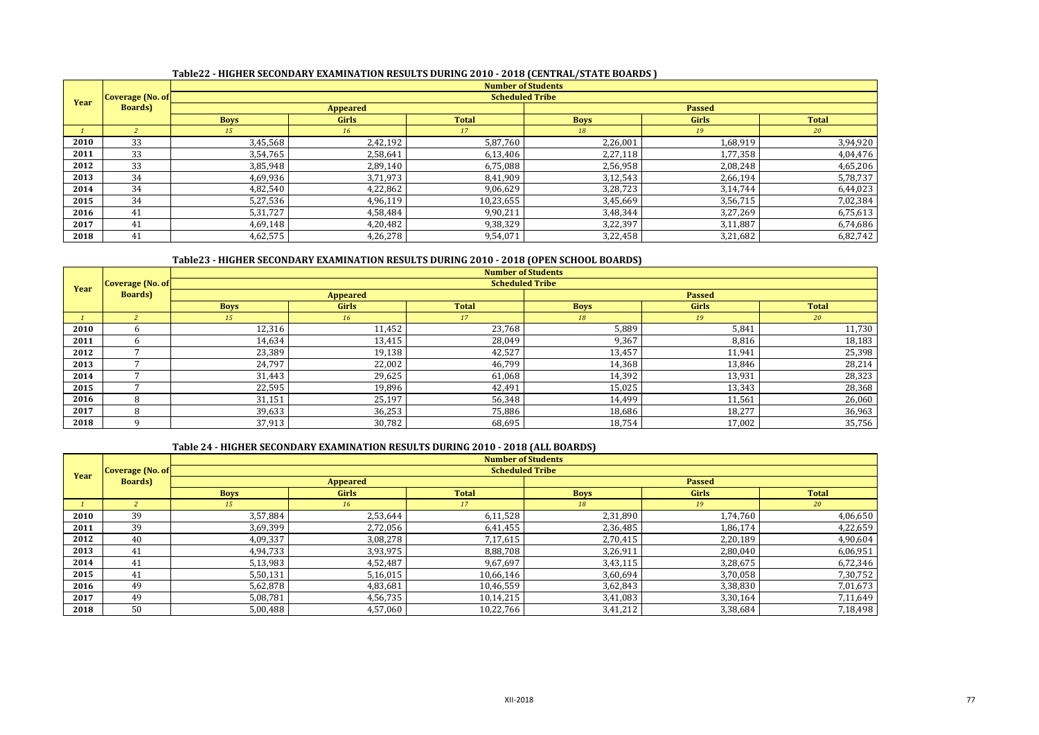### Table22 - HIGHER SECONDARY EXAMINATION RESULTS DURING 2010 - 2018 (CENTRAL/STATE BOARDS )

| Year | Coverage (No. of Boards) | Number of Students | | | | | |
|---|---|---|---|---|---|---|---|
| | | Scheduled Tribe | | | | | |
| | | Appeared | | | Passed | | |
| | | Boys | Girls | Total | Boys | Girls | Total |
| *1* | *2* | *15* | *16* | *17* | *18* | *19* | *20* |
| 2010 | 33 | 3,45,568 | 2,42,192 | 5,87,760 | 2,26,001 | 1,68,919 | 3,94,920 |
| 2011 | 33 | 3,54,765 | 2,58,641 | 6,13,406 | 2,27,118 | 1,77,358 | 4,04,476 |
| 2012 | 33 | 3,85,948 | 2,89,140 | 6,75,088 | 2,56,958 | 2,08,248 | 4,65,206 |
| 2013 | 34 | 4,69,936 | 3,71,973 | 8,41,909 | 3,12,543 | 2,66,194 | 5,78,737 |
| 2014 | 34 | 4,82,540 | 4,22,862 | 9,06,629 | 3,28,723 | 3,14,744 | 6,44,023 |
| 2015 | 34 | 5,27,536 | 4,96,119 | 10,23,655 | 3,45,669 | 3,56,715 | 7,02,384 |
| 2016 | 41 | 5,31,727 | 4,58,484 | 9,90,211 | 3,48,344 | 3,27,269 | 6,75,613 |
| 2017 | 41 | 4,69,148 | 4,20,482 | 9,38,329 | 3,22,397 | 3,11,887 | 6,74,686 |
| 2018 | 41 | 4,62,575 | 4,26,278 | 9,54,071 | 3,22,458 | 3,21,682 | 6,82,742 |

### Table23 - HIGHER SECONDARY EXAMINATION RESULTS DURING 2010 - 2018 (OPEN SCHOOL BOARDS)

| Year | Coverage (No. of Boards) | Number of Students | | | | | |
|---|---|---|---|---|---|---|---|
| | | Scheduled Tribe | | | | | |
| | | Appeared | | | Passed | | |
| | | Boys | Girls | Total | Boys | Girls | Total |
| *1* | *2* | *15* | *16* | *17* | *18* | *19* | *20* |
| 2010 | 6 | 12,316 | 11,452 | 23,768 | 5,889 | 5,841 | 11,730 |
| 2011 | 6 | 14,634 | 13,415 | 28,049 | 9,367 | 8,816 | 18,183 |
| 2012 | 7 | 23,389 | 19,138 | 42,527 | 13,457 | 11,941 | 25,398 |
| 2013 | 7 | 24,797 | 22,002 | 46,799 | 14,368 | 13,846 | 28,214 |
| 2014 | 7 | 31,443 | 29,625 | 61,068 | 14,392 | 13,931 | 28,323 |
| 2015 | 7 | 22,595 | 19,896 | 42,491 | 15,025 | 13,343 | 28,368 |
| 2016 | 8 | 31,151 | 25,197 | 56,348 | 14,499 | 11,561 | 26,060 |
| 2017 | 8 | 39,633 | 36,253 | 75,886 | 18,686 | 18,277 | 36,963 |
| 2018 | 9 | 37,913 | 30,782 | 68,695 | 18,754 | 17,002 | 35,756 |

### Table 24 - HIGHER SECONDARY EXAMINATION RESULTS DURING 2010 - 2018 (ALL BOARDS)

| Year | Coverage (No. of Boards) | Number of Students | | | | | |
|---|---|---|---|---|---|---|---|
| | | Scheduled Tribe | | | | | |
| | | Appeared | | | Passed | | |
| | | Boys | Girls | Total | Boys | Girls | Total |
| *1* | *2* | *15* | *16* | *17* | *18* | *19* | *20* |
| 2010 | 39 | 3,57,884 | 2,53,644 | 6,11,528 | 2,31,890 | 1,74,760 | 4,06,650 |
| 2011 | 39 | 3,69,399 | 2,72,056 | 6,41,455 | 2,36,485 | 1,86,174 | 4,22,659 |
| 2012 | 40 | 4,09,337 | 3,08,278 | 7,17,615 | 2,70,415 | 2,20,189 | 4,90,604 |
| 2013 | 41 | 4,94,733 | 3,93,975 | 8,88,708 | 3,26,911 | 2,80,040 | 6,06,951 |
| 2014 | 41 | 5,13,983 | 4,52,487 | 9,67,697 | 3,43,115 | 3,28,675 | 6,72,346 |
| 2015 | 41 | 5,50,131 | 5,16,015 | 10,66,146 | 3,60,694 | 3,70,058 | 7,30,752 |
| 2016 | 49 | 5,62,878 | 4,83,681 | 10,46,559 | 3,62,843 | 3,38,830 | 7,01,673 |
| 2017 | 49 | 5,08,781 | 4,56,735 | 10,14,215 | 3,41,083 | 3,30,164 | 7,11,649 |
| 2018 | 50 | 5,00,488 | 4,57,060 | 10,22,766 | 3,41,212 | 3,38,684 | 7,18,498 |